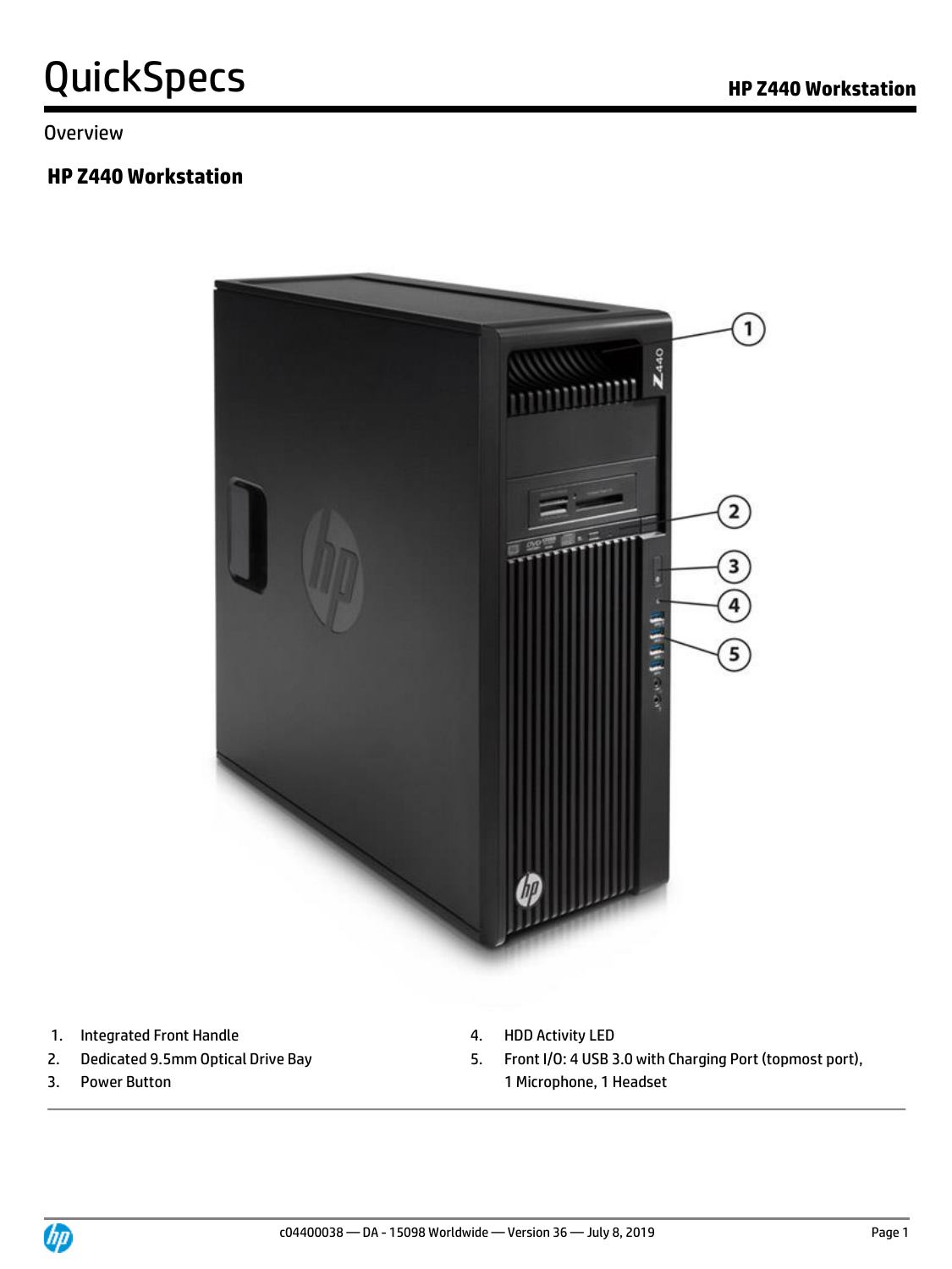# QuickSpecs

Overview

## HP Z440 Workstation

1. Integrated Front Handle
2. Dedicated 9.5mm Optical Drive Bay
3. Power Button
4. HDD Activity LED
5. Front I/O: 4 USB 3.0 with Charging Port (topmost port), 1 Microphone, 1 Headset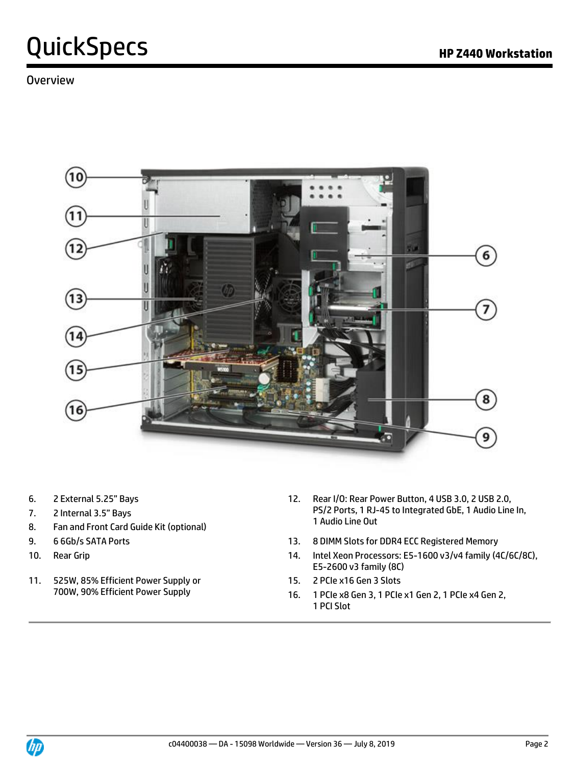Overview

6. 2 External 5.25" Bays
7. 2 Internal 3.5" Bays
8. Fan and Front Card Guide Kit (optional)
9. 6 6Gb/s SATA Ports
10. Rear Grip
11. 525W, 85% Efficient Power Supply or 700W, 90% Efficient Power Supply
12. Rear I/O: Rear Power Button, 4 USB 3.0, 2 USB 2.0, PS/2 Ports, 1 RJ-45 to Integrated GbE, 1 Audio Line In, 1 Audio Line Out
13. 8 DIMM Slots for DDR4 ECC Registered Memory
14. Intel Xeon Processors: E5-1600 v3/v4 family (4C/6C/8C), E5-2600 v3 family (8C)
15. 2 PCIe x16 Gen 3 Slots
16. 1 PCIe x8 Gen 3, 1 PCIe x1 Gen 2, 1 PCIe x4 Gen 2, 1 PCI Slot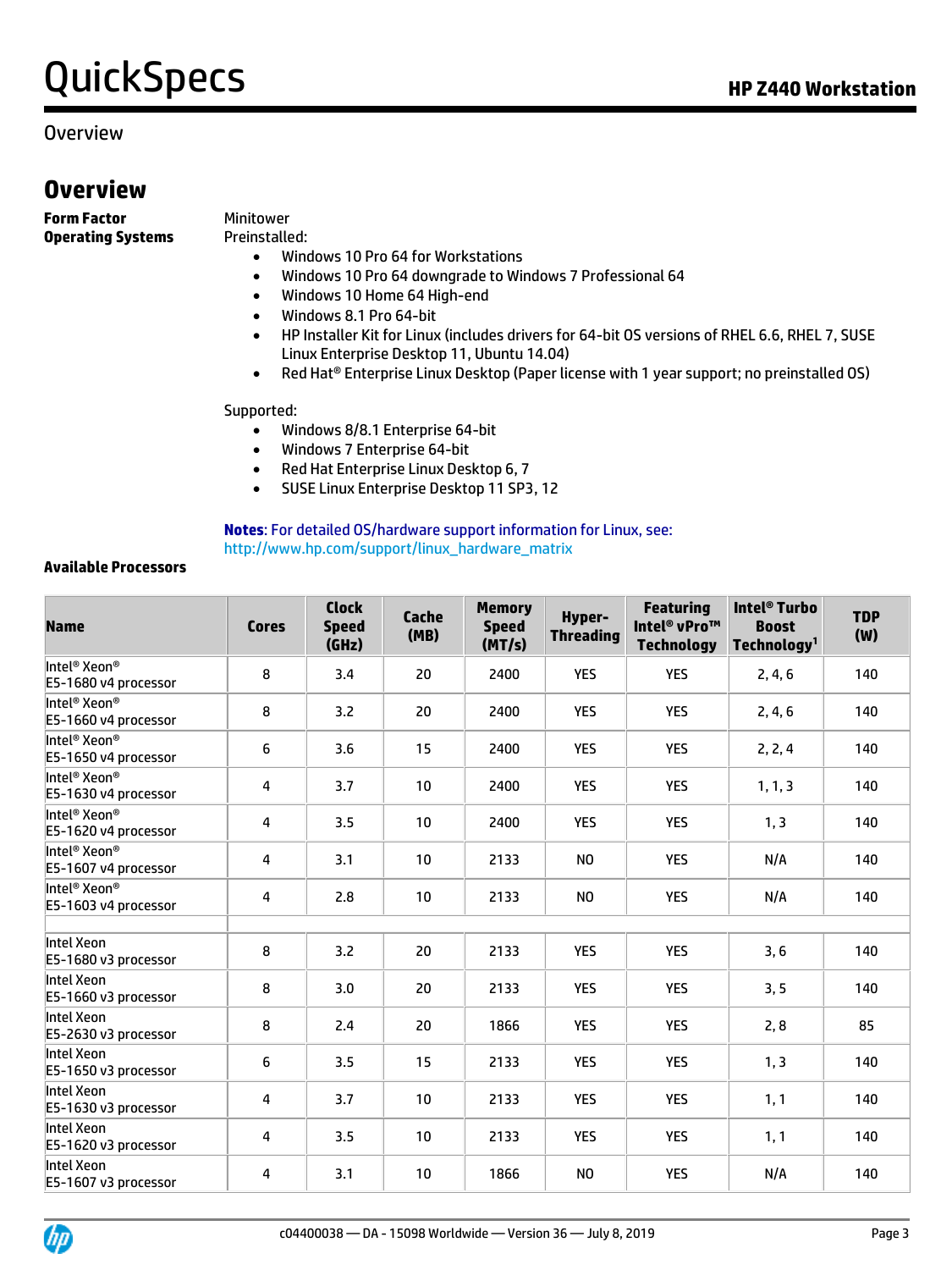## Overview

# Overview

**Form Factor** Minitower

**Operating Systems** Preinstalled:

- Windows 10 Pro 64 for Workstations
- Windows 10 Pro 64 downgrade to Windows 7 Professional 64
- Windows 10 Home 64 High-end
- Windows 8.1 Pro 64-bit
- HP Installer Kit for Linux (includes drivers for 64-bit OS versions of RHEL 6.6, RHEL 7, SUSE Linux Enterprise Desktop 11, Ubuntu 14.04)
- Red Hat® Enterprise Linux Desktop (Paper license with 1 year support; no preinstalled OS)

Supported:

- Windows 8/8.1 Enterprise 64-bit
- Windows 7 Enterprise 64-bit
- Red Hat Enterprise Linux Desktop 6, 7
- SUSE Linux Enterprise Desktop 11 SP3, 12

**Notes**: For detailed OS/hardware support information for Linux, see: http://www.hp.com/support/linux_hardware_matrix

**Available Processors**

| Name | Cores | Clock Speed (GHz) | Cache (MB) | Memory Speed (MT/s) | Hyper-Threading | Featuring Intel® vPro™ Technology | Intel® Turbo Boost Technology[1] | TDP (W) |
|---|---|---|---|---|---|---|---|---|
| Intel® Xeon® E5-1680 v4 processor | 8 | 3.4 | 20 | 2400 | YES | YES | 2, 4, 6 | 140 |
| Intel® Xeon® E5-1660 v4 processor | 8 | 3.2 | 20 | 2400 | YES | YES | 2, 4, 6 | 140 |
| Intel® Xeon® E5-1650 v4 processor | 6 | 3.6 | 15 | 2400 | YES | YES | 2, 2, 4 | 140 |
| Intel® Xeon® E5-1630 v4 processor | 4 | 3.7 | 10 | 2400 | YES | YES | 1, 1, 3 | 140 |
| Intel® Xeon® E5-1620 v4 processor | 4 | 3.5 | 10 | 2400 | YES | YES | 1, 3 | 140 |
| Intel® Xeon® E5-1607 v4 processor | 4 | 3.1 | 10 | 2133 | NO | YES | N/A | 140 |
| Intel® Xeon® E5-1603 v4 processor | 4 | 2.8 | 10 | 2133 | NO | YES | N/A | 140 |
| | | | | | | | | |
| Intel Xeon E5-1680 v3 processor | 8 | 3.2 | 20 | 2133 | YES | YES | 3, 6 | 140 |
| Intel Xeon E5-1660 v3 processor | 8 | 3.0 | 20 | 2133 | YES | YES | 3, 5 | 140 |
| Intel Xeon E5-2630 v3 processor | 8 | 2.4 | 20 | 1866 | YES | YES | 2, 8 | 85 |
| Intel Xeon E5-1650 v3 processor | 6 | 3.5 | 15 | 2133 | YES | YES | 1, 3 | 140 |
| Intel Xeon E5-1630 v3 processor | 4 | 3.7 | 10 | 2133 | YES | YES | 1, 1 | 140 |
| Intel Xeon E5-1620 v3 processor | 4 | 3.5 | 10 | 2133 | YES | YES | 1, 1 | 140 |
| Intel Xeon E5-1607 v3 processor | 4 | 3.1 | 10 | 1866 | NO | YES | N/A | 140 |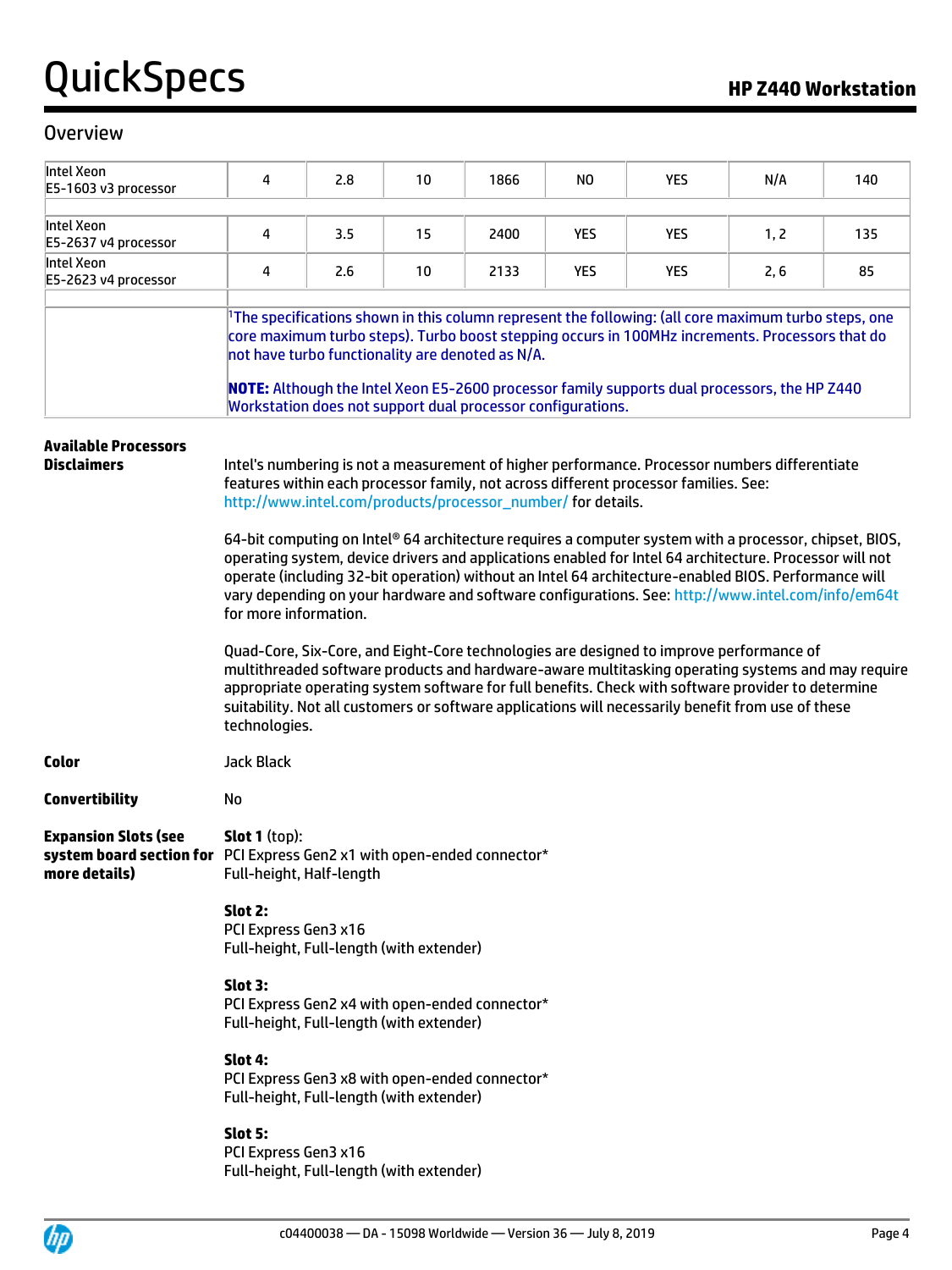## Overview

| | | | | | | | | |
|---|---|---|---|---|---|---|---|---|
| Intel Xeon E5-1603 v3 processor | 4 | 2.8 | 10 | 1866 | NO | YES | N/A | 140 |
| | | | | | | | | |
| Intel Xeon E5-2637 v4 processor | 4 | 3.5 | 15 | 2400 | YES | YES | 1, 2 | 135 |
| Intel Xeon E5-2623 v4 processor | 4 | 2.6 | 10 | 2133 | YES | YES | 2, 6 | 85 |
| | | | | | | | | |
| | [1]The specifications shown in this column represent the following: (all core maximum turbo steps, one core maximum turbo steps). Turbo boost stepping occurs in 100MHz increments. Processors that do not have turbo functionality are denoted as N/A. **NOTE:** Although the Intel Xeon E5-2600 processor family supports dual processors, the HP Z440 Workstation does not support dual processor configurations. | | | | | | | |

**Available Processors Disclaimers**

Intel's numbering is not a measurement of higher performance. Processor numbers differentiate features within each processor family, not across different processor families. See: http://www.intel.com/products/processor_number/ for details.

64-bit computing on Intel® 64 architecture requires a computer system with a processor, chipset, BIOS, operating system, device drivers and applications enabled for Intel 64 architecture. Processor will not operate (including 32-bit operation) without an Intel 64 architecture-enabled BIOS. Performance will vary depending on your hardware and software configurations. See: http://www.intel.com/info/em64t for more information.

Quad-Core, Six-Core, and Eight-Core technologies are designed to improve performance of multithreaded software products and hardware-aware multitasking operating systems and may require appropriate operating system software for full benefits. Check with software provider to determine suitability. Not all customers or software applications will necessarily benefit from use of these technologies.

**Color**

Jack Black

**Convertibility**

No

**Expansion Slots (see system board section for more details)**

**Slot 1** (top):
PCI Express Gen2 x1 with open-ended connector*
Full-height, Half-length

**Slot 2:**
PCI Express Gen3 x16
Full-height, Full-length (with extender)

**Slot 3:**
PCI Express Gen2 x4 with open-ended connector*
Full-height, Full-length (with extender)

**Slot 4:**
PCI Express Gen3 x8 with open-ended connector*
Full-height, Full-length (with extender)

**Slot 5:**
PCI Express Gen3 x16
Full-height, Full-length (with extender)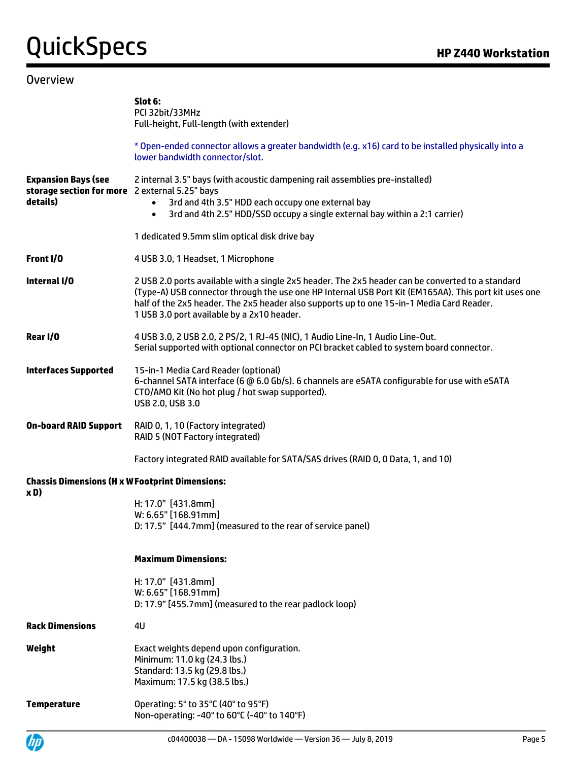## Overview

| | |
|---|---|
| | **Slot 6:**<br>PCI 32bit/33MHz<br>Full-height, Full-length (with extender)<br><br>* Open-ended connector allows a greater bandwidth (e.g. x16) card to be installed physically into a lower bandwidth connector/slot. |
| **Expansion Bays (see storage section for more details)** | 2 internal 3.5" bays (with acoustic dampening rail assemblies pre-installed)<br>2 external 5.25" bays<br>• 3rd and 4th 3.5" HDD each occupy one external bay<br>• 3rd and 4th 2.5" HDD/SSD occupy a single external bay within a 2:1 carrier)<br><br>1 dedicated 9.5mm slim optical disk drive bay |
| **Front I/O** | 4 USB 3.0, 1 Headset, 1 Microphone |
| **Internal I/O** | 2 USB 2.0 ports available with a single 2x5 header. The 2x5 header can be converted to a standard (Type-A) USB connector through the use one HP Internal USB Port Kit (EM165AA). This port kit uses one half of the 2x5 header. The 2x5 header also supports up to one 15-in-1 Media Card Reader.<br>1 USB 3.0 port available by a 2x10 header. |
| **Rear I/O** | 4 USB 3.0, 2 USB 2.0, 2 PS/2, 1 RJ-45 (NIC), 1 Audio Line-In, 1 Audio Line-Out.<br>Serial supported with optional connector on PCI bracket cabled to system board connector. |
| **Interfaces Supported** | 15-in-1 Media Card Reader (optional)<br>6-channel SATA interface (6 @ 6.0 Gb/s). 6 channels are eSATA configurable for use with eSATA CTO/AMO Kit (No hot plug / hot swap supported).<br>USB 2.0, USB 3.0 |
| **On-board RAID Support** | RAID 0, 1, 10 (Factory integrated)<br>RAID 5 (NOT Factory integrated)<br><br>Factory integrated RAID available for SATA/SAS drives (RAID 0, 0 Data, 1, and 10) |
| **Chassis Dimensions (H x W x D)** | **Footprint Dimensions:**<br><br>H: 17.0" [431.8mm]<br>W: 6.65" [168.91mm]<br>D: 17.5" [444.7mm] (measured to the rear of service panel)<br><br>**Maximum Dimensions:**<br><br>H: 17.0" [431.8mm]<br>W: 6.65" [168.91mm]<br>D: 17.9" [455.7mm] (measured to the rear padlock loop) |
| **Rack Dimensions** | 4U |
| **Weight** | Exact weights depend upon configuration.<br>Minimum: 11.0 kg (24.3 lbs.)<br>Standard: 13.5 kg (29.8 lbs.)<br>Maximum: 17.5 kg (38.5 lbs.) |
| **Temperature** | Operating: 5° to 35°C (40° to 95°F)<br>Non-operating: -40° to 60°C (-40° to 140°F) |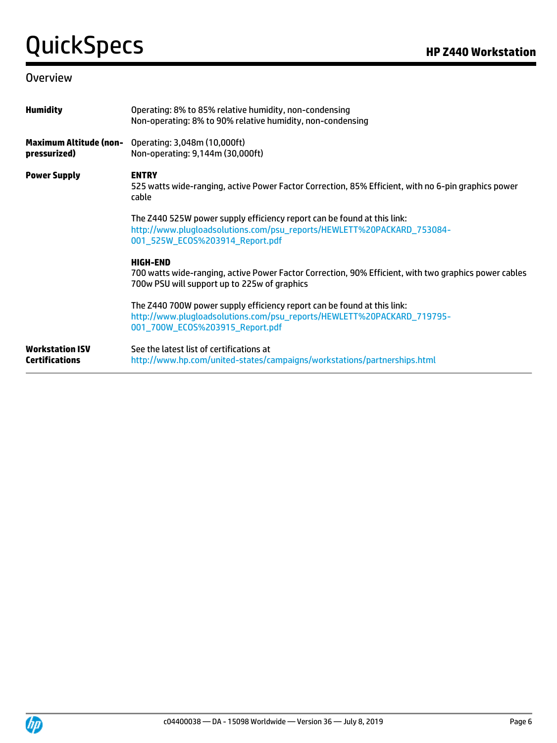## Overview

| | |
|---|---|
| **Humidity** | Operating: 8% to 85% relative humidity, non-condensing<br>Non-operating: 8% to 90% relative humidity, non-condensing |
| **Maximum Altitude (non-pressurized)** | Operating: 3,048m (10,000ft)<br>Non-operating: 9,144m (30,000ft) |
| **Power Supply** | **ENTRY**<br>525 watts wide-ranging, active Power Factor Correction, 85% Efficient, with no 6-pin graphics power cable<br><br>The Z440 525W power supply efficiency report can be found at this link:<br>http://www.plugloadsolutions.com/psu_reports/HEWLETT%20PACKARD_753084-001_525W_ECOS%203914_Report.pdf<br><br>**HIGH-END**<br>700 watts wide-ranging, active Power Factor Correction, 90% Efficient, with two graphics power cables<br>700w PSU will support up to 225w of graphics<br><br>The Z440 700W power supply efficiency report can be found at this link:<br>http://www.plugloadsolutions.com/psu_reports/HEWLETT%20PACKARD_719795-001_700W_ECOS%203915_Report.pdf |
| **Workstation ISV Certifications** | See the latest list of certifications at<br>http://www.hp.com/united-states/campaigns/workstations/partnerships.html |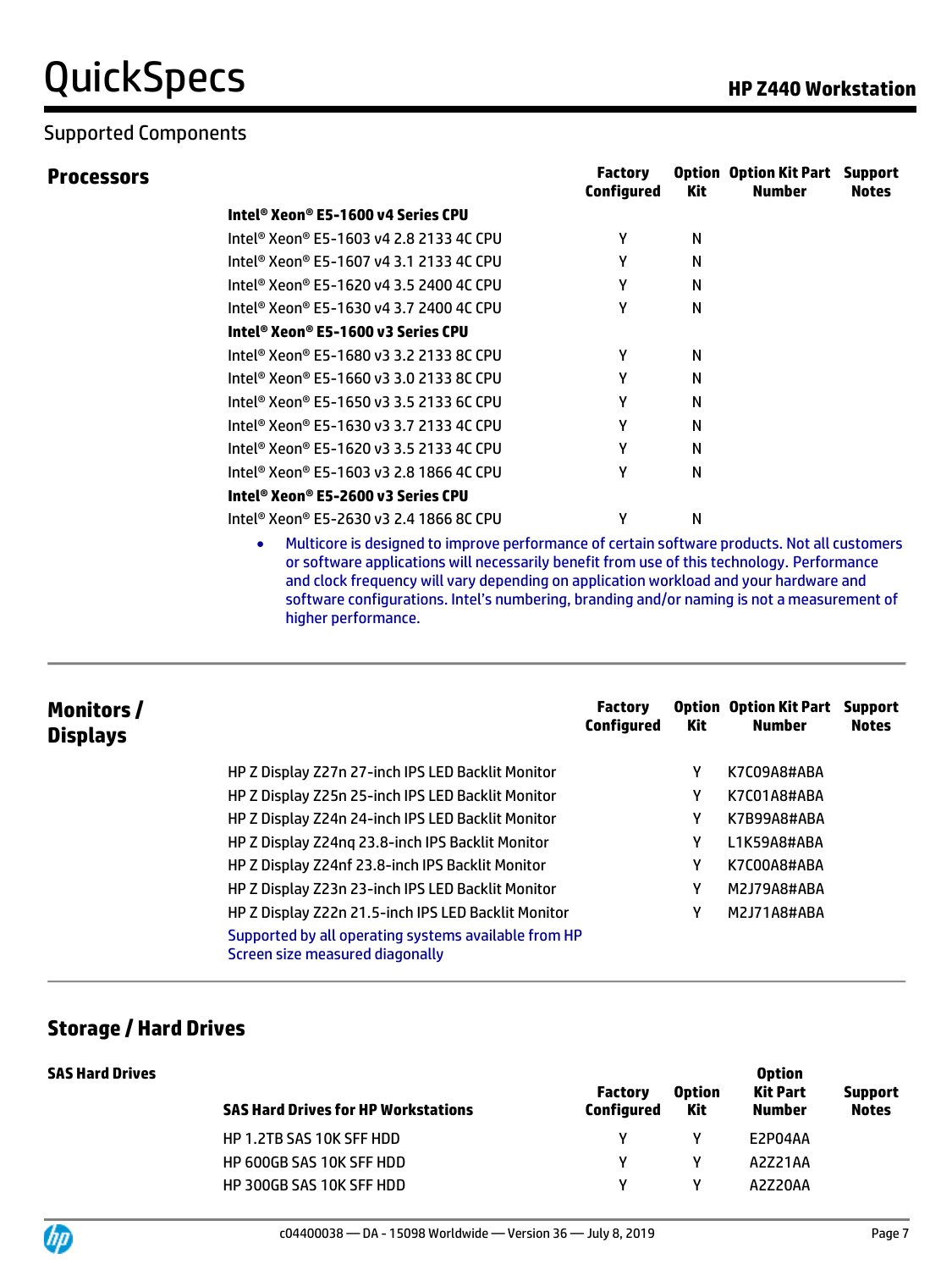## Supported Components

### Processors

| | Factory Configured | Option Kit | Option Kit Part Number | Support Notes |
|---|---|---|---|---|
| **Intel® Xeon® E5-1600 v4 Series CPU** | | | | |
| Intel® Xeon® E5-1603 v4 2.8 2133 4C CPU | Y | N | | |
| Intel® Xeon® E5-1607 v4 3.1 2133 4C CPU | Y | N | | |
| Intel® Xeon® E5-1620 v4 3.5 2400 4C CPU | Y | N | | |
| Intel® Xeon® E5-1630 v4 3.7 2400 4C CPU | Y | N | | |
| **Intel® Xeon® E5-1600 v3 Series CPU** | | | | |
| Intel® Xeon® E5-1680 v3 3.2 2133 8C CPU | Y | N | | |
| Intel® Xeon® E5-1660 v3 3.0 2133 8C CPU | Y | N | | |
| Intel® Xeon® E5-1650 v3 3.5 2133 6C CPU | Y | N | | |
| Intel® Xeon® E5-1630 v3 3.7 2133 4C CPU | Y | N | | |
| Intel® Xeon® E5-1620 v3 3.5 2133 4C CPU | Y | N | | |
| Intel® Xeon® E5-1603 v3 2.8 1866 4C CPU | Y | N | | |
| **Intel® Xeon® E5-2600 v3 Series CPU** | | | | |
| Intel® Xeon® E5-2630 v3 2.4 1866 8C CPU | Y | N | | |

- Multicore is designed to improve performance of certain software products. Not all customers or software applications will necessarily benefit from use of this technology. Performance and clock frequency will vary depending on application workload and your hardware and software configurations. Intel's numbering, branding and/or naming is not a measurement of higher performance.

### Monitors / Displays

| | Factory Configured | Option Kit | Option Kit Part Number | Support Notes |
|---|---|---|---|---|
| HP Z Display Z27n 27-inch IPS LED Backlit Monitor | | Y | K7C09A8#ABA | |
| HP Z Display Z25n 25-inch IPS LED Backlit Monitor | | Y | K7C01A8#ABA | |
| HP Z Display Z24n 24-inch IPS LED Backlit Monitor | | Y | K7B99A8#ABA | |
| HP Z Display Z24nq 23.8-inch IPS Backlit Monitor | | Y | L1K59A8#ABA | |
| HP Z Display Z24nf 23.8-inch IPS Backlit Monitor | | Y | K7C00A8#ABA | |
| HP Z Display Z23n 23-inch IPS LED Backlit Monitor | | Y | M2J79A8#ABA | |
| HP Z Display Z22n 21.5-inch IPS LED Backlit Monitor | | Y | M2J71A8#ABA | |

Supported by all operating systems available from HP
Screen size measured diagonally

### Storage / Hard Drives

**SAS Hard Drives**

| SAS Hard Drives for HP Workstations | Factory Configured | Option Kit | Option Kit Part Number | Support Notes |
|---|---|---|---|---|
| HP 1.2TB SAS 10K SFF HDD | Y | Y | E2P04AA | |
| HP 600GB SAS 10K SFF HDD | Y | Y | A2Z21AA | |
| HP 300GB SAS 10K SFF HDD | Y | Y | A2Z20AA | |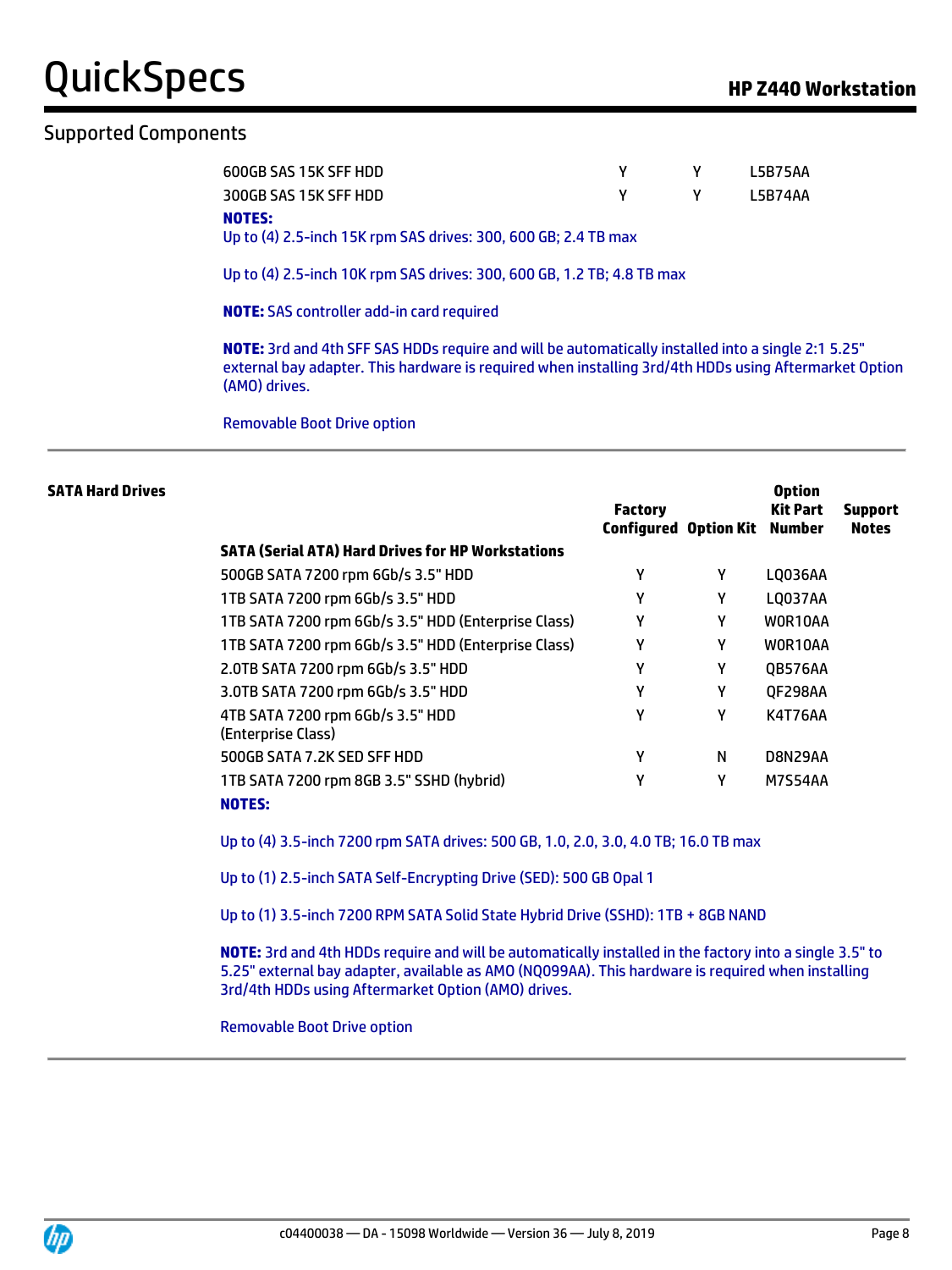## Supported Components

| | Factory Configured | Option Kit | Option Kit Part Number | Support Notes |
|---|---|---|---|---|
| 600GB SAS 15K SFF HDD | Y | Y | L5B75AA | |
| 300GB SAS 15K SFF HDD | Y | Y | L5B74AA | |

**NOTES:**

Up to (4) 2.5-inch 15K rpm SAS drives: 300, 600 GB; 2.4 TB max

Up to (4) 2.5-inch 10K rpm SAS drives: 300, 600 GB, 1.2 TB; 4.8 TB max

**NOTE:** SAS controller add-in card required

**NOTE:** 3rd and 4th SFF SAS HDDs require and will be automatically installed into a single 2:1 5.25" external bay adapter. This hardware is required when installing 3rd/4th HDDs using Aftermarket Option (AMO) drives.

Removable Boot Drive option

### SATA Hard Drives

| SATA (Serial ATA) Hard Drives for HP Workstations | Factory Configured | Option Kit | Option Kit Part Number | Support Notes |
|---|---|---|---|---|
| 500GB SATA 7200 rpm 6Gb/s 3.5" HDD | Y | Y | LQ036AA | |
| 1TB SATA 7200 rpm 6Gb/s 3.5" HDD | Y | Y | LQ037AA | |
| 1TB SATA 7200 rpm 6Gb/s 3.5" HDD (Enterprise Class) | Y | Y | W0R10AA | |
| 1TB SATA 7200 rpm 6Gb/s 3.5" HDD (Enterprise Class) | Y | Y | W0R10AA | |
| 2.0TB SATA 7200 rpm 6Gb/s 3.5" HDD | Y | Y | QB576AA | |
| 3.0TB SATA 7200 rpm 6Gb/s 3.5" HDD | Y | Y | QF298AA | |
| 4TB SATA 7200 rpm 6Gb/s 3.5" HDD (Enterprise Class) | Y | Y | K4T76AA | |
| 500GB SATA 7.2K SED SFF HDD | Y | N | D8N29AA | |
| 1TB SATA 7200 rpm 8GB 3.5" SSHD (hybrid) | Y | Y | M7S54AA | |

**NOTES:**

Up to (4) 3.5-inch 7200 rpm SATA drives: 500 GB, 1.0, 2.0, 3.0, 4.0 TB; 16.0 TB max

Up to (1) 2.5-inch SATA Self-Encrypting Drive (SED): 500 GB Opal 1

Up to (1) 3.5-inch 7200 RPM SATA Solid State Hybrid Drive (SSHD): 1TB + 8GB NAND

**NOTE:** 3rd and 4th HDDs require and will be automatically installed in the factory into a single 3.5" to 5.25" external bay adapter, available as AMO (NQ099AA). This hardware is required when installing 3rd/4th HDDs using Aftermarket Option (AMO) drives.

Removable Boot Drive option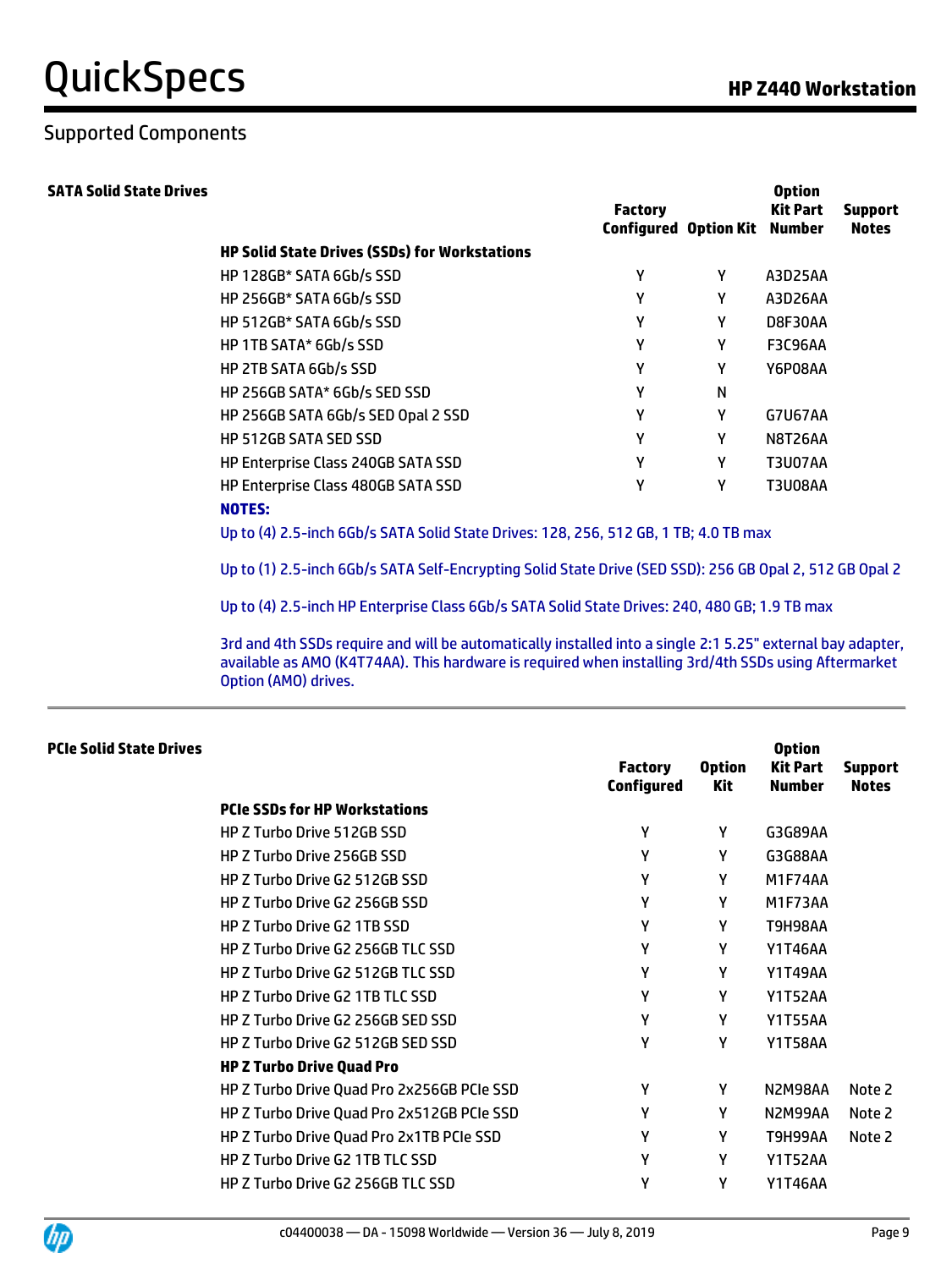## Supported Components

### SATA Solid State Drives

| | Factory Configured | Option Kit | Option Kit Part Number | Support Notes |
|---|---|---|---|---|
| **HP Solid State Drives (SSDs) for Workstations** | | | | |
| HP 128GB* SATA 6Gb/s SSD | Y | Y | A3D25AA | |
| HP 256GB* SATA 6Gb/s SSD | Y | Y | A3D26AA | |
| HP 512GB* SATA 6Gb/s SSD | Y | Y | D8F30AA | |
| HP 1TB SATA* 6Gb/s SSD | Y | Y | F3C96AA | |
| HP 2TB SATA 6Gb/s SSD | Y | Y | Y6P08AA | |
| HP 256GB SATA* 6Gb/s SED SSD | Y | N | | |
| HP 256GB SATA 6Gb/s SED Opal 2 SSD | Y | Y | G7U67AA | |
| HP 512GB SATA SED SSD | Y | Y | N8T26AA | |
| HP Enterprise Class 240GB SATA SSD | Y | Y | T3U07AA | |
| HP Enterprise Class 480GB SATA SSD | Y | Y | T3U08AA | |

**NOTES:**

Up to (4) 2.5-inch 6Gb/s SATA Solid State Drives: 128, 256, 512 GB, 1 TB; 4.0 TB max

Up to (1) 2.5-inch 6Gb/s SATA Self-Encrypting Solid State Drive (SED SSD): 256 GB Opal 2, 512 GB Opal 2

Up to (4) 2.5-inch HP Enterprise Class 6Gb/s SATA Solid State Drives: 240, 480 GB; 1.9 TB max

3rd and 4th SSDs require and will be automatically installed into a single 2:1 5.25" external bay adapter, available as AMO (K4T74AA). This hardware is required when installing 3rd/4th SSDs using Aftermarket Option (AMO) drives.

### PCIe Solid State Drives

| | Factory Configured | Option Kit | Option Kit Part Number | Support Notes |
|---|---|---|---|---|
| **PCIe SSDs for HP Workstations** | | | | |
| HP Z Turbo Drive 512GB SSD | Y | Y | G3G89AA | |
| HP Z Turbo Drive 256GB SSD | Y | Y | G3G88AA | |
| HP Z Turbo Drive G2 512GB SSD | Y | Y | M1F74AA | |
| HP Z Turbo Drive G2 256GB SSD | Y | Y | M1F73AA | |
| HP Z Turbo Drive G2 1TB SSD | Y | Y | T9H98AA | |
| HP Z Turbo Drive G2 256GB TLC SSD | Y | Y | Y1T46AA | |
| HP Z Turbo Drive G2 512GB TLC SSD | Y | Y | Y1T49AA | |
| HP Z Turbo Drive G2 1TB TLC SSD | Y | Y | Y1T52AA | |
| HP Z Turbo Drive G2 256GB SED SSD | Y | Y | Y1T55AA | |
| HP Z Turbo Drive G2 512GB SED SSD | Y | Y | Y1T58AA | |
| **HP Z Turbo Drive Quad Pro** | | | | |
| HP Z Turbo Drive Quad Pro 2x256GB PCIe SSD | Y | Y | N2M98AA | Note 2 |
| HP Z Turbo Drive Quad Pro 2x512GB PCIe SSD | Y | Y | N2M99AA | Note 2 |
| HP Z Turbo Drive Quad Pro 2x1TB PCIe SSD | Y | Y | T9H99AA | Note 2 |
| HP Z Turbo Drive G2 1TB TLC SSD | Y | Y | Y1T52AA | |
| HP Z Turbo Drive G2 256GB TLC SSD | Y | Y | Y1T46AA | |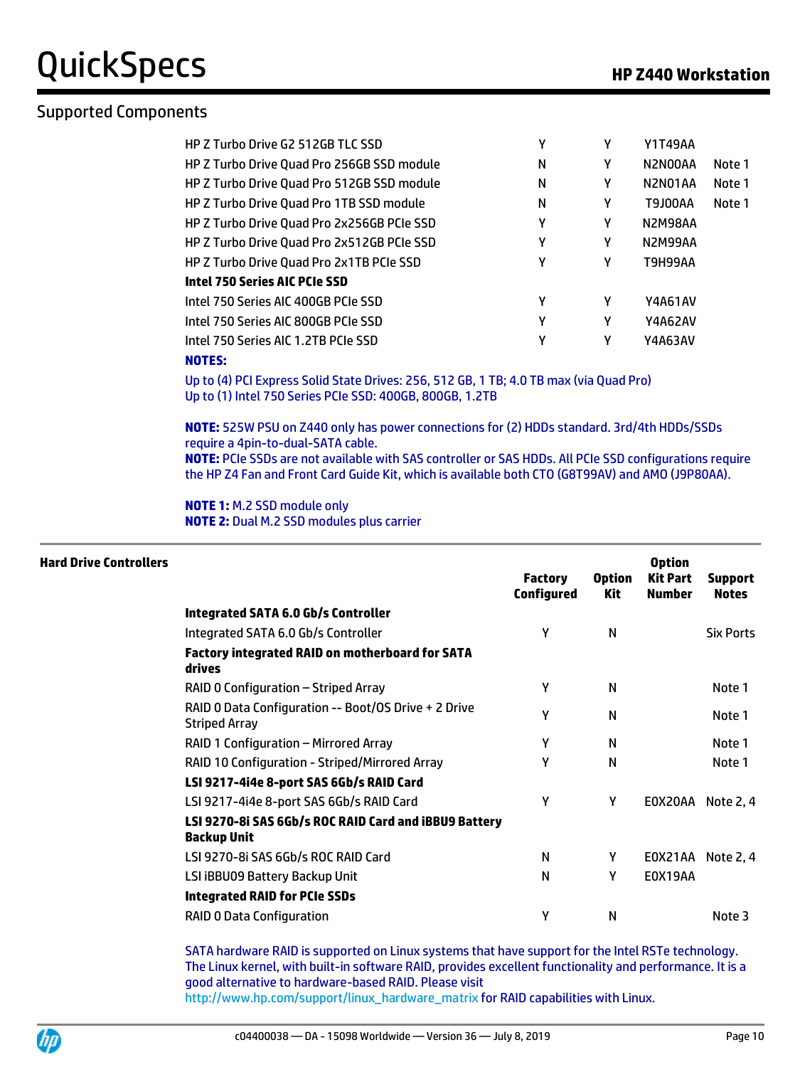## Supported Components

| | | | | |
|---|---|---|---|---|
| HP Z Turbo Drive G2 512GB TLC SSD | Y | Y | Y1T49AA | |
| HP Z Turbo Drive Quad Pro 256GB SSD module | N | Y | N2N00AA | Note 1 |
| HP Z Turbo Drive Quad Pro 512GB SSD module | N | Y | N2N01AA | Note 1 |
| HP Z Turbo Drive Quad Pro 1TB SSD module | N | Y | T9J00AA | Note 1 |
| HP Z Turbo Drive Quad Pro 2x256GB PCIe SSD | Y | Y | N2M98AA | |
| HP Z Turbo Drive Quad Pro 2x512GB PCIe SSD | Y | Y | N2M99AA | |
| HP Z Turbo Drive Quad Pro 2x1TB PCIe SSD | Y | Y | T9H99AA | |
| **Intel 750 Series AIC PCIe SSD** | | | | |
| Intel 750 Series AIC 400GB PCIe SSD | Y | Y | Y4A61AV | |
| Intel 750 Series AIC 800GB PCIe SSD | Y | Y | Y4A62AV | |
| Intel 750 Series AIC 1.2TB PCIe SSD | Y | Y | Y4A63AV | |

**NOTES:**

Up to (4) PCI Express Solid State Drives: 256, 512 GB, 1 TB; 4.0 TB max (via Quad Pro)
Up to (1) Intel 750 Series PCIe SSD: 400GB, 800GB, 1.2TB

**NOTE:** 525W PSU on Z440 only has power connections for (2) HDDs standard. 3rd/4th HDDs/SSDs require a 4pin-to-dual-SATA cable.
**NOTE:** PCIe SSDs are not available with SAS controller or SAS HDDs. All PCIe SSD configurations require the HP Z4 Fan and Front Card Guide Kit, which is available both CTO (G8T99AV) and AMO (J9P80AA).

**NOTE 1:** M.2 SSD module only
**NOTE 2:** Dual M.2 SSD modules plus carrier

### Hard Drive Controllers

| | Factory Configured | Option Kit | Option Kit Part Number | Support Notes |
|---|---|---|---|---|
| **Integrated SATA 6.0 Gb/s Controller** | | | | |
| Integrated SATA 6.0 Gb/s Controller | Y | N | | Six Ports |
| **Factory integrated RAID on motherboard for SATA drives** | | | | |
| RAID 0 Configuration – Striped Array | Y | N | | Note 1 |
| RAID 0 Data Configuration -- Boot/OS Drive + 2 Drive Striped Array | Y | N | | Note 1 |
| RAID 1 Configuration – Mirrored Array | Y | N | | Note 1 |
| RAID 10 Configuration - Striped/Mirrored Array | Y | N | | Note 1 |
| **LSI 9217-4i4e 8-port SAS 6Gb/s RAID Card** | | | | |
| LSI 9217-4i4e 8-port SAS 6Gb/s RAID Card | Y | Y | E0X20AA | Note 2, 4 |
| **LSI 9270-8i SAS 6Gb/s ROC RAID Card and iBBU9 Battery Backup Unit** | | | | |
| LSI 9270-8i SAS 6Gb/s ROC RAID Card | N | Y | E0X21AA | Note 2, 4 |
| LSI iBBU09 Battery Backup Unit | N | Y | E0X19AA | |
| **Integrated RAID for PCIe SSDs** | | | | |
| RAID 0 Data Configuration | Y | N | | Note 3 |

SATA hardware RAID is supported on Linux systems that have support for the Intel RSTe technology. The Linux kernel, with built-in software RAID, provides excellent functionality and performance. It is a good alternative to hardware-based RAID. Please visit http://www.hp.com/support/linux_hardware_matrix for RAID capabilities with Linux.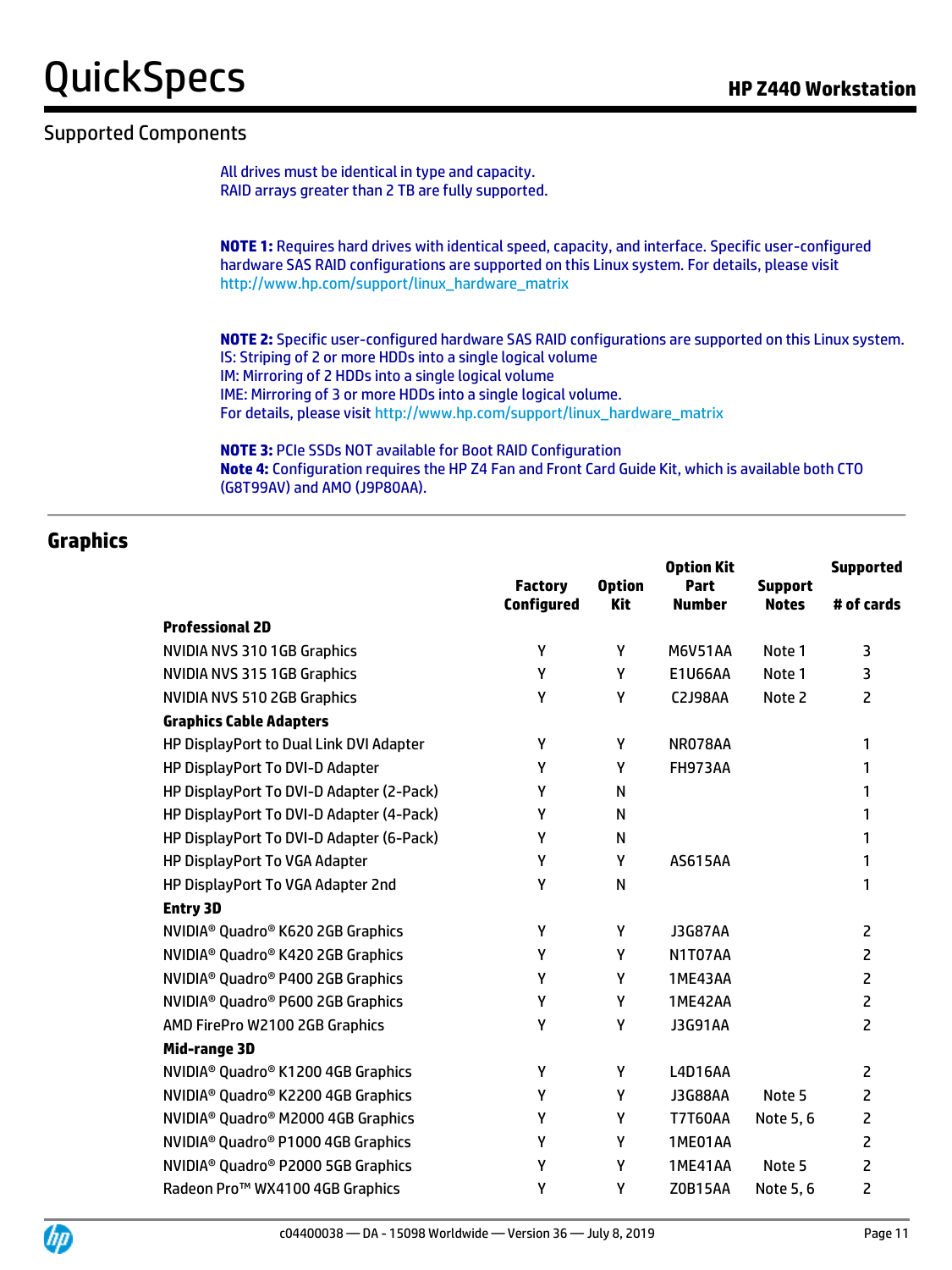## Supported Components

All drives must be identical in type and capacity.
RAID arrays greater than 2 TB are fully supported.

**NOTE 1:** Requires hard drives with identical speed, capacity, and interface. Specific user-configured hardware SAS RAID configurations are supported on this Linux system. For details, please visit http://www.hp.com/support/linux_hardware_matrix

**NOTE 2:** Specific user-configured hardware SAS RAID configurations are supported on this Linux system.
IS: Striping of 2 or more HDDs into a single logical volume
IM: Mirroring of 2 HDDs into a single logical volume
IME: Mirroring of 3 or more HDDs into a single logical volume.
For details, please visit http://www.hp.com/support/linux_hardware_matrix

**NOTE 3:** PCIe SSDs NOT available for Boot RAID Configuration
**Note 4:** Configuration requires the HP Z4 Fan and Front Card Guide Kit, which is available both CTO (G8T99AV) and AMO (J9P80AA).

## Graphics

| | Factory Configured | Option Kit | Option Kit Part Number | Support Notes | Supported # of cards |
|---|---|---|---|---|---|
| **Professional 2D** | | | | | |
| NVIDIA NVS 310 1GB Graphics | Y | Y | M6V51AA | Note 1 | 3 |
| NVIDIA NVS 315 1GB Graphics | Y | Y | E1U66AA | Note 1 | 3 |
| NVIDIA NVS 510 2GB Graphics | Y | Y | C2J98AA | Note 2 | 2 |
| **Graphics Cable Adapters** | | | | | |
| HP DisplayPort to Dual Link DVI Adapter | Y | Y | NR078AA | | 1 |
| HP DisplayPort To DVI-D Adapter | Y | Y | FH973AA | | 1 |
| HP DisplayPort To DVI-D Adapter (2-Pack) | Y | N | | | 1 |
| HP DisplayPort To DVI-D Adapter (4-Pack) | Y | N | | | 1 |
| HP DisplayPort To DVI-D Adapter (6-Pack) | Y | N | | | 1 |
| HP DisplayPort To VGA Adapter | Y | Y | AS615AA | | 1 |
| HP DisplayPort To VGA Adapter 2nd | Y | N | | | 1 |
| **Entry 3D** | | | | | |
| NVIDIA® Quadro® K620 2GB Graphics | Y | Y | J3G87AA | | 2 |
| NVIDIA® Quadro® K420 2GB Graphics | Y | Y | N1T07AA | | 2 |
| NVIDIA® Quadro® P400 2GB Graphics | Y | Y | 1ME43AA | | 2 |
| NVIDIA® Quadro® P600 2GB Graphics | Y | Y | 1ME42AA | | 2 |
| AMD FirePro W2100 2GB Graphics | Y | Y | J3G91AA | | 2 |
| **Mid-range 3D** | | | | | |
| NVIDIA® Quadro® K1200 4GB Graphics | Y | Y | L4D16AA | | 2 |
| NVIDIA® Quadro® K2200 4GB Graphics | Y | Y | J3G88AA | Note 5 | 2 |
| NVIDIA® Quadro® M2000 4GB Graphics | Y | Y | T7T60AA | Note 5, 6 | 2 |
| NVIDIA® Quadro® P1000 4GB Graphics | Y | Y | 1ME01AA | | 2 |
| NVIDIA® Quadro® P2000 5GB Graphics | Y | Y | 1ME41AA | Note 5 | 2 |
| Radeon Pro™ WX4100 4GB Graphics | Y | Y | Z0B15AA | Note 5, 6 | 2 |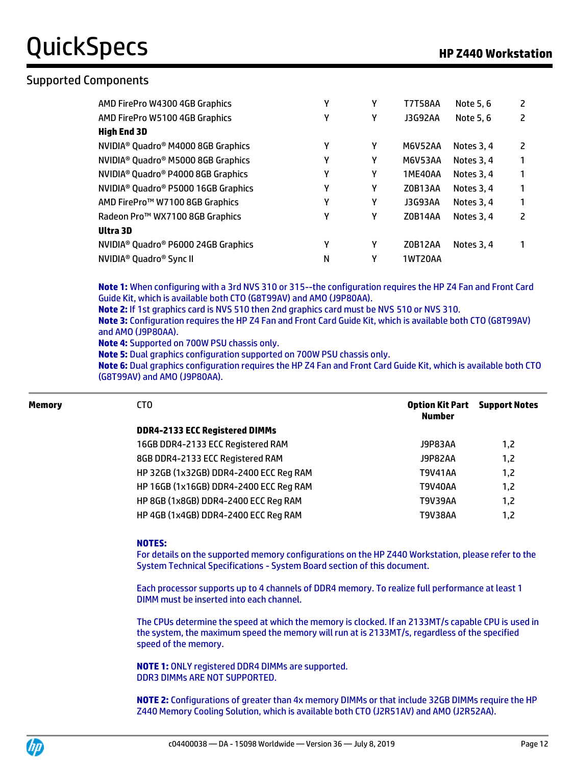## Supported Components

| | | | | | |
|---|---|---|---|---|---|
| AMD FirePro W4300 4GB Graphics | Y | Y | T7T58AA | Note 5, 6 | 2 |
| AMD FirePro W5100 4GB Graphics | Y | Y | J3G92AA | Note 5, 6 | 2 |
| **High End 3D** | | | | | |
| NVIDIA® Quadro® M4000 8GB Graphics | Y | Y | M6V52AA | Notes 3, 4 | 2 |
| NVIDIA® Quadro® M5000 8GB Graphics | Y | Y | M6V53AA | Notes 3, 4 | 1 |
| NVIDIA® Quadro® P4000 8GB Graphics | Y | Y | 1ME40AA | Notes 3, 4 | 1 |
| NVIDIA® Quadro® P5000 16GB Graphics | Y | Y | Z0B13AA | Notes 3, 4 | 1 |
| AMD FirePro™ W7100 8GB Graphics | Y | Y | J3G93AA | Notes 3, 4 | 1 |
| Radeon Pro™ WX7100 8GB Graphics | Y | Y | Z0B14AA | Notes 3, 4 | 2 |
| **Ultra 3D** | | | | | |
| NVIDIA® Quadro® P6000 24GB Graphics | Y | Y | Z0B12AA | Notes 3, 4 | 1 |
| NVIDIA® Quadro® Sync II | N | Y | 1WT20AA | | |

**Note 1:** When configuring with a 3rd NVS 310 or 315--the configuration requires the HP Z4 Fan and Front Card Guide Kit, which is available both CTO (G8T99AV) and AMO (J9P80AA).
**Note 2:** If 1st graphics card is NVS 510 then 2nd graphics card must be NVS 510 or NVS 310.
**Note 3:** Configuration requires the HP Z4 Fan and Front Card Guide Kit, which is available both CTO (G8T99AV) and AMO (J9P80AA).
**Note 4:** Supported on 700W PSU chassis only.
**Note 5:** Dual graphics configuration supported on 700W PSU chassis only.
**Note 6:** Dual graphics configuration requires the HP Z4 Fan and Front Card Guide Kit, which is available both CTO (G8T99AV) and AMO (J9P80AA).

**Memory**

| CTO | Option Kit Part Number | Support Notes |
|---|---|---|
| **DDR4-2133 ECC Registered DIMMs** | | |
| 16GB DDR4-2133 ECC Registered RAM | J9P83AA | 1,2 |
| 8GB DDR4-2133 ECC Registered RAM | J9P82AA | 1,2 |
| HP 32GB (1x32GB) DDR4-2400 ECC Reg RAM | T9V41AA | 1,2 |
| HP 16GB (1x16GB) DDR4-2400 ECC Reg RAM | T9V40AA | 1,2 |
| HP 8GB (1x8GB) DDR4-2400 ECC Reg RAM | T9V39AA | 1,2 |
| HP 4GB (1x4GB) DDR4-2400 ECC Reg RAM | T9V38AA | 1,2 |

**NOTES:**
For details on the supported memory configurations on the HP Z440 Workstation, please refer to the System Technical Specifications - System Board section of this document.

Each processor supports up to 4 channels of DDR4 memory. To realize full performance at least 1 DIMM must be inserted into each channel.

The CPUs determine the speed at which the memory is clocked. If an 2133MT/s capable CPU is used in the system, the maximum speed the memory will run at is 2133MT/s, regardless of the specified speed of the memory.

**NOTE 1:** ONLY registered DDR4 DIMMs are supported.
DDR3 DIMMs ARE NOT SUPPORTED.

**NOTE 2:** Configurations of greater than 4x memory DIMMs or that include 32GB DIMMs require the HP Z440 Memory Cooling Solution, which is available both CTO (J2R51AV) and AMO (J2R52AA).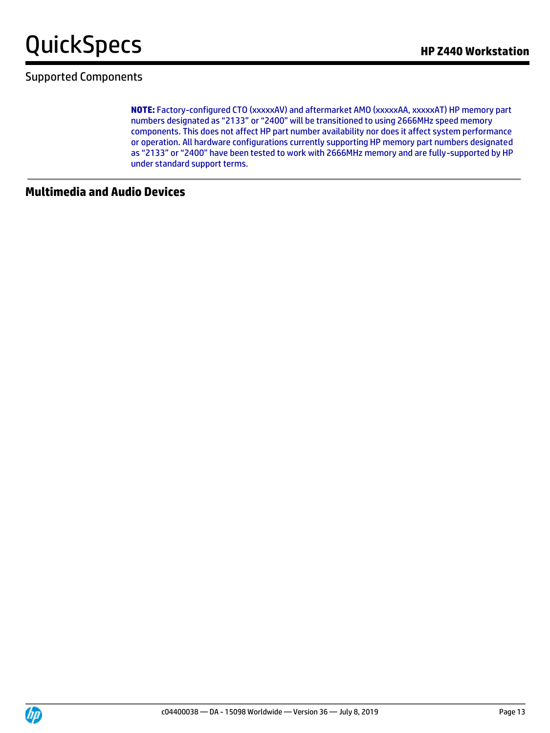## Supported Components

**NOTE:** Factory-configured CTO (xxxxxAV) and aftermarket AMO (xxxxxAA, xxxxxAT) HP memory part numbers designated as “2133” or “2400” will be transitioned to using 2666MHz speed memory components. This does not affect HP part number availability nor does it affect system performance or operation. All hardware configurations currently supporting HP memory part numbers designated as “2133” or “2400” have been tested to work with 2666MHz memory and are fully-supported by HP under standard support terms.

### Multimedia and Audio Devices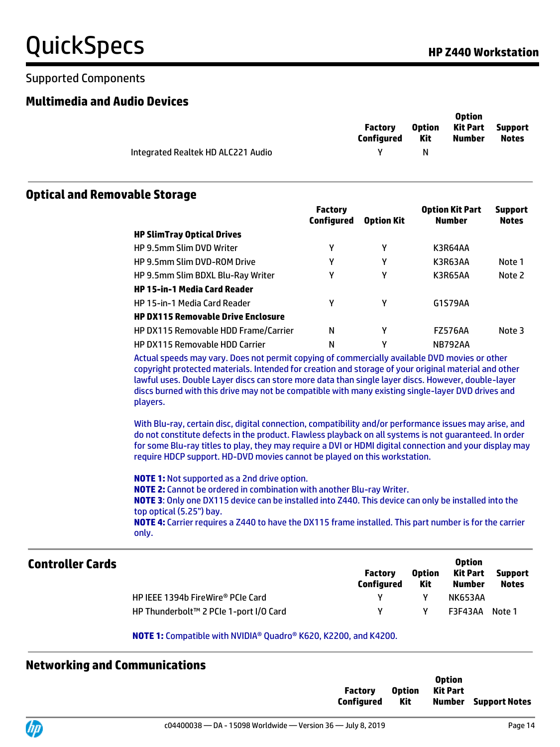## Supported Components

### Multimedia and Audio Devices

| | Factory Configured | Option Kit | Option Kit Part Number | Support Notes |
|---|---|---|---|---|
| Integrated Realtek HD ALC221 Audio | Y | N | | |

### Optical and Removable Storage

| | Factory Configured | Option Kit | Option Kit Part Number | Support Notes |
|---|---|---|---|---|
| **HP SlimTray Optical Drives** | | | | |
| HP 9.5mm Slim DVD Writer | Y | Y | K3R64AA | |
| HP 9.5mm Slim DVD-ROM Drive | Y | Y | K3R63AA | Note 1 |
| HP 9.5mm Slim BDXL Blu-Ray Writer | Y | Y | K3R65AA | Note 2 |
| **HP 15-in-1 Media Card Reader** | | | | |
| HP 15-in-1 Media Card Reader | Y | Y | G1S79AA | |
| **HP DX115 Removable Drive Enclosure** | | | | |
| HP DX115 Removable HDD Frame/Carrier | N | Y | FZ576AA | Note 3 |
| HP DX115 Removable HDD Carrier | N | Y | NB792AA | |

Actual speeds may vary. Does not permit copying of commercially available DVD movies or other copyright protected materials. Intended for creation and storage of your original material and other lawful uses. Double Layer discs can store more data than single layer discs. However, double-layer discs burned with this drive may not be compatible with many existing single-layer DVD drives and players.

With Blu-ray, certain disc, digital connection, compatibility and/or performance issues may arise, and do not constitute defects in the product. Flawless playback on all systems is not guaranteed. In order for some Blu-ray titles to play, they may require a DVI or HDMI digital connection and your display may require HDCP support. HD-DVD movies cannot be played on this workstation.

**NOTE 1:** Not supported as a 2nd drive option.
**NOTE 2:** Cannot be ordered in combination with another Blu-ray Writer.
**NOTE 3**: Only one DX115 device can be installed into Z440. This device can only be installed into the top optical (5.25") bay.
**NOTE 4:** Carrier requires a Z440 to have the DX115 frame installed. This part number is for the carrier only.

### Controller Cards

| | Factory Configured | Option Kit | Option Kit Part Number | Support Notes |
|---|---|---|---|---|
| HP IEEE 1394b FireWire® PCIe Card | Y | Y | NK653AA | |
| HP Thunderbolt™ 2 PCIe 1-port I/O Card | Y | Y | F3F43AA | Note 1 |

**NOTE 1:** Compatible with NVIDIA® Quadro® K620, K2200, and K4200.

### Networking and Communications

| | Factory Configured | Option Kit | Option Kit Part Number | Support Notes |
|---|---|---|---|---|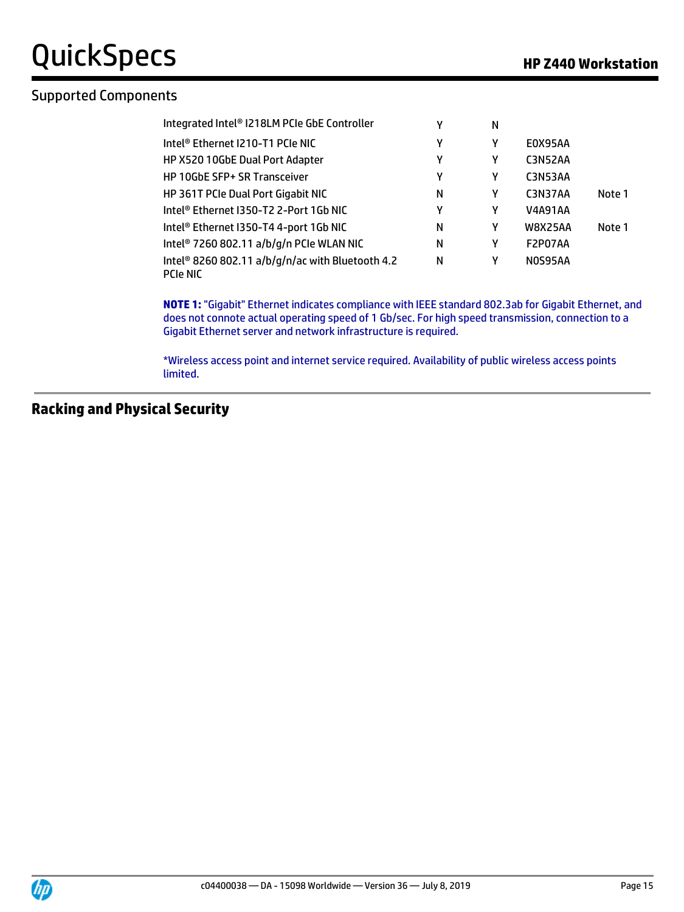## Supported Components

| | | | | |
|---|---|---|---|---|
| Integrated Intel® I218LM PCIe GbE Controller | Y | N | | |
| Intel® Ethernet I210-T1 PCIe NIC | Y | Y | E0X95AA | |
| HP X520 10GbE Dual Port Adapter | Y | Y | C3N52AA | |
| HP 10GbE SFP+ SR Transceiver | Y | Y | C3N53AA | |
| HP 361T PCIe Dual Port Gigabit NIC | N | Y | C3N37AA | Note 1 |
| Intel® Ethernet I350-T2 2-Port 1Gb NIC | Y | Y | V4A91AA | |
| Intel® Ethernet I350-T4 4-port 1Gb NIC | N | Y | W8X25AA | Note 1 |
| Intel® 7260 802.11 a/b/g/n PCIe WLAN NIC | N | Y | F2P07AA | |
| Intel® 8260 802.11 a/b/g/n/ac with Bluetooth 4.2 PCIe NIC | N | Y | N0S95AA | |

**NOTE 1:** "Gigabit" Ethernet indicates compliance with IEEE standard 802.3ab for Gigabit Ethernet, and does not connote actual operating speed of 1 Gb/sec. For high speed transmission, connection to a Gigabit Ethernet server and network infrastructure is required.

*Wireless access point and internet service required. Availability of public wireless access points limited.

## Racking and Physical Security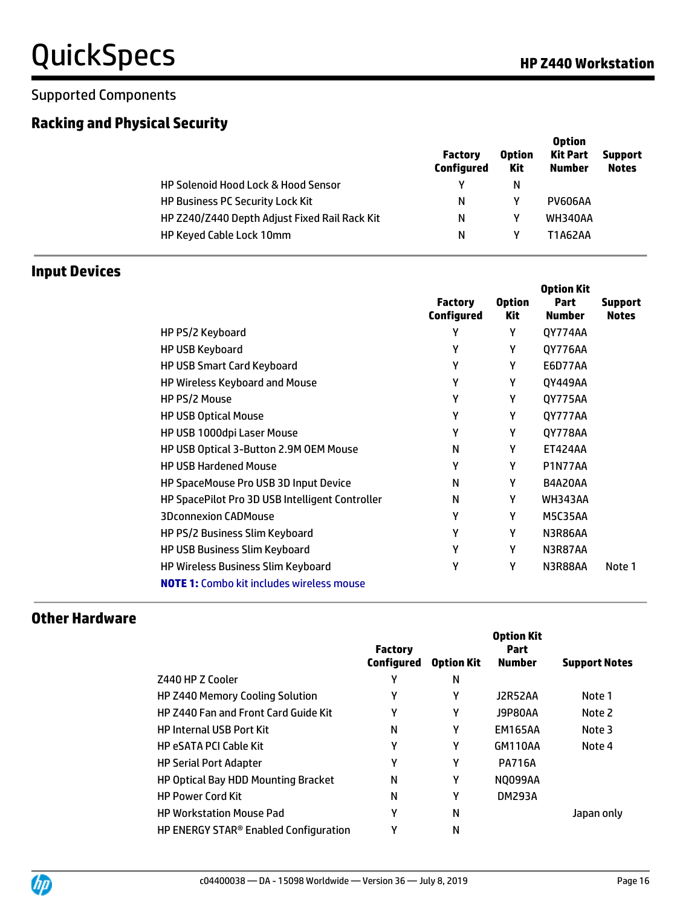Supported Components

## Racking and Physical Security

| | Factory Configured | Option Kit | Option Kit Part Number | Support Notes |
|---|---|---|---|---|
| HP Solenoid Hood Lock & Hood Sensor | Y | N | | |
| HP Business PC Security Lock Kit | N | Y | PV606AA | |
| HP Z240/Z440 Depth Adjust Fixed Rail Rack Kit | N | Y | WH340AA | |
| HP Keyed Cable Lock 10mm | N | Y | T1A62AA | |

## Input Devices

| | Factory Configured | Option Kit | Option Kit Part Number | Support Notes |
|---|---|---|---|---|
| HP PS/2 Keyboard | Y | Y | QY774AA | |
| HP USB Keyboard | Y | Y | QY776AA | |
| HP USB Smart Card Keyboard | Y | Y | E6D77AA | |
| HP Wireless Keyboard and Mouse | Y | Y | QY449AA | |
| HP PS/2 Mouse | Y | Y | QY775AA | |
| HP USB Optical Mouse | Y | Y | QY777AA | |
| HP USB 1000dpi Laser Mouse | Y | Y | QY778AA | |
| HP USB Optical 3-Button 2.9M OEM Mouse | N | Y | ET424AA | |
| HP USB Hardened Mouse | Y | Y | P1N77AA | |
| HP SpaceMouse Pro USB 3D Input Device | N | Y | B4A20AA | |
| HP SpacePilot Pro 3D USB Intelligent Controller | N | Y | WH343AA | |
| 3Dconnexion CADMouse | Y | Y | M5C35AA | |
| HP PS/2 Business Slim Keyboard | Y | Y | N3R86AA | |
| HP USB Business Slim Keyboard | Y | Y | N3R87AA | |
| HP Wireless Business Slim Keyboard | Y | Y | N3R88AA | Note 1 |

**NOTE 1:** Combo kit includes wireless mouse

## Other Hardware

| | Factory Configured | Option Kit | Option Kit Part Number | Support Notes |
|---|---|---|---|---|
| Z440 HP Z Cooler | Y | N | | |
| HP Z440 Memory Cooling Solution | Y | Y | J2R52AA | Note 1 |
| HP Z440 Fan and Front Card Guide Kit | Y | Y | J9P80AA | Note 2 |
| HP Internal USB Port Kit | N | Y | EM165AA | Note 3 |
| HP eSATA PCI Cable Kit | Y | Y | GM110AA | Note 4 |
| HP Serial Port Adapter | Y | Y | PA716A | |
| HP Optical Bay HDD Mounting Bracket | N | Y | NQ099AA | |
| HP Power Cord Kit | N | Y | DM293A | |
| HP Workstation Mouse Pad | Y | N | | Japan only |
| HP ENERGY STAR® Enabled Configuration | Y | N | | |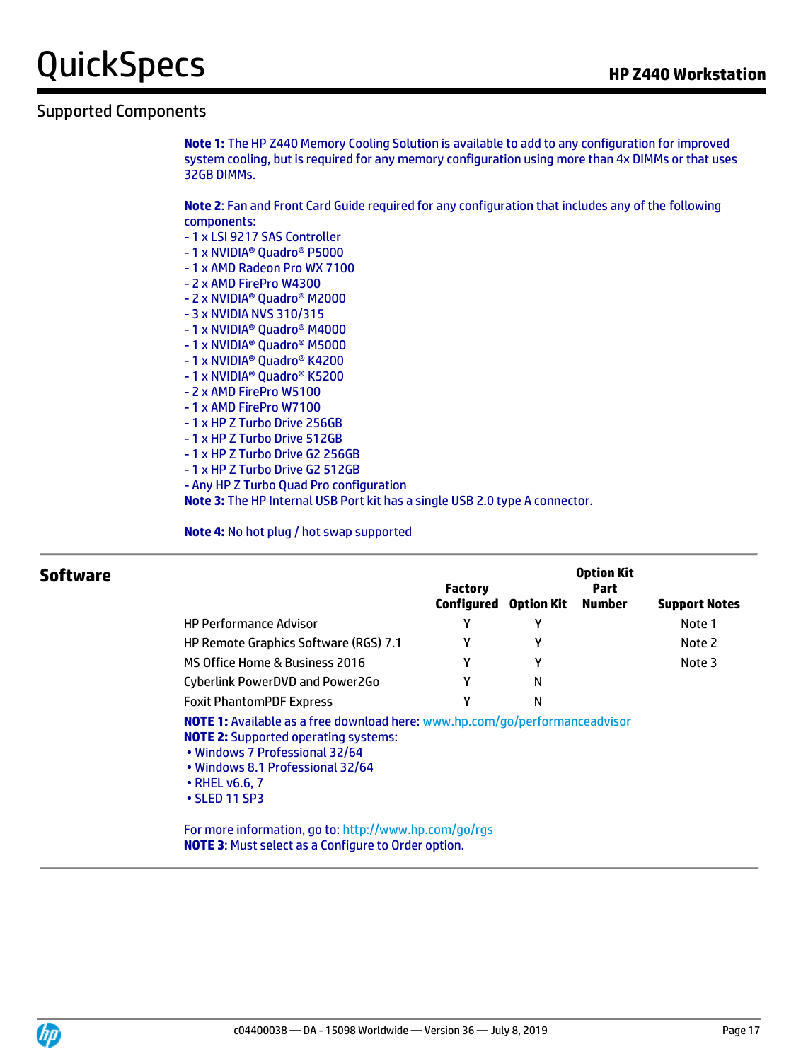## Supported Components

**Note 1:** The HP Z440 Memory Cooling Solution is available to add to any configuration for improved system cooling, but is required for any memory configuration using more than 4x DIMMs or that uses 32GB DIMMs.

**Note 2**: Fan and Front Card Guide required for any configuration that includes any of the following components:
- 1 x LSI 9217 SAS Controller
- 1 x NVIDIA® Quadro® P5000
- 1 x AMD Radeon Pro WX 7100
- 2 x AMD FirePro W4300
- 2 x NVIDIA® Quadro® M2000
- 3 x NVIDIA NVS 310/315
- 1 x NVIDIA® Quadro® M4000
- 1 x NVIDIA® Quadro® M5000
- 1 x NVIDIA® Quadro® K4200
- 1 x NVIDIA® Quadro® K5200
- 2 x AMD FirePro W5100
- 1 x AMD FirePro W7100
- 1 x HP Z Turbo Drive 256GB
- 1 x HP Z Turbo Drive 512GB
- 1 x HP Z Turbo Drive G2 256GB
- 1 x HP Z Turbo Drive G2 512GB
- Any HP Z Turbo Quad Pro configuration

**Note 3:** The HP Internal USB Port kit has a single USB 2.0 type A connector.

**Note 4:** No hot plug / hot swap supported

## Software

| | Factory Configured | Option Kit | Option Kit Part Number | Support Notes |
|---|---|---|---|---|
| HP Performance Advisor | Y | Y | | Note 1 |
| HP Remote Graphics Software (RGS) 7.1 | Y | Y | | Note 2 |
| MS Office Home & Business 2016 | Y | Y | | Note 3 |
| Cyberlink PowerDVD and Power2Go | Y | N | | |
| Foxit PhantomPDF Express | Y | N | | |

**NOTE 1:** Available as a free download here: www.hp.com/go/performanceadvisor

**NOTE 2:** Supported operating systems:
- Windows 7 Professional 32/64
- Windows 8.1 Professional 32/64
- RHEL v6.6, 7
- SLED 11 SP3

For more information, go to: http://www.hp.com/go/rgs

**NOTE 3**: Must select as a Configure to Order option.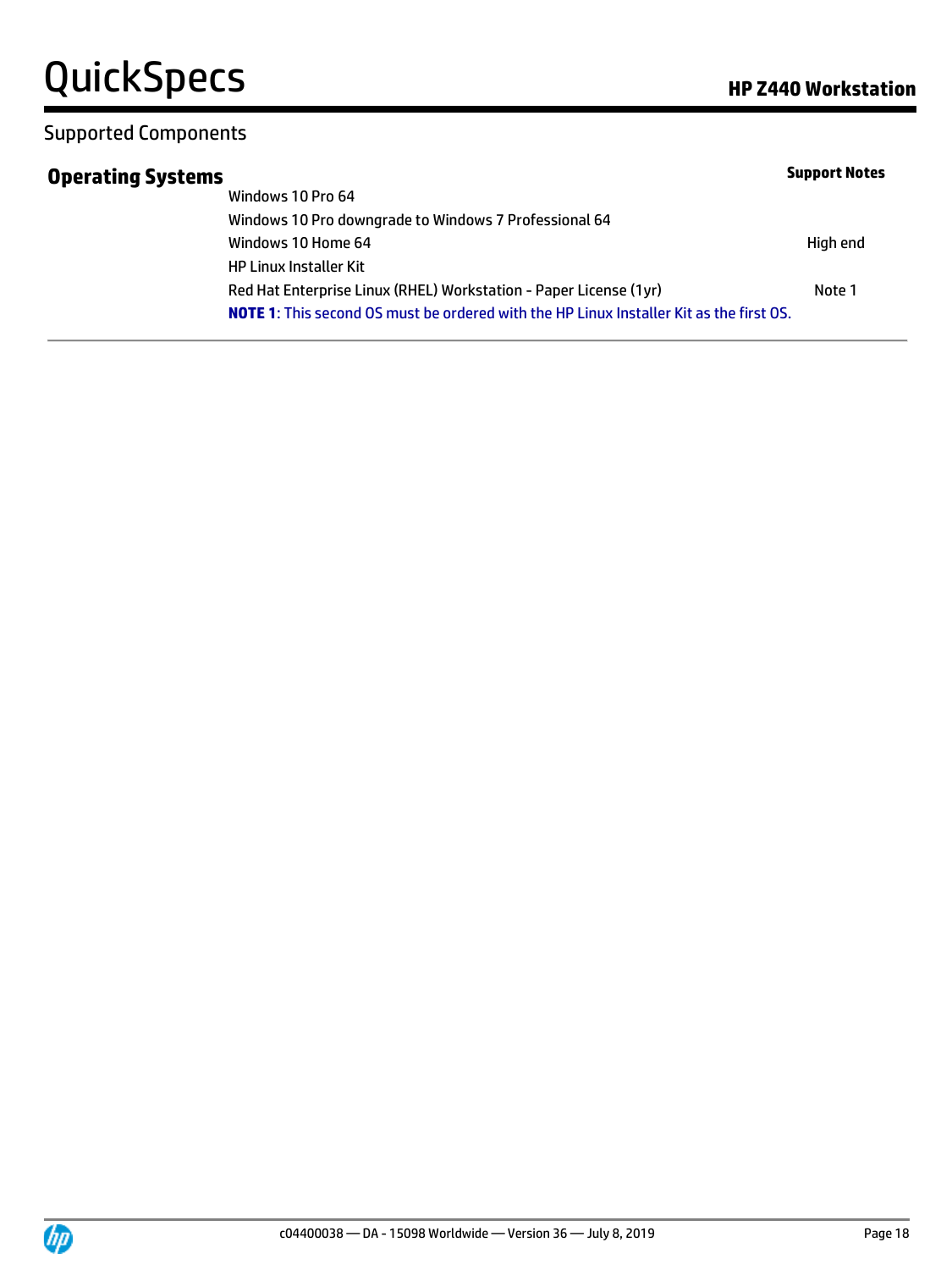## Supported Components

### Operating Systems

| | Support Notes |
|---|---|
| Windows 10 Pro 64 | |
| Windows 10 Pro downgrade to Windows 7 Professional 64 | |
| Windows 10 Home 64 | High end |
| HP Linux Installer Kit | |
| Red Hat Enterprise Linux (RHEL) Workstation - Paper License (1yr) | Note 1 |

**NOTE 1**: This second OS must be ordered with the HP Linux Installer Kit as the first OS.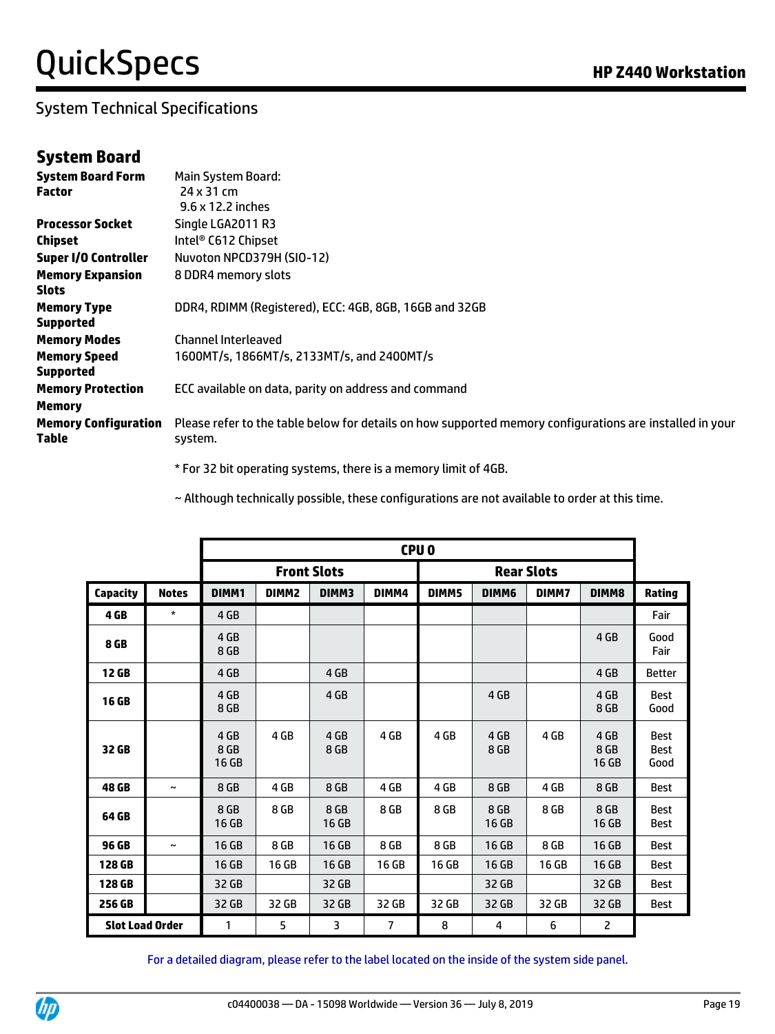## System Technical Specifications

### System Board

| | |
|---|---|
| **System Board Form Factor** | Main System Board:<br>24 x 31 cm<br>9.6 x 12.2 inches |
| **Processor Socket** | Single LGA2011 R3 |
| **Chipset** | Intel® C612 Chipset |
| **Super I/O Controller** | Nuvoton NPCD379H (SIO-12) |
| **Memory Expansion Slots** | 8 DDR4 memory slots |
| **Memory Type Supported** | DDR4, RDIMM (Registered), ECC: 4GB, 8GB, 16GB and 32GB |
| **Memory Modes** | Channel Interleaved |
| **Memory Speed Supported** | 1600MT/s, 1866MT/s, 2133MT/s, and 2400MT/s |
| **Memory Protection Memory** | ECC available on data, parity on address and command |
| **Memory Configuration Table** | Please refer to the table below for details on how supported memory configurations are installed in your system. |

* For 32 bit operating systems, there is a memory limit of 4GB.

~ Although technically possible, these configurations are not available to order at this time.

| | | CPU 0 | | | | | | | | |
|---|---|---|---|---|---|---|---|---|---|---|
| | | Front Slots | | | | Rear Slots | | | | |
| **Capacity** | **Notes** | **DIMM1** | **DIMM2** | **DIMM3** | **DIMM4** | **DIMM5** | **DIMM6** | **DIMM7** | **DIMM8** | **Rating** |
| **4 GB** | * | 4 GB | | | | | | | | Fair |
| **8 GB** | | 4 GB<br>8 GB | | | | | | | 4 GB | Good<br>Fair |
| **12 GB** | | 4 GB | | 4 GB | | | | | 4 GB | Better |
| **16 GB** | | 4 GB<br>8 GB | | 4 GB | | | 4 GB | | 4 GB<br>8 GB | Best<br>Good |
| **32 GB** | | 4 GB<br>8 GB<br>16 GB | 4 GB | 4 GB<br>8 GB | 4 GB | 4 GB | 4 GB<br>8 GB | 4 GB | 4 GB<br>8 GB<br>16 GB | Best<br>Best<br>Good |
| **48 GB** | ~ | 8 GB | 4 GB | 8 GB | 4 GB | 4 GB | 8 GB | 4 GB | 8 GB | Best |
| **64 GB** | | 8 GB<br>16 GB | 8 GB | 8 GB<br>16 GB | 8 GB | 8 GB | 8 GB<br>16 GB | 8 GB | 8 GB<br>16 GB | Best<br>Best |
| **96 GB** | ~ | 16 GB | 8 GB | 16 GB | 8 GB | 8 GB | 16 GB | 8 GB | 16 GB | Best |
| **128 GB** | | 16 GB | 16 GB | 16 GB | 16 GB | 16 GB | 16 GB | 16 GB | 16 GB | Best |
| **128 GB** | | 32 GB | | 32 GB | | | 32 GB | | 32 GB | Best |
| **256 GB** | | 32 GB | 32 GB | 32 GB | 32 GB | 32 GB | 32 GB | 32 GB | 32 GB | Best |
| **Slot Load Order** | | 1 | 5 | 3 | 7 | 8 | 4 | 6 | 2 | |

For a detailed diagram, please refer to the label located on the inside of the system side panel.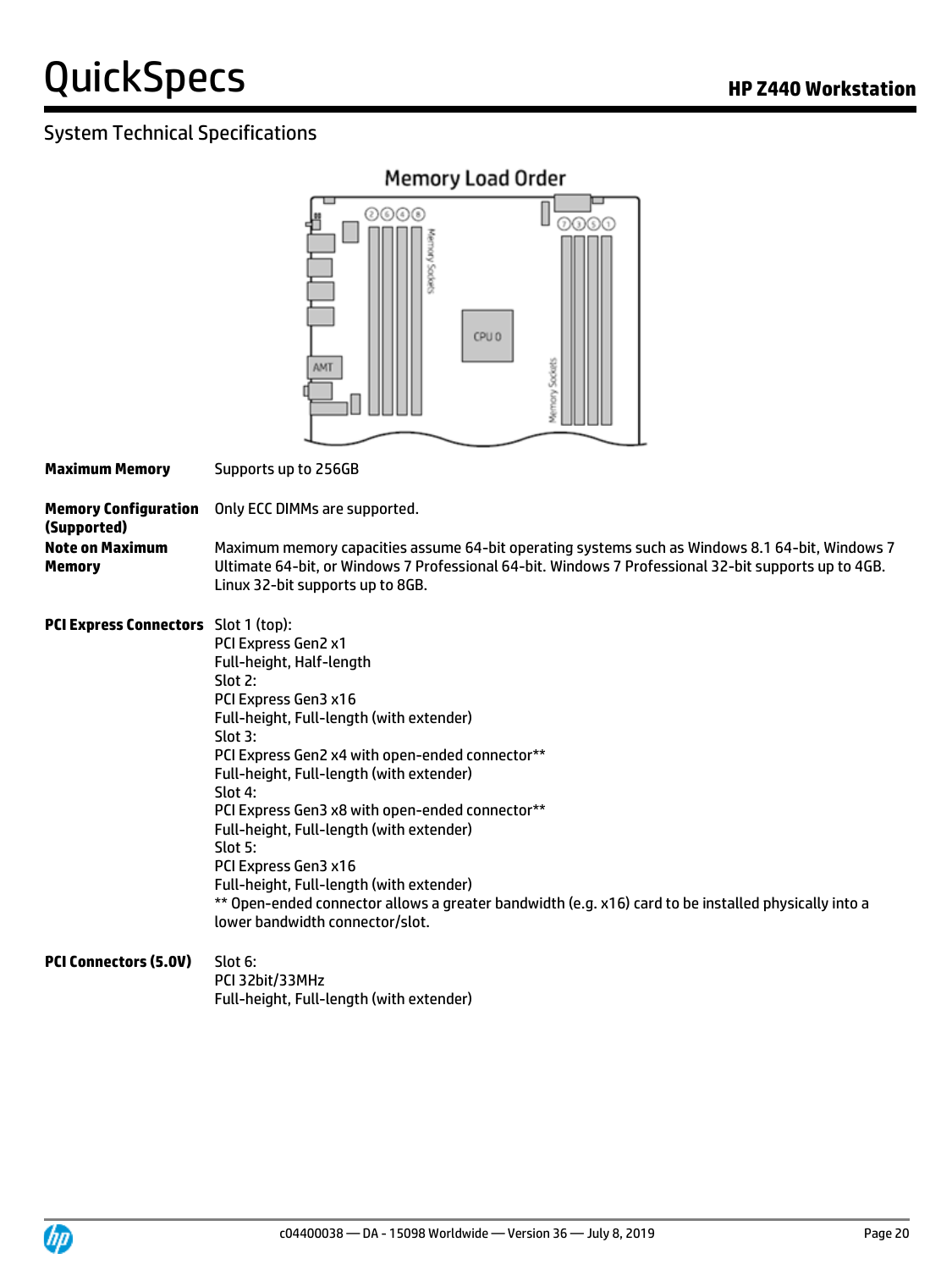## System Technical Specifications

Memory Load Order

| | |
|---|---|
| **Maximum Memory** | Supports up to 256GB |
| **Memory Configuration (Supported)** | Only ECC DIMMs are supported. |
| **Note on Maximum Memory** | Maximum memory capacities assume 64-bit operating systems such as Windows 8.1 64-bit, Windows 7 Ultimate 64-bit, or Windows 7 Professional 64-bit. Windows 7 Professional 32-bit supports up to 4GB. Linux 32-bit supports up to 8GB. |
| **PCI Express Connectors** | Slot 1 (top):<br>PCI Express Gen2 x1<br>Full-height, Half-length<br>Slot 2:<br>PCI Express Gen3 x16<br>Full-height, Full-length (with extender)<br>Slot 3:<br>PCI Express Gen2 x4 with open-ended connector**<br>Full-height, Full-length (with extender)<br>Slot 4:<br>PCI Express Gen3 x8 with open-ended connector**<br>Full-height, Full-length (with extender)<br>Slot 5:<br>PCI Express Gen3 x16<br>Full-height, Full-length (with extender)<br>** Open-ended connector allows a greater bandwidth (e.g. x16) card to be installed physically into a lower bandwidth connector/slot. |
| **PCI Connectors (5.0V)** | Slot 6:<br>PCI 32bit/33MHz<br>Full-height, Full-length (with extender) |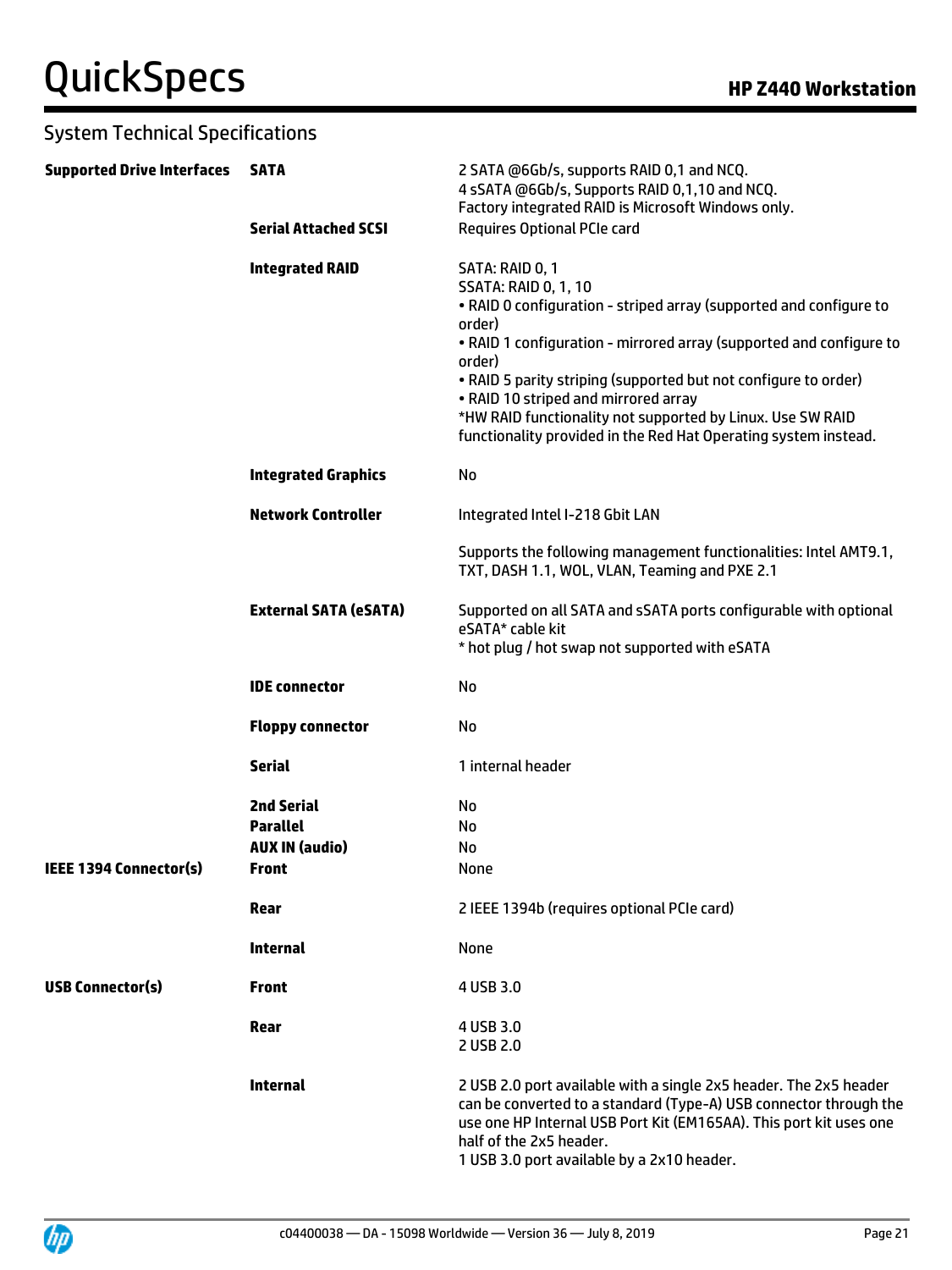## System Technical Specifications

| | | |
|---|---|---|
| **Supported Drive Interfaces** | **SATA** | 2 SATA @6Gb/s, supports RAID 0,1 and NCQ.<br>4 sSATA @6Gb/s, Supports RAID 0,1,10 and NCQ.<br>Factory integrated RAID is Microsoft Windows only. |
| | **Serial Attached SCSI** | Requires Optional PCIe card |
| | **Integrated RAID** | SATA: RAID 0, 1<br>SSATA: RAID 0, 1, 10<br>• RAID 0 configuration - striped array (supported and configure to order)<br>• RAID 1 configuration - mirrored array (supported and configure to order)<br>• RAID 5 parity striping (supported but not configure to order)<br>• RAID 10 striped and mirrored array<br>*HW RAID functionality not supported by Linux. Use SW RAID functionality provided in the Red Hat Operating system instead. |
| | **Integrated Graphics** | No |
| | **Network Controller** | Integrated Intel I-218 Gbit LAN<br><br>Supports the following management functionalities: Intel AMT9.1, TXT, DASH 1.1, WOL, VLAN, Teaming and PXE 2.1 |
| | **External SATA (eSATA)** | Supported on all SATA and sSATA ports configurable with optional eSATA* cable kit<br>* hot plug / hot swap not supported with eSATA |
| | **IDE connector** | No |
| | **Floppy connector** | No |
| | **Serial** | 1 internal header |
| | **2nd Serial** | No |
| | **Parallel** | No |
| | **AUX IN (audio)** | No |
| **IEEE 1394 Connector(s)** | **Front** | None |
| | **Rear** | 2 IEEE 1394b (requires optional PCIe card) |
| | **Internal** | None |
| **USB Connector(s)** | **Front** | 4 USB 3.0 |
| | **Rear** | 4 USB 3.0<br>2 USB 2.0 |
| | **Internal** | 2 USB 2.0 port available with a single 2x5 header. The 2x5 header can be converted to a standard (Type-A) USB connector through the use one HP Internal USB Port Kit (EM165AA). This port kit uses one half of the 2x5 header.<br>1 USB 3.0 port available by a 2x10 header. |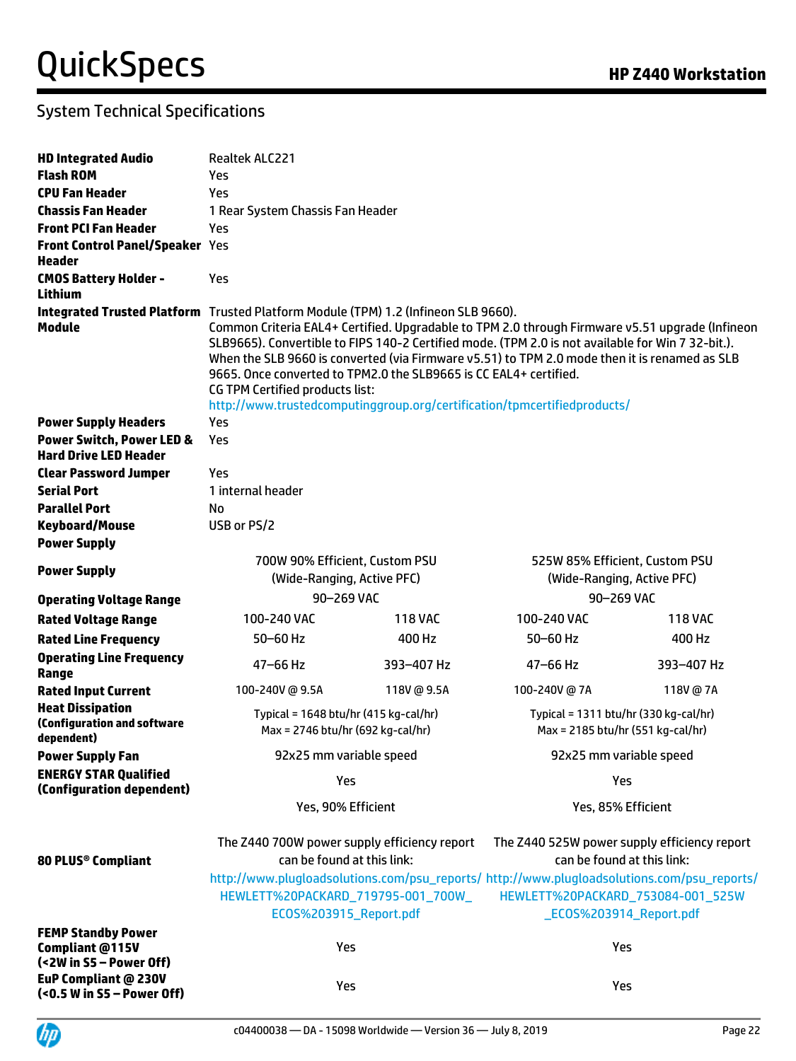## System Technical Specifications

| | |
|---|---|
| **HD Integrated Audio** | Realtek ALC221 |
| **Flash ROM** | Yes |
| **CPU Fan Header** | Yes |
| **Chassis Fan Header** | 1 Rear System Chassis Fan Header |
| **Front PCI Fan Header** | Yes |
| **Front Control Panel/Speaker Header** | Yes |
| **CMOS Battery Holder - Lithium** | Yes |
| **Integrated Trusted Platform Module** | Trusted Platform Module (TPM) 1.2 (Infineon SLB 9660).<br>Common Criteria EAL4+ Certified. Upgradable to TPM 2.0 through Firmware v5.51 upgrade (Infineon SLB9665). Convertible to FIPS 140-2 Certified mode. (TPM 2.0 is not available for Win 7 32-bit.). When the SLB 9660 is converted (via Firmware v5.51) to TPM 2.0 mode then it is renamed as SLB 9665. Once converted to TPM2.0 the SLB9665 is CC EAL4+ certified.<br>CG TPM Certified products list:<br>http://www.trustedcomputinggroup.org/certification/tpmcertifiedproducts/ |
| **Power Supply Headers** | Yes |
| **Power Switch, Power LED & Hard Drive LED Header** | Yes |
| **Clear Password Jumper** | Yes |
| **Serial Port** | 1 internal header |
| **Parallel Port** | No |
| **Keyboard/Mouse** | USB or PS/2 |

**Power Supply**

| | | | | |
|---|---|---|---|---|
| **Power Supply** | 700W 90% Efficient, Custom PSU (Wide-Ranging, Active PFC) | | 525W 85% Efficient, Custom PSU (Wide-Ranging, Active PFC) | |
| **Operating Voltage Range** | 90–269 VAC | | 90–269 VAC | |
| **Rated Voltage Range** | 100-240 VAC | 118 VAC | 100-240 VAC | 118 VAC |
| **Rated Line Frequency** | 50–60 Hz | 400 Hz | 50–60 Hz | 400 Hz |
| **Operating Line Frequency Range** | 47–66 Hz | 393–407 Hz | 47–66 Hz | 393–407 Hz |
| **Rated Input Current** | 100-240V @ 9.5A | 118V @ 9.5A | 100-240V @ 7A | 118V @ 7A |
| **Heat Dissipation (Configuration and software dependent)** | Typical = 1648 btu/hr (415 kg-cal/hr)<br>Max = 2746 btu/hr (692 kg-cal/hr) | | Typical = 1311 btu/hr (330 kg-cal/hr)<br>Max = 2185 btu/hr (551 kg-cal/hr) | |
| **Power Supply Fan** | 92x25 mm variable speed | | 92x25 mm variable speed | |
| **ENERGY STAR Qualified (Configuration dependent)** | Yes | | Yes | |
| **80 PLUS® Compliant** | Yes, 90% Efficient<br>The Z440 700W power supply efficiency report can be found at this link:<br>http://www.plugloadsolutions.com/psu_reports/HEWLETT%20PACKARD_719795-001_700W_ECOS%203915_Report.pdf | | Yes, 85% Efficient<br>The Z440 525W power supply efficiency report can be found at this link:<br>http://www.plugloadsolutions.com/psu_reports/HEWLETT%20PACKARD_753084-001_525W_ECOS%203914_Report.pdf | |
| **FEMP Standby Power Compliant @115V (<2W in S5 – Power Off)** | Yes | | Yes | |
| **EuP Compliant @ 230V (<0.5 W in S5 – Power Off)** | Yes | | Yes | |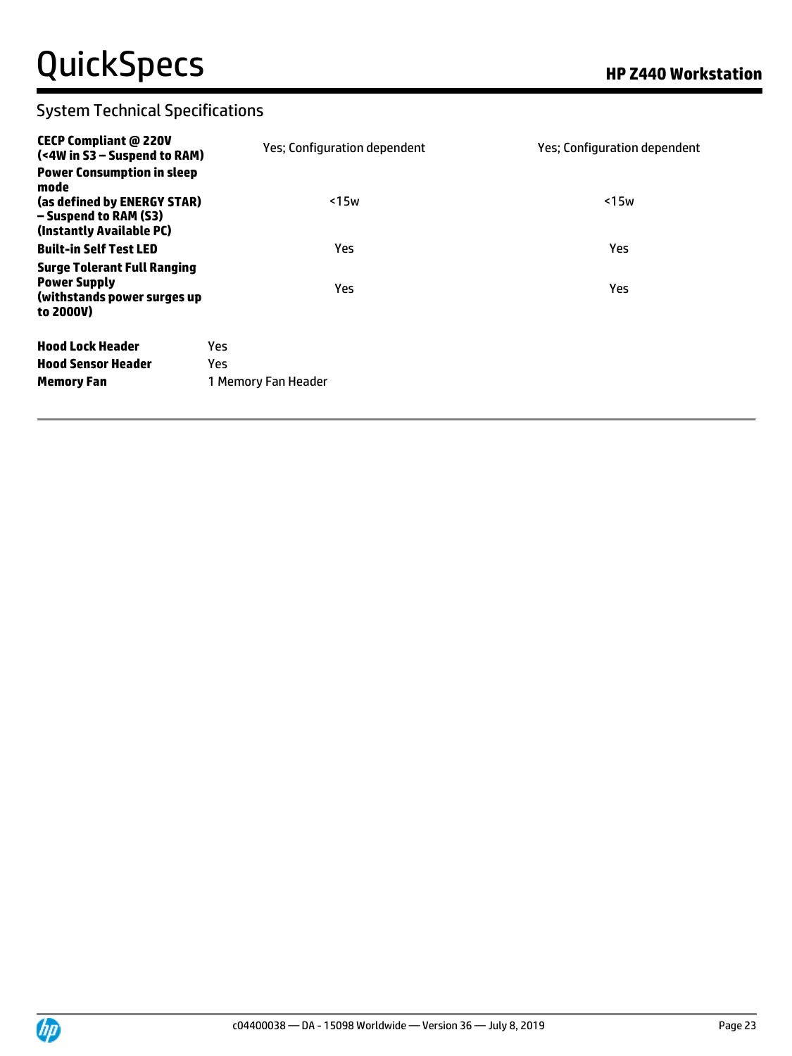## System Technical Specifications

| | | |
|---|---|---|
| **CECP Compliant @ 220V (<4W in S3 – Suspend to RAM)** | Yes; Configuration dependent | Yes; Configuration dependent |
| **Power Consumption in sleep mode (as defined by ENERGY STAR) – Suspend to RAM (S3) (Instantly Available PC)** | <15w | <15w |
| **Built-in Self Test LED** | Yes | Yes |
| **Surge Tolerant Full Ranging Power Supply (withstands power surges up to 2000V)** | Yes | Yes |

| | |
|---|---|
| **Hood Lock Header** | Yes |
| **Hood Sensor Header** | Yes |
| **Memory Fan** | 1 Memory Fan Header |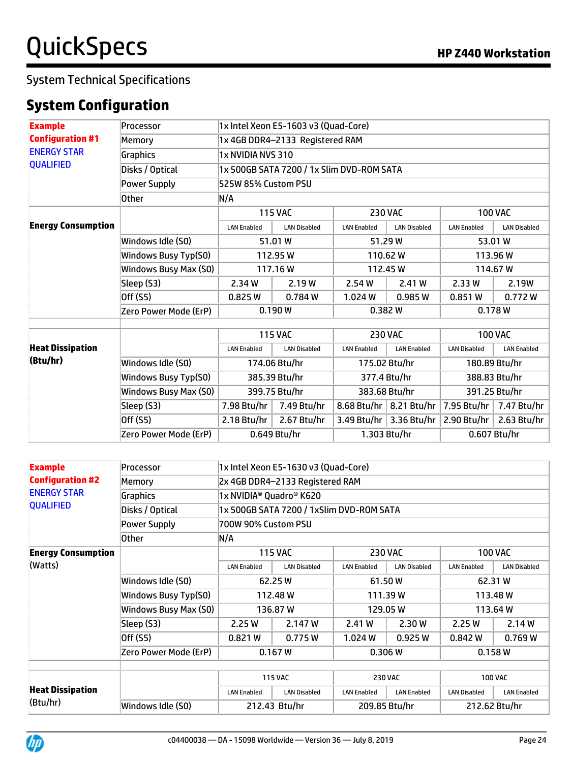## System Technical Specifications

# System Configuration

| **Example Configuration #1** ENERGY STAR QUALIFIED | Processor | 1x Intel Xeon E5-1603 v3 (Quad-Core) | | | | | |
|---|---|---|---|---|---|---|---|
| | Memory | 1x 4GB DDR4–2133 Registered RAM | | | | | |
| | Graphics | 1x NVIDIA NVS 310 | | | | | |
| | Disks / Optical | 1x 500GB SATA 7200 / 1x Slim DVD-ROM SATA | | | | | |
| | Power Supply | 525W 85% Custom PSU | | | | | |
| | Other | N/A | | | | | |
| **Energy Consumption** | | 115 VAC | | 230 VAC | | 100 VAC | |
| | | LAN Enabled | LAN Disabled | LAN Enabled | LAN Disabled | LAN Enabled | LAN Disabled |
| | Windows Idle (S0) | 51.01 W | | 51.29 W | | 53.01 W | |
| | Windows Busy Typ(S0) | 112.95 W | | 110.62 W | | 113.96 W | |
| | Windows Busy Max (S0) | 117.16 W | | 112.45 W | | 114.67 W | |
| | Sleep (S3) | 2.34 W | 2.19 W | 2.54 W | 2.41 W | 2.33 W | 2.19W |
| | Off (S5) | 0.825 W | 0.784 W | 1.024 W | 0.985 W | 0.851 W | 0.772 W |
| | Zero Power Mode (ErP) | 0.190 W | | 0.382 W | | 0.178 W | |
| **Heat Dissipation (Btu/hr)** | | 115 VAC | | 230 VAC | | 100 VAC | |
| | | LAN Enabled | LAN Disabled | LAN Enabled | LAN Enabled | LAN Disabled | LAN Enabled |
| | Windows Idle (S0) | 174.06 Btu/hr | | 175.02 Btu/hr | | 180.89 Btu/hr | |
| | Windows Busy Typ(S0) | 385.39 Btu/hr | | 377.4 Btu/hr | | 388.83 Btu/hr | |
| | Windows Busy Max (S0) | 399.75 Btu/hr | | 383.68 Btu/hr | | 391.25 Btu/hr | |
| | Sleep (S3) | 7.98 Btu/hr | 7.49 Btu/hr | 8.68 Btu/hr | 8.21 Btu/hr | 7.95 Btu/hr | 7.47 Btu/hr |
| | Off (S5) | 2.18 Btu/hr | 2.67 Btu/hr | 3.49 Btu/hr | 3.36 Btu/hr | 2.90 Btu/hr | 2.63 Btu/hr |
| | Zero Power Mode (ErP) | 0.649 Btu/hr | | 1.303 Btu/hr | | 0.607 Btu/hr | |

| **Example Configuration #2** ENERGY STAR QUALIFIED | Processor | 1x Intel Xeon E5-1630 v3 (Quad-Core) | | | | | |
|---|---|---|---|---|---|---|---|
| | Memory | 2x 4GB DDR4–2133 Registered RAM | | | | | |
| | Graphics | 1x NVIDIA® Quadro® K620 | | | | | |
| | Disks / Optical | 1x 500GB SATA 7200 / 1xSlim DVD-ROM SATA | | | | | |
| | Power Supply | 700W 90% Custom PSU | | | | | |
| | Other | N/A | | | | | |
| **Energy Consumption** (Watts) | | 115 VAC | | 230 VAC | | 100 VAC | |
| | | LAN Enabled | LAN Disabled | LAN Enabled | LAN Disabled | LAN Enabled | LAN Disabled |
| | Windows Idle (S0) | 62.25 W | | 61.50 W | | 62.31 W | |
| | Windows Busy Typ(S0) | 112.48 W | | 111.39 W | | 113.48 W | |
| | Windows Busy Max (S0) | 136.87 W | | 129.05 W | | 113.64 W | |
| | Sleep (S3) | 2.25 W | 2.147 W | 2.41 W | 2.30 W | 2.25 W | 2.14 W |
| | Off (S5) | 0.821 W | 0.775 W | 1.024 W | 0.925 W | 0.842 W | 0.769 W |
| | Zero Power Mode (ErP) | 0.167 W | | 0.306 W | | 0.158 W | |
| **Heat Dissipation** (Btu/hr) | | 115 VAC | | 230 VAC | | 100 VAC | |
| | | LAN Enabled | LAN Disabled | LAN Enabled | LAN Enabled | LAN Disabled | LAN Enabled |
| | Windows Idle (S0) | 212.43 Btu/hr | | 209.85 Btu/hr | | 212.62 Btu/hr | |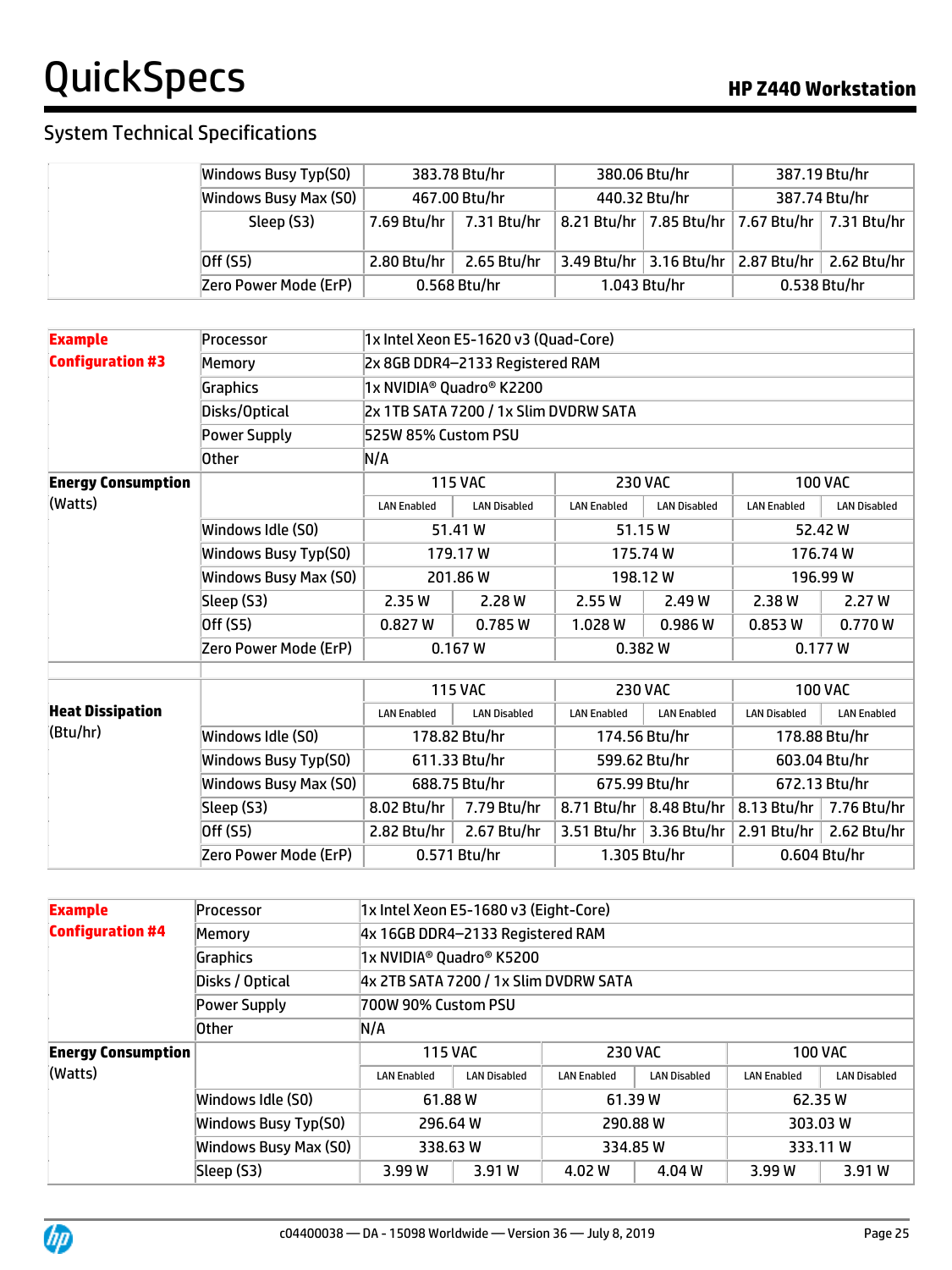## System Technical Specifications

| | | 115 VAC | | 230 VAC | | 100 VAC | |
|---|---|---|---|---|---|---|---|
| | Windows Busy Typ(S0) | 383.78 Btu/hr | | 380.06 Btu/hr | | 387.19 Btu/hr | |
| | Windows Busy Max (S0) | 467.00 Btu/hr | | 440.32 Btu/hr | | 387.74 Btu/hr | |
| | Sleep (S3) | 7.69 Btu/hr | 7.31 Btu/hr | 8.21 Btu/hr | 7.85 Btu/hr | 7.67 Btu/hr | 7.31 Btu/hr |
| | Off (S5) | 2.80 Btu/hr | 2.65 Btu/hr | 3.49 Btu/hr | 3.16 Btu/hr | 2.87 Btu/hr | 2.62 Btu/hr |
| | Zero Power Mode (ErP) | 0.568 Btu/hr | | 1.043 Btu/hr | | 0.538 Btu/hr | |

| **Example Configuration #3** | | | | | | | |
|---|---|---|---|---|---|---|---|
| | Processor | 1x Intel Xeon E5-1620 v3 (Quad-Core) | | | | | |
| | Memory | 2x 8GB DDR4–2133 Registered RAM | | | | | |
| | Graphics | 1x NVIDIA® Quadro® K2200 | | | | | |
| | Disks/Optical | 2x 1TB SATA 7200 / 1x Slim DVDRW SATA | | | | | |
| | Power Supply | 525W 85% Custom PSU | | | | | |
| | Other | N/A | | | | | |
| **Energy Consumption** (Watts) | | 115 VAC | | 230 VAC | | 100 VAC | |
| | | LAN Enabled | LAN Disabled | LAN Enabled | LAN Disabled | LAN Enabled | LAN Disabled |
| | Windows Idle (S0) | 51.41 W | | 51.15 W | | 52.42 W | |
| | Windows Busy Typ(S0) | 179.17 W | | 175.74 W | | 176.74 W | |
| | Windows Busy Max (S0) | 201.86 W | | 198.12 W | | 196.99 W | |
| | Sleep (S3) | 2.35 W | 2.28 W | 2.55 W | 2.49 W | 2.38 W | 2.27 W |
| | Off (S5) | 0.827 W | 0.785 W | 1.028 W | 0.986 W | 0.853 W | 0.770 W |
| | Zero Power Mode (ErP) | 0.167 W | | 0.382 W | | 0.177 W | |
| **Heat Dissipation** (Btu/hr) | | 115 VAC | | 230 VAC | | 100 VAC | |
| | | LAN Enabled | LAN Disabled | LAN Enabled | LAN Enabled | LAN Disabled | LAN Enabled |
| | Windows Idle (S0) | 178.82 Btu/hr | | 174.56 Btu/hr | | 178.88 Btu/hr | |
| | Windows Busy Typ(S0) | 611.33 Btu/hr | | 599.62 Btu/hr | | 603.04 Btu/hr | |
| | Windows Busy Max (S0) | 688.75 Btu/hr | | 675.99 Btu/hr | | 672.13 Btu/hr | |
| | Sleep (S3) | 8.02 Btu/hr | 7.79 Btu/hr | 8.71 Btu/hr | 8.48 Btu/hr | 8.13 Btu/hr | 7.76 Btu/hr |
| | Off (S5) | 2.82 Btu/hr | 2.67 Btu/hr | 3.51 Btu/hr | 3.36 Btu/hr | 2.91 Btu/hr | 2.62 Btu/hr |
| | Zero Power Mode (ErP) | 0.571 Btu/hr | | 1.305 Btu/hr | | 0.604 Btu/hr | |

| **Example Configuration #4** | | | | | | | |
|---|---|---|---|---|---|---|---|
| | Processor | 1x Intel Xeon E5-1680 v3 (Eight-Core) | | | | | |
| | Memory | 4x 16GB DDR4–2133 Registered RAM | | | | | |
| | Graphics | 1x NVIDIA® Quadro® K5200 | | | | | |
| | Disks / Optical | 4x 2TB SATA 7200 / 1x Slim DVDRW SATA | | | | | |
| | Power Supply | 700W 90% Custom PSU | | | | | |
| | Other | N/A | | | | | |
| **Energy Consumption** (Watts) | | 115 VAC | | 230 VAC | | 100 VAC | |
| | | LAN Enabled | LAN Disabled | LAN Enabled | LAN Disabled | LAN Enabled | LAN Disabled |
| | Windows Idle (S0) | 61.88 W | | 61.39 W | | 62.35 W | |
| | Windows Busy Typ(S0) | 296.64 W | | 290.88 W | | 303.03 W | |
| | Windows Busy Max (S0) | 338.63 W | | 334.85 W | | 333.11 W | |
| | Sleep (S3) | 3.99 W | 3.91 W | 4.02 W | 4.04 W | 3.99 W | 3.91 W |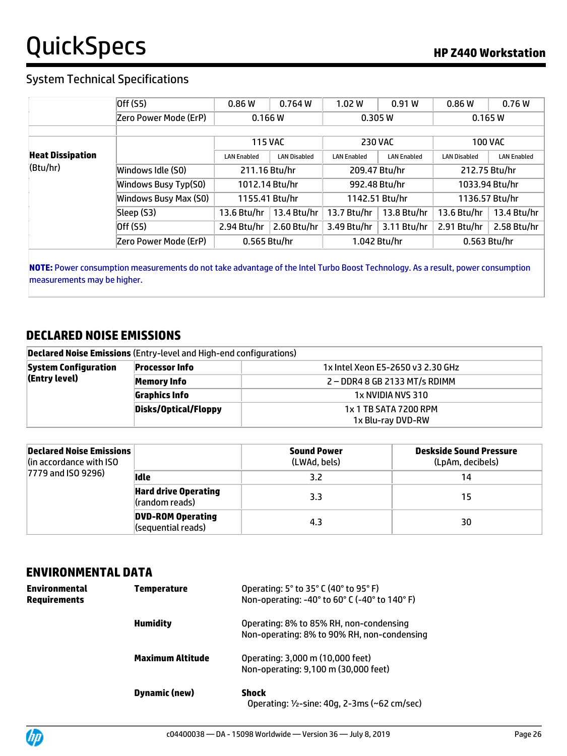## System Technical Specifications

| | | | | | | | |
|---|---|---|---|---|---|---|---|
| | Off (S5) | 0.86 W | 0.764 W | 1.02 W | 0.91 W | 0.86 W | 0.76 W |
| | Zero Power Mode (ErP) | 0.166 W | | 0.305 W | | 0.165 W | |
| | | | | | | | |
| **Heat Dissipation** (Btu/hr) | | 115 VAC | | 230 VAC | | 100 VAC | |
| | | LAN Enabled | LAN Disabled | LAN Enabled | LAN Enabled | LAN Disabled | LAN Enabled |
| | Windows Idle (S0) | 211.16 Btu/hr | | 209.47 Btu/hr | | 212.75 Btu/hr | |
| | Windows Busy Typ(S0) | 1012.14 Btu/hr | | 992.48 Btu/hr | | 1033.94 Btu/hr | |
| | Windows Busy Max (S0) | 1155.41 Btu/hr | | 1142.51 Btu/hr | | 1136.57 Btu/hr | |
| | Sleep (S3) | 13.6 Btu/hr | 13.4 Btu/hr | 13.7 Btu/hr | 13.8 Btu/hr | 13.6 Btu/hr | 13.4 Btu/hr |
| | Off (S5) | 2.94 Btu/hr | 2.60 Btu/hr | 3.49 Btu/hr | 3.11 Btu/hr | 2.91 Btu/hr | 2.58 Btu/hr |
| | Zero Power Mode (ErP) | 0.565 Btu/hr | | 1.042 Btu/hr | | 0.563 Btu/hr | |

**NOTE:** Power consumption measurements do not take advantage of the Intel Turbo Boost Technology. As a result, power consumption measurements may be higher.

## DECLARED NOISE EMISSIONS

| **Declared Noise Emissions** (Entry-level and High-end configurations) | | |
|---|---|---|
| **System Configuration (Entry level)** | **Processor Info** | 1x Intel Xeon E5-2650 v3 2.30 GHz |
| | **Memory Info** | 2 – DDR4 8 GB 2133 MT/s RDIMM |
| | **Graphics Info** | 1x NVIDIA NVS 310 |
| | **Disks/Optical/Floppy** | 1x 1 TB SATA 7200 RPM<br>1x Blu-ray DVD-RW |

| **Declared Noise Emissions** (in accordance with ISO 7779 and ISO 9296) | | **Sound Power** (LWAd, bels) | **Deskside Sound Pressure** (LpAm, decibels) |
|---|---|---|---|
| | **Idle** | 3.2 | 14 |
| | **Hard drive Operating** (random reads) | 3.3 | 15 |
| | **DVD-ROM Operating** (sequential reads) | 4.3 | 30 |

## ENVIRONMENTAL DATA

| | | |
|---|---|---|
| **Environmental Requirements** | **Temperature** | Operating: 5° to 35° C (40° to 95° F)<br>Non-operating: -40° to 60° C (-40° to 140° F) |
| | **Humidity** | Operating: 8% to 85% RH, non-condensing<br>Non-operating: 8% to 90% RH, non-condensing |
| | **Maximum Altitude** | Operating: 3,000 m (10,000 feet)<br>Non-operating: 9,100 m (30,000 feet) |
| | **Dynamic (new)** | **Shock**<br>Operating: ½-sine: 40g, 2-3ms (~62 cm/sec) |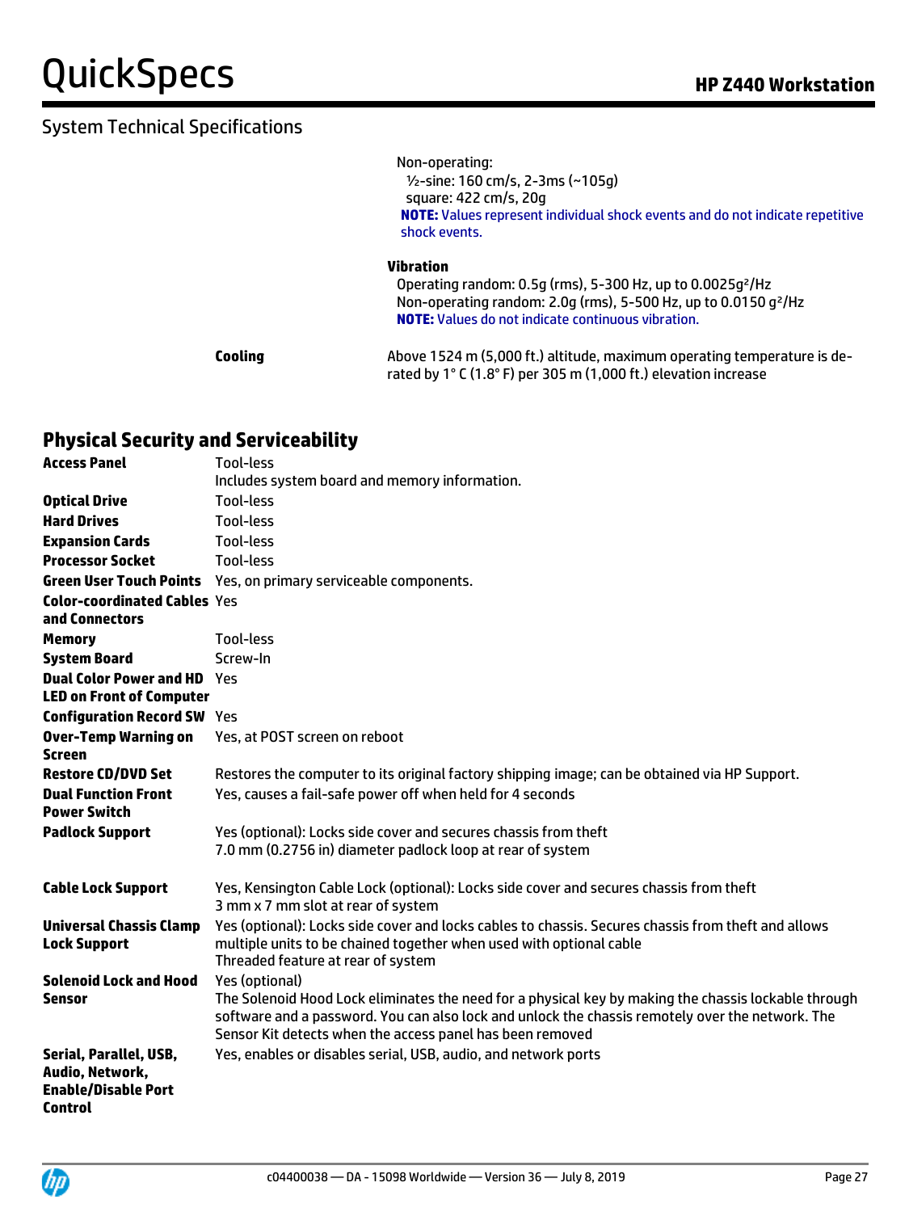## System Technical Specifications

| | | |
|---|---|---|
| | | Non-operating:<br>½-sine: 160 cm/s, 2-3ms (~105g)<br>square: 422 cm/s, 20g<br>**NOTE:** Values represent individual shock events and do not indicate repetitive shock events. |
| | | **Vibration**<br>Operating random: 0.5g (rms), 5-300 Hz, up to 0.0025g²/Hz<br>Non-operating random: 2.0g (rms), 5-500 Hz, up to 0.0150 g²/Hz<br>**NOTE:** Values do not indicate continuous vibration. |
| | **Cooling** | Above 1524 m (5,000 ft.) altitude, maximum operating temperature is de-rated by 1° C (1.8° F) per 305 m (1,000 ft.) elevation increase |

## Physical Security and Serviceability

| | |
|---|---|
| **Access Panel** | Tool-less<br>Includes system board and memory information. |
| **Optical Drive** | Tool-less |
| **Hard Drives** | Tool-less |
| **Expansion Cards** | Tool-less |
| **Processor Socket** | Tool-less |
| **Green User Touch Points** | Yes, on primary serviceable components. |
| **Color-coordinated Cables and Connectors** | Yes |
| **Memory** | Tool-less |
| **System Board** | Screw-In |
| **Dual Color Power and HD LED on Front of Computer** | Yes |
| **Configuration Record SW** | Yes |
| **Over-Temp Warning on Screen** | Yes, at POST screen on reboot |
| **Restore CD/DVD Set** | Restores the computer to its original factory shipping image; can be obtained via HP Support. |
| **Dual Function Front Power Switch** | Yes, causes a fail-safe power off when held for 4 seconds |
| **Padlock Support** | Yes (optional): Locks side cover and secures chassis from theft<br>7.0 mm (0.2756 in) diameter padlock loop at rear of system |
| **Cable Lock Support** | Yes, Kensington Cable Lock (optional): Locks side cover and secures chassis from theft<br>3 mm x 7 mm slot at rear of system |
| **Universal Chassis Clamp Lock Support** | Yes (optional): Locks side cover and locks cables to chassis. Secures chassis from theft and allows multiple units to be chained together when used with optional cable<br>Threaded feature at rear of system |
| **Solenoid Lock and Hood Sensor** | Yes (optional)<br>The Solenoid Hood Lock eliminates the need for a physical key by making the chassis lockable through software and a password. You can also lock and unlock the chassis remotely over the network. The Sensor Kit detects when the access panel has been removed |
| **Serial, Parallel, USB, Audio, Network, Enable/Disable Port Control** | Yes, enables or disables serial, USB, audio, and network ports |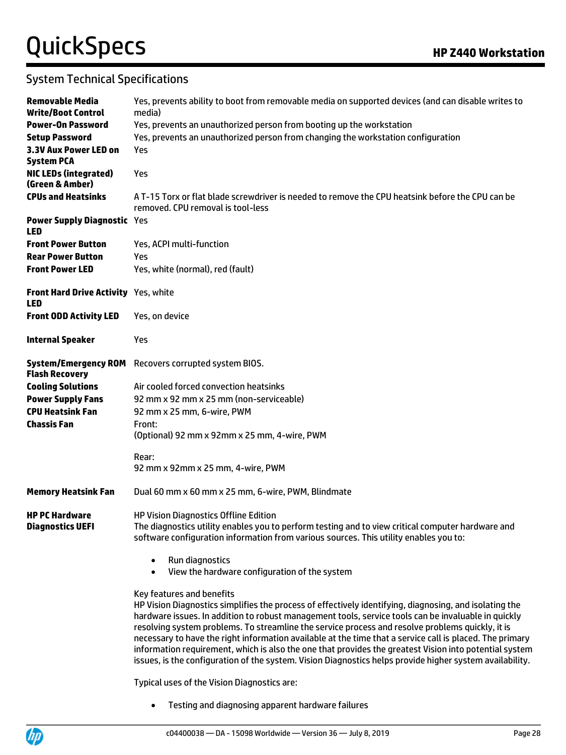## System Technical Specifications

| | |
|---|---|
| **Removable Media Write/Boot Control** | Yes, prevents ability to boot from removable media on supported devices (and can disable writes to media) |
| **Power-On Password** | Yes, prevents an unauthorized person from booting up the workstation |
| **Setup Password** | Yes, prevents an unauthorized person from changing the workstation configuration |
| **3.3V Aux Power LED on System PCA** | Yes |
| **NIC LEDs (integrated) (Green & Amber)** | Yes |
| **CPUs and Heatsinks** | A T-15 Torx or flat blade screwdriver is needed to remove the CPU heatsink before the CPU can be removed. CPU removal is tool-less |
| **Power Supply Diagnostic LED** | Yes |
| **Front Power Button** | Yes, ACPI multi-function |
| **Rear Power Button** | Yes |
| **Front Power LED** | Yes, white (normal), red (fault) |
| **Front Hard Drive Activity LED** | Yes, white |
| **Front ODD Activity LED** | Yes, on device |
| **Internal Speaker** | Yes |
| **System/Emergency ROM Flash Recovery** | Recovers corrupted system BIOS. |
| **Cooling Solutions** | Air cooled forced convection heatsinks |
| **Power Supply Fans** | 92 mm x 92 mm x 25 mm (non-serviceable) |
| **CPU Heatsink Fan** | 92 mm x 25 mm, 6-wire, PWM |
| **Chassis Fan** | Front:<br>(Optional) 92 mm x 92mm x 25 mm, 4-wire, PWM<br><br>Rear:<br>92 mm x 92mm x 25 mm, 4-wire, PWM |
| **Memory Heatsink Fan** | Dual 60 mm x 60 mm x 25 mm, 6-wire, PWM, Blindmate |
| **HP PC Hardware Diagnostics UEFI** | HP Vision Diagnostics Offline Edition<br>The diagnostics utility enables you to perform testing and to view critical computer hardware and software configuration information from various sources. This utility enables you to:<br>• Run diagnostics<br>• View the hardware configuration of the system<br><br>Key features and benefits<br>HP Vision Diagnostics simplifies the process of effectively identifying, diagnosing, and isolating the hardware issues. In addition to robust management tools, service tools can be invaluable in quickly resolving system problems. To streamline the service process and resolve problems quickly, it is necessary to have the right information available at the time that a service call is placed. The primary information requirement, which is also the one that provides the greatest Vision into potential system issues, is the configuration of the system. Vision Diagnostics helps provide higher system availability.<br><br>Typical uses of the Vision Diagnostics are:<br>• Testing and diagnosing apparent hardware failures |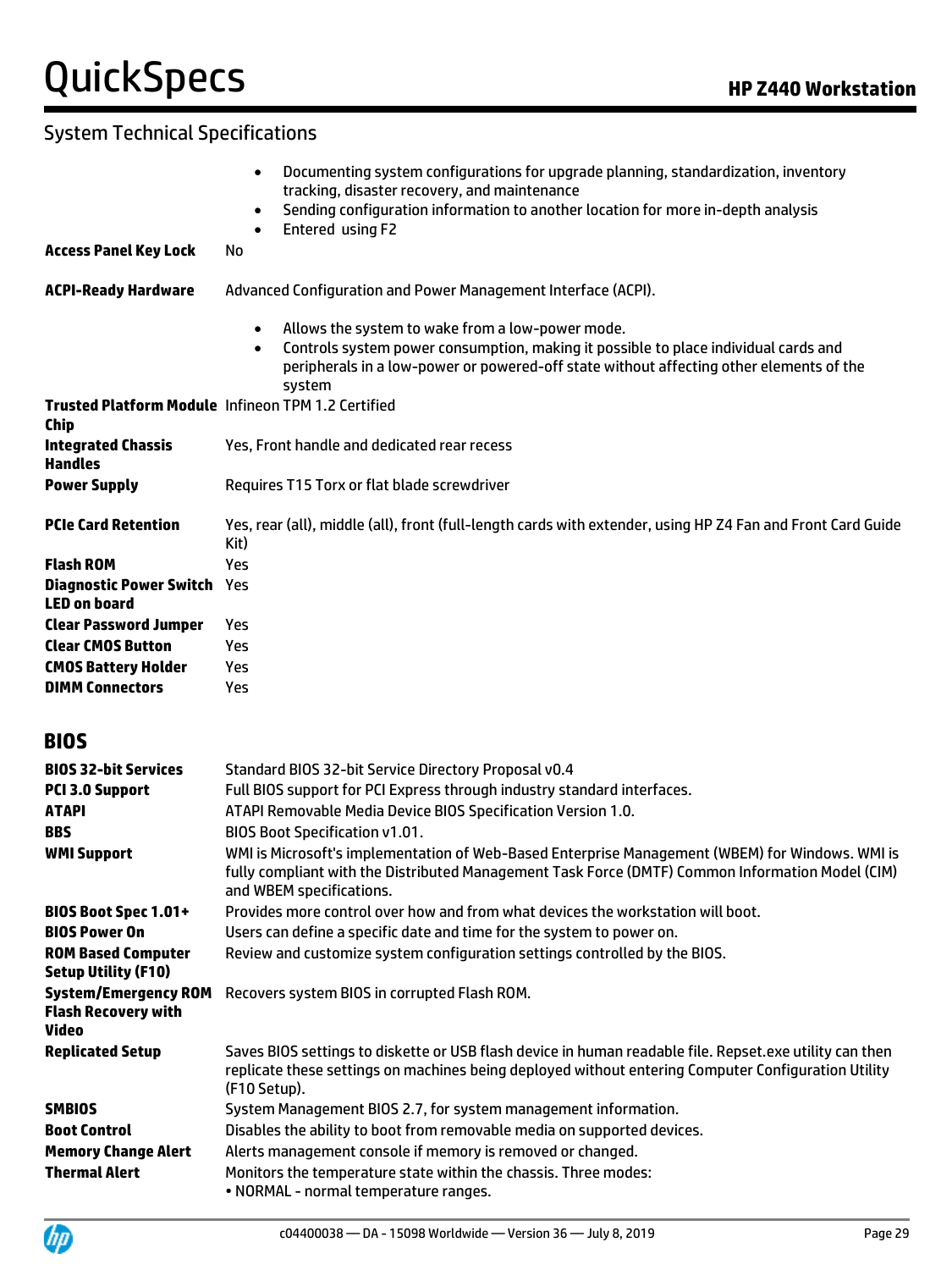## System Technical Specifications

| | |
|---|---|
| | • Documenting system configurations for upgrade planning, standardization, inventory tracking, disaster recovery, and maintenance<br>• Sending configuration information to another location for more in-depth analysis<br>• Entered using F2 |
| **Access Panel Key Lock** | No |
| **ACPI-Ready Hardware** | Advanced Configuration and Power Management Interface (ACPI).<br>• Allows the system to wake from a low-power mode.<br>• Controls system power consumption, making it possible to place individual cards and peripherals in a low-power or powered-off state without affecting other elements of the system |
| **Trusted Platform Module Chip** | Infineon TPM 1.2 Certified |
| **Integrated Chassis Handles** | Yes, Front handle and dedicated rear recess |
| **Power Supply** | Requires T15 Torx or flat blade screwdriver |
| **PCIe Card Retention** | Yes, rear (all), middle (all), front (full-length cards with extender, using HP Z4 Fan and Front Card Guide Kit) |
| **Flash ROM** | Yes |
| **Diagnostic Power Switch LED on board** | Yes |
| **Clear Password Jumper** | Yes |
| **Clear CMOS Button** | Yes |
| **CMOS Battery Holder** | Yes |
| **DIMM Connectors** | Yes |

## BIOS

| | |
|---|---|
| **BIOS 32-bit Services** | Standard BIOS 32-bit Service Directory Proposal v0.4 |
| **PCI 3.0 Support** | Full BIOS support for PCI Express through industry standard interfaces. |
| **ATAPI** | ATAPI Removable Media Device BIOS Specification Version 1.0. |
| **BBS** | BIOS Boot Specification v1.01. |
| **WMI Support** | WMI is Microsoft's implementation of Web-Based Enterprise Management (WBEM) for Windows. WMI is fully compliant with the Distributed Management Task Force (DMTF) Common Information Model (CIM) and WBEM specifications. |
| **BIOS Boot Spec 1.01+** | Provides more control over how and from what devices the workstation will boot. |
| **BIOS Power On** | Users can define a specific date and time for the system to power on. |
| **ROM Based Computer Setup Utility (F10)** | Review and customize system configuration settings controlled by the BIOS. |
| **System/Emergency ROM Flash Recovery with Video** | Recovers system BIOS in corrupted Flash ROM. |
| **Replicated Setup** | Saves BIOS settings to diskette or USB flash device in human readable file. Repset.exe utility can then replicate these settings on machines being deployed without entering Computer Configuration Utility (F10 Setup). |
| **SMBIOS** | System Management BIOS 2.7, for system management information. |
| **Boot Control** | Disables the ability to boot from removable media on supported devices. |
| **Memory Change Alert** | Alerts management console if memory is removed or changed. |
| **Thermal Alert** | Monitors the temperature state within the chassis. Three modes:<br>• NORMAL - normal temperature ranges. |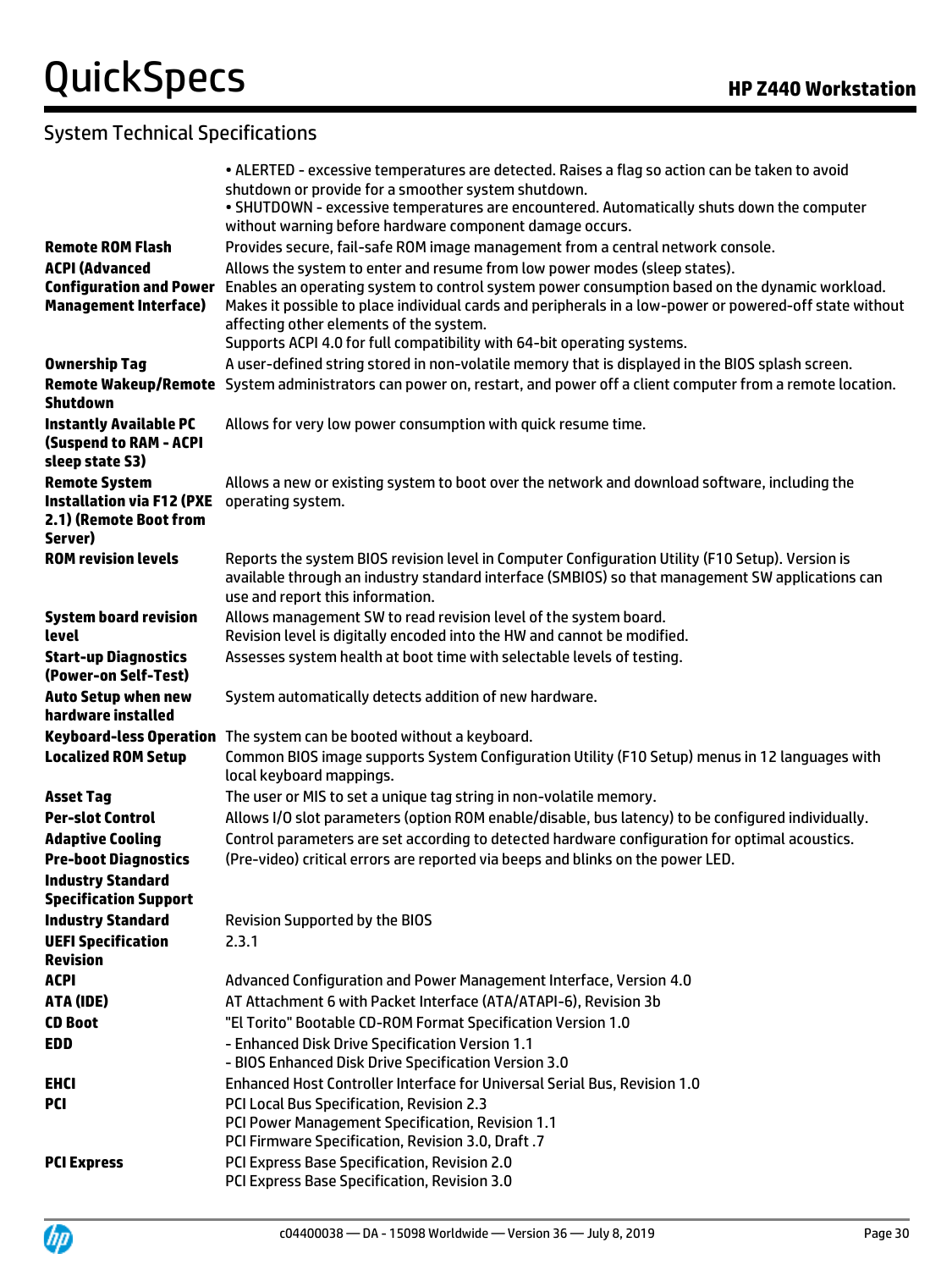## System Technical Specifications

| | |
|---|---|
| | • ALERTED - excessive temperatures are detected. Raises a flag so action can be taken to avoid shutdown or provide for a smoother system shutdown.<br>• SHUTDOWN - excessive temperatures are encountered. Automatically shuts down the computer without warning before hardware component damage occurs. |
| **Remote ROM Flash** | Provides secure, fail-safe ROM image management from a central network console. |
| **ACPI (Advanced Configuration and Power Management Interface)** | Allows the system to enter and resume from low power modes (sleep states).<br>Enables an operating system to control system power consumption based on the dynamic workload.<br>Makes it possible to place individual cards and peripherals in a low-power or powered-off state without affecting other elements of the system.<br>Supports ACPI 4.0 for full compatibility with 64-bit operating systems. |
| **Ownership Tag** | A user-defined string stored in non-volatile memory that is displayed in the BIOS splash screen. |
| **Remote Wakeup/Remote Shutdown** | System administrators can power on, restart, and power off a client computer from a remote location. |
| **Instantly Available PC (Suspend to RAM - ACPI sleep state S3)** | Allows for very low power consumption with quick resume time. |
| **Remote System Installation via F12 (PXE 2.1) (Remote Boot from Server)** | Allows a new or existing system to boot over the network and download software, including the operating system. |
| **ROM revision levels** | Reports the system BIOS revision level in Computer Configuration Utility (F10 Setup). Version is available through an industry standard interface (SMBIOS) so that management SW applications can use and report this information. |
| **System board revision level** | Allows management SW to read revision level of the system board.<br>Revision level is digitally encoded into the HW and cannot be modified. |
| **Start-up Diagnostics (Power-on Self-Test)** | Assesses system health at boot time with selectable levels of testing. |
| **Auto Setup when new hardware installed** | System automatically detects addition of new hardware. |
| **Keyboard-less Operation** | The system can be booted without a keyboard. |
| **Localized ROM Setup** | Common BIOS image supports System Configuration Utility (F10 Setup) menus in 12 languages with local keyboard mappings. |
| **Asset Tag** | The user or MIS to set a unique tag string in non-volatile memory. |
| **Per-slot Control** | Allows I/O slot parameters (option ROM enable/disable, bus latency) to be configured individually. |
| **Adaptive Cooling** | Control parameters are set according to detected hardware configuration for optimal acoustics. |
| **Pre-boot Diagnostics** | (Pre-video) critical errors are reported via beeps and blinks on the power LED. |
| **Industry Standard Specification Support** | |
| **Industry Standard** | Revision Supported by the BIOS |
| **UEFI Specification Revision** | 2.3.1 |
| **ACPI** | Advanced Configuration and Power Management Interface, Version 4.0 |
| **ATA (IDE)** | AT Attachment 6 with Packet Interface (ATA/ATAPI-6), Revision 3b |
| **CD Boot** | "El Torito" Bootable CD-ROM Format Specification Version 1.0 |
| **EDD** | - Enhanced Disk Drive Specification Version 1.1<br>- BIOS Enhanced Disk Drive Specification Version 3.0 |
| **EHCI** | Enhanced Host Controller Interface for Universal Serial Bus, Revision 1.0 |
| **PCI** | PCI Local Bus Specification, Revision 2.3<br>PCI Power Management Specification, Revision 1.1<br>PCI Firmware Specification, Revision 3.0, Draft .7 |
| **PCI Express** | PCI Express Base Specification, Revision 2.0<br>PCI Express Base Specification, Revision 3.0 |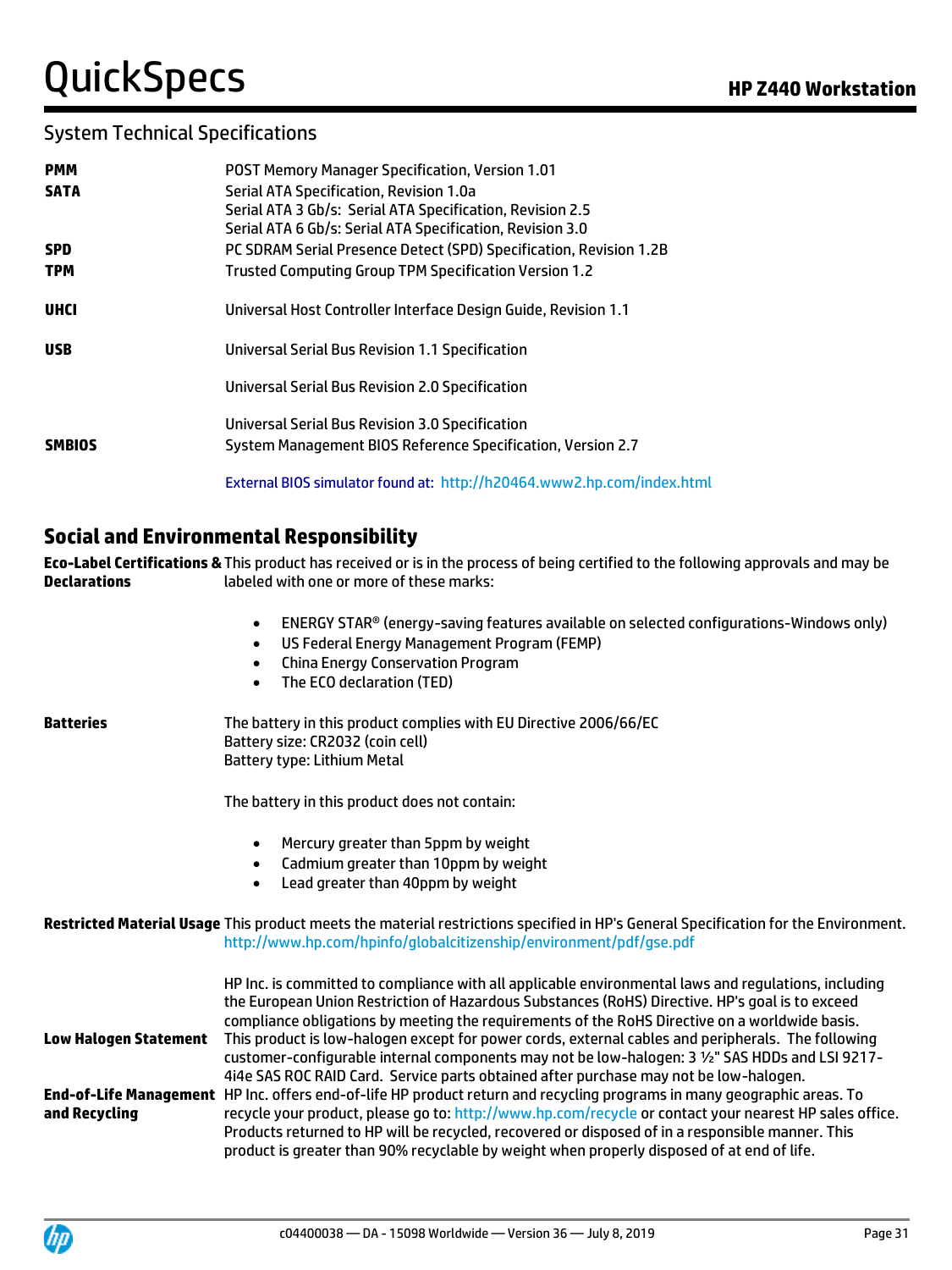## System Technical Specifications

| | |
|---|---|
| **PMM** | POST Memory Manager Specification, Version 1.01 |
| **SATA** | Serial ATA Specification, Revision 1.0a<br>Serial ATA 3 Gb/s: Serial ATA Specification, Revision 2.5<br>Serial ATA 6 Gb/s: Serial ATA Specification, Revision 3.0 |
| **SPD** | PC SDRAM Serial Presence Detect (SPD) Specification, Revision 1.2B |
| **TPM** | Trusted Computing Group TPM Specification Version 1.2 |
| **UHCI** | Universal Host Controller Interface Design Guide, Revision 1.1 |
| **USB** | Universal Serial Bus Revision 1.1 Specification<br>Universal Serial Bus Revision 2.0 Specification<br>Universal Serial Bus Revision 3.0 Specification |
| **SMBIOS** | System Management BIOS Reference Specification, Version 2.7<br>External BIOS simulator found at: http://h20464.www2.hp.com/index.html |

## Social and Environmental Responsibility

**Eco-Label Certifications & Declarations**

This product has received or is in the process of being certified to the following approvals and may be labeled with one or more of these marks:

- ENERGY STAR® (energy-saving features available on selected configurations-Windows only)
- US Federal Energy Management Program (FEMP)
- China Energy Conservation Program
- The ECO declaration (TED)

**Batteries**

The battery in this product complies with EU Directive 2006/66/EC
Battery size: CR2032 (coin cell)
Battery type: Lithium Metal

The battery in this product does not contain:

- Mercury greater than 5ppm by weight
- Cadmium greater than 10ppm by weight
- Lead greater than 40ppm by weight

**Restricted Material Usage**

This product meets the material restrictions specified in HP's General Specification for the Environment.
http://www.hp.com/hpinfo/globalcitizenship/environment/pdf/gse.pdf

HP Inc. is committed to compliance with all applicable environmental laws and regulations, including the European Union Restriction of Hazardous Substances (RoHS) Directive. HP's goal is to exceed compliance obligations by meeting the requirements of the RoHS Directive on a worldwide basis.

**Low Halogen Statement**

This product is low-halogen except for power cords, external cables and peripherals. The following customer-configurable internal components may not be low-halogen: 3 ½" SAS HDDs and LSI 9217-4i4e SAS ROC RAID Card. Service parts obtained after purchase may not be low-halogen.

**End-of-Life Management and Recycling**

HP Inc. offers end-of-life HP product return and recycling programs in many geographic areas. To recycle your product, please go to: http://www.hp.com/recycle or contact your nearest HP sales office. Products returned to HP will be recycled, recovered or disposed of in a responsible manner. This product is greater than 90% recyclable by weight when properly disposed of at end of life.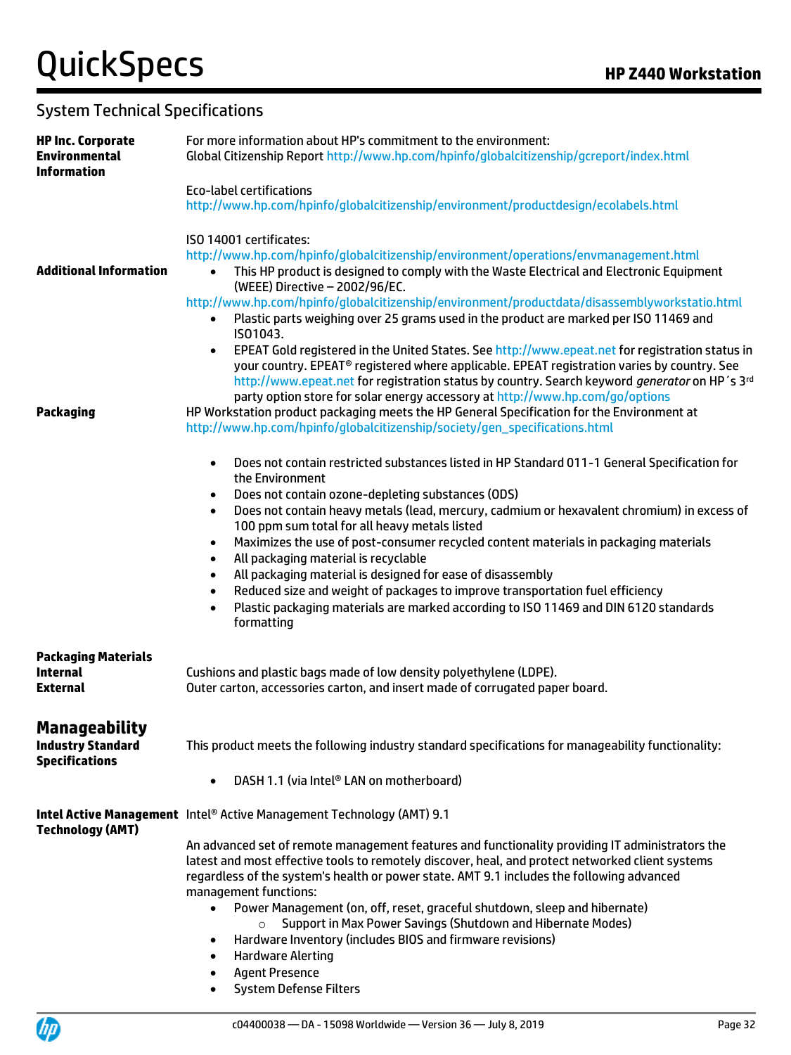## System Technical Specifications

**HP Inc. Corporate Environmental Information**

For more information about HP's commitment to the environment:
Global Citizenship Report http://www.hp.com/hpinfo/globalcitizenship/gcreport/index.html

Eco-label certifications
http://www.hp.com/hpinfo/globalcitizenship/environment/productdesign/ecolabels.html

ISO 14001 certificates:
http://www.hp.com/hpinfo/globalcitizenship/environment/operations/envmanagement.html

**Additional Information**

- This HP product is designed to comply with the Waste Electrical and Electronic Equipment (WEEE) Directive – 2002/96/EC.

http://www.hp.com/hpinfo/globalcitizenship/environment/productdata/disassemblyworkstatio.html

- Plastic parts weighing over 25 grams used in the product are marked per ISO 11469 and ISO1043.
- EPEAT Gold registered in the United States. See http://www.epeat.net for registration status in your country. EPEAT® registered where applicable. EPEAT registration varies by country. See http://www.epeat.net for registration status by country. Search keyword *generator* on HP´s 3rd party option store for solar energy accessory at http://www.hp.com/go/options

**Packaging**

HP Workstation product packaging meets the HP General Specification for the Environment at http://www.hp.com/hpinfo/globalcitizenship/society/gen_specifications.html

- Does not contain restricted substances listed in HP Standard 011-1 General Specification for the Environment
- Does not contain ozone-depleting substances (ODS)
- Does not contain heavy metals (lead, mercury, cadmium or hexavalent chromium) in excess of 100 ppm sum total for all heavy metals listed
- Maximizes the use of post-consumer recycled content materials in packaging materials
- All packaging material is recyclable
- All packaging material is designed for ease of disassembly
- Reduced size and weight of packages to improve transportation fuel efficiency
- Plastic packaging materials are marked according to ISO 11469 and DIN 6120 standards formatting

**Packaging Materials**

**Internal** Cushions and plastic bags made of low density polyethylene (LDPE).

**External** Outer carton, accessories carton, and insert made of corrugated paper board.

## Manageability

**Industry Standard Specifications**

This product meets the following industry standard specifications for manageability functionality:

- DASH 1.1 (via Intel® LAN on motherboard)

**Intel Active Management Technology (AMT)**

Intel® Active Management Technology (AMT) 9.1

An advanced set of remote management features and functionality providing IT administrators the latest and most effective tools to remotely discover, heal, and protect networked client systems regardless of the system's health or power state. AMT 9.1 includes the following advanced management functions:

- Power Management (on, off, reset, graceful shutdown, sleep and hibernate)
  - Support in Max Power Savings (Shutdown and Hibernate Modes)
- Hardware Inventory (includes BIOS and firmware revisions)
- Hardware Alerting
- Agent Presence
- System Defense Filters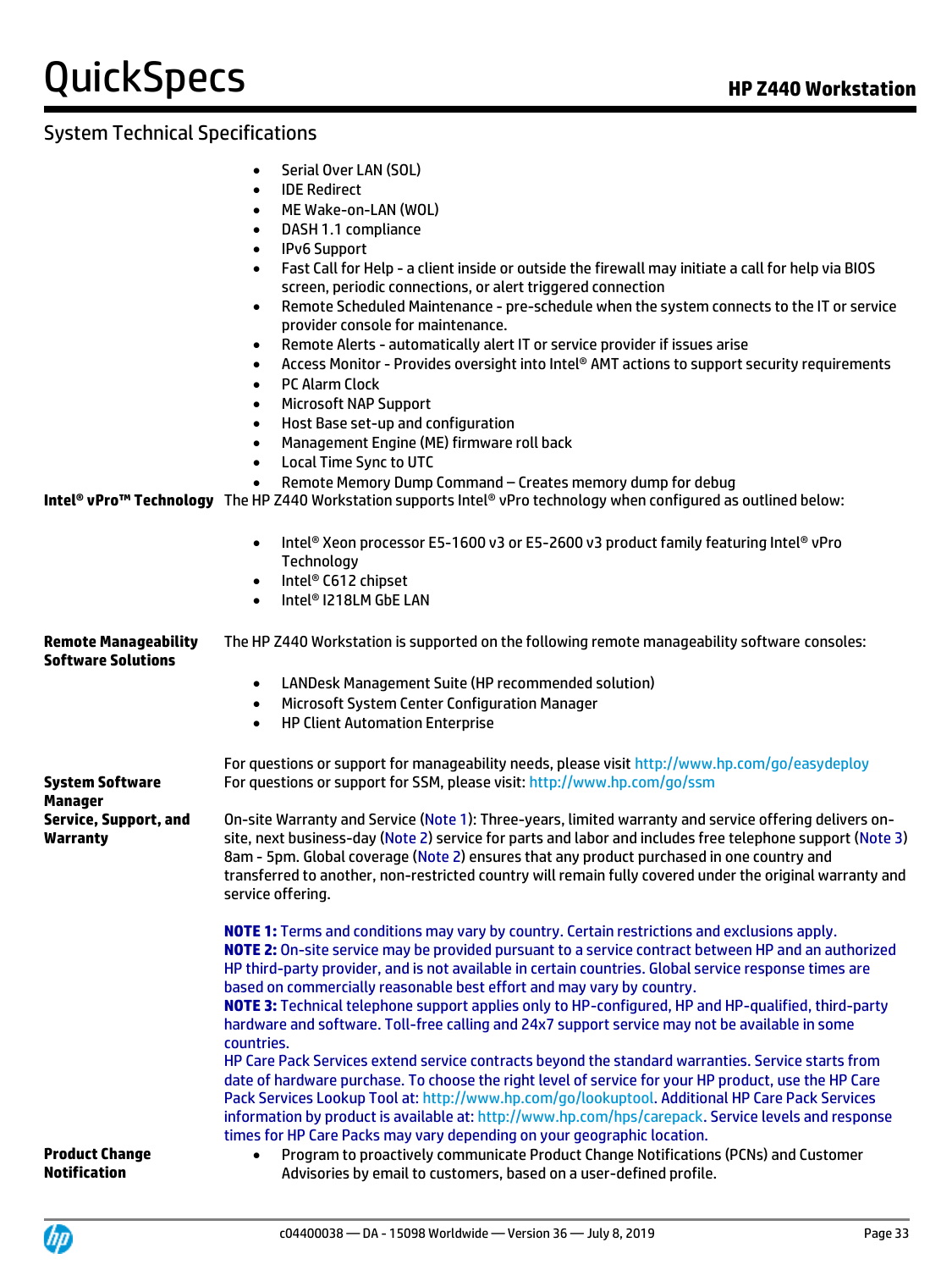## System Technical Specifications

- Serial Over LAN (SOL)
- IDE Redirect
- ME Wake-on-LAN (WOL)
- DASH 1.1 compliance
- IPv6 Support
- Fast Call for Help - a client inside or outside the firewall may initiate a call for help via BIOS screen, periodic connections, or alert triggered connection
- Remote Scheduled Maintenance - pre-schedule when the system connects to the IT or service provider console for maintenance.
- Remote Alerts - automatically alert IT or service provider if issues arise
- Access Monitor - Provides oversight into Intel® AMT actions to support security requirements
- PC Alarm Clock
- Microsoft NAP Support
- Host Base set-up and configuration
- Management Engine (ME) firmware roll back
- Local Time Sync to UTC
- Remote Memory Dump Command – Creates memory dump for debug

**Intel® vPro™ Technology**

The HP Z440 Workstation supports Intel® vPro technology when configured as outlined below:

- Intel® Xeon processor E5-1600 v3 or E5-2600 v3 product family featuring Intel® vPro Technology
- Intel® C612 chipset
- Intel® I218LM GbE LAN

**Remote Manageability Software Solutions**

The HP Z440 Workstation is supported on the following remote manageability software consoles:

- LANDesk Management Suite (HP recommended solution)
- Microsoft System Center Configuration Manager
- HP Client Automation Enterprise

For questions or support for manageability needs, please visit http://www.hp.com/go/easydeploy

**System Software Manager**

For questions or support for SSM, please visit: http://www.hp.com/go/ssm

**Service, Support, and Warranty**

On-site Warranty and Service (Note 1): Three-years, limited warranty and service offering delivers on-site, next business-day (Note 2) service for parts and labor and includes free telephone support (Note 3) 8am - 5pm. Global coverage (Note 2) ensures that any product purchased in one country and transferred to another, non-restricted country will remain fully covered under the original warranty and service offering.

**NOTE 1:** Terms and conditions may vary by country. Certain restrictions and exclusions apply.
**NOTE 2:** On-site service may be provided pursuant to a service contract between HP and an authorized HP third-party provider, and is not available in certain countries. Global service response times are based on commercially reasonable best effort and may vary by country.
**NOTE 3:** Technical telephone support applies only to HP-configured, HP and HP-qualified, third-party hardware and software. Toll-free calling and 24x7 support service may not be available in some countries.
HP Care Pack Services extend service contracts beyond the standard warranties. Service starts from date of hardware purchase. To choose the right level of service for your HP product, use the HP Care Pack Services Lookup Tool at: http://www.hp.com/go/lookuptool. Additional HP Care Pack Services information by product is available at: http://www.hp.com/hps/carepack. Service levels and response times for HP Care Packs may vary depending on your geographic location.

**Product Change Notification**

- Program to proactively communicate Product Change Notifications (PCNs) and Customer Advisories by email to customers, based on a user-defined profile.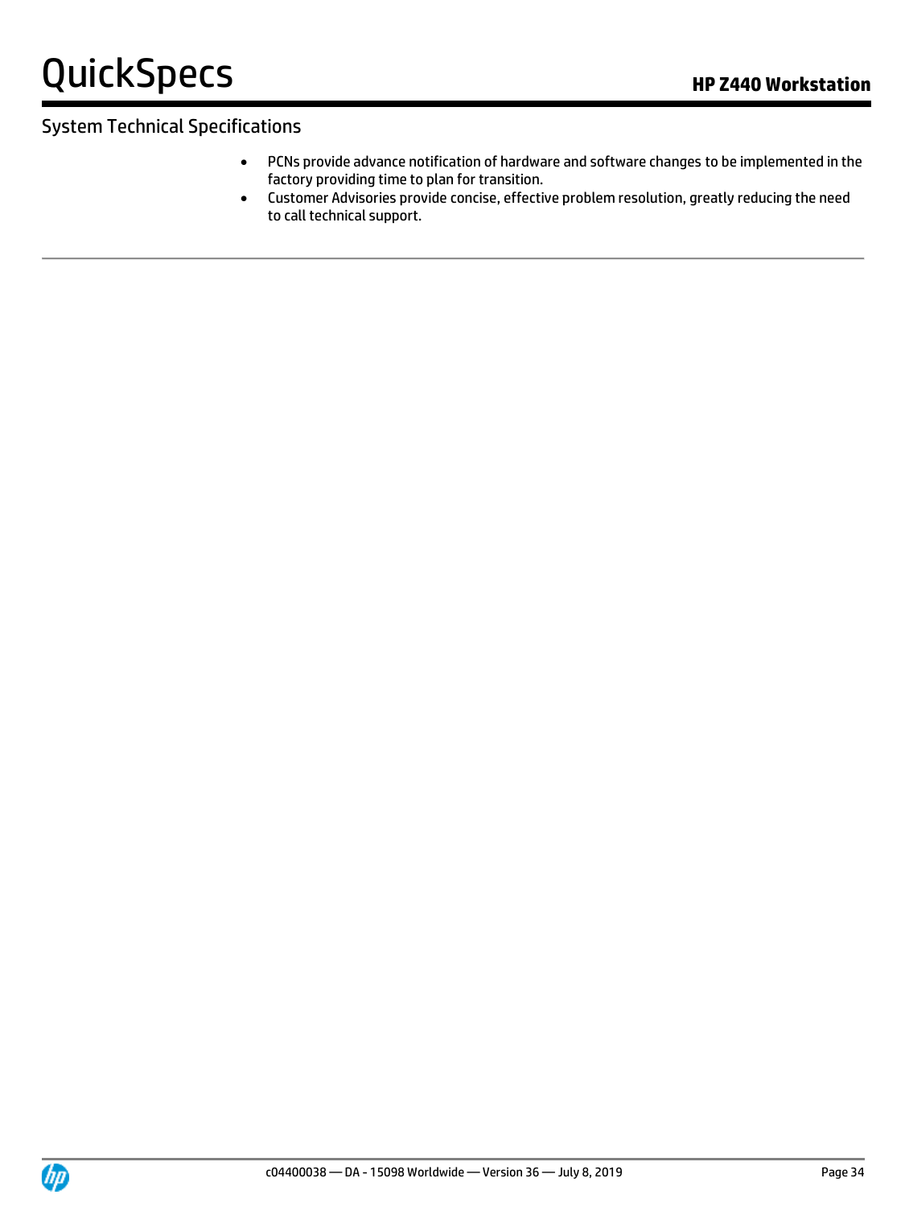## System Technical Specifications

- PCNs provide advance notification of hardware and software changes to be implemented in the factory providing time to plan for transition.
- Customer Advisories provide concise, effective problem resolution, greatly reducing the need to call technical support.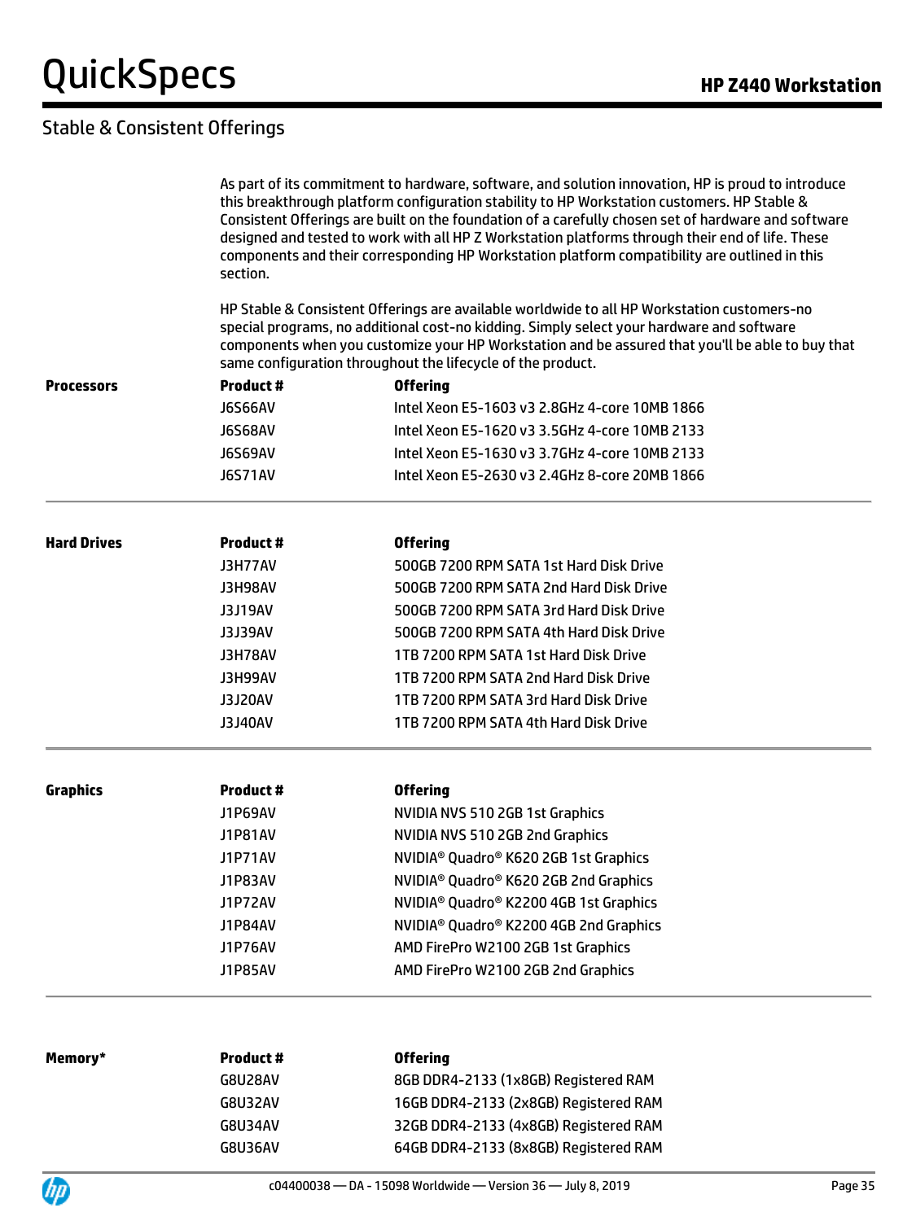## Stable & Consistent Offerings

As part of its commitment to hardware, software, and solution innovation, HP is proud to introduce this breakthrough platform configuration stability to HP Workstation customers. HP Stable & Consistent Offerings are built on the foundation of a carefully chosen set of hardware and software designed and tested to work with all HP Z Workstation platforms through their end of life. These components and their corresponding HP Workstation platform compatibility are outlined in this section.

HP Stable & Consistent Offerings are available worldwide to all HP Workstation customers-no special programs, no additional cost-no kidding. Simply select your hardware and software components when you customize your HP Workstation and be assured that you'll be able to buy that same configuration throughout the lifecycle of the product.

**Processors**

| Product # | Offering |
|---|---|
| J6S66AV | Intel Xeon E5-1603 v3 2.8GHz 4-core 10MB 1866 |
| J6S68AV | Intel Xeon E5-1620 v3 3.5GHz 4-core 10MB 2133 |
| J6S69AV | Intel Xeon E5-1630 v3 3.7GHz 4-core 10MB 2133 |
| J6S71AV | Intel Xeon E5-2630 v3 2.4GHz 8-core 20MB 1866 |

**Hard Drives**

| Product # | Offering |
|---|---|
| J3H77AV | 500GB 7200 RPM SATA 1st Hard Disk Drive |
| J3H98AV | 500GB 7200 RPM SATA 2nd Hard Disk Drive |
| J3J19AV | 500GB 7200 RPM SATA 3rd Hard Disk Drive |
| J3J39AV | 500GB 7200 RPM SATA 4th Hard Disk Drive |
| J3H78AV | 1TB 7200 RPM SATA 1st Hard Disk Drive |
| J3H99AV | 1TB 7200 RPM SATA 2nd Hard Disk Drive |
| J3J20AV | 1TB 7200 RPM SATA 3rd Hard Disk Drive |
| J3J40AV | 1TB 7200 RPM SATA 4th Hard Disk Drive |

**Graphics**

| Product # | Offering |
|---|---|
| J1P69AV | NVIDIA NVS 510 2GB 1st Graphics |
| J1P81AV | NVIDIA NVS 510 2GB 2nd Graphics |
| J1P71AV | NVIDIA® Quadro® K620 2GB 1st Graphics |
| J1P83AV | NVIDIA® Quadro® K620 2GB 2nd Graphics |
| J1P72AV | NVIDIA® Quadro® K2200 4GB 1st Graphics |
| J1P84AV | NVIDIA® Quadro® K2200 4GB 2nd Graphics |
| J1P76AV | AMD FirePro W2100 2GB 1st Graphics |
| J1P85AV | AMD FirePro W2100 2GB 2nd Graphics |

**Memory***

| Product # | Offering |
|---|---|
| G8U28AV | 8GB DDR4-2133 (1x8GB) Registered RAM |
| G8U32AV | 16GB DDR4-2133 (2x8GB) Registered RAM |
| G8U34AV | 32GB DDR4-2133 (4x8GB) Registered RAM |
| G8U36AV | 64GB DDR4-2133 (8x8GB) Registered RAM |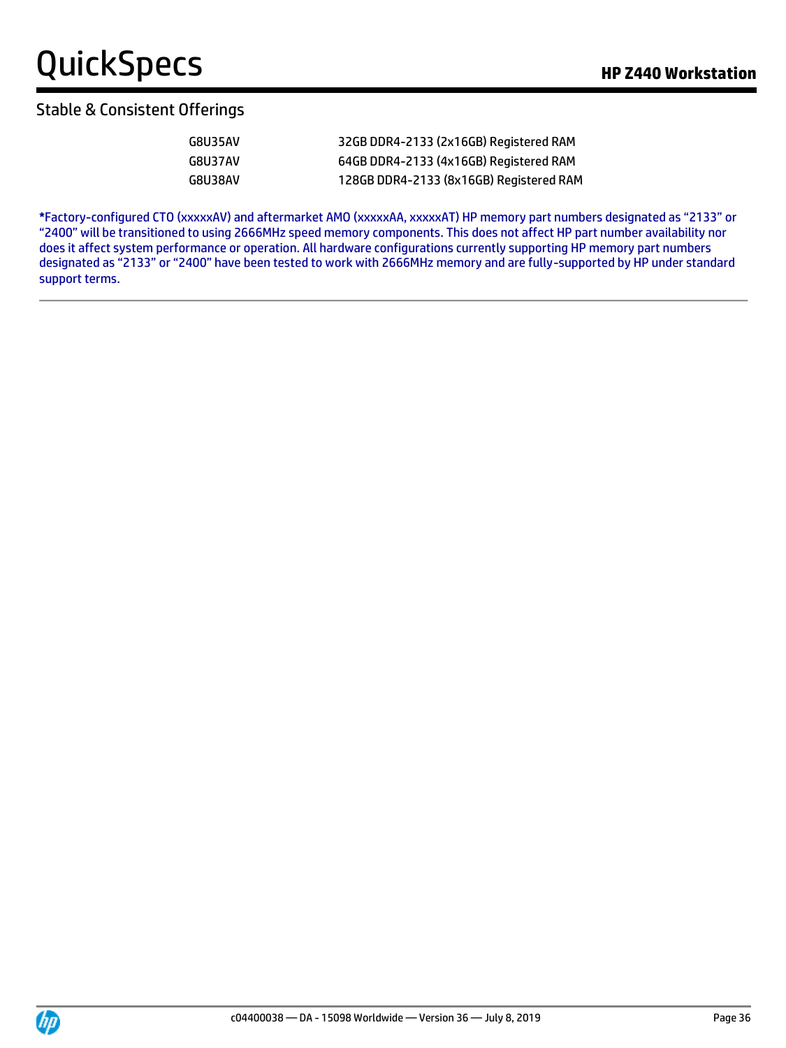## Stable & Consistent Offerings

| | |
|---|---|
| G8U35AV | 32GB DDR4-2133 (2x16GB) Registered RAM |
| G8U37AV | 64GB DDR4-2133 (4x16GB) Registered RAM |
| G8U38AV | 128GB DDR4-2133 (8x16GB) Registered RAM |

***Factory-configured CTO (xxxxxAV) and aftermarket AMO (xxxxxAA, xxxxxAT) HP memory part numbers designated as "2133" or "2400" will be transitioned to using 2666MHz speed memory components. This does not affect HP part number availability nor does it affect system performance or operation. All hardware configurations currently supporting HP memory part numbers designated as "2133" or "2400" have been tested to work with 2666MHz memory and are fully-supported by HP under standard support terms.**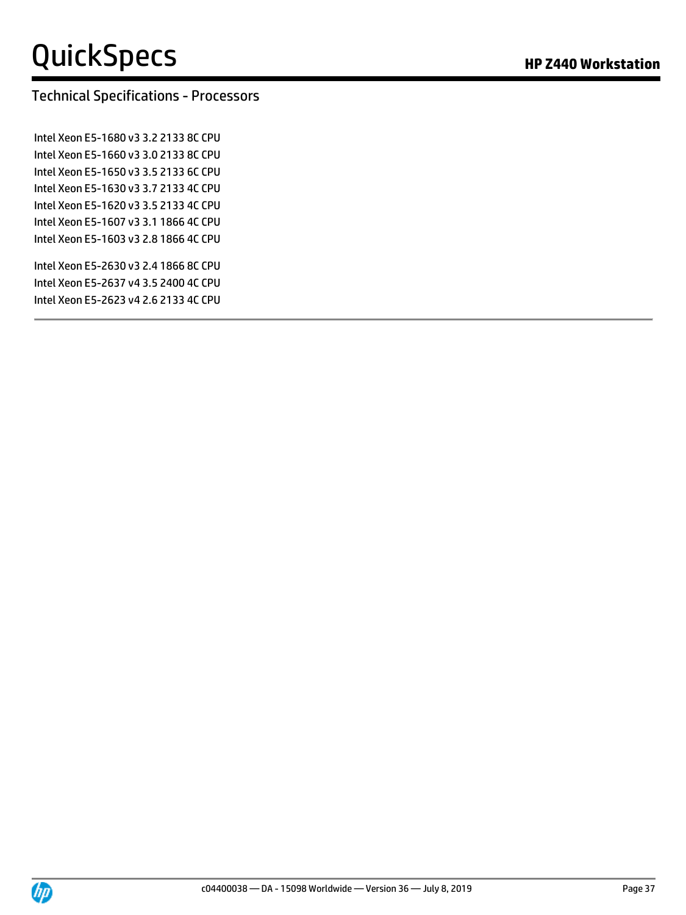## Technical Specifications - Processors

Intel Xeon E5-1680 v3 3.2 2133 8C CPU
Intel Xeon E5-1660 v3 3.0 2133 8C CPU
Intel Xeon E5-1650 v3 3.5 2133 6C CPU
Intel Xeon E5-1630 v3 3.7 2133 4C CPU
Intel Xeon E5-1620 v3 3.5 2133 4C CPU
Intel Xeon E5-1607 v3 3.1 1866 4C CPU
Intel Xeon E5-1603 v3 2.8 1866 4C CPU

Intel Xeon E5-2630 v3 2.4 1866 8C CPU
Intel Xeon E5-2637 v4 3.5 2400 4C CPU
Intel Xeon E5-2623 v4 2.6 2133 4C CPU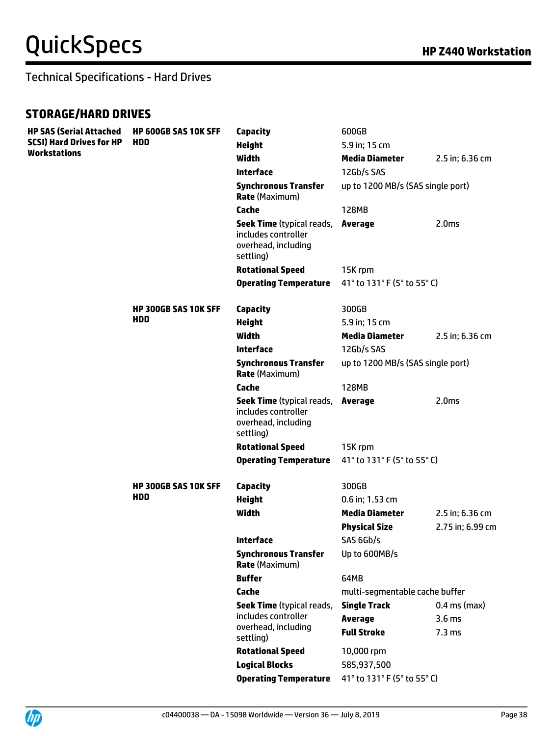Technical Specifications - Hard Drives

## STORAGE/HARD DRIVES

| | | | | |
|---|---|---|---|---|
| **HP SAS (Serial Attached SCSI) Hard Drives for HP Workstations** | **HP 600GB SAS 10K SFF HDD** | **Capacity** | 600GB | |
| | | **Height** | 5.9 in; 15 cm | |
| | | **Width** | **Media Diameter** | 2.5 in; 6.36 cm |
| | | **Interface** | 12Gb/s SAS | |
| | | **Synchronous Transfer Rate** (Maximum) | up to 1200 MB/s (SAS single port) | |
| | | **Cache** | 128MB | |
| | | **Seek Time** (typical reads, includes controller overhead, including settling) | **Average** | 2.0ms |
| | | **Rotational Speed** | 15K rpm | |
| | | **Operating Temperature** | 41° to 131° F (5° to 55° C) | |
| | **HP 300GB SAS 10K SFF HDD** | **Capacity** | 300GB | |
| | | **Height** | 5.9 in; 15 cm | |
| | | **Width** | **Media Diameter** | 2.5 in; 6.36 cm |
| | | **Interface** | 12Gb/s SAS | |
| | | **Synchronous Transfer Rate** (Maximum) | up to 1200 MB/s (SAS single port) | |
| | | **Cache** | 128MB | |
| | | **Seek Time** (typical reads, includes controller overhead, including settling) | **Average** | 2.0ms |
| | | **Rotational Speed** | 15K rpm | |
| | | **Operating Temperature** | 41° to 131° F (5° to 55° C) | |
| | **HP 300GB SAS 10K SFF HDD** | **Capacity** | 300GB | |
| | | **Height** | 0.6 in; 1.53 cm | |
| | | **Width** | **Media Diameter** | 2.5 in; 6.36 cm |
| | | | **Physical Size** | 2.75 in; 6.99 cm |
| | | **Interface** | SAS 6Gb/s | |
| | | **Synchronous Transfer Rate** (Maximum) | Up to 600MB/s | |
| | | **Buffer** | 64MB | |
| | | **Cache** | multi-segmentable cache buffer | |
| | | **Seek Time** (typical reads, includes controller overhead, including settling) | **Single Track** | 0.4 ms (max) |
| | | | **Average** | 3.6 ms |
| | | | **Full Stroke** | 7.3 ms |
| | | **Rotational Speed** | 10,000 rpm | |
| | | **Logical Blocks** | 585,937,500 | |
| | | **Operating Temperature** | 41° to 131° F (5° to 55° C) | |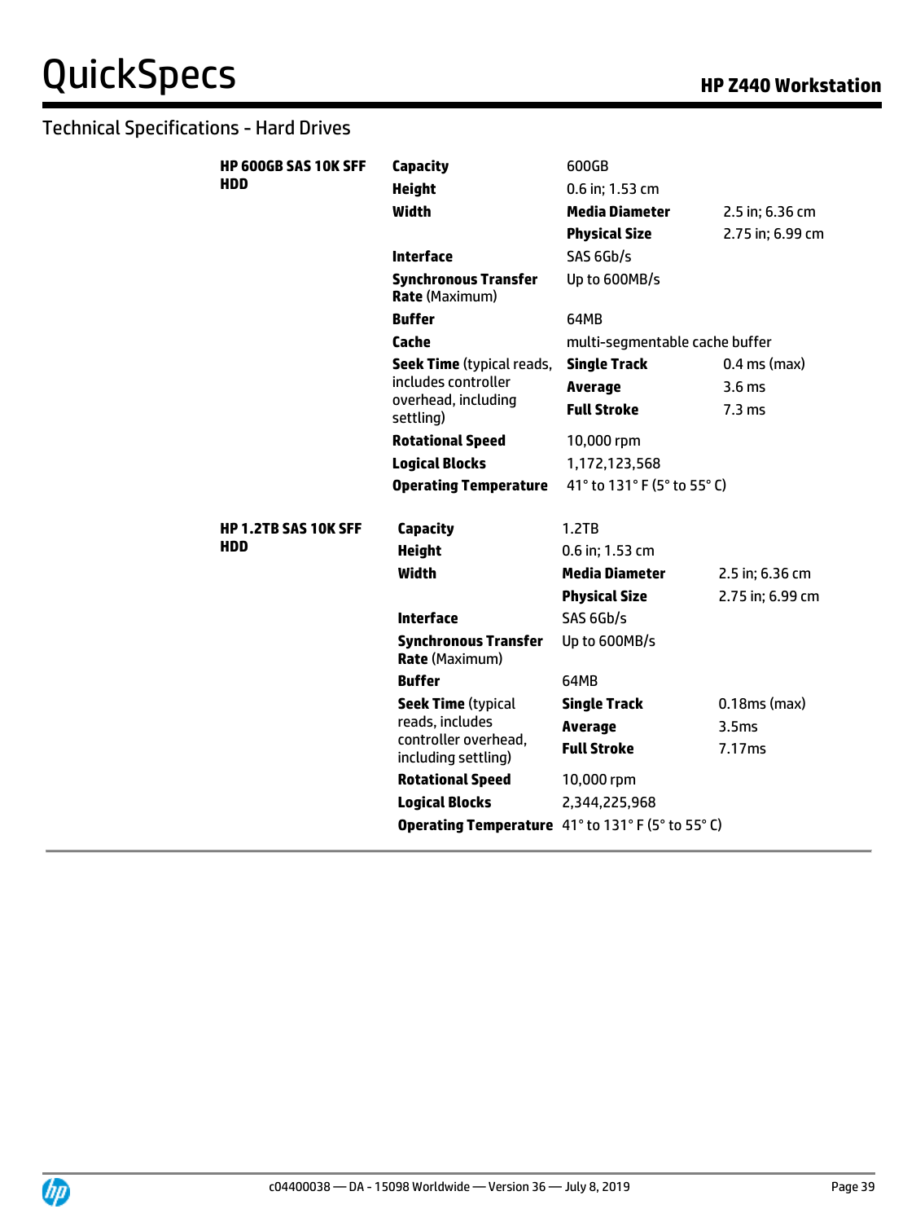## Technical Specifications - Hard Drives

| | | | |
|---|---|---|---|
| **HP 600GB SAS 10K SFF HDD** | **Capacity** | 600GB | |
| | **Height** | 0.6 in; 1.53 cm | |
| | **Width** | **Media Diameter** | 2.5 in; 6.36 cm |
| | | **Physical Size** | 2.75 in; 6.99 cm |
| | **Interface** | SAS 6Gb/s | |
| | **Synchronous Transfer Rate** (Maximum) | Up to 600MB/s | |
| | **Buffer** | 64MB | |
| | **Cache** | multi-segmentable cache buffer | |
| | **Seek Time** (typical reads, includes controller overhead, including settling) | **Single Track** | 0.4 ms (max) |
| | | **Average** | 3.6 ms |
| | | **Full Stroke** | 7.3 ms |
| | **Rotational Speed** | 10,000 rpm | |
| | **Logical Blocks** | 1,172,123,568 | |
| | **Operating Temperature** | 41° to 131° F (5° to 55° C) | |
| **HP 1.2TB SAS 10K SFF HDD** | **Capacity** | 1.2TB | |
| | **Height** | 0.6 in; 1.53 cm | |
| | **Width** | **Media Diameter** | 2.5 in; 6.36 cm |
| | | **Physical Size** | 2.75 in; 6.99 cm |
| | **Interface** | SAS 6Gb/s | |
| | **Synchronous Transfer Rate** (Maximum) | Up to 600MB/s | |
| | **Buffer** | 64MB | |
| | **Seek Time** (typical reads, includes controller overhead, including settling) | **Single Track** | 0.18ms (max) |
| | | **Average** | 3.5ms |
| | | **Full Stroke** | 7.17ms |
| | **Rotational Speed** | 10,000 rpm | |
| | **Logical Blocks** | 2,344,225,968 | |
| | **Operating Temperature** | 41° to 131° F (5° to 55° C) | |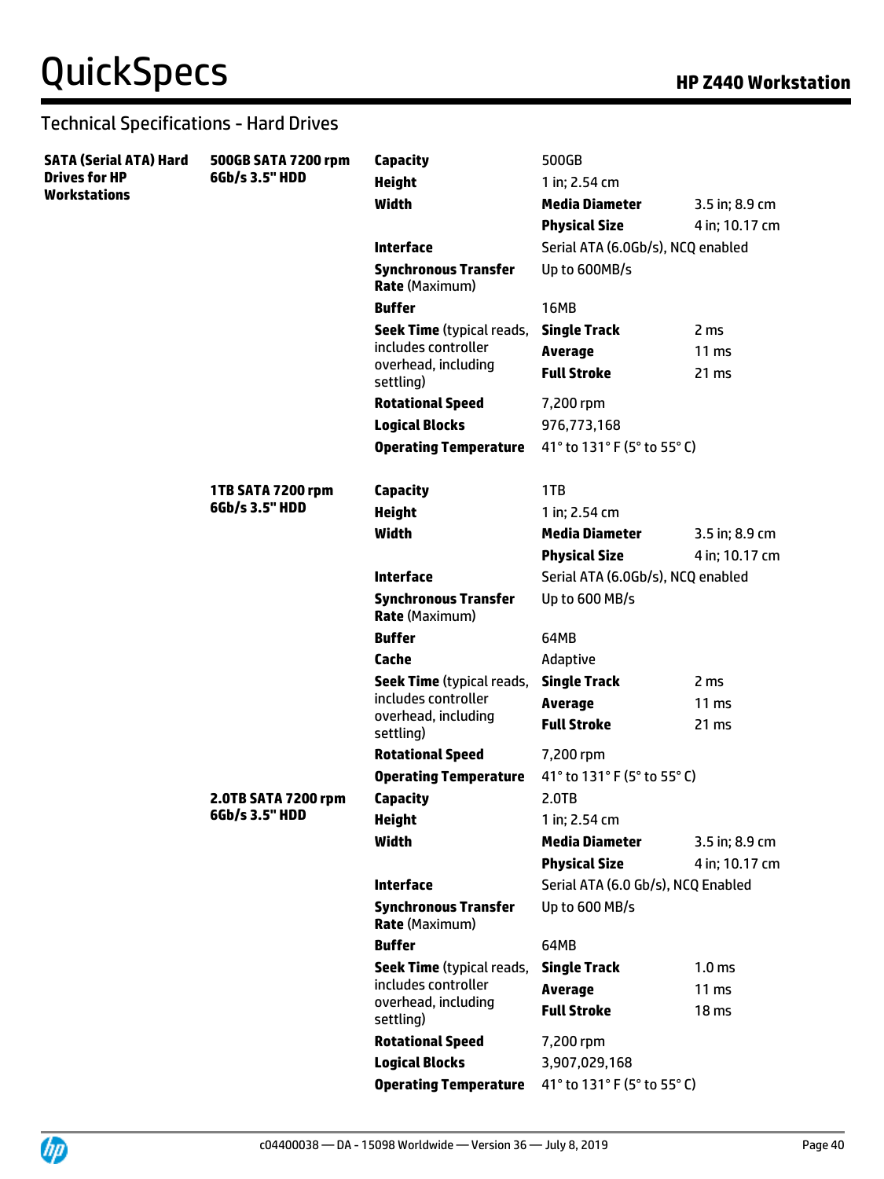## Technical Specifications - Hard Drives

| SATA (Serial ATA) Hard Drives for HP Workstations | | | | |
|---|---|---|---|---|
| | **500GB SATA 7200 rpm 6Gb/s 3.5" HDD** | **Capacity** | 500GB | |
| | | **Height** | 1 in; 2.54 cm | |
| | | **Width** | **Media Diameter** | 3.5 in; 8.9 cm |
| | | | **Physical Size** | 4 in; 10.17 cm |
| | | **Interface** | Serial ATA (6.0Gb/s), NCQ enabled | |
| | | **Synchronous Transfer Rate** (Maximum) | Up to 600MB/s | |
| | | **Buffer** | 16MB | |
| | | **Seek Time** (typical reads, includes controller overhead, including settling) | **Single Track** | 2 ms |
| | | | **Average** | 11 ms |
| | | | **Full Stroke** | 21 ms |
| | | **Rotational Speed** | 7,200 rpm | |
| | | **Logical Blocks** | 976,773,168 | |
| | | **Operating Temperature** | 41° to 131° F (5° to 55° C) | |
| | **1TB SATA 7200 rpm 6Gb/s 3.5" HDD** | **Capacity** | 1TB | |
| | | **Height** | 1 in; 2.54 cm | |
| | | **Width** | **Media Diameter** | 3.5 in; 8.9 cm |
| | | | **Physical Size** | 4 in; 10.17 cm |
| | | **Interface** | Serial ATA (6.0Gb/s), NCQ enabled | |
| | | **Synchronous Transfer Rate** (Maximum) | Up to 600 MB/s | |
| | | **Buffer** | 64MB | |
| | | **Cache** | Adaptive | |
| | | **Seek Time** (typical reads, includes controller overhead, including settling) | **Single Track** | 2 ms |
| | | | **Average** | 11 ms |
| | | | **Full Stroke** | 21 ms |
| | | **Rotational Speed** | 7,200 rpm | |
| | | **Operating Temperature** | 41° to 131° F (5° to 55° C) | |
| | **2.0TB SATA 7200 rpm 6Gb/s 3.5" HDD** | **Capacity** | 2.0TB | |
| | | **Height** | 1 in; 2.54 cm | |
| | | **Width** | **Media Diameter** | 3.5 in; 8.9 cm |
| | | | **Physical Size** | 4 in; 10.17 cm |
| | | **Interface** | Serial ATA (6.0 Gb/s), NCQ Enabled | |
| | | **Synchronous Transfer Rate** (Maximum) | Up to 600 MB/s | |
| | | **Buffer** | 64MB | |
| | | **Seek Time** (typical reads, includes controller overhead, including settling) | **Single Track** | 1.0 ms |
| | | | **Average** | 11 ms |
| | | | **Full Stroke** | 18 ms |
| | | **Rotational Speed** | 7,200 rpm | |
| | | **Logical Blocks** | 3,907,029,168 | |
| | | **Operating Temperature** | 41° to 131° F (5° to 55° C) | |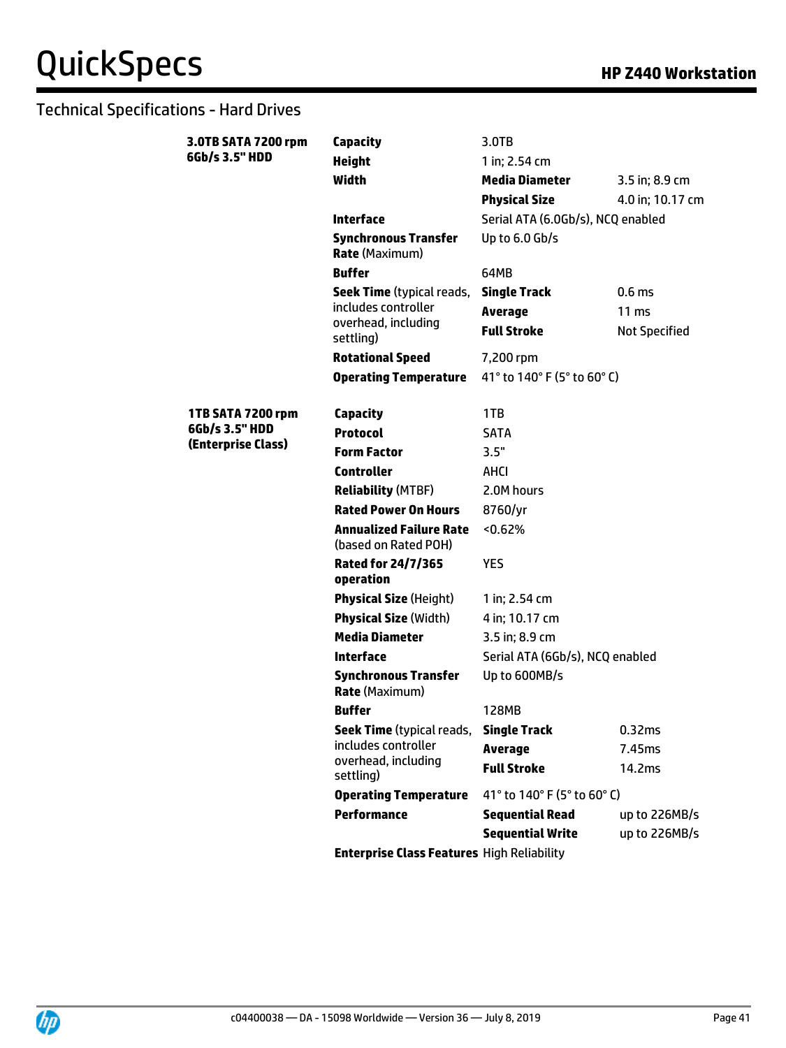## Technical Specifications - Hard Drives

| | | | |
|---|---|---|---|
| **3.0TB SATA 7200 rpm 6Gb/s 3.5" HDD** | **Capacity** | 3.0TB | |
| | **Height** | 1 in; 2.54 cm | |
| | **Width** | **Media Diameter** | 3.5 in; 8.9 cm |
| | | **Physical Size** | 4.0 in; 10.17 cm |
| | **Interface** | Serial ATA (6.0Gb/s), NCQ enabled | |
| | **Synchronous Transfer Rate** (Maximum) | Up to 6.0 Gb/s | |
| | **Buffer** | 64MB | |
| | **Seek Time** (typical reads, includes controller overhead, including settling) | **Single Track** | 0.6 ms |
| | | **Average** | 11 ms |
| | | **Full Stroke** | Not Specified |
| | **Rotational Speed** | 7,200 rpm | |
| | **Operating Temperature** | 41° to 140° F (5° to 60° C) | |

| | | | |
|---|---|---|---|
| **1TB SATA 7200 rpm 6Gb/s 3.5" HDD (Enterprise Class)** | **Capacity** | 1TB | |
| | **Protocol** | SATA | |
| | **Form Factor** | 3.5" | |
| | **Controller** | AHCI | |
| | **Reliability** (MTBF) | 2.0M hours | |
| | **Rated Power On Hours** | 8760/yr | |
| | **Annualized Failure Rate** (based on Rated POH) | <0.62% | |
| | **Rated for 24/7/365 operation** | YES | |
| | **Physical Size** (Height) | 1 in; 2.54 cm | |
| | **Physical Size** (Width) | 4 in; 10.17 cm | |
| | **Media Diameter** | 3.5 in; 8.9 cm | |
| | **Interface** | Serial ATA (6Gb/s), NCQ enabled | |
| | **Synchronous Transfer Rate** (Maximum) | Up to 600MB/s | |
| | **Buffer** | 128MB | |
| | **Seek Time** (typical reads, includes controller overhead, including settling) | **Single Track** | 0.32ms |
| | | **Average** | 7.45ms |
| | | **Full Stroke** | 14.2ms |
| | **Operating Temperature** | 41° to 140° F (5° to 60° C) | |
| | **Performance** | **Sequential Read** | up to 226MB/s |
| | | **Sequential Write** | up to 226MB/s |
| | **Enterprise Class Features** | High Reliability | |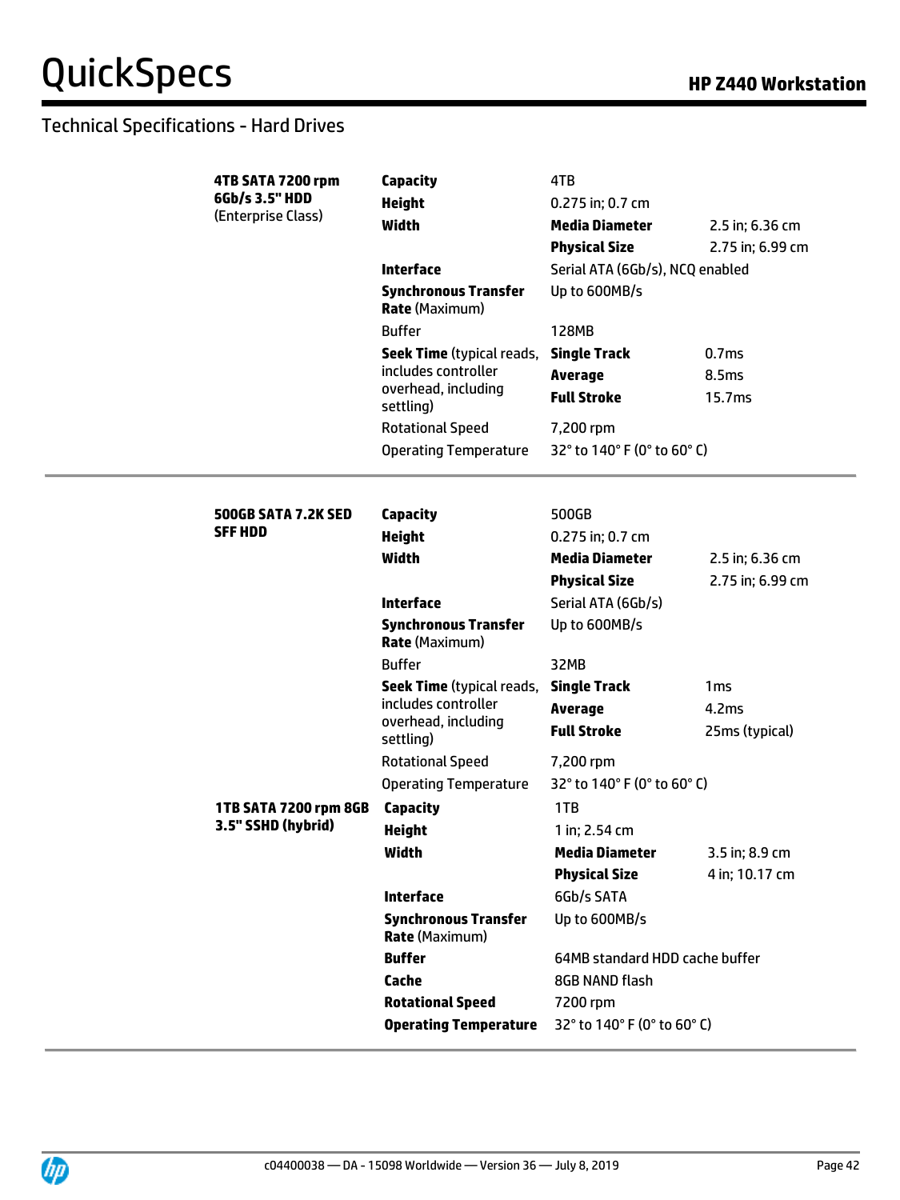## Technical Specifications - Hard Drives

| Drive | Specification | | |
|---|---|---|---|
| **4TB SATA 7200 rpm 6Gb/s 3.5" HDD** (Enterprise Class) | **Capacity** | 4TB | |
| | **Height** | 0.275 in; 0.7 cm | |
| | **Width** | **Media Diameter** | 2.5 in; 6.36 cm |
| | | **Physical Size** | 2.75 in; 6.99 cm |
| | **Interface** | Serial ATA (6Gb/s), NCQ enabled | |
| | **Synchronous Transfer Rate** (Maximum) | Up to 600MB/s | |
| | Buffer | 128MB | |
| | **Seek Time** (typical reads, includes controller overhead, including settling) | **Single Track** | 0.7ms |
| | | **Average** | 8.5ms |
| | | **Full Stroke** | 15.7ms |
| | Rotational Speed | 7,200 rpm | |
| | Operating Temperature | 32° to 140° F (0° to 60° C) | |
| **500GB SATA 7.2K SED SFF HDD** | **Capacity** | 500GB | |
| | **Height** | 0.275 in; 0.7 cm | |
| | **Width** | **Media Diameter** | 2.5 in; 6.36 cm |
| | | **Physical Size** | 2.75 in; 6.99 cm |
| | **Interface** | Serial ATA (6Gb/s) | |
| | **Synchronous Transfer Rate** (Maximum) | Up to 600MB/s | |
| | Buffer | 32MB | |
| | **Seek Time** (typical reads, includes controller overhead, including settling) | **Single Track** | 1ms |
| | | **Average** | 4.2ms |
| | | **Full Stroke** | 25ms (typical) |
| | Rotational Speed | 7,200 rpm | |
| | Operating Temperature | 32° to 140° F (0° to 60° C) | |
| **1TB SATA 7200 rpm 8GB 3.5" SSHD (hybrid)** | **Capacity** | 1TB | |
| | **Height** | 1 in; 2.54 cm | |
| | **Width** | **Media Diameter** | 3.5 in; 8.9 cm |
| | | **Physical Size** | 4 in; 10.17 cm |
| | **Interface** | 6Gb/s SATA | |
| | **Synchronous Transfer Rate** (Maximum) | Up to 600MB/s | |
| | **Buffer** | 64MB standard HDD cache buffer | |
| | **Cache** | 8GB NAND flash | |
| | **Rotational Speed** | 7200 rpm | |
| | **Operating Temperature** | 32° to 140° F (0° to 60° C) | |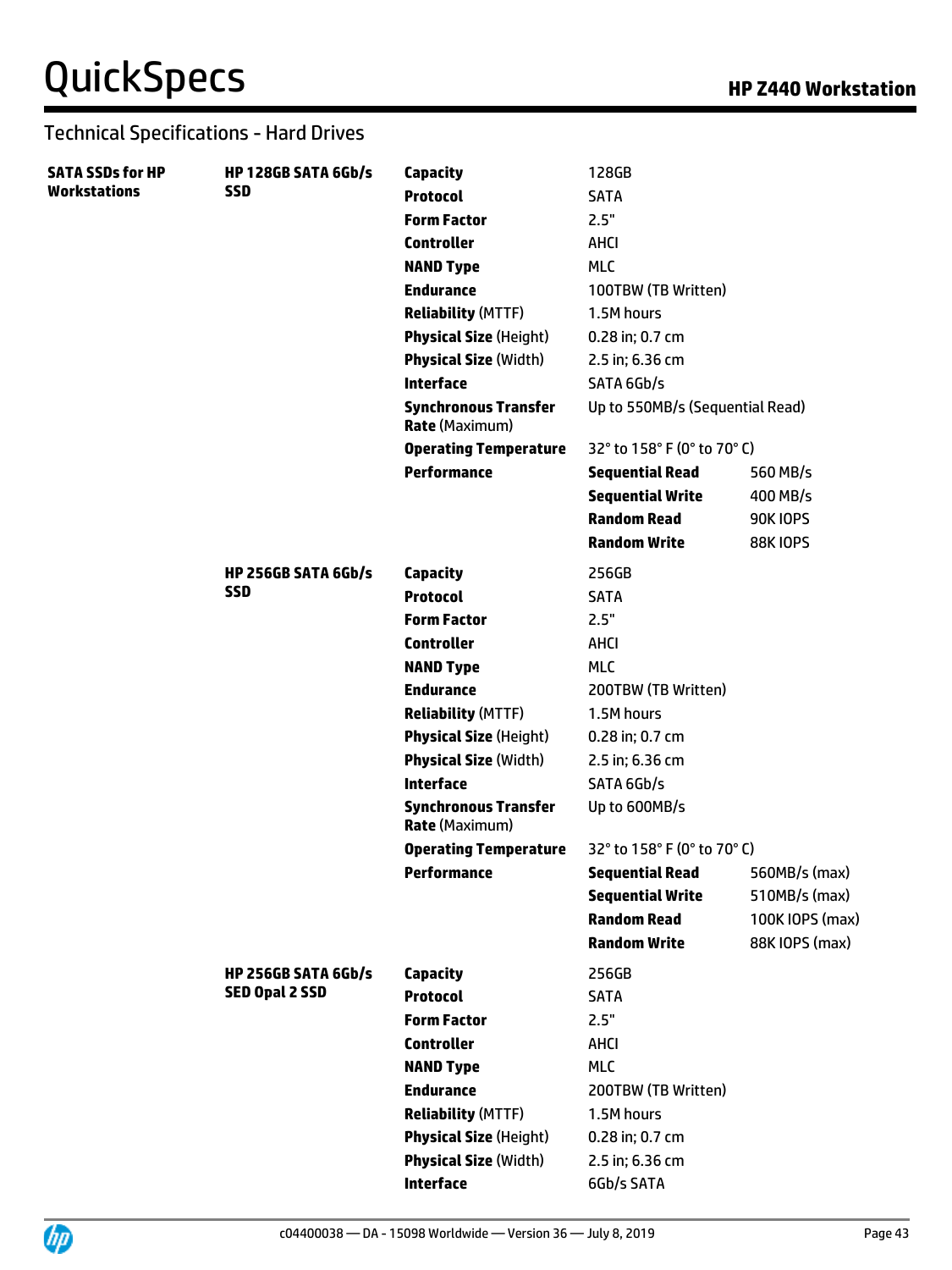## Technical Specifications - Hard Drives

| | | | | |
|---|---|---|---|---|
| **SATA SSDs for HP Workstations** | **HP 128GB SATA 6Gb/s SSD** | **Capacity** | 128GB | |
| | | **Protocol** | SATA | |
| | | **Form Factor** | 2.5" | |
| | | **Controller** | AHCI | |
| | | **NAND Type** | MLC | |
| | | **Endurance** | 100TBW (TB Written) | |
| | | **Reliability** (MTTF) | 1.5M hours | |
| | | **Physical Size** (Height) | 0.28 in; 0.7 cm | |
| | | **Physical Size** (Width) | 2.5 in; 6.36 cm | |
| | | **Interface** | SATA 6Gb/s | |
| | | **Synchronous Transfer Rate** (Maximum) | Up to 550MB/s (Sequential Read) | |
| | | **Operating Temperature** | 32° to 158° F (0° to 70° C) | |
| | | **Performance** | **Sequential Read** | 560 MB/s |
| | | | **Sequential Write** | 400 MB/s |
| | | | **Random Read** | 90K IOPS |
| | | | **Random Write** | 88K IOPS |
| | **HP 256GB SATA 6Gb/s SSD** | **Capacity** | 256GB | |
| | | **Protocol** | SATA | |
| | | **Form Factor** | 2.5" | |
| | | **Controller** | AHCI | |
| | | **NAND Type** | MLC | |
| | | **Endurance** | 200TBW (TB Written) | |
| | | **Reliability** (MTTF) | 1.5M hours | |
| | | **Physical Size** (Height) | 0.28 in; 0.7 cm | |
| | | **Physical Size** (Width) | 2.5 in; 6.36 cm | |
| | | **Interface** | SATA 6Gb/s | |
| | | **Synchronous Transfer Rate** (Maximum) | Up to 600MB/s | |
| | | **Operating Temperature** | 32° to 158° F (0° to 70° C) | |
| | | **Performance** | **Sequential Read** | 560MB/s (max) |
| | | | **Sequential Write** | 510MB/s (max) |
| | | | **Random Read** | 100K IOPS (max) |
| | | | **Random Write** | 88K IOPS (max) |
| | **HP 256GB SATA 6Gb/s SED Opal 2 SSD** | **Capacity** | 256GB | |
| | | **Protocol** | SATA | |
| | | **Form Factor** | 2.5" | |
| | | **Controller** | AHCI | |
| | | **NAND Type** | MLC | |
| | | **Endurance** | 200TBW (TB Written) | |
| | | **Reliability** (MTTF) | 1.5M hours | |
| | | **Physical Size** (Height) | 0.28 in; 0.7 cm | |
| | | **Physical Size** (Width) | 2.5 in; 6.36 cm | |
| | | **Interface** | 6Gb/s SATA | |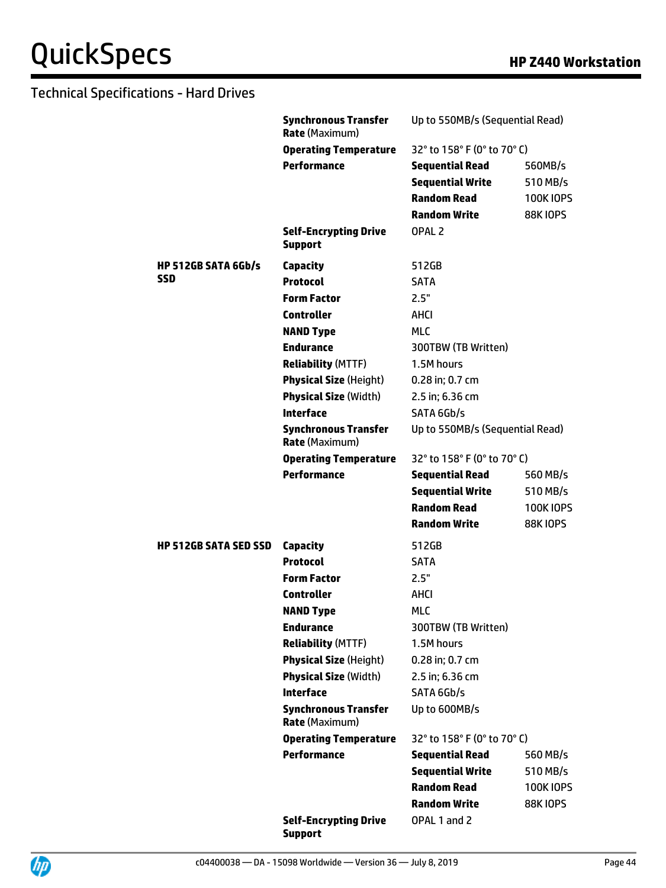## Technical Specifications - Hard Drives

| | | | |
|---|---|---|---|
| | **Synchronous Transfer Rate** (Maximum) | Up to 550MB/s (Sequential Read) | |
| | **Operating Temperature** | 32° to 158° F (0° to 70° C) | |
| | **Performance** | **Sequential Read** | 560MB/s |
| | | **Sequential Write** | 510 MB/s |
| | | **Random Read** | 100K IOPS |
| | | **Random Write** | 88K IOPS |
| | **Self-Encrypting Drive Support** | OPAL 2 | |
| **HP 512GB SATA 6Gb/s SSD** | **Capacity** | 512GB | |
| | **Protocol** | SATA | |
| | **Form Factor** | 2.5" | |
| | **Controller** | AHCI | |
| | **NAND Type** | MLC | |
| | **Endurance** | 300TBW (TB Written) | |
| | **Reliability** (MTTF) | 1.5M hours | |
| | **Physical Size** (Height) | 0.28 in; 0.7 cm | |
| | **Physical Size** (Width) | 2.5 in; 6.36 cm | |
| | **Interface** | SATA 6Gb/s | |
| | **Synchronous Transfer Rate** (Maximum) | Up to 550MB/s (Sequential Read) | |
| | **Operating Temperature** | 32° to 158° F (0° to 70° C) | |
| | **Performance** | **Sequential Read** | 560 MB/s |
| | | **Sequential Write** | 510 MB/s |
| | | **Random Read** | 100K IOPS |
| | | **Random Write** | 88K IOPS |
| **HP 512GB SATA SED SSD** | **Capacity** | 512GB | |
| | **Protocol** | SATA | |
| | **Form Factor** | 2.5" | |
| | **Controller** | AHCI | |
| | **NAND Type** | MLC | |
| | **Endurance** | 300TBW (TB Written) | |
| | **Reliability** (MTTF) | 1.5M hours | |
| | **Physical Size** (Height) | 0.28 in; 0.7 cm | |
| | **Physical Size** (Width) | 2.5 in; 6.36 cm | |
| | **Interface** | SATA 6Gb/s | |
| | **Synchronous Transfer Rate** (Maximum) | Up to 600MB/s | |
| | **Operating Temperature** | 32° to 158° F (0° to 70° C) | |
| | **Performance** | **Sequential Read** | 560 MB/s |
| | | **Sequential Write** | 510 MB/s |
| | | **Random Read** | 100K IOPS |
| | | **Random Write** | 88K IOPS |
| | **Self-Encrypting Drive Support** | OPAL 1 and 2 | |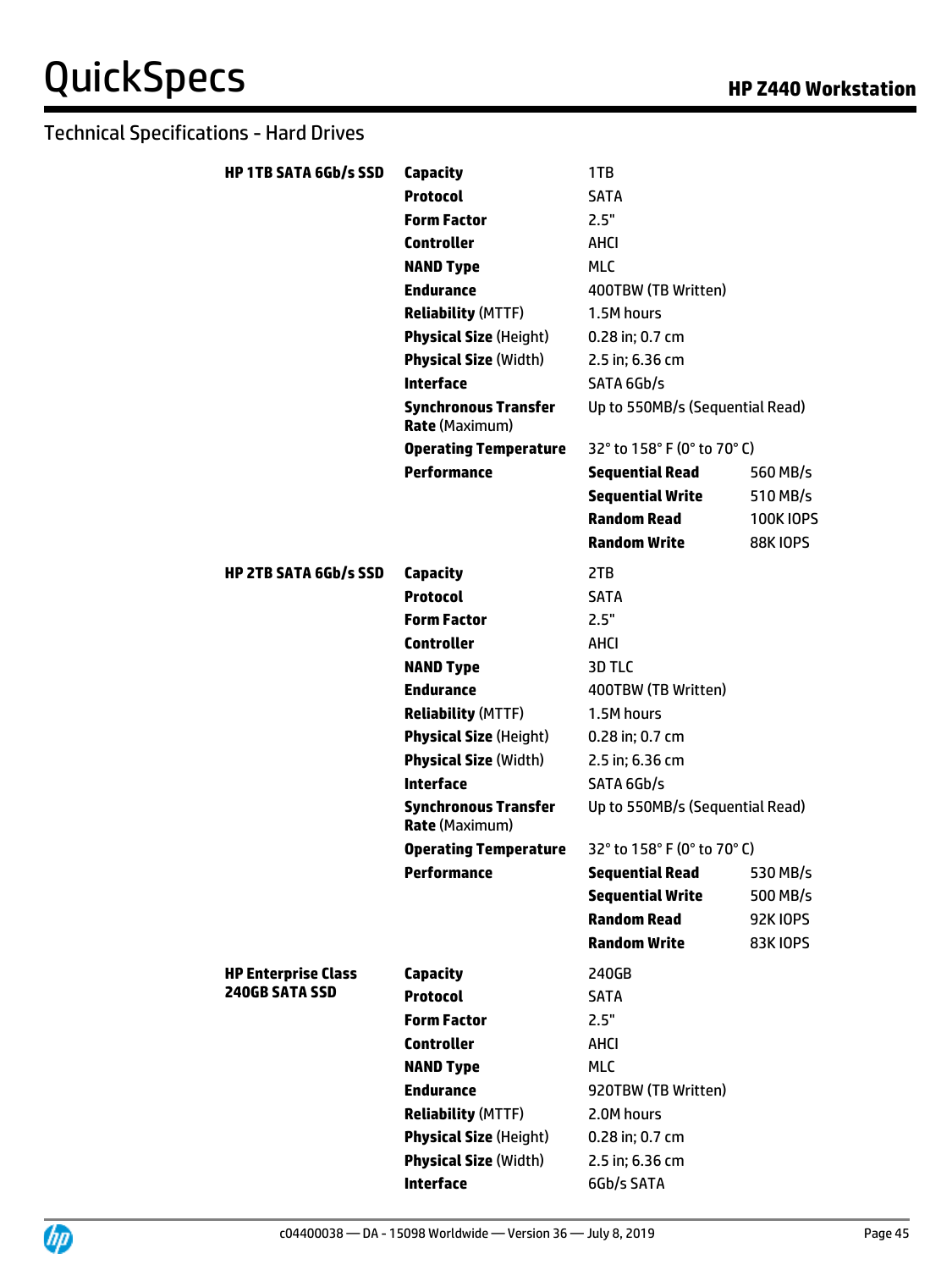## Technical Specifications - Hard Drives

| | | | |
|---|---|---|---|
| **HP 1TB SATA 6Gb/s SSD** | **Capacity** | 1TB | |
| | **Protocol** | SATA | |
| | **Form Factor** | 2.5" | |
| | **Controller** | AHCI | |
| | **NAND Type** | MLC | |
| | **Endurance** | 400TBW (TB Written) | |
| | **Reliability** (MTTF) | 1.5M hours | |
| | **Physical Size** (Height) | 0.28 in; 0.7 cm | |
| | **Physical Size** (Width) | 2.5 in; 6.36 cm | |
| | **Interface** | SATA 6Gb/s | |
| | **Synchronous Transfer Rate** (Maximum) | Up to 550MB/s (Sequential Read) | |
| | **Operating Temperature** | 32° to 158° F (0° to 70° C) | |
| | **Performance** | **Sequential Read** | 560 MB/s |
| | | **Sequential Write** | 510 MB/s |
| | | **Random Read** | 100K IOPS |
| | | **Random Write** | 88K IOPS |
| **HP 2TB SATA 6Gb/s SSD** | **Capacity** | 2TB | |
| | **Protocol** | SATA | |
| | **Form Factor** | 2.5" | |
| | **Controller** | AHCI | |
| | **NAND Type** | 3D TLC | |
| | **Endurance** | 400TBW (TB Written) | |
| | **Reliability** (MTTF) | 1.5M hours | |
| | **Physical Size** (Height) | 0.28 in; 0.7 cm | |
| | **Physical Size** (Width) | 2.5 in; 6.36 cm | |
| | **Interface** | SATA 6Gb/s | |
| | **Synchronous Transfer Rate** (Maximum) | Up to 550MB/s (Sequential Read) | |
| | **Operating Temperature** | 32° to 158° F (0° to 70° C) | |
| | **Performance** | **Sequential Read** | 530 MB/s |
| | | **Sequential Write** | 500 MB/s |
| | | **Random Read** | 92K IOPS |
| | | **Random Write** | 83K IOPS |
| **HP Enterprise Class 240GB SATA SSD** | **Capacity** | 240GB | |
| | **Protocol** | SATA | |
| | **Form Factor** | 2.5" | |
| | **Controller** | AHCI | |
| | **NAND Type** | MLC | |
| | **Endurance** | 920TBW (TB Written) | |
| | **Reliability** (MTTF) | 2.0M hours | |
| | **Physical Size** (Height) | 0.28 in; 0.7 cm | |
| | **Physical Size** (Width) | 2.5 in; 6.36 cm | |
| | **Interface** | 6Gb/s SATA | |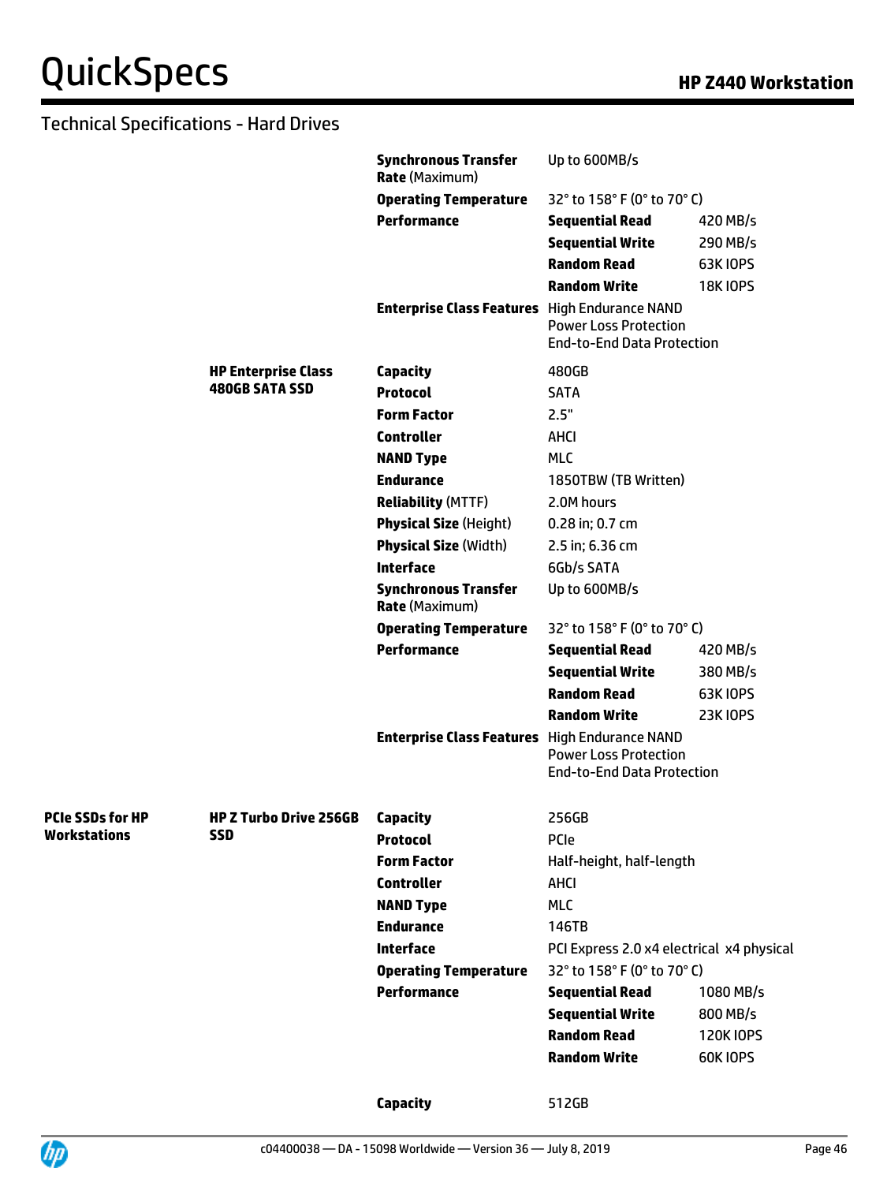## Technical Specifications - Hard Drives

| | | | | |
|---|---|---|---|---|
| | | **Synchronous Transfer Rate** (Maximum) | Up to 600MB/s | |
| | | **Operating Temperature** | 32° to 158° F (0° to 70° C) | |
| | | **Performance** | **Sequential Read** | 420 MB/s |
| | | | **Sequential Write** | 290 MB/s |
| | | | **Random Read** | 63K IOPS |
| | | | **Random Write** | 18K IOPS |
| | | **Enterprise Class Features** | High Endurance NAND<br>Power Loss Protection<br>End-to-End Data Protection | |
| | **HP Enterprise Class 480GB SATA SSD** | **Capacity** | 480GB | |
| | | **Protocol** | SATA | |
| | | **Form Factor** | 2.5" | |
| | | **Controller** | AHCI | |
| | | **NAND Type** | MLC | |
| | | **Endurance** | 1850TBW (TB Written) | |
| | | **Reliability** (MTTF) | 2.0M hours | |
| | | **Physical Size** (Height) | 0.28 in; 0.7 cm | |
| | | **Physical Size** (Width) | 2.5 in; 6.36 cm | |
| | | **Interface** | 6Gb/s SATA | |
| | | **Synchronous Transfer Rate** (Maximum) | Up to 600MB/s | |
| | | **Operating Temperature** | 32° to 158° F (0° to 70° C) | |
| | | **Performance** | **Sequential Read** | 420 MB/s |
| | | | **Sequential Write** | 380 MB/s |
| | | | **Random Read** | 63K IOPS |
| | | | **Random Write** | 23K IOPS |
| | | **Enterprise Class Features** | High Endurance NAND<br>Power Loss Protection<br>End-to-End Data Protection | |
| **PCIe SSDs for HP Workstations** | **HP Z Turbo Drive 256GB SSD** | **Capacity** | 256GB | |
| | | **Protocol** | PCIe | |
| | | **Form Factor** | Half-height, half-length | |
| | | **Controller** | AHCI | |
| | | **NAND Type** | MLC | |
| | | **Endurance** | 146TB | |
| | | **Interface** | PCI Express 2.0 x4 electrical x4 physical | |
| | | **Operating Temperature** | 32° to 158° F (0° to 70° C) | |
| | | **Performance** | **Sequential Read** | 1080 MB/s |
| | | | **Sequential Write** | 800 MB/s |
| | | | **Random Read** | 120K IOPS |
| | | | **Random Write** | 60K IOPS |
| | | **Capacity** | 512GB | |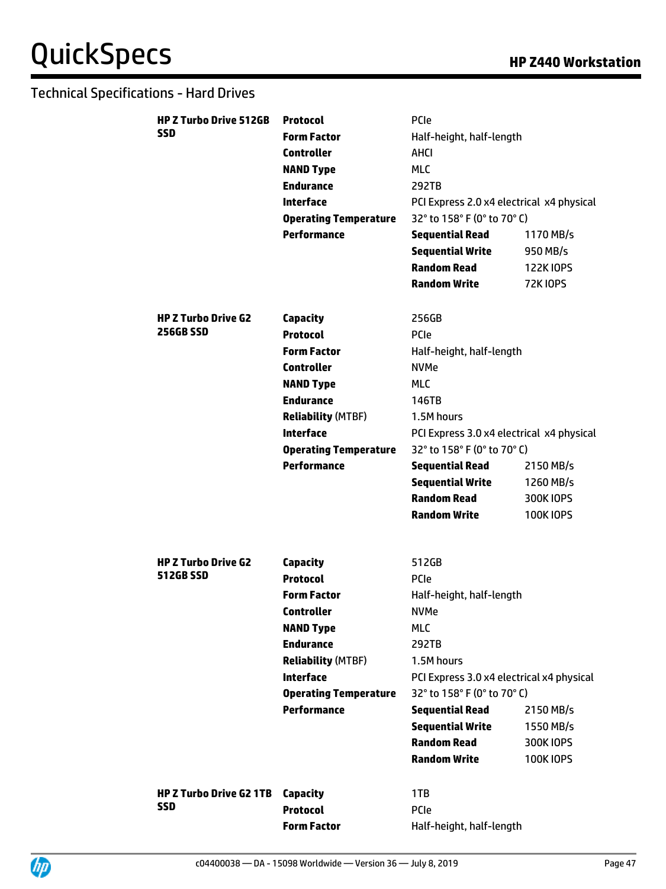## Technical Specifications - Hard Drives

| | | | |
|---|---|---|---|
| **HP Z Turbo Drive 512GB SSD** | **Protocol** | PCIe | |
| | **Form Factor** | Half-height, half-length | |
| | **Controller** | AHCI | |
| | **NAND Type** | MLC | |
| | **Endurance** | 292TB | |
| | **Interface** | PCI Express 2.0 x4 electrical x4 physical | |
| | **Operating Temperature** | 32° to 158° F (0° to 70° C) | |
| | **Performance** | **Sequential Read** | 1170 MB/s |
| | | **Sequential Write** | 950 MB/s |
| | | **Random Read** | 122K IOPS |
| | | **Random Write** | 72K IOPS |
| **HP Z Turbo Drive G2 256GB SSD** | **Capacity** | 256GB | |
| | **Protocol** | PCIe | |
| | **Form Factor** | Half-height, half-length | |
| | **Controller** | NVMe | |
| | **NAND Type** | MLC | |
| | **Endurance** | 146TB | |
| | **Reliability** (MTBF) | 1.5M hours | |
| | **Interface** | PCI Express 3.0 x4 electrical x4 physical | |
| | **Operating Temperature** | 32° to 158° F (0° to 70° C) | |
| | **Performance** | **Sequential Read** | 2150 MB/s |
| | | **Sequential Write** | 1260 MB/s |
| | | **Random Read** | 300K IOPS |
| | | **Random Write** | 100K IOPS |
| **HP Z Turbo Drive G2 512GB SSD** | **Capacity** | 512GB | |
| | **Protocol** | PCIe | |
| | **Form Factor** | Half-height, half-length | |
| | **Controller** | NVMe | |
| | **NAND Type** | MLC | |
| | **Endurance** | 292TB | |
| | **Reliability** (MTBF) | 1.5M hours | |
| | **Interface** | PCI Express 3.0 x4 electrical x4 physical | |
| | **Operating Temperature** | 32° to 158° F (0° to 70° C) | |
| | **Performance** | **Sequential Read** | 2150 MB/s |
| | | **Sequential Write** | 1550 MB/s |
| | | **Random Read** | 300K IOPS |
| | | **Random Write** | 100K IOPS |
| **HP Z Turbo Drive G2 1TB SSD** | **Capacity** | 1TB | |
| | **Protocol** | PCIe | |
| | **Form Factor** | Half-height, half-length | |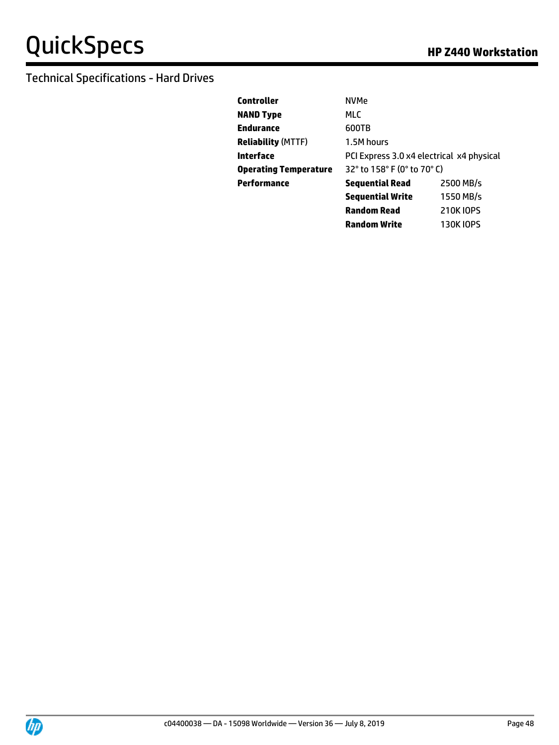## Technical Specifications - Hard Drives

| | | |
|---|---|---|
| **Controller** | NVMe | |
| **NAND Type** | MLC | |
| **Endurance** | 600TB | |
| **Reliability** (MTTF) | 1.5M hours | |
| **Interface** | PCI Express 3.0 x4 electrical x4 physical | |
| **Operating Temperature** | 32° to 158° F (0° to 70° C) | |
| **Performance** | **Sequential Read** | 2500 MB/s |
| | **Sequential Write** | 1550 MB/s |
| | **Random Read** | 210K IOPS |
| | **Random Write** | 130K IOPS |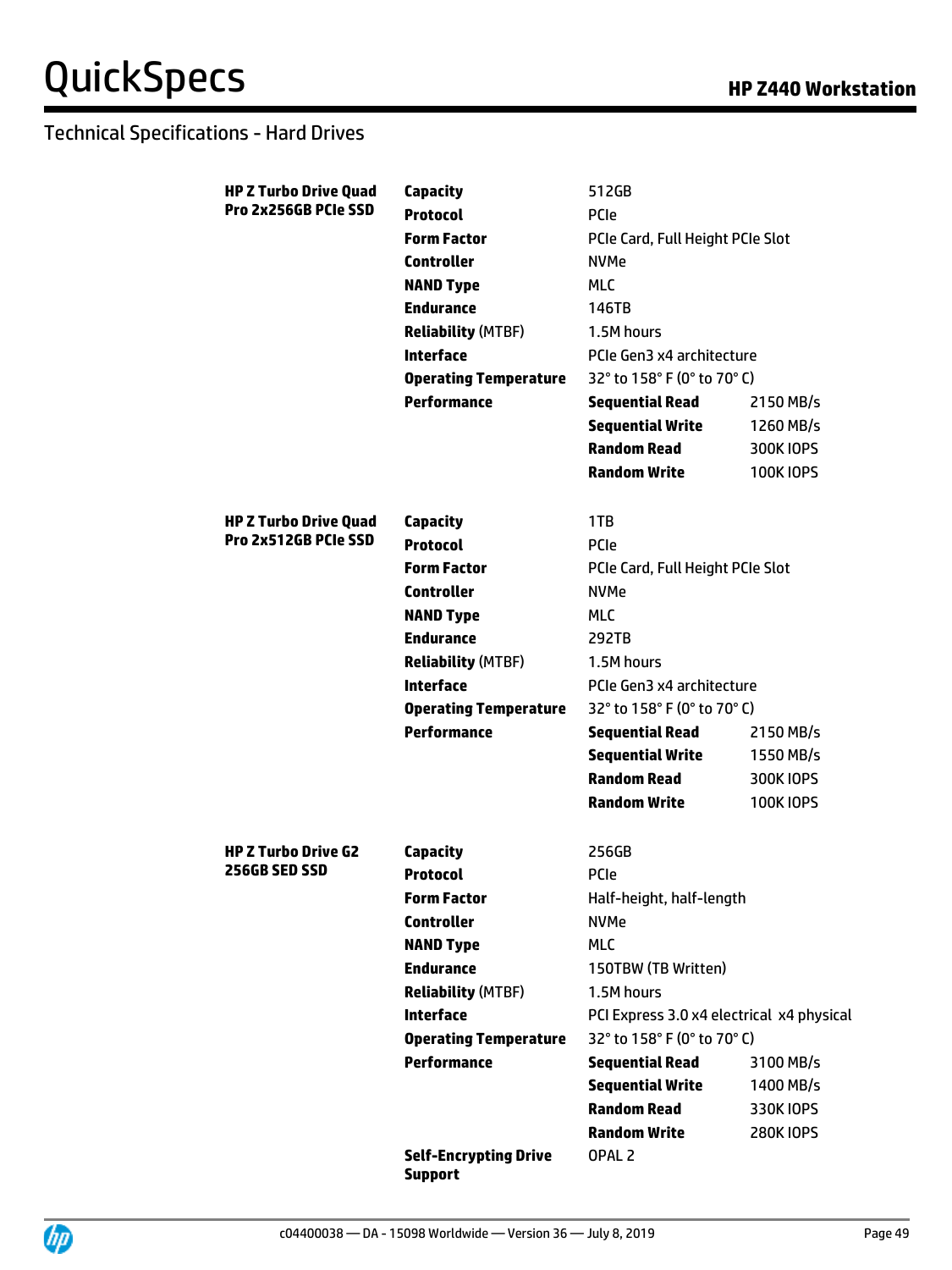## Technical Specifications - Hard Drives

| | | | |
|---|---|---|---|
| **HP Z Turbo Drive Quad Pro 2x256GB PCIe SSD** | **Capacity** | 512GB | |
| | **Protocol** | PCIe | |
| | **Form Factor** | PCIe Card, Full Height PCIe Slot | |
| | **Controller** | NVMe | |
| | **NAND Type** | MLC | |
| | **Endurance** | 146TB | |
| | **Reliability** (MTBF) | 1.5M hours | |
| | **Interface** | PCIe Gen3 x4 architecture | |
| | **Operating Temperature** | 32° to 158° F (0° to 70° C) | |
| | **Performance** | **Sequential Read** | 2150 MB/s |
| | | **Sequential Write** | 1260 MB/s |
| | | **Random Read** | 300K IOPS |
| | | **Random Write** | 100K IOPS |
| **HP Z Turbo Drive Quad Pro 2x512GB PCIe SSD** | **Capacity** | 1TB | |
| | **Protocol** | PCIe | |
| | **Form Factor** | PCIe Card, Full Height PCIe Slot | |
| | **Controller** | NVMe | |
| | **NAND Type** | MLC | |
| | **Endurance** | 292TB | |
| | **Reliability** (MTBF) | 1.5M hours | |
| | **Interface** | PCIe Gen3 x4 architecture | |
| | **Operating Temperature** | 32° to 158° F (0° to 70° C) | |
| | **Performance** | **Sequential Read** | 2150 MB/s |
| | | **Sequential Write** | 1550 MB/s |
| | | **Random Read** | 300K IOPS |
| | | **Random Write** | 100K IOPS |
| **HP Z Turbo Drive G2 256GB SED SSD** | **Capacity** | 256GB | |
| | **Protocol** | PCIe | |
| | **Form Factor** | Half-height, half-length | |
| | **Controller** | NVMe | |
| | **NAND Type** | MLC | |
| | **Endurance** | 150TBW (TB Written) | |
| | **Reliability** (MTBF) | 1.5M hours | |
| | **Interface** | PCI Express 3.0 x4 electrical x4 physical | |
| | **Operating Temperature** | 32° to 158° F (0° to 70° C) | |
| | **Performance** | **Sequential Read** | 3100 MB/s |
| | | **Sequential Write** | 1400 MB/s |
| | | **Random Read** | 330K IOPS |
| | | **Random Write** | 280K IOPS |
| | **Self-Encrypting Drive Support** | OPAL 2 | |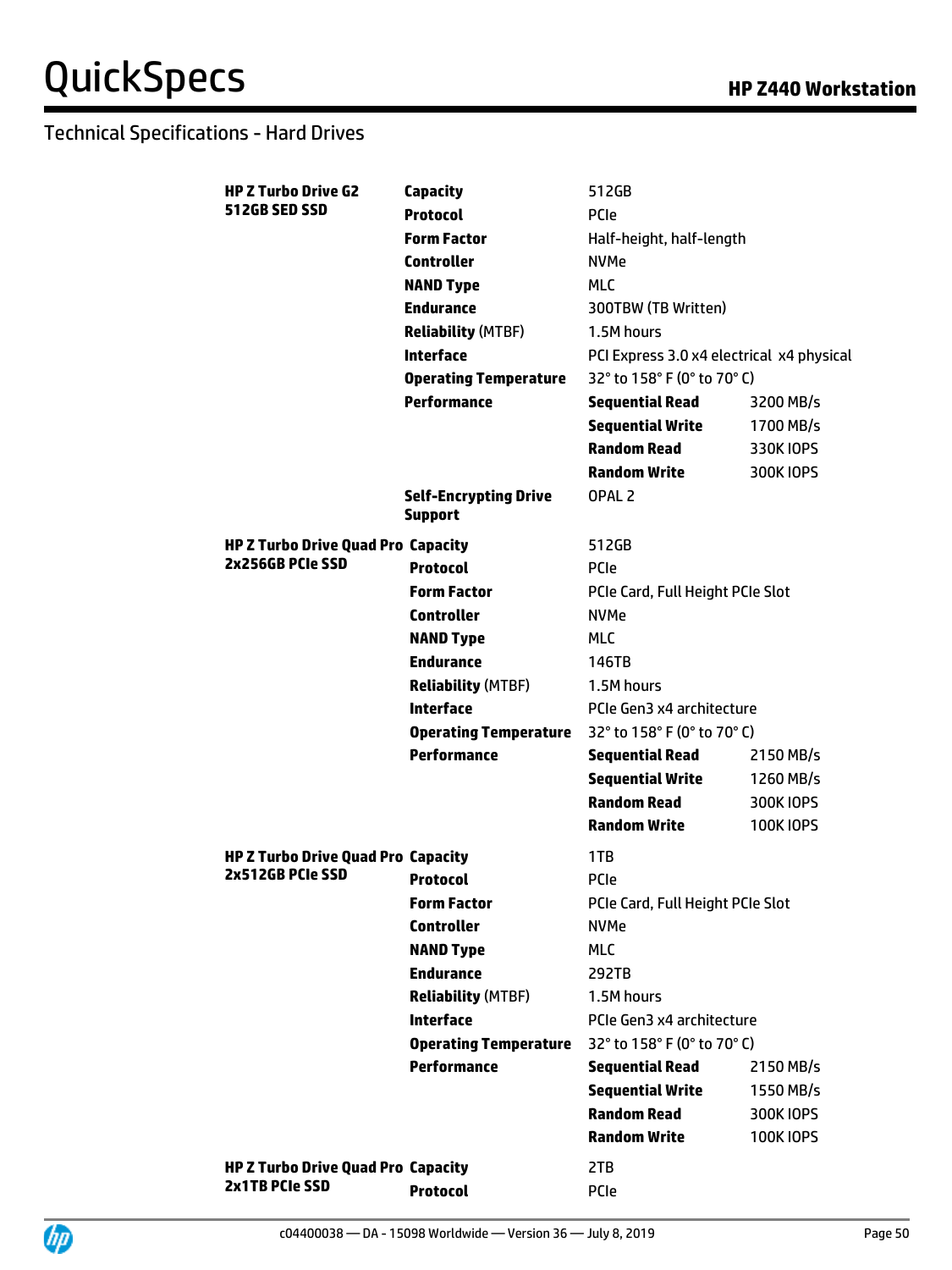## Technical Specifications - Hard Drives

| | | | |
|---|---|---|---|
| **HP Z Turbo Drive G2 512GB SED SSD** | **Capacity** | 512GB | |
| | **Protocol** | PCIe | |
| | **Form Factor** | Half-height, half-length | |
| | **Controller** | NVMe | |
| | **NAND Type** | MLC | |
| | **Endurance** | 300TBW (TB Written) | |
| | **Reliability** (MTBF) | 1.5M hours | |
| | **Interface** | PCI Express 3.0 x4 electrical x4 physical | |
| | **Operating Temperature** | 32° to 158° F (0° to 70° C) | |
| | **Performance** | **Sequential Read** | 3200 MB/s |
| | | **Sequential Write** | 1700 MB/s |
| | | **Random Read** | 330K IOPS |
| | | **Random Write** | 300K IOPS |
| | **Self-Encrypting Drive Support** | OPAL 2 | |
| **HP Z Turbo Drive Quad Pro 2x256GB PCIe SSD** | **Capacity** | 512GB | |
| | **Protocol** | PCIe | |
| | **Form Factor** | PCIe Card, Full Height PCIe Slot | |
| | **Controller** | NVMe | |
| | **NAND Type** | MLC | |
| | **Endurance** | 146TB | |
| | **Reliability** (MTBF) | 1.5M hours | |
| | **Interface** | PCIe Gen3 x4 architecture | |
| | **Operating Temperature** | 32° to 158° F (0° to 70° C) | |
| | **Performance** | **Sequential Read** | 2150 MB/s |
| | | **Sequential Write** | 1260 MB/s |
| | | **Random Read** | 300K IOPS |
| | | **Random Write** | 100K IOPS |
| **HP Z Turbo Drive Quad Pro 2x512GB PCIe SSD** | **Capacity** | 1TB | |
| | **Protocol** | PCIe | |
| | **Form Factor** | PCIe Card, Full Height PCIe Slot | |
| | **Controller** | NVMe | |
| | **NAND Type** | MLC | |
| | **Endurance** | 292TB | |
| | **Reliability** (MTBF) | 1.5M hours | |
| | **Interface** | PCIe Gen3 x4 architecture | |
| | **Operating Temperature** | 32° to 158° F (0° to 70° C) | |
| | **Performance** | **Sequential Read** | 2150 MB/s |
| | | **Sequential Write** | 1550 MB/s |
| | | **Random Read** | 300K IOPS |
| | | **Random Write** | 100K IOPS |
| **HP Z Turbo Drive Quad Pro 2x1TB PCIe SSD** | **Capacity** | 2TB | |
| | **Protocol** | PCIe | |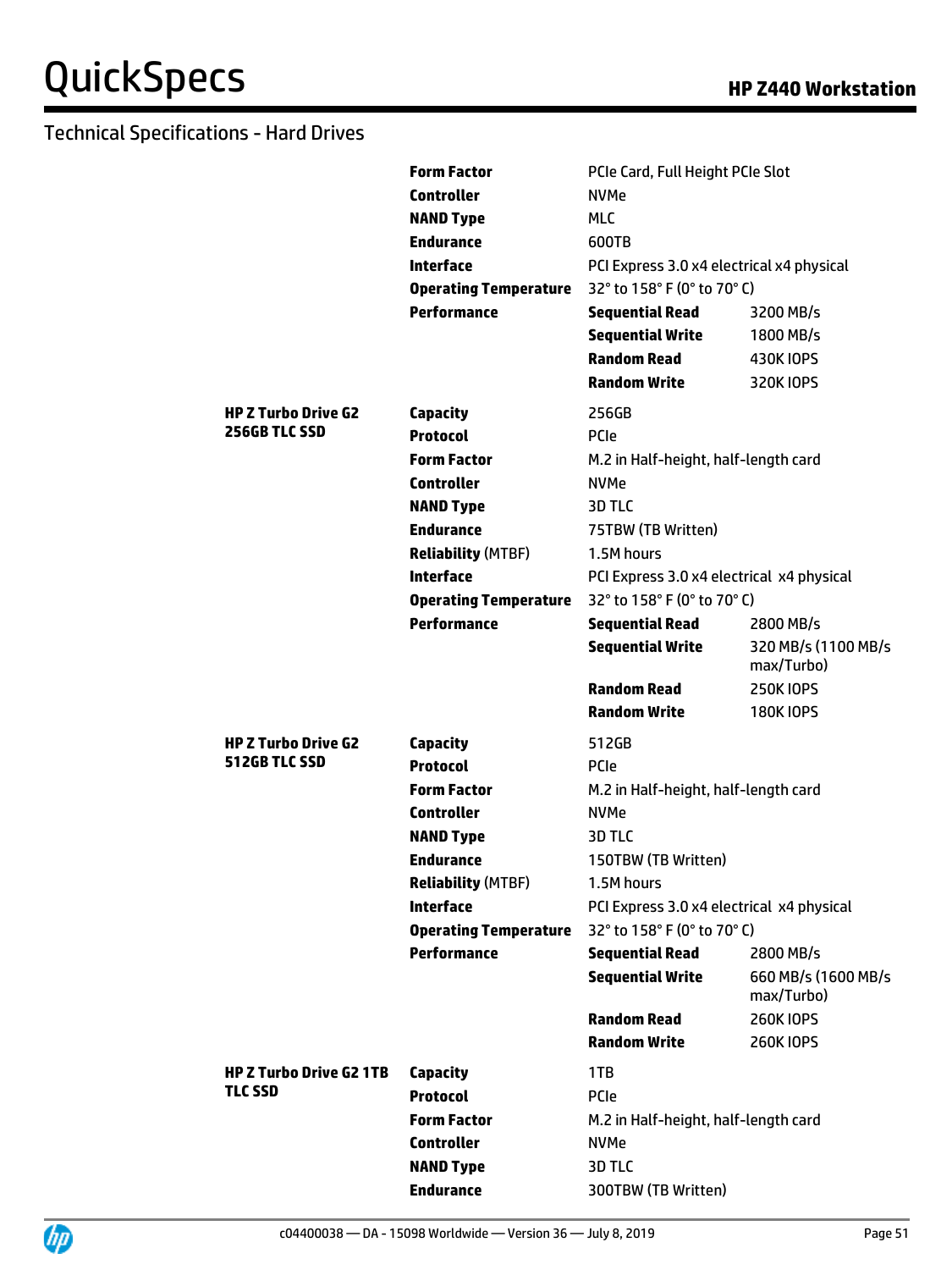## Technical Specifications - Hard Drives

| | | | |
|---|---|---|---|
| | **Form Factor** | PCIe Card, Full Height PCIe Slot | |
| | **Controller** | NVMe | |
| | **NAND Type** | MLC | |
| | **Endurance** | 600TB | |
| | **Interface** | PCI Express 3.0 x4 electrical x4 physical | |
| | **Operating Temperature** | 32° to 158° F (0° to 70° C) | |
| | **Performance** | **Sequential Read** | 3200 MB/s |
| | | **Sequential Write** | 1800 MB/s |
| | | **Random Read** | 430K IOPS |
| | | **Random Write** | 320K IOPS |
| **HP Z Turbo Drive G2 256GB TLC SSD** | **Capacity** | 256GB | |
| | **Protocol** | PCIe | |
| | **Form Factor** | M.2 in Half-height, half-length card | |
| | **Controller** | NVMe | |
| | **NAND Type** | 3D TLC | |
| | **Endurance** | 75TBW (TB Written) | |
| | **Reliability** (MTBF) | 1.5M hours | |
| | **Interface** | PCI Express 3.0 x4 electrical x4 physical | |
| | **Operating Temperature** | 32° to 158° F (0° to 70° C) | |
| | **Performance** | **Sequential Read** | 2800 MB/s |
| | | **Sequential Write** | 320 MB/s (1100 MB/s max/Turbo) |
| | | **Random Read** | 250K IOPS |
| | | **Random Write** | 180K IOPS |
| **HP Z Turbo Drive G2 512GB TLC SSD** | **Capacity** | 512GB | |
| | **Protocol** | PCIe | |
| | **Form Factor** | M.2 in Half-height, half-length card | |
| | **Controller** | NVMe | |
| | **NAND Type** | 3D TLC | |
| | **Endurance** | 150TBW (TB Written) | |
| | **Reliability** (MTBF) | 1.5M hours | |
| | **Interface** | PCI Express 3.0 x4 electrical x4 physical | |
| | **Operating Temperature** | 32° to 158° F (0° to 70° C) | |
| | **Performance** | **Sequential Read** | 2800 MB/s |
| | | **Sequential Write** | 660 MB/s (1600 MB/s max/Turbo) |
| | | **Random Read** | 260K IOPS |
| | | **Random Write** | 260K IOPS |
| **HP Z Turbo Drive G2 1TB TLC SSD** | **Capacity** | 1TB | |
| | **Protocol** | PCIe | |
| | **Form Factor** | M.2 in Half-height, half-length card | |
| | **Controller** | NVMe | |
| | **NAND Type** | 3D TLC | |
| | **Endurance** | 300TBW (TB Written) | |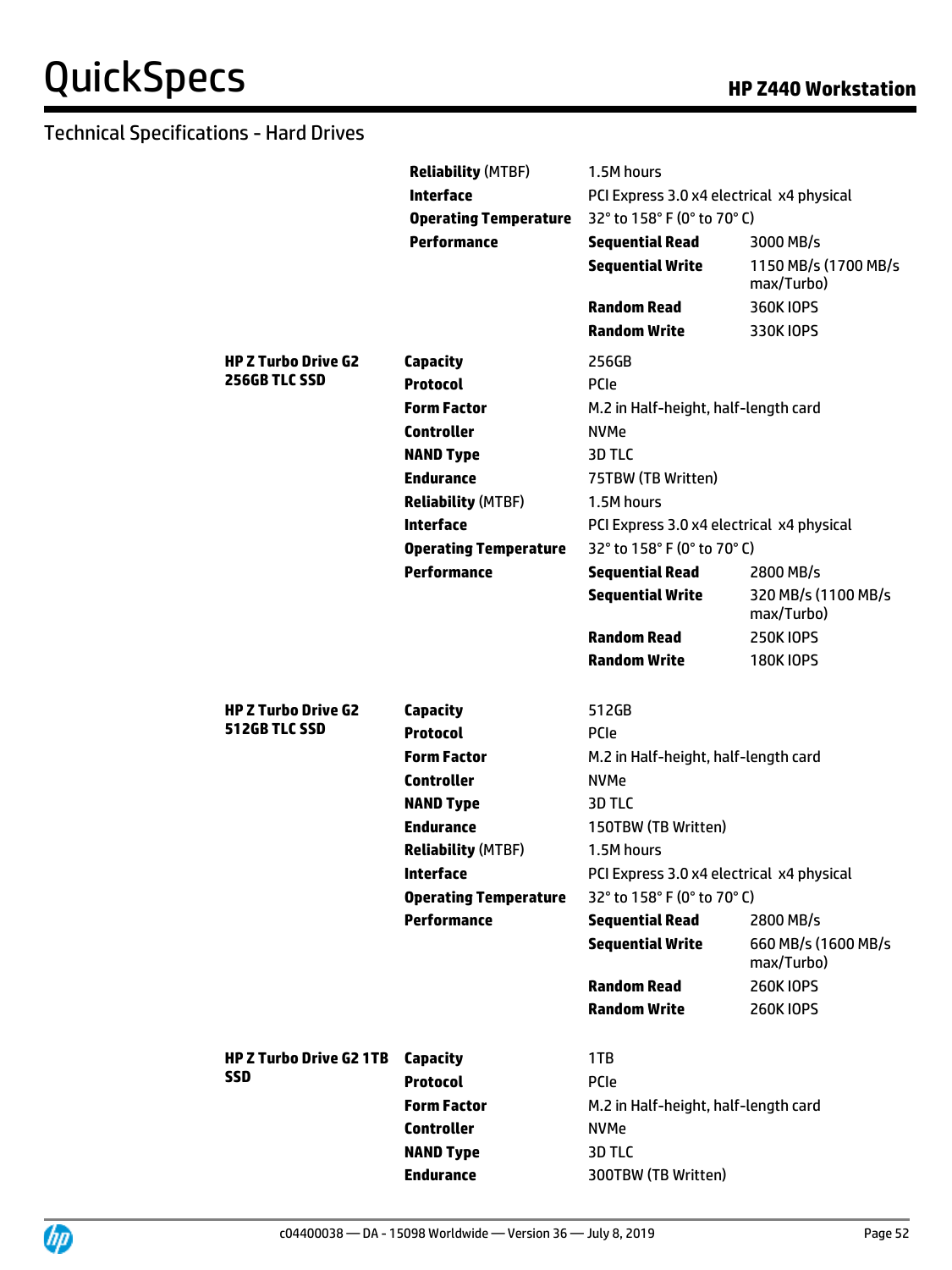## Technical Specifications - Hard Drives

| | | | |
|---|---|---|---|
| | **Reliability** (MTBF) | 1.5M hours | |
| | **Interface** | PCI Express 3.0 x4 electrical x4 physical | |
| | **Operating Temperature** | 32° to 158° F (0° to 70° C) | |
| | **Performance** | **Sequential Read** | 3000 MB/s |
| | | **Sequential Write** | 1150 MB/s (1700 MB/s max/Turbo) |
| | | **Random Read** | 360K IOPS |
| | | **Random Write** | 330K IOPS |
| **HP Z Turbo Drive G2 256GB TLC SSD** | **Capacity** | 256GB | |
| | **Protocol** | PCIe | |
| | **Form Factor** | M.2 in Half-height, half-length card | |
| | **Controller** | NVMe | |
| | **NAND Type** | 3D TLC | |
| | **Endurance** | 75TBW (TB Written) | |
| | **Reliability** (MTBF) | 1.5M hours | |
| | **Interface** | PCI Express 3.0 x4 electrical x4 physical | |
| | **Operating Temperature** | 32° to 158° F (0° to 70° C) | |
| | **Performance** | **Sequential Read** | 2800 MB/s |
| | | **Sequential Write** | 320 MB/s (1100 MB/s max/Turbo) |
| | | **Random Read** | 250K IOPS |
| | | **Random Write** | 180K IOPS |
| **HP Z Turbo Drive G2 512GB TLC SSD** | **Capacity** | 512GB | |
| | **Protocol** | PCIe | |
| | **Form Factor** | M.2 in Half-height, half-length card | |
| | **Controller** | NVMe | |
| | **NAND Type** | 3D TLC | |
| | **Endurance** | 150TBW (TB Written) | |
| | **Reliability** (MTBF) | 1.5M hours | |
| | **Interface** | PCI Express 3.0 x4 electrical x4 physical | |
| | **Operating Temperature** | 32° to 158° F (0° to 70° C) | |
| | **Performance** | **Sequential Read** | 2800 MB/s |
| | | **Sequential Write** | 660 MB/s (1600 MB/s max/Turbo) |
| | | **Random Read** | 260K IOPS |
| | | **Random Write** | 260K IOPS |
| **HP Z Turbo Drive G2 1TB SSD** | **Capacity** | 1TB | |
| | **Protocol** | PCIe | |
| | **Form Factor** | M.2 in Half-height, half-length card | |
| | **Controller** | NVMe | |
| | **NAND Type** | 3D TLC | |
| | **Endurance** | 300TBW (TB Written) | |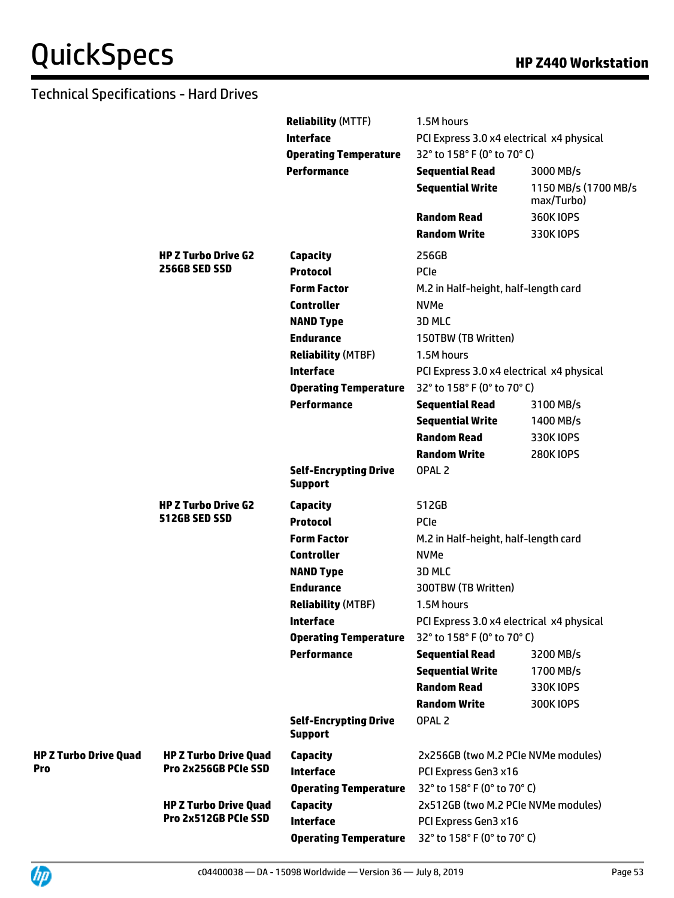## Technical Specifications - Hard Drives

| | | | | |
|---|---|---|---|---|
| | | **Reliability** (MTTF) | 1.5M hours | |
| | | **Interface** | PCI Express 3.0 x4 electrical x4 physical | |
| | | **Operating Temperature** | 32° to 158° F (0° to 70° C) | |
| | | **Performance** | **Sequential Read** | 3000 MB/s |
| | | | **Sequential Write** | 1150 MB/s (1700 MB/s max/Turbo) |
| | | | **Random Read** | 360K IOPS |
| | | | **Random Write** | 330K IOPS |
| | **HP Z Turbo Drive G2 256GB SED SSD** | **Capacity** | 256GB | |
| | | **Protocol** | PCIe | |
| | | **Form Factor** | M.2 in Half-height, half-length card | |
| | | **Controller** | NVMe | |
| | | **NAND Type** | 3D MLC | |
| | | **Endurance** | 150TBW (TB Written) | |
| | | **Reliability** (MTBF) | 1.5M hours | |
| | | **Interface** | PCI Express 3.0 x4 electrical x4 physical | |
| | | **Operating Temperature** | 32° to 158° F (0° to 70° C) | |
| | | **Performance** | **Sequential Read** | 3100 MB/s |
| | | | **Sequential Write** | 1400 MB/s |
| | | | **Random Read** | 330K IOPS |
| | | | **Random Write** | 280K IOPS |
| | | **Self-Encrypting Drive Support** | OPAL 2 | |
| | **HP Z Turbo Drive G2 512GB SED SSD** | **Capacity** | 512GB | |
| | | **Protocol** | PCIe | |
| | | **Form Factor** | M.2 in Half-height, half-length card | |
| | | **Controller** | NVMe | |
| | | **NAND Type** | 3D MLC | |
| | | **Endurance** | 300TBW (TB Written) | |
| | | **Reliability** (MTBF) | 1.5M hours | |
| | | **Interface** | PCI Express 3.0 x4 electrical x4 physical | |
| | | **Operating Temperature** | 32° to 158° F (0° to 70° C) | |
| | | **Performance** | **Sequential Read** | 3200 MB/s |
| | | | **Sequential Write** | 1700 MB/s |
| | | | **Random Read** | 330K IOPS |
| | | | **Random Write** | 300K IOPS |
| | | **Self-Encrypting Drive Support** | OPAL 2 | |
| **HP Z Turbo Drive Quad Pro** | **HP Z Turbo Drive Quad Pro 2x256GB PCIe SSD** | **Capacity** | 2x256GB (two M.2 PCIe NVMe modules) | |
| | | **Interface** | PCI Express Gen3 x16 | |
| | | **Operating Temperature** | 32° to 158° F (0° to 70° C) | |
| | **HP Z Turbo Drive Quad Pro 2x512GB PCIe SSD** | **Capacity** | 2x512GB (two M.2 PCIe NVMe modules) | |
| | | **Interface** | PCI Express Gen3 x16 | |
| | | **Operating Temperature** | 32° to 158° F (0° to 70° C) | |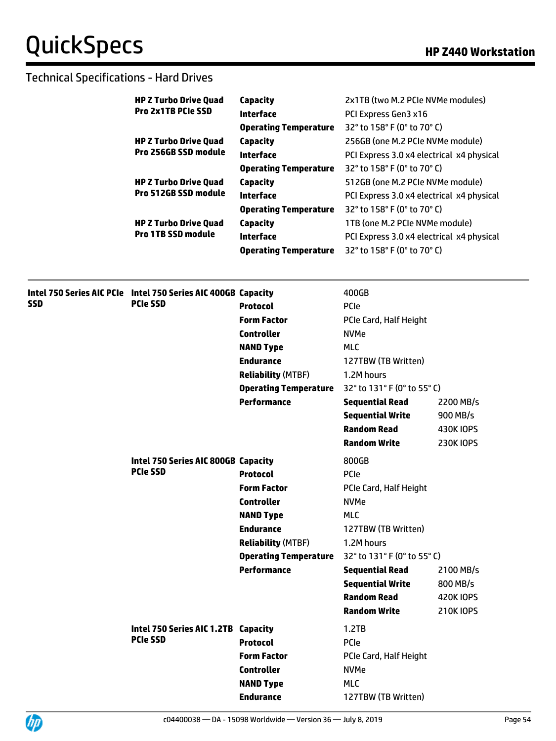## Technical Specifications - Hard Drives

| | | | |
|---|---|---|---|
| **HP Z Turbo Drive Quad Pro 2x1TB PCIe SSD** | **Capacity** | 2x1TB (two M.2 PCIe NVMe modules) | |
| | **Interface** | PCI Express Gen3 x16 | |
| | **Operating Temperature** | 32° to 158° F (0° to 70° C) | |
| **HP Z Turbo Drive Quad Pro 256GB SSD module** | **Capacity** | 256GB (one M.2 PCIe NVMe module) | |
| | **Interface** | PCI Express 3.0 x4 electrical x4 physical | |
| | **Operating Temperature** | 32° to 158° F (0° to 70° C) | |
| **HP Z Turbo Drive Quad Pro 512GB SSD module** | **Capacity** | 512GB (one M.2 PCIe NVMe module) | |
| | **Interface** | PCI Express 3.0 x4 electrical x4 physical | |
| | **Operating Temperature** | 32° to 158° F (0° to 70° C) | |
| **HP Z Turbo Drive Quad Pro 1TB SSD module** | **Capacity** | 1TB (one M.2 PCIe NVMe module) | |
| | **Interface** | PCI Express 3.0 x4 electrical x4 physical | |
| | **Operating Temperature** | 32° to 158° F (0° to 70° C) | |

| | | | | |
|---|---|---|---|---|
| **Intel 750 Series AIC PCIe SSD** | **Intel 750 Series AIC 400GB PCIe SSD** | **Capacity** | 400GB | |
| | | **Protocol** | PCIe | |
| | | **Form Factor** | PCIe Card, Half Height | |
| | | **Controller** | NVMe | |
| | | **NAND Type** | MLC | |
| | | **Endurance** | 127TBW (TB Written) | |
| | | **Reliability** (MTBF) | 1.2M hours | |
| | | **Operating Temperature** | 32° to 131° F (0° to 55° C) | |
| | | **Performance** | **Sequential Read** | 2200 MB/s |
| | | | **Sequential Write** | 900 MB/s |
| | | | **Random Read** | 430K IOPS |
| | | | **Random Write** | 230K IOPS |
| | **Intel 750 Series AIC 800GB PCIe SSD** | **Capacity** | 800GB | |
| | | **Protocol** | PCIe | |
| | | **Form Factor** | PCIe Card, Half Height | |
| | | **Controller** | NVMe | |
| | | **NAND Type** | MLC | |
| | | **Endurance** | 127TBW (TB Written) | |
| | | **Reliability** (MTBF) | 1.2M hours | |
| | | **Operating Temperature** | 32° to 131° F (0° to 55° C) | |
| | | **Performance** | **Sequential Read** | 2100 MB/s |
| | | | **Sequential Write** | 800 MB/s |
| | | | **Random Read** | 420K IOPS |
| | | | **Random Write** | 210K IOPS |
| | **Intel 750 Series AIC 1.2TB PCIe SSD** | **Capacity** | 1.2TB | |
| | | **Protocol** | PCIe | |
| | | **Form Factor** | PCIe Card, Half Height | |
| | | **Controller** | NVMe | |
| | | **NAND Type** | MLC | |
| | | **Endurance** | 127TBW (TB Written) | |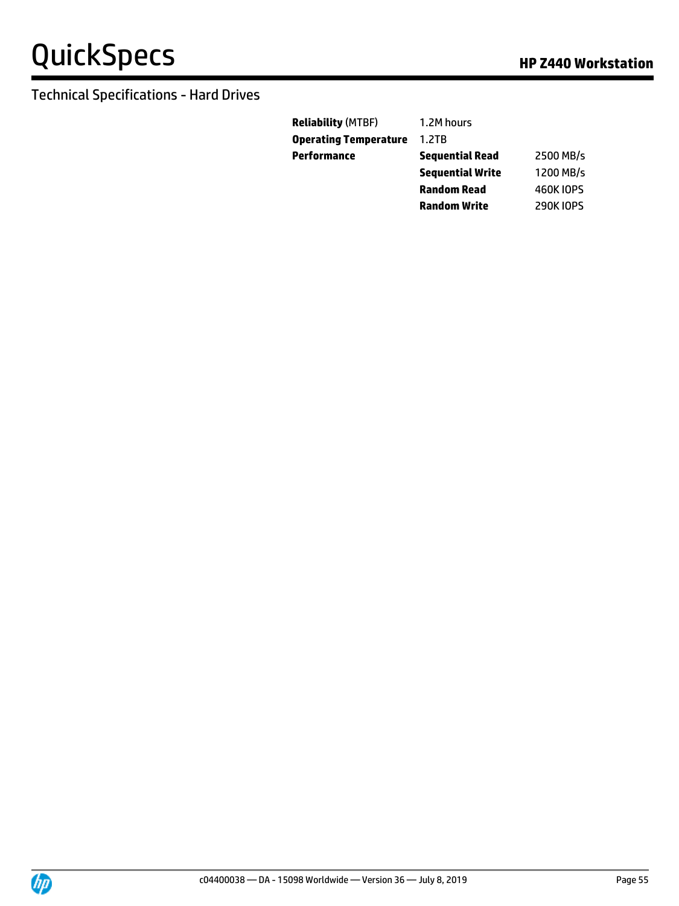Technical Specifications - Hard Drives

| | | |
|---|---|---|
| **Reliability** (MTBF) | 1.2M hours | |
| **Operating Temperature** | 1.2TB | |
| **Performance** | **Sequential Read** | 2500 MB/s |
| | **Sequential Write** | 1200 MB/s |
| | **Random Read** | 460K IOPS |
| | **Random Write** | 290K IOPS |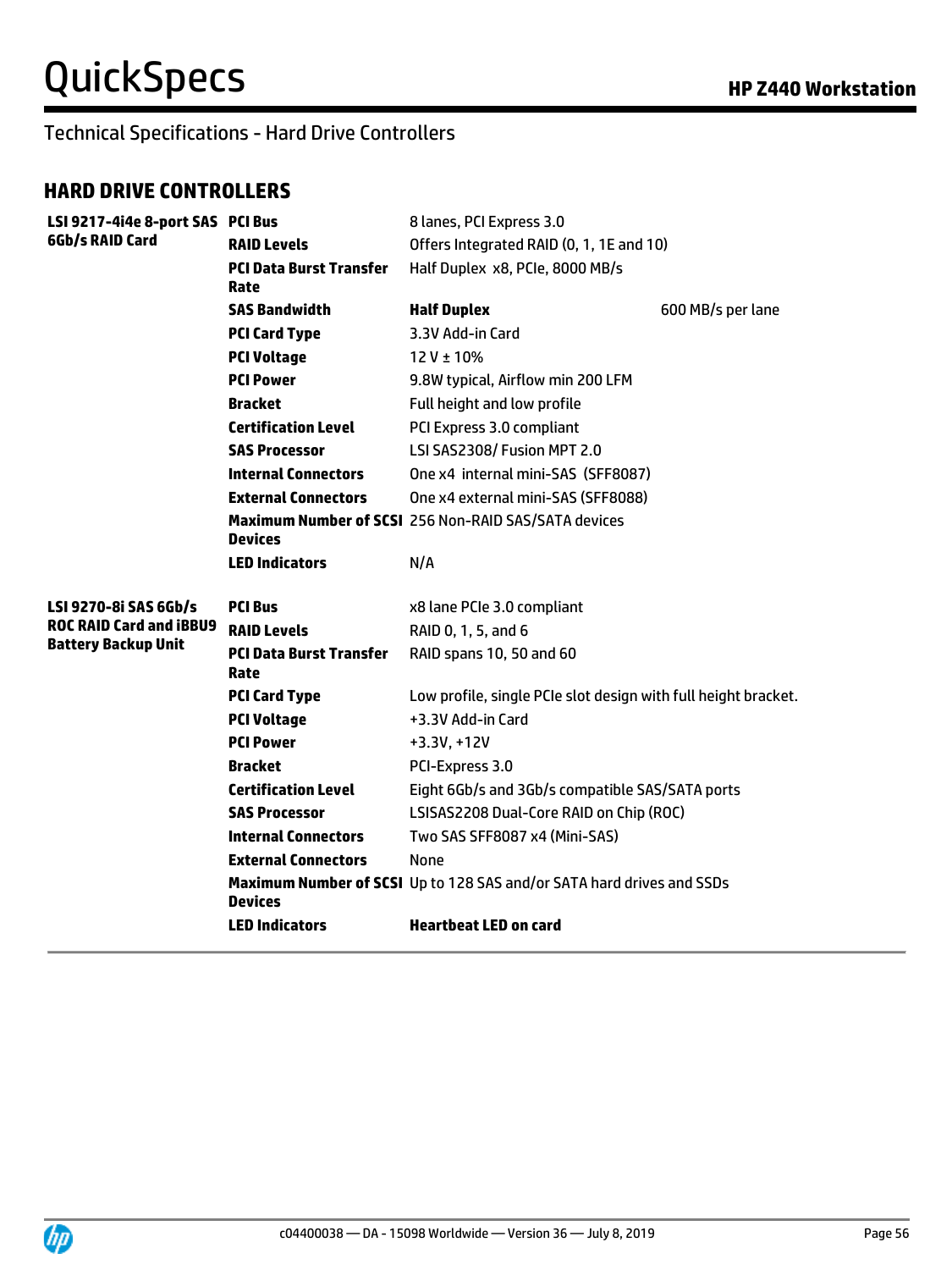## Technical Specifications - Hard Drive Controllers

### HARD DRIVE CONTROLLERS

| | | | |
|---|---|---|---|
| **LSI 9217-4i4e 8-port SAS 6Gb/s RAID Card** | **PCI Bus** | 8 lanes, PCI Express 3.0 | |
| | **RAID Levels** | Offers Integrated RAID (0, 1, 1E and 10) | |
| | **PCI Data Burst Transfer Rate** | Half Duplex x8, PCIe, 8000 MB/s | |
| | **SAS Bandwidth** | **Half Duplex** | 600 MB/s per lane |
| | **PCI Card Type** | 3.3V Add-in Card | |
| | **PCI Voltage** | 12 V ± 10% | |
| | **PCI Power** | 9.8W typical, Airflow min 200 LFM | |
| | **Bracket** | Full height and low profile | |
| | **Certification Level** | PCI Express 3.0 compliant | |
| | **SAS Processor** | LSI SAS2308/ Fusion MPT 2.0 | |
| | **Internal Connectors** | One x4 internal mini-SAS (SFF8087) | |
| | **External Connectors** | One x4 external mini-SAS (SFF8088) | |
| | **Maximum Number of SCSI Devices** | 256 Non-RAID SAS/SATA devices | |
| | **LED Indicators** | N/A | |
| **LSI 9270-8i SAS 6Gb/s ROC RAID Card and iBBU9 Battery Backup Unit** | **PCI Bus** | x8 lane PCIe 3.0 compliant | |
| | **RAID Levels** | RAID 0, 1, 5, and 6 | |
| | **PCI Data Burst Transfer Rate** | RAID spans 10, 50 and 60 | |
| | **PCI Card Type** | Low profile, single PCIe slot design with full height bracket. | |
| | **PCI Voltage** | +3.3V Add-in Card | |
| | **PCI Power** | +3.3V, +12V | |
| | **Bracket** | PCI-Express 3.0 | |
| | **Certification Level** | Eight 6Gb/s and 3Gb/s compatible SAS/SATA ports | |
| | **SAS Processor** | LSISAS2208 Dual-Core RAID on Chip (ROC) | |
| | **Internal Connectors** | Two SAS SFF8087 x4 (Mini-SAS) | |
| | **External Connectors** | None | |
| | **Maximum Number of SCSI Devices** | Up to 128 SAS and/or SATA hard drives and SSDs | |
| | **LED Indicators** | **Heartbeat LED on card** | |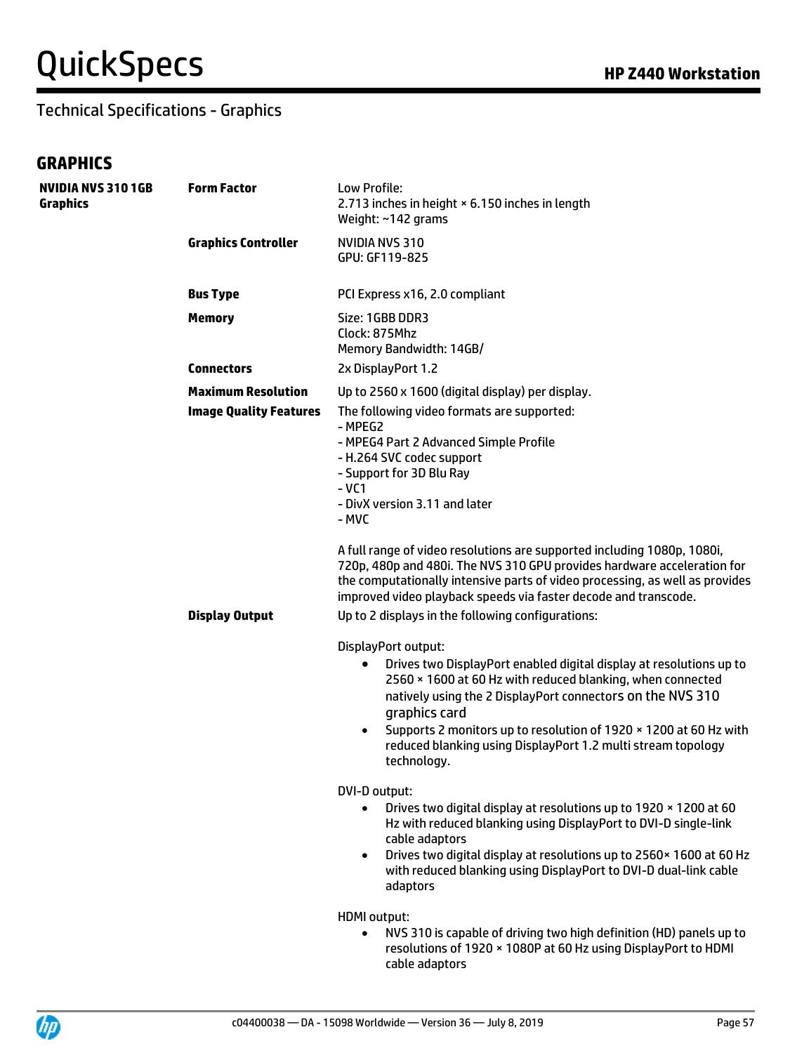## Technical Specifications - Graphics

## GRAPHICS

| | | |
|---|---|---|
| **NVIDIA NVS 310 1GB Graphics** | **Form Factor** | Low Profile:<br>2.713 inches in height × 6.150 inches in length<br>Weight: ~142 grams |
| | **Graphics Controller** | NVIDIA NVS 310<br>GPU: GF119-825 |
| | **Bus Type** | PCI Express x16, 2.0 compliant |
| | **Memory** | Size: 1GBB DDR3<br>Clock: 875Mhz<br>Memory Bandwidth: 14GB/ |
| | **Connectors** | 2x DisplayPort 1.2 |
| | **Maximum Resolution** | Up to 2560 x 1600 (digital display) per display. |
| | **Image Quality Features** | The following video formats are supported:<br>- MPEG2<br>- MPEG4 Part 2 Advanced Simple Profile<br>- H.264 SVC codec support<br>- Support for 3D Blu Ray<br>- VC1<br>- DivX version 3.11 and later<br>- MVC<br><br>A full range of video resolutions are supported including 1080p, 1080i, 720p, 480p and 480i. The NVS 310 GPU provides hardware acceleration for the computationally intensive parts of video processing, as well as provides improved video playback speeds via faster decode and transcode. |
| | **Display Output** | Up to 2 displays in the following configurations:<br><br>DisplayPort output:<br>• Drives two DisplayPort enabled digital display at resolutions up to 2560 × 1600 at 60 Hz with reduced blanking, when connected natively using the 2 DisplayPort connectors on the NVS 310 graphics card<br>• Supports 2 monitors up to resolution of 1920 × 1200 at 60 Hz with reduced blanking using DisplayPort 1.2 multi stream topology technology.<br><br>DVI-D output:<br>• Drives two digital display at resolutions up to 1920 × 1200 at 60 Hz with reduced blanking using DisplayPort to DVI-D single-link cable adaptors<br>• Drives two digital display at resolutions up to 2560× 1600 at 60 Hz with reduced blanking using DisplayPort to DVI-D dual-link cable adaptors<br><br>HDMI output:<br>• NVS 310 is capable of driving two high definition (HD) panels up to resolutions of 1920 × 1080P at 60 Hz using DisplayPort to HDMI cable adaptors |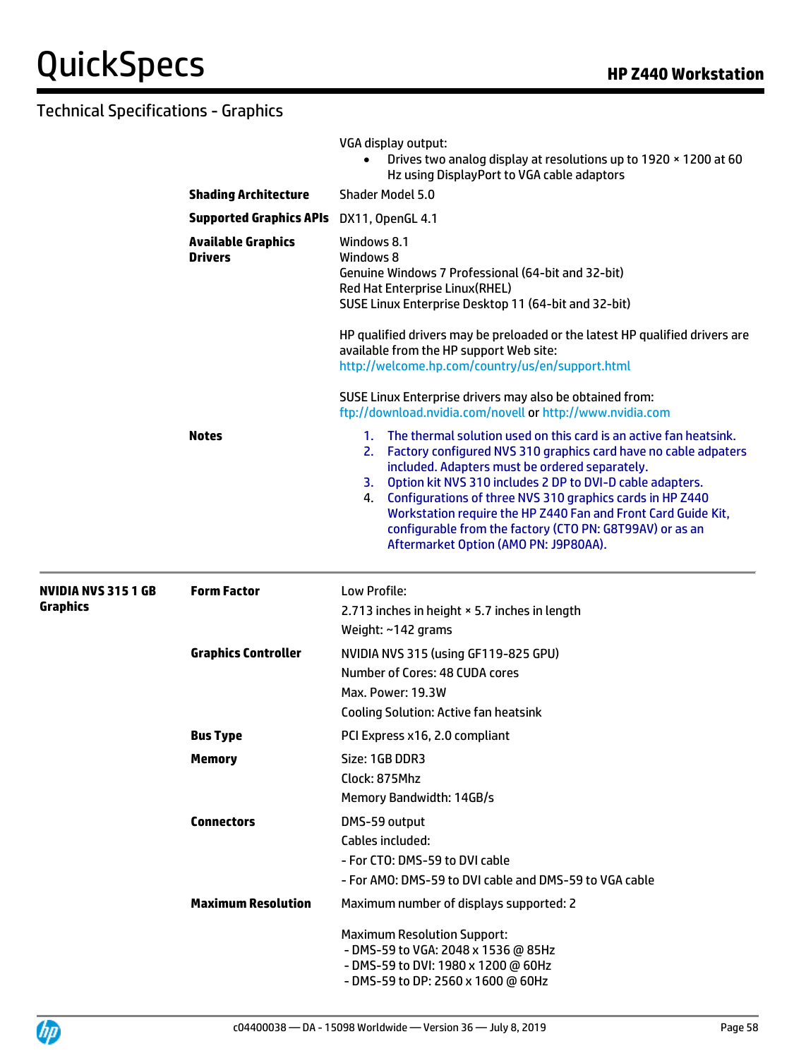## Technical Specifications - Graphics

| | | |
|---|---|---|
| | | VGA display output:<br>• Drives two analog display at resolutions up to 1920 × 1200 at 60 Hz using DisplayPort to VGA cable adaptors |
| | **Shading Architecture** | Shader Model 5.0 |
| | **Supported Graphics APIs** | DX11, OpenGL 4.1 |
| | **Available Graphics Drivers** | Windows 8.1<br>Windows 8<br>Genuine Windows 7 Professional (64-bit and 32-bit)<br>Red Hat Enterprise Linux(RHEL)<br>SUSE Linux Enterprise Desktop 11 (64-bit and 32-bit)<br><br>HP qualified drivers may be preloaded or the latest HP qualified drivers are available from the HP support Web site:<br>http://welcome.hp.com/country/us/en/support.html<br><br>SUSE Linux Enterprise drivers may also be obtained from:<br>ftp://download.nvidia.com/novell or http://www.nvidia.com |
| | **Notes** | 1. The thermal solution used on this card is an active fan heatsink.<br>2. Factory configured NVS 310 graphics card have no cable adapters included. Adapters must be ordered separately.<br>3. Option kit NVS 310 includes 2 DP to DVI-D cable adapters.<br>4. Configurations of three NVS 310 graphics cards in HP Z440 Workstation require the HP Z440 Fan and Front Card Guide Kit, configurable from the factory (CTO PN: G8T99AV) or as an Aftermarket Option (AMO PN: J9P80AA). |
| **NVIDIA NVS 315 1 GB Graphics** | **Form Factor** | Low Profile:<br>2.713 inches in height × 5.7 inches in length<br>Weight: ~142 grams |
| | **Graphics Controller** | NVIDIA NVS 315 (using GF119-825 GPU)<br>Number of Cores: 48 CUDA cores<br>Max. Power: 19.3W<br>Cooling Solution: Active fan heatsink |
| | **Bus Type** | PCI Express x16, 2.0 compliant |
| | **Memory** | Size: 1GB DDR3<br>Clock: 875Mhz<br>Memory Bandwidth: 14GB/s |
| | **Connectors** | DMS-59 output<br>Cables included:<br>- For CTO: DMS-59 to DVI cable<br>- For AMO: DMS-59 to DVI cable and DMS-59 to VGA cable |
| | **Maximum Resolution** | Maximum number of displays supported: 2<br><br>Maximum Resolution Support:<br>- DMS-59 to VGA: 2048 x 1536 @ 85Hz<br>- DMS-59 to DVI: 1980 x 1200 @ 60Hz<br>- DMS-59 to DP: 2560 x 1600 @ 60Hz |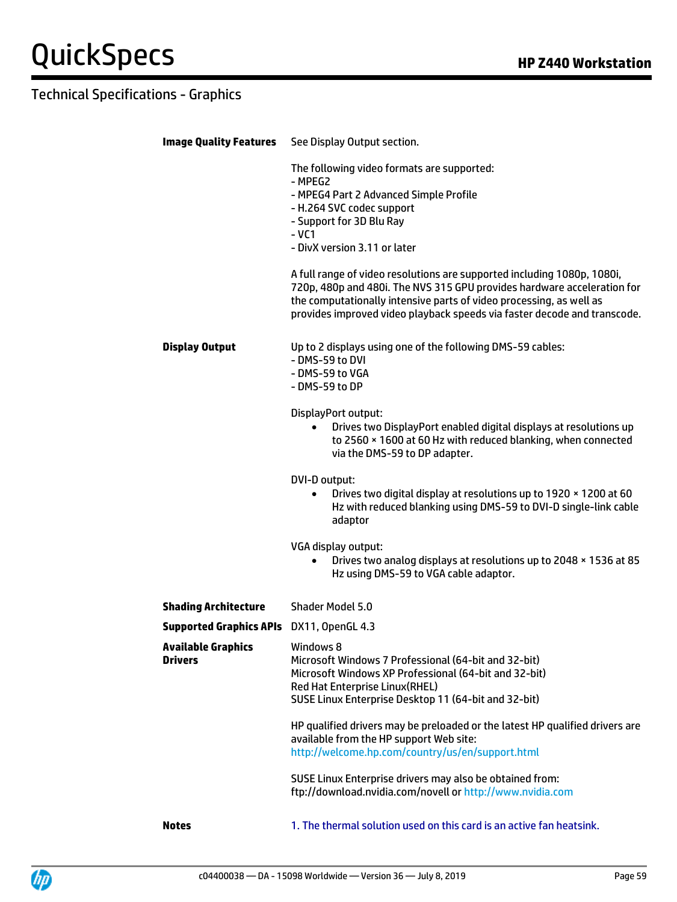## Technical Specifications - Graphics

**Image Quality Features**

See Display Output section.

The following video formats are supported:
- MPEG2
- MPEG4 Part 2 Advanced Simple Profile
- H.264 SVC codec support
- Support for 3D Blu Ray
- VC1
- DivX version 3.11 or later

A full range of video resolutions are supported including 1080p, 1080i, 720p, 480p and 480i. The NVS 315 GPU provides hardware acceleration for the computationally intensive parts of video processing, as well as provides improved video playback speeds via faster decode and transcode.

**Display Output**

Up to 2 displays using one of the following DMS-59 cables:
- DMS-59 to DVI
- DMS-59 to VGA
- DMS-59 to DP

DisplayPort output:

- Drives two DisplayPort enabled digital displays at resolutions up to 2560 × 1600 at 60 Hz with reduced blanking, when connected via the DMS-59 to DP adapter.

DVI-D output:

- Drives two digital display at resolutions up to 1920 × 1200 at 60 Hz with reduced blanking using DMS-59 to DVI-D single-link cable adaptor

VGA display output:

- Drives two analog displays at resolutions up to 2048 × 1536 at 85 Hz using DMS-59 to VGA cable adaptor.

**Shading Architecture**

Shader Model 5.0

**Supported Graphics APIs**

DX11, OpenGL 4.3

**Available Graphics Drivers**

Windows 8
Microsoft Windows 7 Professional (64-bit and 32-bit)
Microsoft Windows XP Professional (64-bit and 32-bit)
Red Hat Enterprise Linux(RHEL)
SUSE Linux Enterprise Desktop 11 (64-bit and 32-bit)

HP qualified drivers may be preloaded or the latest HP qualified drivers are available from the HP support Web site:
http://welcome.hp.com/country/us/en/support.html

SUSE Linux Enterprise drivers may also be obtained from:
ftp://download.nvidia.com/novell or http://www.nvidia.com

**Notes**

1. The thermal solution used on this card is an active fan heatsink.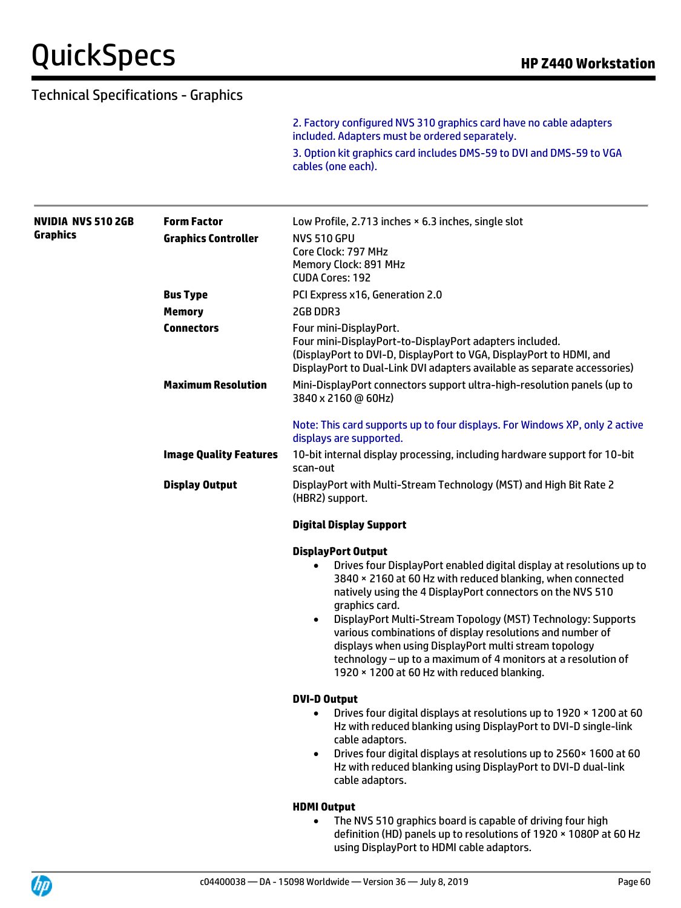## Technical Specifications - Graphics

2. Factory configured NVS 310 graphics card have no cable adapters included. Adapters must be ordered separately.

3. Option kit graphics card includes DMS-59 to DVI and DMS-59 to VGA cables (one each).

---

**NVIDIA NVS 510 2GB Graphics**

**Form Factor**
Low Profile, 2.713 inches × 6.3 inches, single slot

**Graphics Controller**
NVS 510 GPU
Core Clock: 797 MHz
Memory Clock: 891 MHz
CUDA Cores: 192

**Bus Type**
PCI Express x16, Generation 2.0

**Memory**
2GB DDR3

**Connectors**
Four mini-DisplayPort.
Four mini-DisplayPort-to-DisplayPort adapters included.
(DisplayPort to DVI-D, DisplayPort to VGA, DisplayPort to HDMI, and DisplayPort to Dual-Link DVI adapters available as separate accessories)

**Maximum Resolution**
Mini-DisplayPort connectors support ultra-high-resolution panels (up to 3840 x 2160 @ 60Hz)

Note: This card supports up to four displays. For Windows XP, only 2 active displays are supported.

**Image Quality Features**
10-bit internal display processing, including hardware support for 10-bit scan-out

**Display Output**
DisplayPort with Multi-Stream Technology (MST) and High Bit Rate 2 (HBR2) support.

**Digital Display Support**

**DisplayPort Output**

- Drives four DisplayPort enabled digital display at resolutions up to 3840 × 2160 at 60 Hz with reduced blanking, when connected natively using the 4 DisplayPort connectors on the NVS 510 graphics card.
- DisplayPort Multi-Stream Topology (MST) Technology: Supports various combinations of display resolutions and number of displays when using DisplayPort multi stream topology technology – up to a maximum of 4 monitors at a resolution of 1920 × 1200 at 60 Hz with reduced blanking.

**DVI-D Output**

- Drives four digital displays at resolutions up to 1920 × 1200 at 60 Hz with reduced blanking using DisplayPort to DVI-D single-link cable adaptors.
- Drives four digital displays at resolutions up to 2560× 1600 at 60 Hz with reduced blanking using DisplayPort to DVI-D dual-link cable adaptors.

**HDMI Output**

- The NVS 510 graphics board is capable of driving four high definition (HD) panels up to resolutions of 1920 × 1080P at 60 Hz using DisplayPort to HDMI cable adaptors.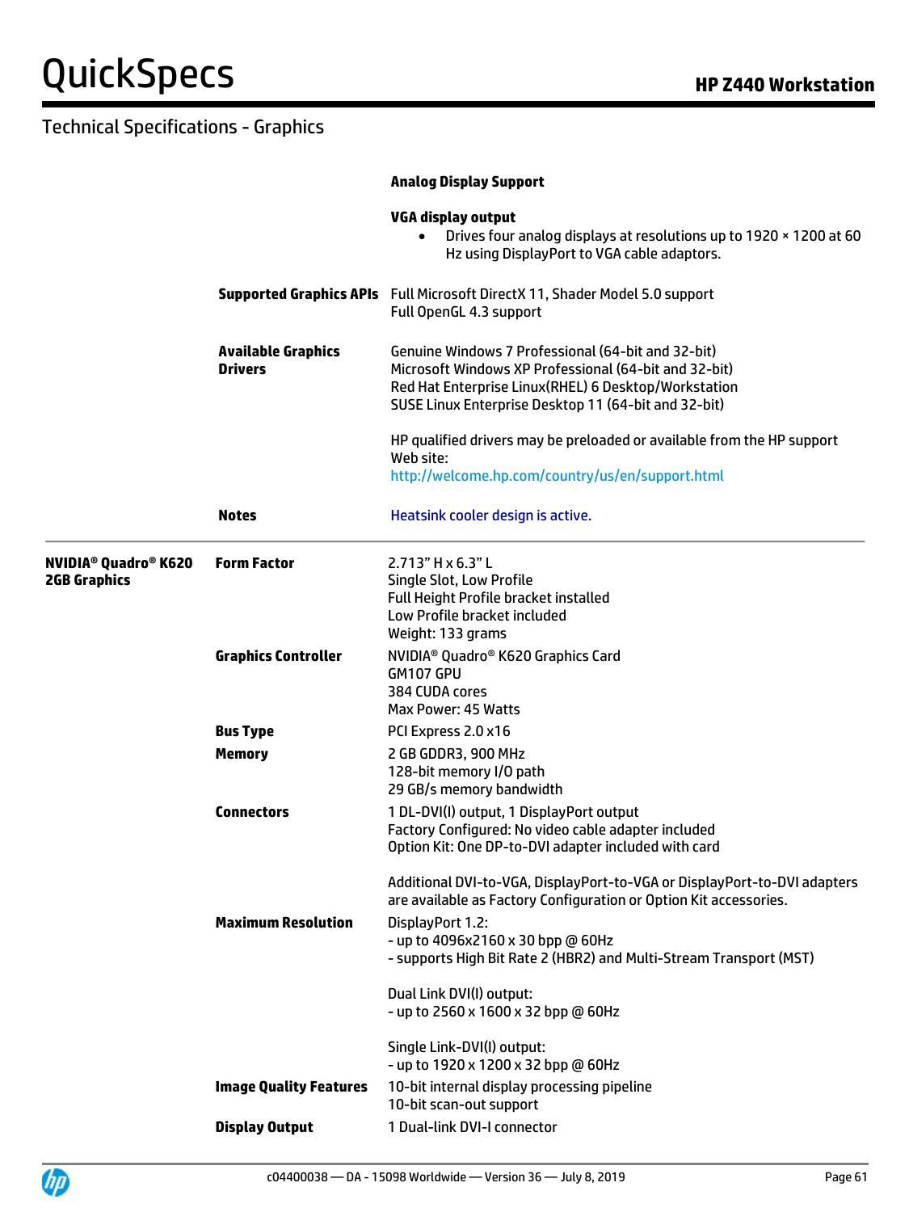## Technical Specifications - Graphics

| | | |
|---|---|---|
| | | **Analog Display Support** |
| | | **VGA display output**<br>• Drives four analog displays at resolutions up to 1920 × 1200 at 60 Hz using DisplayPort to VGA cable adaptors. |
| | **Supported Graphics APIs** | Full Microsoft DirectX 11, Shader Model 5.0 support<br>Full OpenGL 4.3 support |
| | **Available Graphics Drivers** | Genuine Windows 7 Professional (64-bit and 32-bit)<br>Microsoft Windows XP Professional (64-bit and 32-bit)<br>Red Hat Enterprise Linux(RHEL) 6 Desktop/Workstation<br>SUSE Linux Enterprise Desktop 11 (64-bit and 32-bit)<br><br>HP qualified drivers may be preloaded or available from the HP support Web site:<br>http://welcome.hp.com/country/us/en/support.html |
| | **Notes** | Heatsink cooler design is active. |
| **NVIDIA® Quadro® K620 2GB Graphics** | **Form Factor** | 2.713" H x 6.3" L<br>Single Slot, Low Profile<br>Full Height Profile bracket installed<br>Low Profile bracket included<br>Weight: 133 grams |
| | **Graphics Controller** | NVIDIA® Quadro® K620 Graphics Card<br>GM107 GPU<br>384 CUDA cores<br>Max Power: 45 Watts |
| | **Bus Type** | PCI Express 2.0 x16 |
| | **Memory** | 2 GB GDDR3, 900 MHz<br>128-bit memory I/O path<br>29 GB/s memory bandwidth |
| | **Connectors** | 1 DL-DVI(I) output, 1 DisplayPort output<br>Factory Configured: No video cable adapter included<br>Option Kit: One DP-to-DVI adapter included with card<br><br>Additional DVI-to-VGA, DisplayPort-to-VGA or DisplayPort-to-DVI adapters are available as Factory Configuration or Option Kit accessories. |
| | **Maximum Resolution** | DisplayPort 1.2:<br>- up to 4096x2160 x 30 bpp @ 60Hz<br>- supports High Bit Rate 2 (HBR2) and Multi-Stream Transport (MST)<br><br>Dual Link DVI(I) output:<br>- up to 2560 x 1600 x 32 bpp @ 60Hz<br><br>Single Link-DVI(I) output:<br>- up to 1920 x 1200 x 32 bpp @ 60Hz |
| | **Image Quality Features** | 10-bit internal display processing pipeline<br>10-bit scan-out support |
| | **Display Output** | 1 Dual-link DVI-I connector |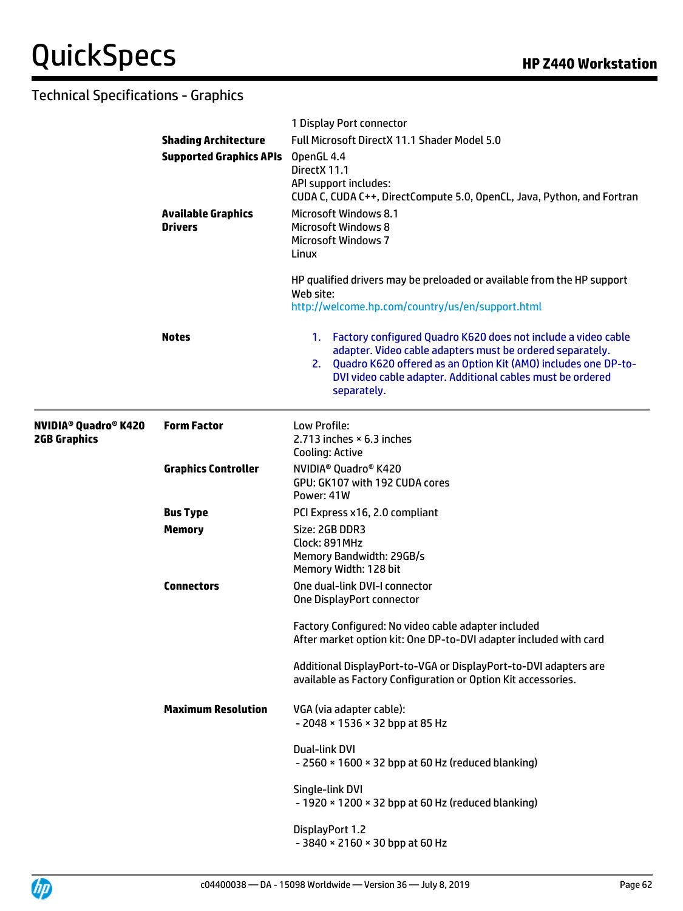## Technical Specifications - Graphics

| | | |
|---|---|---|
| | | 1 Display Port connector |
| | **Shading Architecture** | Full Microsoft DirectX 11.1 Shader Model 5.0 |
| | **Supported Graphics APIs** | OpenGL 4.4<br>DirectX 11.1<br>API support includes:<br>CUDA C, CUDA C++, DirectCompute 5.0, OpenCL, Java, Python, and Fortran |
| | **Available Graphics Drivers** | Microsoft Windows 8.1<br>Microsoft Windows 8<br>Microsoft Windows 7<br>Linux<br><br>HP qualified drivers may be preloaded or available from the HP support Web site:<br>http://welcome.hp.com/country/us/en/support.html |
| | **Notes** | 1. Factory configured Quadro K620 does not include a video cable adapter. Video cable adapters must be ordered separately.<br>2. Quadro K620 offered as an Option Kit (AMO) includes one DP-to-DVI video cable adapter. Additional cables must be ordered separately. |
| **NVIDIA® Quadro® K420 2GB Graphics** | **Form Factor** | Low Profile:<br>2.713 inches × 6.3 inches<br>Cooling: Active |
| | **Graphics Controller** | NVIDIA® Quadro® K420<br>GPU: GK107 with 192 CUDA cores<br>Power: 41W |
| | **Bus Type** | PCI Express x16, 2.0 compliant |
| | **Memory** | Size: 2GB DDR3<br>Clock: 891MHz<br>Memory Bandwidth: 29GB/s<br>Memory Width: 128 bit |
| | **Connectors** | One dual-link DVI-I connector<br>One DisplayPort connector<br><br>Factory Configured: No video cable adapter included<br>After market option kit: One DP-to-DVI adapter included with card<br><br>Additional DisplayPort-to-VGA or DisplayPort-to-DVI adapters are available as Factory Configuration or Option Kit accessories. |
| | **Maximum Resolution** | VGA (via adapter cable):<br>- 2048 × 1536 × 32 bpp at 85 Hz<br><br>Dual-link DVI<br>- 2560 × 1600 × 32 bpp at 60 Hz (reduced blanking)<br><br>Single-link DVI<br>- 1920 × 1200 × 32 bpp at 60 Hz (reduced blanking)<br><br>DisplayPort 1.2<br>- 3840 × 2160 × 30 bpp at 60 Hz |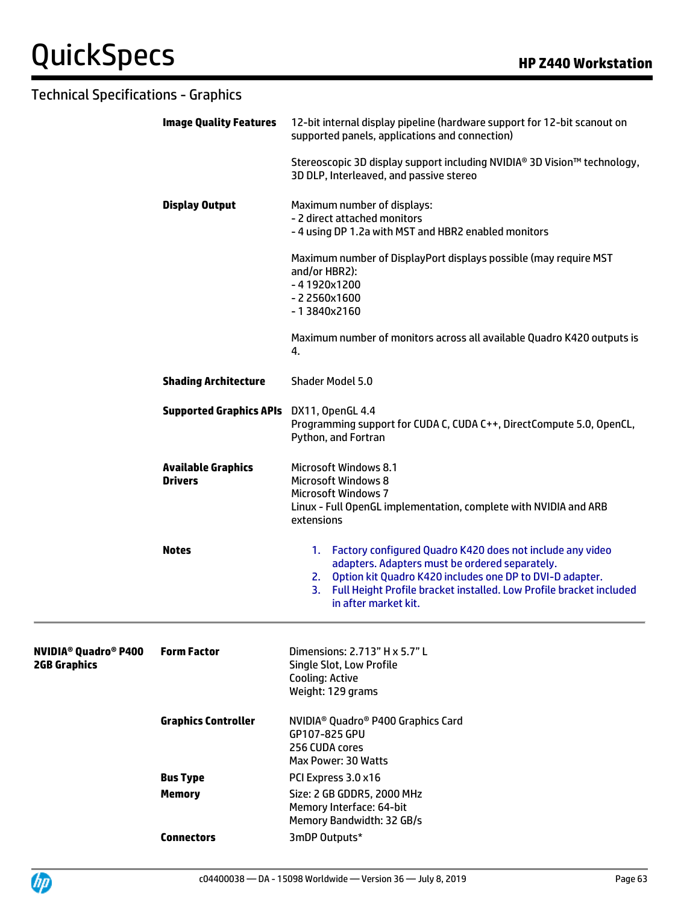## Technical Specifications - Graphics

| | | |
|---|---|---|
| | **Image Quality Features** | 12-bit internal display pipeline (hardware support for 12-bit scanout on supported panels, applications and connection)<br><br>Stereoscopic 3D display support including NVIDIA® 3D Vision™ technology, 3D DLP, Interleaved, and passive stereo |
| | **Display Output** | Maximum number of displays:<br>- 2 direct attached monitors<br>- 4 using DP 1.2a with MST and HBR2 enabled monitors<br><br>Maximum number of DisplayPort displays possible (may require MST and/or HBR2):<br>- 4 1920x1200<br>- 2 2560x1600<br>- 1 3840x2160<br><br>Maximum number of monitors across all available Quadro K420 outputs is 4. |
| | **Shading Architecture** | Shader Model 5.0 |
| | **Supported Graphics APIs** | DX11, OpenGL 4.4<br>Programming support for CUDA C, CUDA C++, DirectCompute 5.0, OpenCL, Python, and Fortran |
| | **Available Graphics Drivers** | Microsoft Windows 8.1<br>Microsoft Windows 8<br>Microsoft Windows 7<br>Linux - Full OpenGL implementation, complete with NVIDIA and ARB extensions |
| | **Notes** | 1. Factory configured Quadro K420 does not include any video adapters. Adapters must be ordered separately.<br>2. Option kit Quadro K420 includes one DP to DVI-D adapter.<br>3. Full Height Profile bracket installed. Low Profile bracket included in after market kit. |
| **NVIDIA® Quadro® P400 2GB Graphics** | **Form Factor** | Dimensions: 2.713" H x 5.7" L<br>Single Slot, Low Profile<br>Cooling: Active<br>Weight: 129 grams |
| | **Graphics Controller** | NVIDIA® Quadro® P400 Graphics Card<br>GP107-825 GPU<br>256 CUDA cores<br>Max Power: 30 Watts |
| | **Bus Type** | PCI Express 3.0 x16 |
| | **Memory** | Size: 2 GB GDDR5, 2000 MHz<br>Memory Interface: 64-bit<br>Memory Bandwidth: 32 GB/s |
| | **Connectors** | 3mDP Outputs* |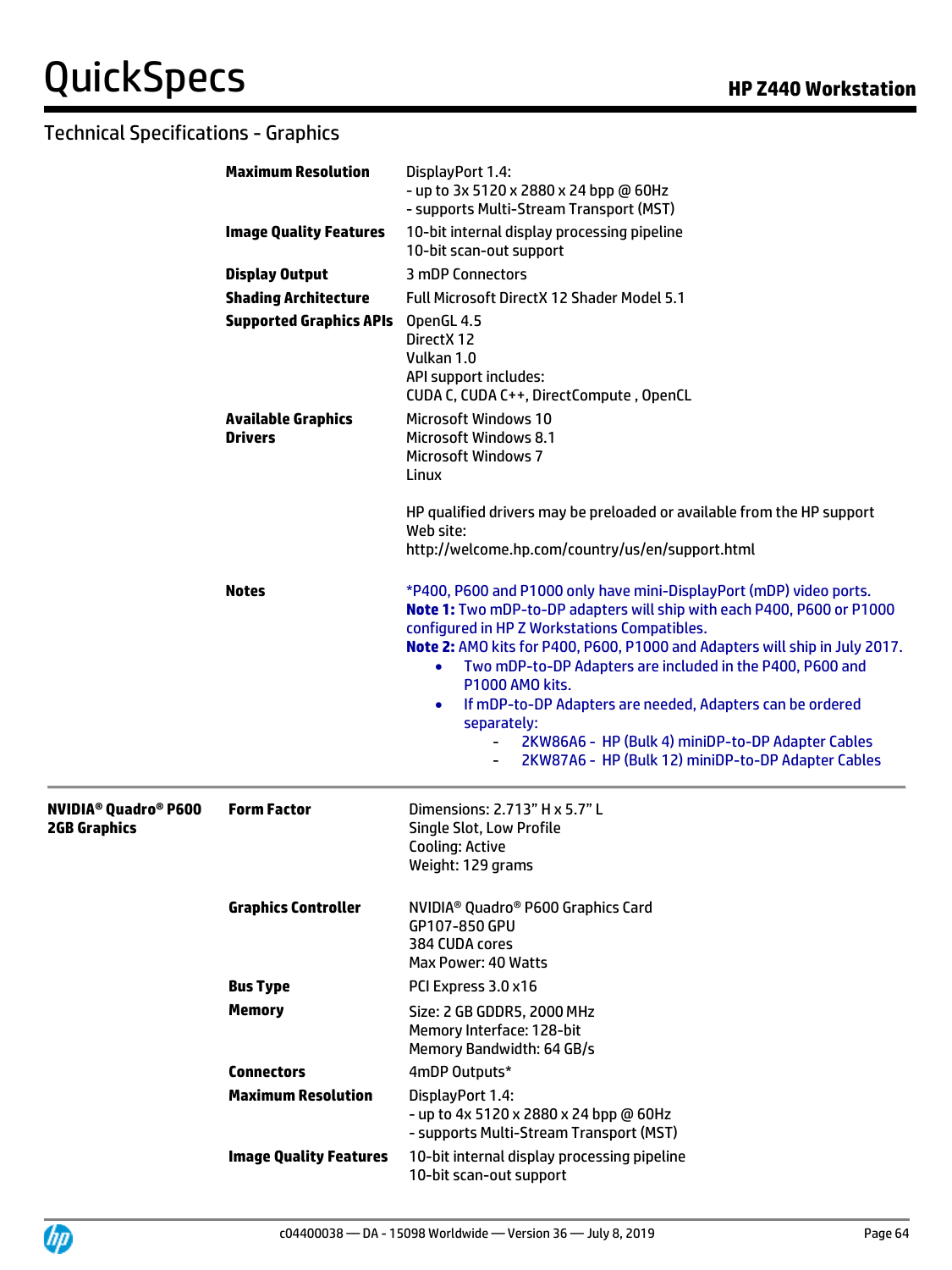## Technical Specifications - Graphics

| | | |
|---|---|---|
| | **Maximum Resolution** | DisplayPort 1.4:<br>- up to 3x 5120 x 2880 x 24 bpp @ 60Hz<br>- supports Multi-Stream Transport (MST) |
| | **Image Quality Features** | 10-bit internal display processing pipeline<br>10-bit scan-out support |
| | **Display Output** | 3 mDP Connectors |
| | **Shading Architecture** | Full Microsoft DirectX 12 Shader Model 5.1 |
| | **Supported Graphics APIs** | OpenGL 4.5<br>DirectX 12<br>Vulkan 1.0<br>API support includes:<br>CUDA C, CUDA C++, DirectCompute , OpenCL |
| | **Available Graphics Drivers** | Microsoft Windows 10<br>Microsoft Windows 8.1<br>Microsoft Windows 7<br>Linux<br><br>HP qualified drivers may be preloaded or available from the HP support Web site:<br>http://welcome.hp.com/country/us/en/support.html |
| | **Notes** | *P400, P600 and P1000 only have mini-DisplayPort (mDP) video ports.<br>**Note 1:** Two mDP-to-DP adapters will ship with each P400, P600 or P1000 configured in HP Z Workstations Compatibles.<br>**Note 2:** AMO kits for P400, P600, P1000 and Adapters will ship in July 2017.<br>• Two mDP-to-DP Adapters are included in the P400, P600 and P1000 AMO kits.<br>• If mDP-to-DP Adapters are needed, Adapters can be ordered separately:<br>&nbsp;&nbsp;- 2KW86A6 - HP (Bulk 4) miniDP-to-DP Adapter Cables<br>&nbsp;&nbsp;- 2KW87A6 - HP (Bulk 12) miniDP-to-DP Adapter Cables |
| **NVIDIA® Quadro® P600 2GB Graphics** | **Form Factor** | Dimensions: 2.713" H x 5.7" L<br>Single Slot, Low Profile<br>Cooling: Active<br>Weight: 129 grams |
| | **Graphics Controller** | NVIDIA® Quadro® P600 Graphics Card<br>GP107-850 GPU<br>384 CUDA cores<br>Max Power: 40 Watts |
| | **Bus Type** | PCI Express 3.0 x16 |
| | **Memory** | Size: 2 GB GDDR5, 2000 MHz<br>Memory Interface: 128-bit<br>Memory Bandwidth: 64 GB/s |
| | **Connectors** | 4mDP Outputs* |
| | **Maximum Resolution** | DisplayPort 1.4:<br>- up to 4x 5120 x 2880 x 24 bpp @ 60Hz<br>- supports Multi-Stream Transport (MST) |
| | **Image Quality Features** | 10-bit internal display processing pipeline<br>10-bit scan-out support |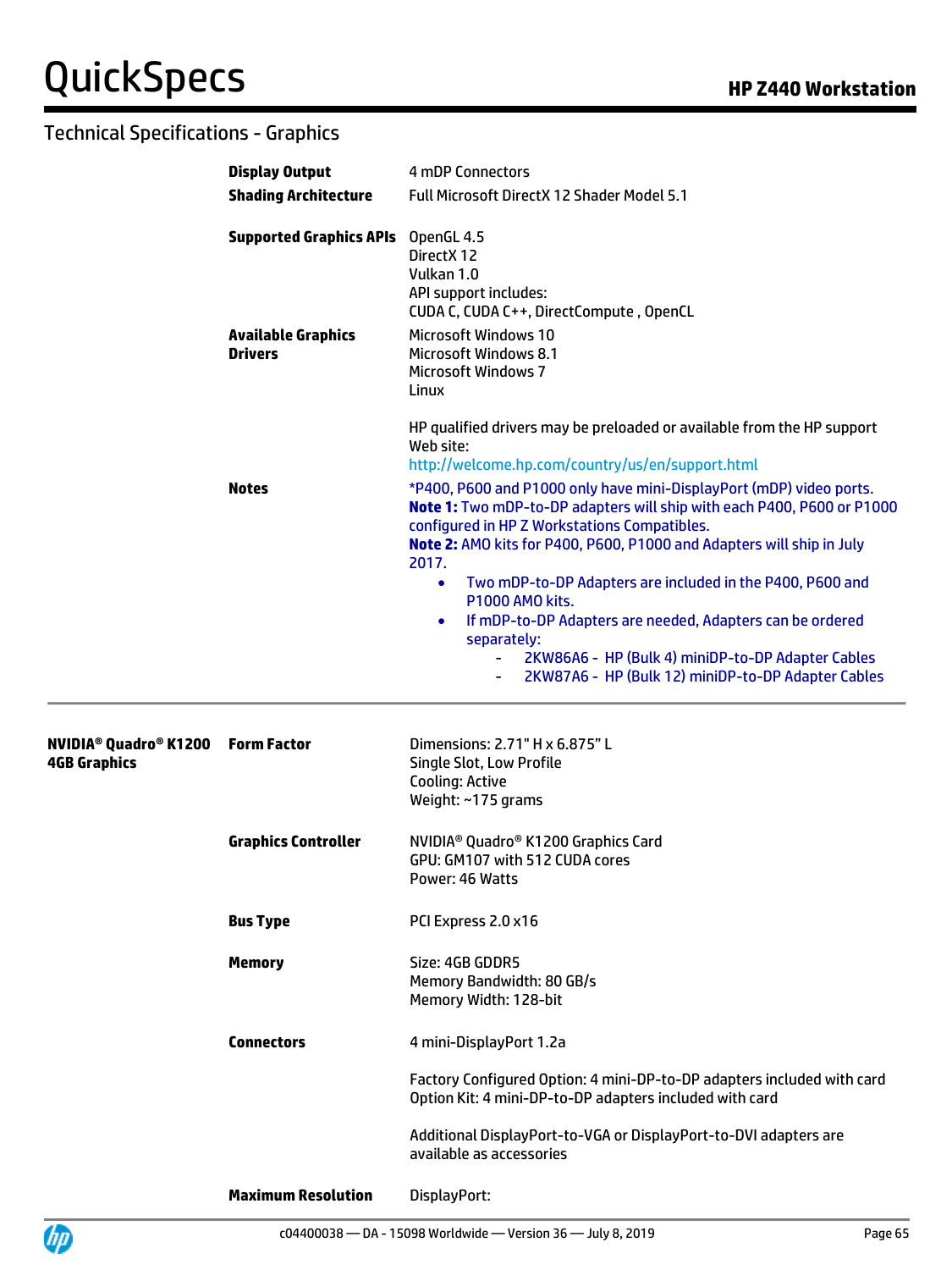## Technical Specifications - Graphics

| | | |
|---|---|---|
| | **Display Output** | 4 mDP Connectors |
| | **Shading Architecture** | Full Microsoft DirectX 12 Shader Model 5.1 |
| | **Supported Graphics APIs** | OpenGL 4.5<br>DirectX 12<br>Vulkan 1.0<br>API support includes:<br>CUDA C, CUDA C++, DirectCompute , OpenCL |
| | **Available Graphics Drivers** | Microsoft Windows 10<br>Microsoft Windows 8.1<br>Microsoft Windows 7<br>Linux<br><br>HP qualified drivers may be preloaded or available from the HP support Web site:<br>http://welcome.hp.com/country/us/en/support.html |
| | **Notes** | *P400, P600 and P1000 only have mini-DisplayPort (mDP) video ports.<br>**Note 1:** Two mDP-to-DP adapters will ship with each P400, P600 or P1000 configured in HP Z Workstations Compatibles.<br>**Note 2:** AMO kits for P400, P600, P1000 and Adapters will ship in July 2017.<br>• Two mDP-to-DP Adapters are included in the P400, P600 and P1000 AMO kits.<br>• If mDP-to-DP Adapters are needed, Adapters can be ordered separately:<br>- 2KW86A6 - HP (Bulk 4) miniDP-to-DP Adapter Cables<br>- 2KW87A6 - HP (Bulk 12) miniDP-to-DP Adapter Cables |
| **NVIDIA® Quadro® K1200 4GB Graphics** | **Form Factor** | Dimensions: 2.71" H x 6.875" L<br>Single Slot, Low Profile<br>Cooling: Active<br>Weight: ~175 grams |
| | **Graphics Controller** | NVIDIA® Quadro® K1200 Graphics Card<br>GPU: GM107 with 512 CUDA cores<br>Power: 46 Watts |
| | **Bus Type** | PCI Express 2.0 x16 |
| | **Memory** | Size: 4GB GDDR5<br>Memory Bandwidth: 80 GB/s<br>Memory Width: 128-bit |
| | **Connectors** | 4 mini-DisplayPort 1.2a<br><br>Factory Configured Option: 4 mini-DP-to-DP adapters included with card<br>Option Kit: 4 mini-DP-to-DP adapters included with card<br><br>Additional DisplayPort-to-VGA or DisplayPort-to-DVI adapters are available as accessories |
| | **Maximum Resolution** | DisplayPort: |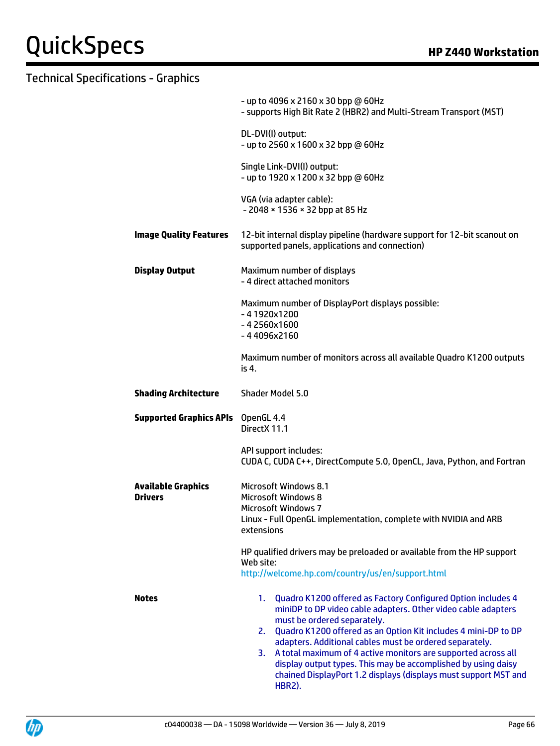## Technical Specifications - Graphics

| | |
|---|---|
| | - up to 4096 x 2160 x 30 bpp @ 60Hz<br>- supports High Bit Rate 2 (HBR2) and Multi-Stream Transport (MST)<br><br>DL-DVI(I) output:<br>- up to 2560 x 1600 x 32 bpp @ 60Hz<br><br>Single Link-DVI(I) output:<br>- up to 1920 x 1200 x 32 bpp @ 60Hz<br><br>VGA (via adapter cable):<br>- 2048 × 1536 × 32 bpp at 85 Hz |
| **Image Quality Features** | 12-bit internal display pipeline (hardware support for 12-bit scanout on supported panels, applications and connection) |
| **Display Output** | Maximum number of displays<br>- 4 direct attached monitors<br><br>Maximum number of DisplayPort displays possible:<br>- 4 1920x1200<br>- 4 2560x1600<br>- 4 4096x2160<br><br>Maximum number of monitors across all available Quadro K1200 outputs is 4. |
| **Shading Architecture** | Shader Model 5.0 |
| **Supported Graphics APIs** | OpenGL 4.4<br>DirectX 11.1<br><br>API support includes:<br>CUDA C, CUDA C++, DirectCompute 5.0, OpenCL, Java, Python, and Fortran |
| **Available Graphics Drivers** | Microsoft Windows 8.1<br>Microsoft Windows 8<br>Microsoft Windows 7<br>Linux - Full OpenGL implementation, complete with NVIDIA and ARB extensions<br><br>HP qualified drivers may be preloaded or available from the HP support Web site:<br>http://welcome.hp.com/country/us/en/support.html |
| **Notes** | 1. Quadro K1200 offered as Factory Configured Option includes 4 miniDP to DP video cable adapters. Other video cable adapters must be ordered separately.<br>2. Quadro K1200 offered as an Option Kit includes 4 mini-DP to DP adapters. Additional cables must be ordered separately.<br>3. A total maximum of 4 active monitors are supported across all display output types. This may be accomplished by using daisy chained DisplayPort 1.2 displays (displays must support MST and HBR2). |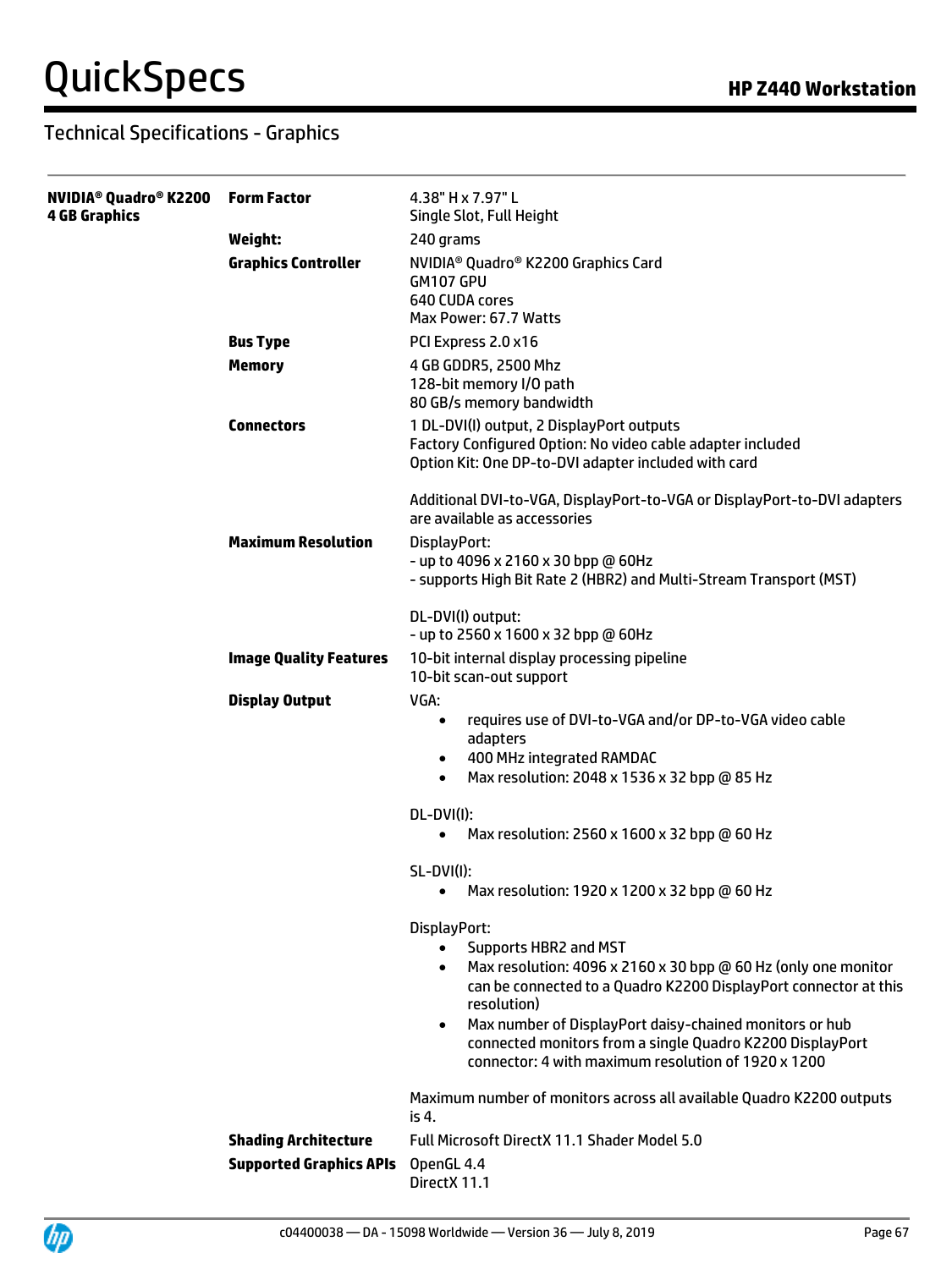## Technical Specifications - Graphics

| | | |
|---|---|---|
| **NVIDIA® Quadro® K2200 4 GB Graphics** | **Form Factor** | 4.38" H x 7.97" L<br>Single Slot, Full Height |
| | **Weight:** | 240 grams |
| | **Graphics Controller** | NVIDIA® Quadro® K2200 Graphics Card<br>GM107 GPU<br>640 CUDA cores<br>Max Power: 67.7 Watts |
| | **Bus Type** | PCI Express 2.0 x16 |
| | **Memory** | 4 GB GDDR5, 2500 Mhz<br>128-bit memory I/O path<br>80 GB/s memory bandwidth |
| | **Connectors** | 1 DL-DVI(I) output, 2 DisplayPort outputs<br>Factory Configured Option: No video cable adapter included<br>Option Kit: One DP-to-DVI adapter included with card<br><br>Additional DVI-to-VGA, DisplayPort-to-VGA or DisplayPort-to-DVI adapters are available as accessories |
| | **Maximum Resolution** | DisplayPort:<br>- up to 4096 x 2160 x 30 bpp @ 60Hz<br>- supports High Bit Rate 2 (HBR2) and Multi-Stream Transport (MST)<br><br>DL-DVI(I) output:<br>- up to 2560 x 1600 x 32 bpp @ 60Hz |
| | **Image Quality Features** | 10-bit internal display processing pipeline<br>10-bit scan-out support |
| | **Display Output** | VGA:<br>• requires use of DVI-to-VGA and/or DP-to-VGA video cable adapters<br>• 400 MHz integrated RAMDAC<br>• Max resolution: 2048 x 1536 x 32 bpp @ 85 Hz<br><br>DL-DVI(I):<br>• Max resolution: 2560 x 1600 x 32 bpp @ 60 Hz<br><br>SL-DVI(I):<br>• Max resolution: 1920 x 1200 x 32 bpp @ 60 Hz<br><br>DisplayPort:<br>• Supports HBR2 and MST<br>• Max resolution: 4096 x 2160 x 30 bpp @ 60 Hz (only one monitor can be connected to a Quadro K2200 DisplayPort connector at this resolution)<br>• Max number of DisplayPort daisy-chained monitors or hub connected monitors from a single Quadro K2200 DisplayPort connector: 4 with maximum resolution of 1920 x 1200<br><br>Maximum number of monitors across all available Quadro K2200 outputs is 4. |
| | **Shading Architecture** | Full Microsoft DirectX 11.1 Shader Model 5.0 |
| | **Supported Graphics APIs** | OpenGL 4.4<br>DirectX 11.1 |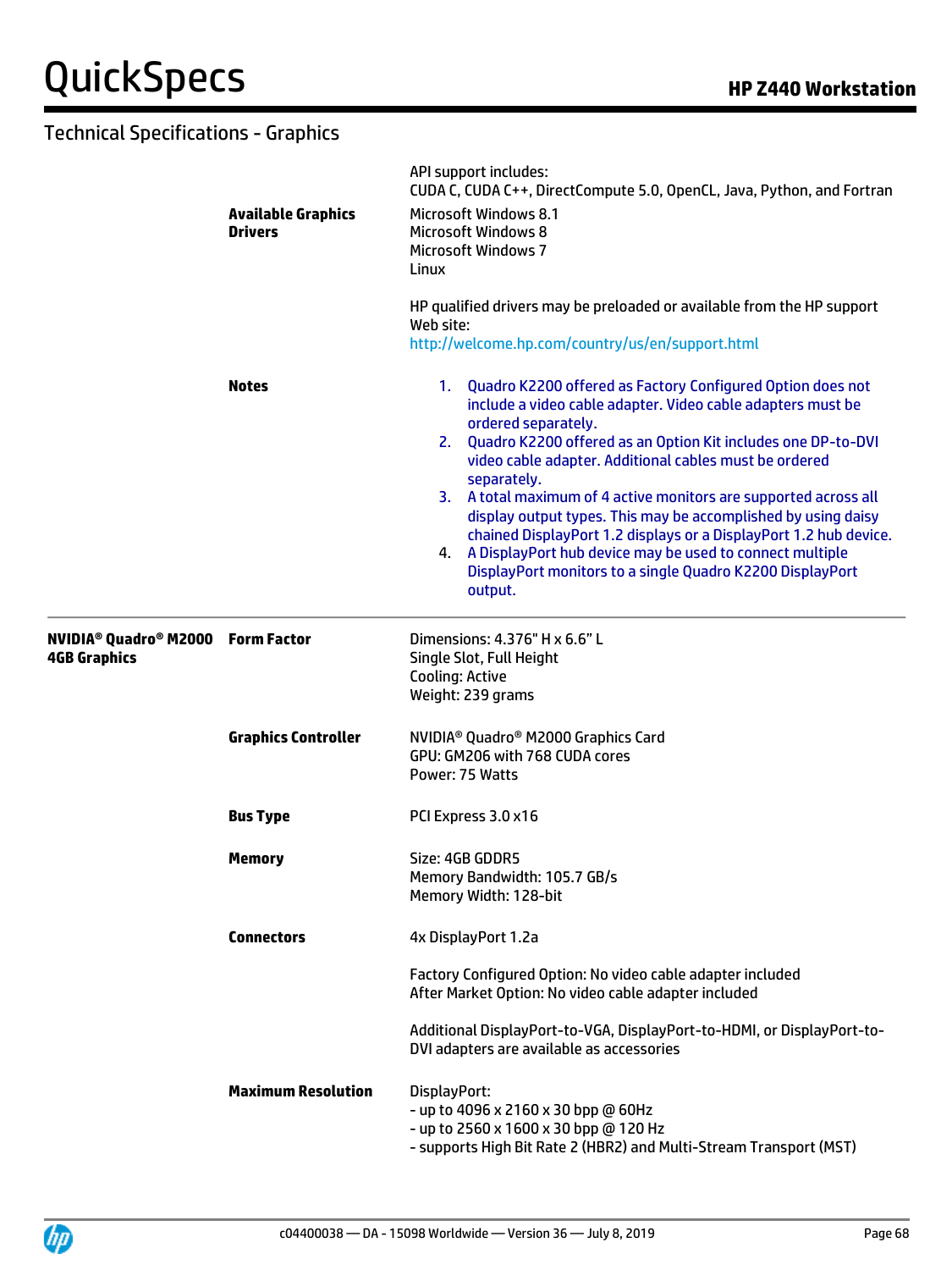## Technical Specifications - Graphics

| | | |
|---|---|---|
| | | API support includes:<br>CUDA C, CUDA C++, DirectCompute 5.0, OpenCL, Java, Python, and Fortran |
| | **Available Graphics Drivers** | Microsoft Windows 8.1<br>Microsoft Windows 8<br>Microsoft Windows 7<br>Linux<br><br>HP qualified drivers may be preloaded or available from the HP support Web site:<br>http://welcome.hp.com/country/us/en/support.html |
| | **Notes** | 1. Quadro K2200 offered as Factory Configured Option does not include a video cable adapter. Video cable adapters must be ordered separately.<br>2. Quadro K2200 offered as an Option Kit includes one DP-to-DVI video cable adapter. Additional cables must be ordered separately.<br>3. A total maximum of 4 active monitors are supported across all display output types. This may be accomplished by using daisy chained DisplayPort 1.2 displays or a DisplayPort 1.2 hub device.<br>4. A DisplayPort hub device may be used to connect multiple DisplayPort monitors to a single Quadro K2200 DisplayPort output. |
| **NVIDIA® Quadro® M2000 4GB Graphics** | **Form Factor** | Dimensions: 4.376" H x 6.6" L<br>Single Slot, Full Height<br>Cooling: Active<br>Weight: 239 grams |
| | **Graphics Controller** | NVIDIA® Quadro® M2000 Graphics Card<br>GPU: GM206 with 768 CUDA cores<br>Power: 75 Watts |
| | **Bus Type** | PCI Express 3.0 x16 |
| | **Memory** | Size: 4GB GDDR5<br>Memory Bandwidth: 105.7 GB/s<br>Memory Width: 128-bit |
| | **Connectors** | 4x DisplayPort 1.2a<br><br>Factory Configured Option: No video cable adapter included<br>After Market Option: No video cable adapter included<br><br>Additional DisplayPort-to-VGA, DisplayPort-to-HDMI, or DisplayPort-to-DVI adapters are available as accessories |
| | **Maximum Resolution** | DisplayPort:<br>- up to 4096 x 2160 x 30 bpp @ 60Hz<br>- up to 2560 x 1600 x 30 bpp @ 120 Hz<br>- supports High Bit Rate 2 (HBR2) and Multi-Stream Transport (MST) |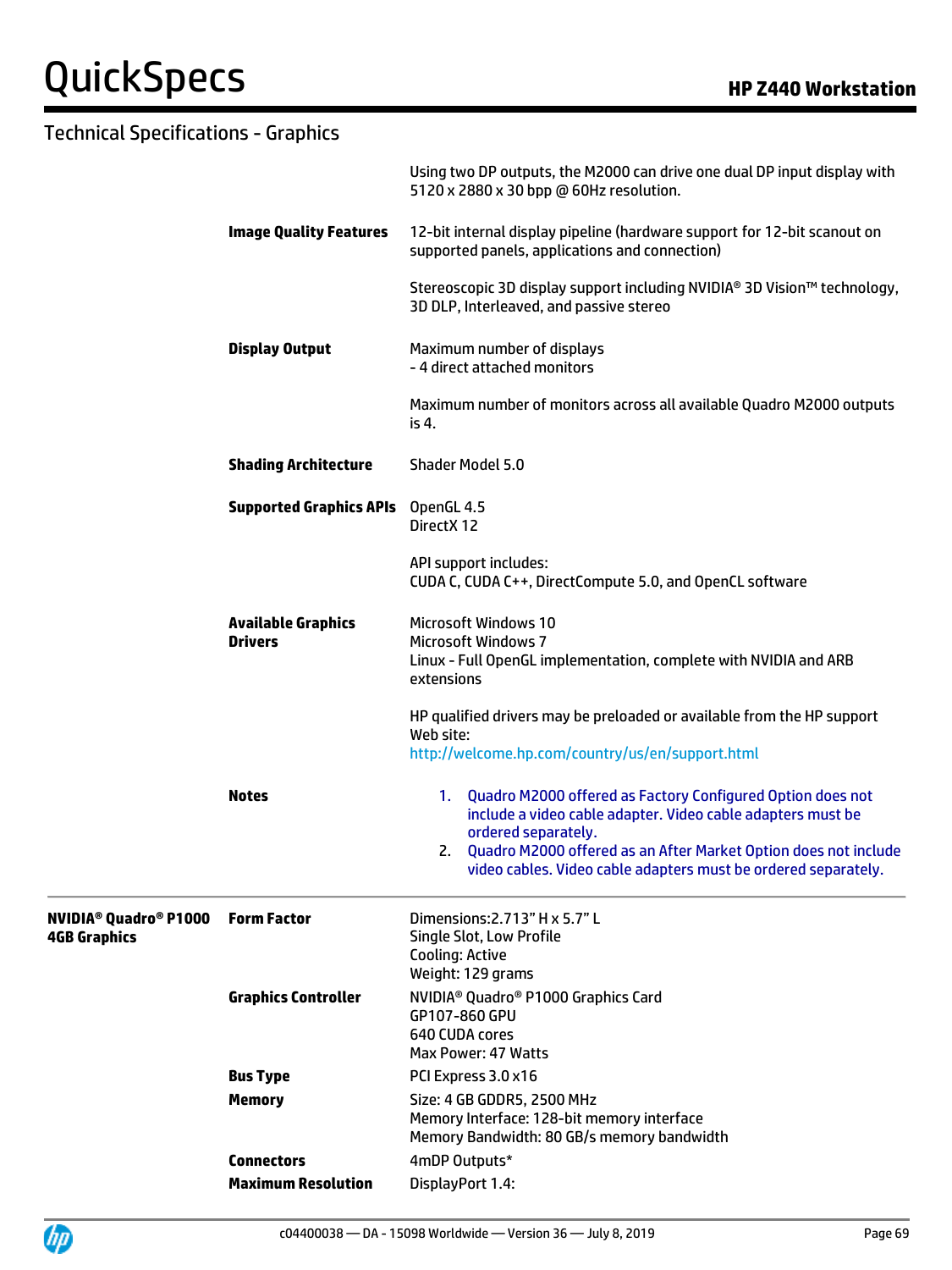## Technical Specifications - Graphics

| | | |
|---|---|---|
| | | Using two DP outputs, the M2000 can drive one dual DP input display with 5120 x 2880 x 30 bpp @ 60Hz resolution. |
| | **Image Quality Features** | 12-bit internal display pipeline (hardware support for 12-bit scanout on supported panels, applications and connection)<br><br>Stereoscopic 3D display support including NVIDIA® 3D Vision™ technology, 3D DLP, Interleaved, and passive stereo |
| | **Display Output** | Maximum number of displays<br>- 4 direct attached monitors<br><br>Maximum number of monitors across all available Quadro M2000 outputs is 4. |
| | **Shading Architecture** | Shader Model 5.0 |
| | **Supported Graphics APIs** | OpenGL 4.5<br>DirectX 12<br><br>API support includes:<br>CUDA C, CUDA C++, DirectCompute 5.0, and OpenCL software |
| | **Available Graphics Drivers** | Microsoft Windows 10<br>Microsoft Windows 7<br>Linux - Full OpenGL implementation, complete with NVIDIA and ARB extensions<br><br>HP qualified drivers may be preloaded or available from the HP support Web site:<br>http://welcome.hp.com/country/us/en/support.html |
| | **Notes** | 1. Quadro M2000 offered as Factory Configured Option does not include a video cable adapter. Video cable adapters must be ordered separately.<br>2. Quadro M2000 offered as an After Market Option does not include video cables. Video cable adapters must be ordered separately. |
| **NVIDIA® Quadro® P1000 4GB Graphics** | **Form Factor** | Dimensions:2.713" H x 5.7" L<br>Single Slot, Low Profile<br>Cooling: Active<br>Weight: 129 grams |
| | **Graphics Controller** | NVIDIA® Quadro® P1000 Graphics Card<br>GP107-860 GPU<br>640 CUDA cores<br>Max Power: 47 Watts |
| | **Bus Type** | PCI Express 3.0 x16 |
| | **Memory** | Size: 4 GB GDDR5, 2500 MHz<br>Memory Interface: 128-bit memory interface<br>Memory Bandwidth: 80 GB/s memory bandwidth |
| | **Connectors** | 4mDP Outputs* |
| | **Maximum Resolution** | DisplayPort 1.4: |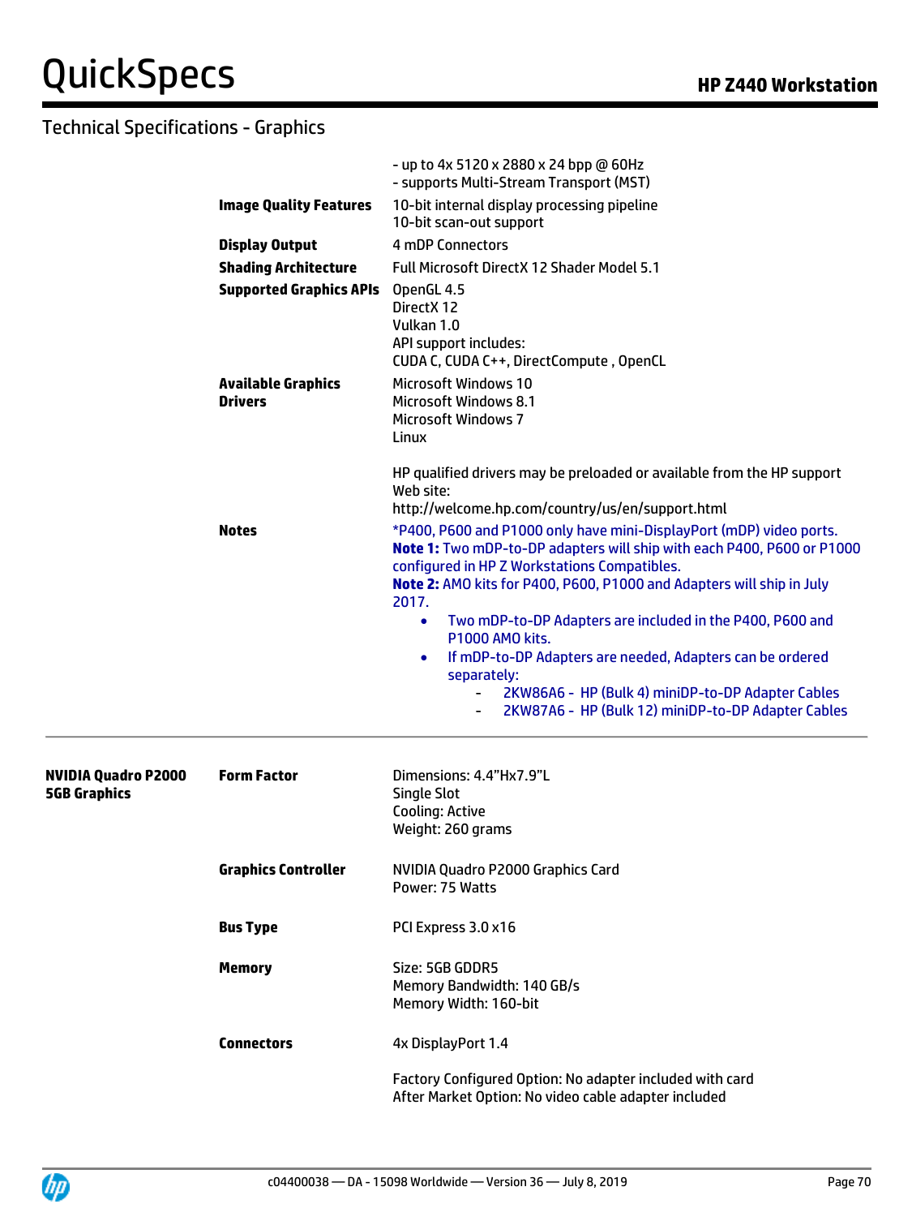## Technical Specifications - Graphics

| | | |
|---|---|---|
| | | - up to 4x 5120 x 2880 x 24 bpp @ 60Hz<br>- supports Multi-Stream Transport (MST) |
| | **Image Quality Features** | 10-bit internal display processing pipeline<br>10-bit scan-out support |
| | **Display Output** | 4 mDP Connectors |
| | **Shading Architecture** | Full Microsoft DirectX 12 Shader Model 5.1 |
| | **Supported Graphics APIs** | OpenGL 4.5<br>DirectX 12<br>Vulkan 1.0<br>API support includes:<br>CUDA C, CUDA C++, DirectCompute , OpenCL |
| | **Available Graphics Drivers** | Microsoft Windows 10<br>Microsoft Windows 8.1<br>Microsoft Windows 7<br>Linux<br><br>HP qualified drivers may be preloaded or available from the HP support Web site:<br>http://welcome.hp.com/country/us/en/support.html |
| | **Notes** | *P400, P600 and P1000 only have mini-DisplayPort (mDP) video ports.<br>**Note 1:** Two mDP-to-DP adapters will ship with each P400, P600 or P1000 configured in HP Z Workstations Compatibles.<br>**Note 2:** AMO kits for P400, P600, P1000 and Adapters will ship in July 2017.<br>• Two mDP-to-DP Adapters are included in the P400, P600 and P1000 AMO kits.<br>• If mDP-to-DP Adapters are needed, Adapters can be ordered separately:<br>  - 2KW86A6 - HP (Bulk 4) miniDP-to-DP Adapter Cables<br>  - 2KW87A6 - HP (Bulk 12) miniDP-to-DP Adapter Cables |
| **NVIDIA Quadro P2000 5GB Graphics** | **Form Factor** | Dimensions: 4.4"Hx7.9"L<br>Single Slot<br>Cooling: Active<br>Weight: 260 grams |
| | **Graphics Controller** | NVIDIA Quadro P2000 Graphics Card<br>Power: 75 Watts |
| | **Bus Type** | PCI Express 3.0 x16 |
| | **Memory** | Size: 5GB GDDR5<br>Memory Bandwidth: 140 GB/s<br>Memory Width: 160-bit |
| | **Connectors** | 4x DisplayPort 1.4<br><br>Factory Configured Option: No adapter included with card<br>After Market Option: No video cable adapter included |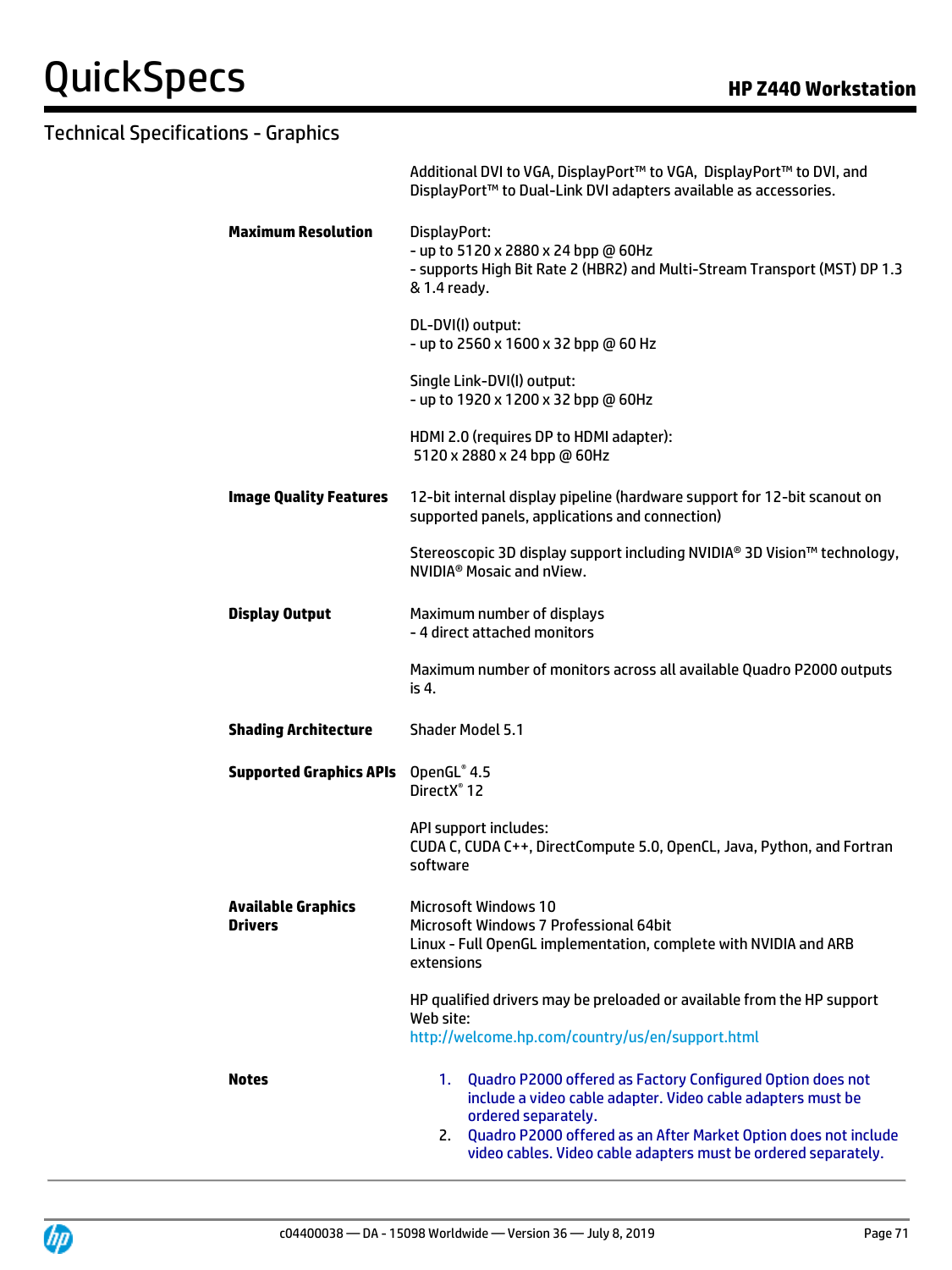## Technical Specifications - Graphics

| | |
|---|---|
| | Additional DVI to VGA, DisplayPort™ to VGA, DisplayPort™ to DVI, and DisplayPort™ to Dual-Link DVI adapters available as accessories. |
| **Maximum Resolution** | DisplayPort:<br>- up to 5120 x 2880 x 24 bpp @ 60Hz<br>- supports High Bit Rate 2 (HBR2) and Multi-Stream Transport (MST) DP 1.3 & 1.4 ready.<br><br>DL-DVI(I) output:<br>- up to 2560 x 1600 x 32 bpp @ 60 Hz<br><br>Single Link-DVI(I) output:<br>- up to 1920 x 1200 x 32 bpp @ 60Hz<br><br>HDMI 2.0 (requires DP to HDMI adapter):<br>5120 x 2880 x 24 bpp @ 60Hz |
| **Image Quality Features** | 12-bit internal display pipeline (hardware support for 12-bit scanout on supported panels, applications and connection)<br><br>Stereoscopic 3D display support including NVIDIA® 3D Vision™ technology, NVIDIA® Mosaic and nView. |
| **Display Output** | Maximum number of displays<br>- 4 direct attached monitors<br><br>Maximum number of monitors across all available Quadro P2000 outputs is 4. |
| **Shading Architecture** | Shader Model 5.1 |
| **Supported Graphics APIs** | OpenGL® 4.5<br>DirectX® 12<br><br>API support includes:<br>CUDA C, CUDA C++, DirectCompute 5.0, OpenCL, Java, Python, and Fortran software |
| **Available Graphics Drivers** | Microsoft Windows 10<br>Microsoft Windows 7 Professional 64bit<br>Linux - Full OpenGL implementation, complete with NVIDIA and ARB extensions<br><br>HP qualified drivers may be preloaded or available from the HP support Web site:<br>http://welcome.hp.com/country/us/en/support.html |
| **Notes** | 1. Quadro P2000 offered as Factory Configured Option does not include a video cable adapter. Video cable adapters must be ordered separately.<br>2. Quadro P2000 offered as an After Market Option does not include video cables. Video cable adapters must be ordered separately. |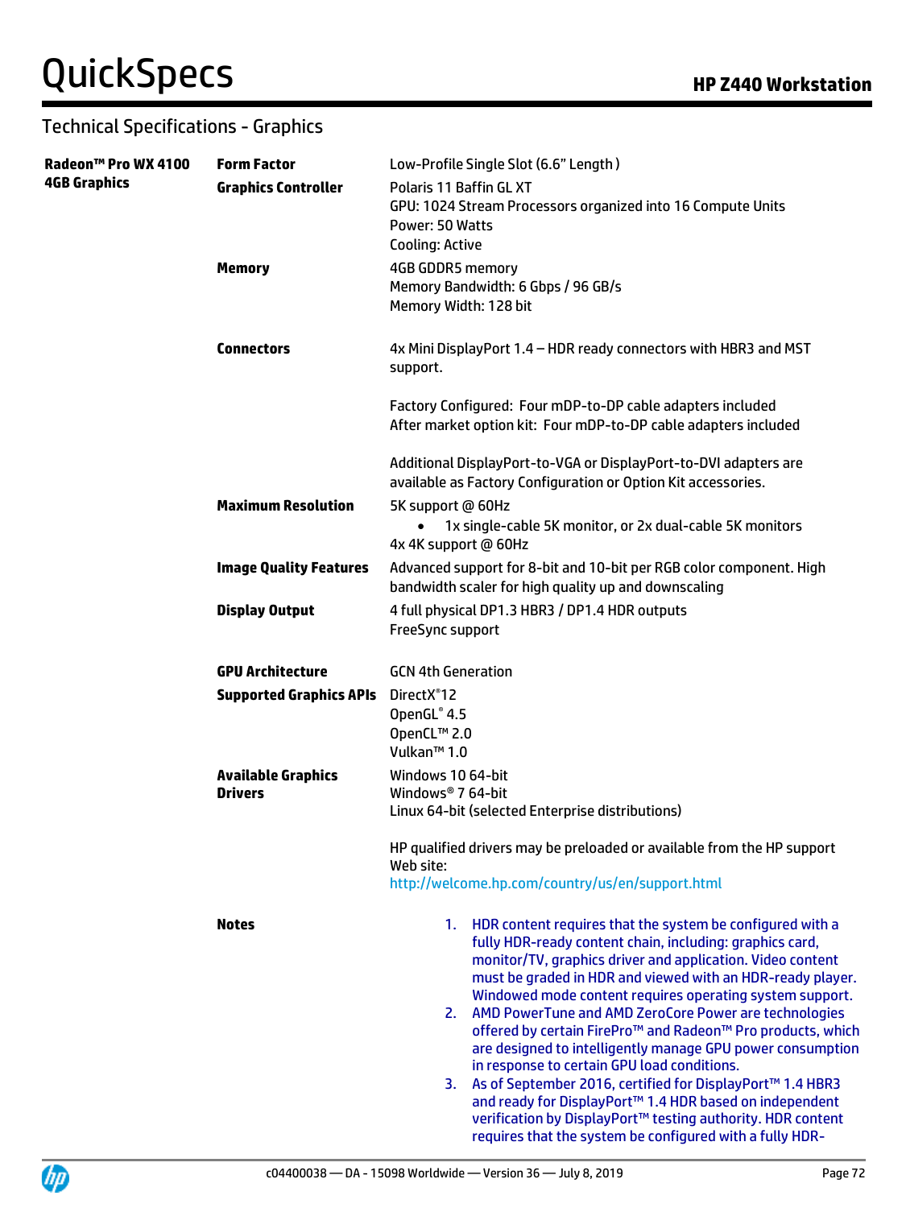## Technical Specifications - Graphics

| | | |
|---|---|---|
| **Radeon™ Pro WX 4100 4GB Graphics** | **Form Factor** | Low-Profile Single Slot (6.6" Length ) |
| | **Graphics Controller** | Polaris 11 Baffin GL XT<br>GPU: 1024 Stream Processors organized into 16 Compute Units<br>Power: 50 Watts<br>Cooling: Active |
| | **Memory** | 4GB GDDR5 memory<br>Memory Bandwidth: 6 Gbps / 96 GB/s<br>Memory Width: 128 bit |
| | **Connectors** | 4x Mini DisplayPort 1.4 – HDR ready connectors with HBR3 and MST support.<br><br>Factory Configured: Four mDP-to-DP cable adapters included<br>After market option kit: Four mDP-to-DP cable adapters included<br><br>Additional DisplayPort-to-VGA or DisplayPort-to-DVI adapters are available as Factory Configuration or Option Kit accessories. |
| | **Maximum Resolution** | 5K support @ 60Hz<br>• 1x single-cable 5K monitor, or 2x dual-cable 5K monitors<br>4x 4K support @ 60Hz |
| | **Image Quality Features** | Advanced support for 8-bit and 10-bit per RGB color component. High bandwidth scaler for high quality up and downscaling |
| | **Display Output** | 4 full physical DP1.3 HBR3 / DP1.4 HDR outputs<br>FreeSync support |
| | **GPU Architecture** | GCN 4th Generation |
| | **Supported Graphics APIs** | DirectX® 12<br>OpenGL® 4.5<br>OpenCL™ 2.0<br>Vulkan™ 1.0 |
| | **Available Graphics Drivers** | Windows 10 64-bit<br>Windows® 7 64-bit<br>Linux 64-bit (selected Enterprise distributions)<br><br>HP qualified drivers may be preloaded or available from the HP support Web site:<br>http://welcome.hp.com/country/us/en/support.html |
| | **Notes** | 1. HDR content requires that the system be configured with a fully HDR-ready content chain, including: graphics card, monitor/TV, graphics driver and application. Video content must be graded in HDR and viewed with an HDR-ready player. Windowed mode content requires operating system support.<br>2. AMD PowerTune and AMD ZeroCore Power are technologies offered by certain FirePro™ and Radeon™ Pro products, which are designed to intelligently manage GPU power consumption in response to certain GPU load conditions.<br>3. As of September 2016, certified for DisplayPort™ 1.4 HBR3 and ready for DisplayPort™ 1.4 HDR based on independent verification by DisplayPort™ testing authority. HDR content requires that the system be configured with a fully HDR- |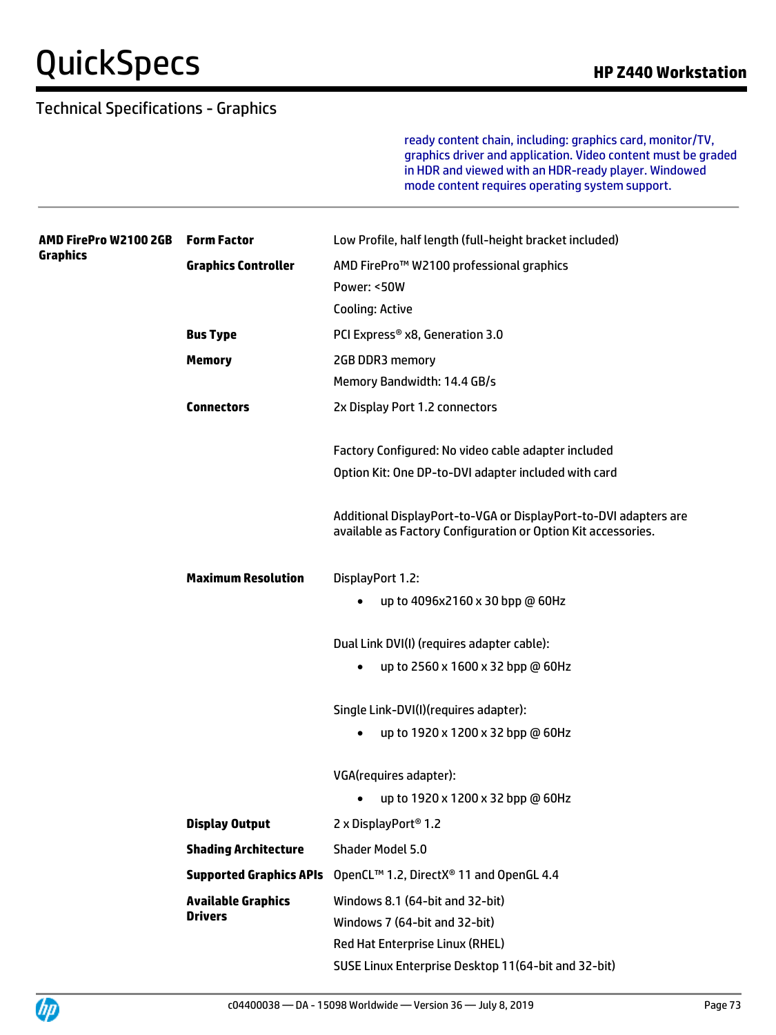## Technical Specifications - Graphics

ready content chain, including: graphics card, monitor/TV, graphics driver and application. Video content must be graded in HDR and viewed with an HDR-ready player. Windowed mode content requires operating system support.

| | | |
|---|---|---|
| **AMD FirePro W2100 2GB Graphics** | **Form Factor** | Low Profile, half length (full-height bracket included) |
| | **Graphics Controller** | AMD FirePro™ W2100 professional graphics<br>Power: <50W<br>Cooling: Active |
| | **Bus Type** | PCI Express® x8, Generation 3.0 |
| | **Memory** | 2GB DDR3 memory<br>Memory Bandwidth: 14.4 GB/s |
| | **Connectors** | 2x Display Port 1.2 connectors<br><br>Factory Configured: No video cable adapter included<br>Option Kit: One DP-to-DVI adapter included with card<br><br>Additional DisplayPort-to-VGA or DisplayPort-to-DVI adapters are available as Factory Configuration or Option Kit accessories. |
| | **Maximum Resolution** | DisplayPort 1.2:<br>• up to 4096x2160 x 30 bpp @ 60Hz<br><br>Dual Link DVI(I) (requires adapter cable):<br>• up to 2560 x 1600 x 32 bpp @ 60Hz<br><br>Single Link-DVI(I)(requires adapter):<br>• up to 1920 x 1200 x 32 bpp @ 60Hz<br><br>VGA(requires adapter):<br>• up to 1920 x 1200 x 32 bpp @ 60Hz |
| | **Display Output** | 2 x DisplayPort® 1.2 |
| | **Shading Architecture** | Shader Model 5.0 |
| | **Supported Graphics APIs** | OpenCL™ 1.2, DirectX® 11 and OpenGL 4.4 |
| | **Available Graphics Drivers** | Windows 8.1 (64-bit and 32-bit)<br>Windows 7 (64-bit and 32-bit)<br>Red Hat Enterprise Linux (RHEL)<br>SUSE Linux Enterprise Desktop 11(64-bit and 32-bit) |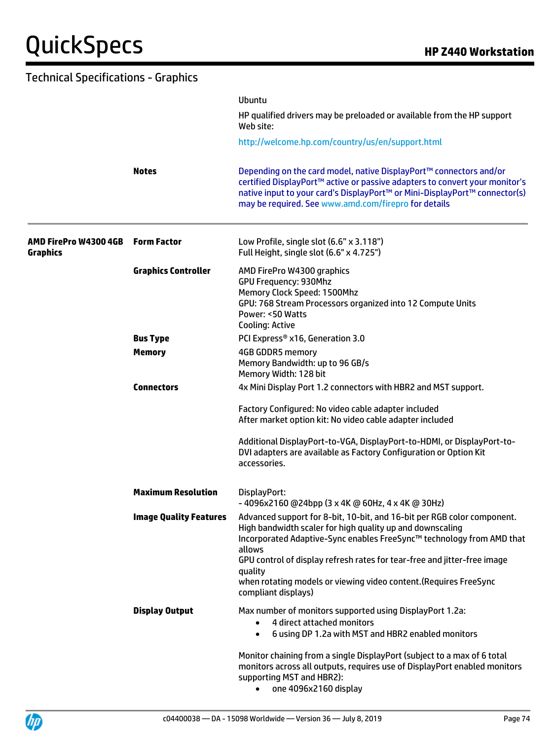## Technical Specifications - Graphics

| | | |
|---|---|---|
| | | Ubuntu<br><br>HP qualified drivers may be preloaded or available from the HP support Web site:<br><br>http://welcome.hp.com/country/us/en/support.html |
| | **Notes** | Depending on the card model, native DisplayPort™ connectors and/or certified DisplayPort™ active or passive adapters to convert your monitor's native input to your card's DisplayPort™ or Mini-DisplayPort™ connector(s) may be required. See www.amd.com/firepro for details |

| | | |
|---|---|---|
| **AMD FirePro W4300 4GB Graphics** | **Form Factor** | Low Profile, single slot (6.6" x 3.118")<br>Full Height, single slot (6.6" x 4.725") |
| | **Graphics Controller** | AMD FirePro W4300 graphics<br>GPU Frequency: 930Mhz<br>Memory Clock Speed: 1500Mhz<br>GPU: 768 Stream Processors organized into 12 Compute Units<br>Power: <50 Watts<br>Cooling: Active |
| | **Bus Type** | PCI Express® x16, Generation 3.0 |
| | **Memory** | 4GB GDDR5 memory<br>Memory Bandwidth: up to 96 GB/s<br>Memory Width: 128 bit |
| | **Connectors** | 4x Mini Display Port 1.2 connectors with HBR2 and MST support.<br><br>Factory Configured: No video cable adapter included<br>After market option kit: No video cable adapter included<br><br>Additional DisplayPort-to-VGA, DisplayPort-to-HDMI, or DisplayPort-to-DVI adapters are available as Factory Configuration or Option Kit accessories. |
| | **Maximum Resolution** | DisplayPort:<br>- 4096x2160 @24bpp (3 x 4K @ 60Hz, 4 x 4K @ 30Hz) |
| | **Image Quality Features** | Advanced support for 8-bit, 10-bit, and 16-bit per RGB color component.<br>High bandwidth scaler for high quality up and downscaling<br>Incorporated Adaptive-Sync enables FreeSync™ technology from AMD that allows<br>GPU control of display refresh rates for tear-free and jitter-free image quality<br>when rotating models or viewing video content.(Requires FreeSync compliant displays) |
| | **Display Output** | Max number of monitors supported using DisplayPort 1.2a:<br>• 4 direct attached monitors<br>• 6 using DP 1.2a with MST and HBR2 enabled monitors<br><br>Monitor chaining from a single DisplayPort (subject to a max of 6 total monitors across all outputs, requires use of DisplayPort enabled monitors supporting MST and HBR2):<br>• one 4096x2160 display |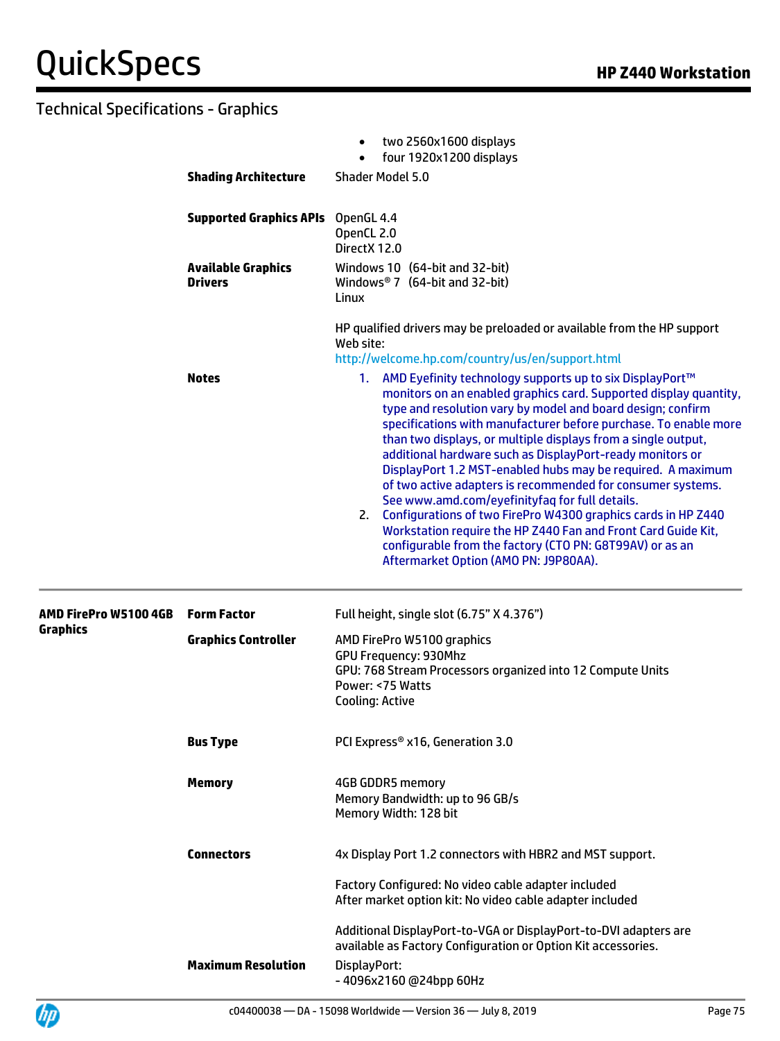## Technical Specifications - Graphics

| | | |
|---|---|---|
| | | • two 2560x1600 displays<br>• four 1920x1200 displays |
| | **Shading Architecture** | Shader Model 5.0 |
| | **Supported Graphics APIs** | OpenGL 4.4<br>OpenCL 2.0<br>DirectX 12.0 |
| | **Available Graphics Drivers** | Windows 10 (64-bit and 32-bit)<br>Windows® 7 (64-bit and 32-bit)<br>Linux<br><br>HP qualified drivers may be preloaded or available from the HP support Web site:<br>http://welcome.hp.com/country/us/en/support.html |
| | **Notes** | 1. AMD Eyefinity technology supports up to six DisplayPort™ monitors on an enabled graphics card. Supported display quantity, type and resolution vary by model and board design; confirm specifications with manufacturer before purchase. To enable more than two displays, or multiple displays from a single output, additional hardware such as DisplayPort-ready monitors or DisplayPort 1.2 MST-enabled hubs may be required. A maximum of two active adapters is recommended for consumer systems. See www.amd.com/eyefinityfaq for full details.<br>2. Configurations of two FirePro W4300 graphics cards in HP Z440 Workstation require the HP Z440 Fan and Front Card Guide Kit, configurable from the factory (CTO PN: G8T99AV) or as an Aftermarket Option (AMO PN: J9P80AA). |
| **AMD FirePro W5100 4GB Graphics** | **Form Factor** | Full height, single slot (6.75" X 4.376") |
| | **Graphics Controller** | AMD FirePro W5100 graphics<br>GPU Frequency: 930Mhz<br>GPU: 768 Stream Processors organized into 12 Compute Units<br>Power: <75 Watts<br>Cooling: Active |
| | **Bus Type** | PCI Express® x16, Generation 3.0 |
| | **Memory** | 4GB GDDR5 memory<br>Memory Bandwidth: up to 96 GB/s<br>Memory Width: 128 bit |
| | **Connectors** | 4x Display Port 1.2 connectors with HBR2 and MST support.<br><br>Factory Configured: No video cable adapter included<br>After market option kit: No video cable adapter included<br><br>Additional DisplayPort-to-VGA or DisplayPort-to-DVI adapters are available as Factory Configuration or Option Kit accessories. |
| | **Maximum Resolution** | DisplayPort:<br>- 4096x2160 @24bpp 60Hz |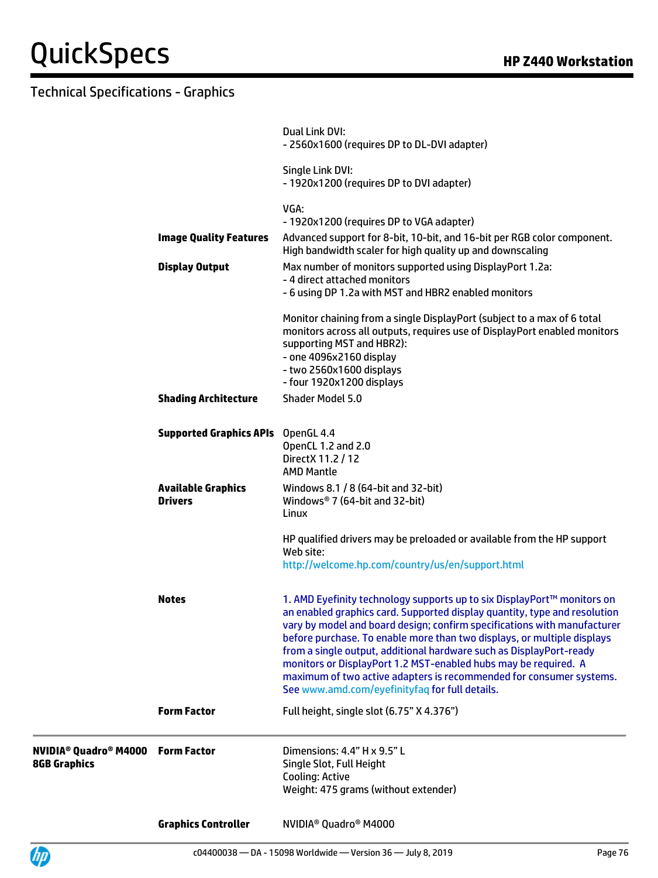## Technical Specifications - Graphics

| | | |
|---|---|---|
| | | Dual Link DVI:<br>- 2560x1600 (requires DP to DL-DVI adapter)<br><br>Single Link DVI:<br>- 1920x1200 (requires DP to DVI adapter)<br><br>VGA:<br>- 1920x1200 (requires DP to VGA adapter) |
| | **Image Quality Features** | Advanced support for 8-bit, 10-bit, and 16-bit per RGB color component.<br>High bandwidth scaler for high quality up and downscaling |
| | **Display Output** | Max number of monitors supported using DisplayPort 1.2a:<br>- 4 direct attached monitors<br>- 6 using DP 1.2a with MST and HBR2 enabled monitors<br><br>Monitor chaining from a single DisplayPort (subject to a max of 6 total monitors across all outputs, requires use of DisplayPort enabled monitors supporting MST and HBR2):<br>- one 4096x2160 display<br>- two 2560x1600 displays<br>- four 1920x1200 displays |
| | **Shading Architecture** | Shader Model 5.0 |
| | **Supported Graphics APIs** | OpenGL 4.4<br>OpenCL 1.2 and 2.0<br>DirectX 11.2 / 12<br>AMD Mantle |
| | **Available Graphics Drivers** | Windows 8.1 / 8 (64-bit and 32-bit)<br>Windows® 7 (64-bit and 32-bit)<br>Linux<br><br>HP qualified drivers may be preloaded or available from the HP support Web site:<br>http://welcome.hp.com/country/us/en/support.html |
| | **Notes** | 1. AMD Eyefinity technology supports up to six DisplayPort™ monitors on an enabled graphics card. Supported display quantity, type and resolution vary by model and board design; confirm specifications with manufacturer before purchase. To enable more than two displays, or multiple displays from a single output, additional hardware such as DisplayPort-ready monitors or DisplayPort 1.2 MST-enabled hubs may be required. A maximum of two active adapters is recommended for consumer systems. See www.amd.com/eyefinityfaq for full details. |
| | **Form Factor** | Full height, single slot (6.75" X 4.376") |
| **NVIDIA® Quadro® M4000 8GB Graphics** | **Form Factor** | Dimensions: 4.4" H x 9.5" L<br>Single Slot, Full Height<br>Cooling: Active<br>Weight: 475 grams (without extender) |
| | **Graphics Controller** | NVIDIA® Quadro® M4000 |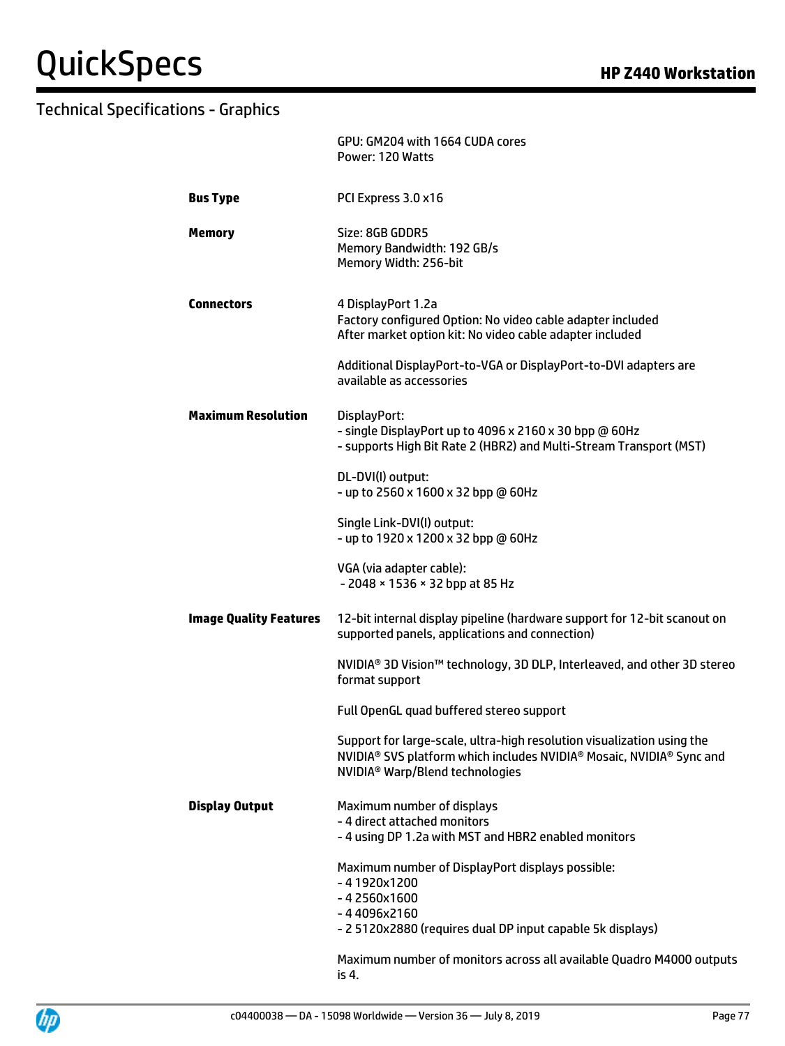## Technical Specifications - Graphics

| | |
|---|---|
| | GPU: GM204 with 1664 CUDA cores<br>Power: 120 Watts |
| **Bus Type** | PCI Express 3.0 x16 |
| **Memory** | Size: 8GB GDDR5<br>Memory Bandwidth: 192 GB/s<br>Memory Width: 256-bit |
| **Connectors** | 4 DisplayPort 1.2a<br>Factory configured Option: No video cable adapter included<br>After market option kit: No video cable adapter included<br><br>Additional DisplayPort-to-VGA or DisplayPort-to-DVI adapters are available as accessories |
| **Maximum Resolution** | DisplayPort:<br>- single DisplayPort up to 4096 x 2160 x 30 bpp @ 60Hz<br>- supports High Bit Rate 2 (HBR2) and Multi-Stream Transport (MST)<br><br>DL-DVI(I) output:<br>- up to 2560 x 1600 x 32 bpp @ 60Hz<br><br>Single Link-DVI(I) output:<br>- up to 1920 x 1200 x 32 bpp @ 60Hz<br><br>VGA (via adapter cable):<br>- 2048 × 1536 × 32 bpp at 85 Hz |
| **Image Quality Features** | 12-bit internal display pipeline (hardware support for 12-bit scanout on supported panels, applications and connection)<br><br>NVIDIA® 3D Vision™ technology, 3D DLP, Interleaved, and other 3D stereo format support<br><br>Full OpenGL quad buffered stereo support<br><br>Support for large-scale, ultra-high resolution visualization using the NVIDIA® SVS platform which includes NVIDIA® Mosaic, NVIDIA® Sync and NVIDIA® Warp/Blend technologies |
| **Display Output** | Maximum number of displays<br>- 4 direct attached monitors<br>- 4 using DP 1.2a with MST and HBR2 enabled monitors<br><br>Maximum number of DisplayPort displays possible:<br>- 4 1920x1200<br>- 4 2560x1600<br>- 4 4096x2160<br>- 2 5120x2880 (requires dual DP input capable 5k displays)<br><br>Maximum number of monitors across all available Quadro M4000 outputs is 4. |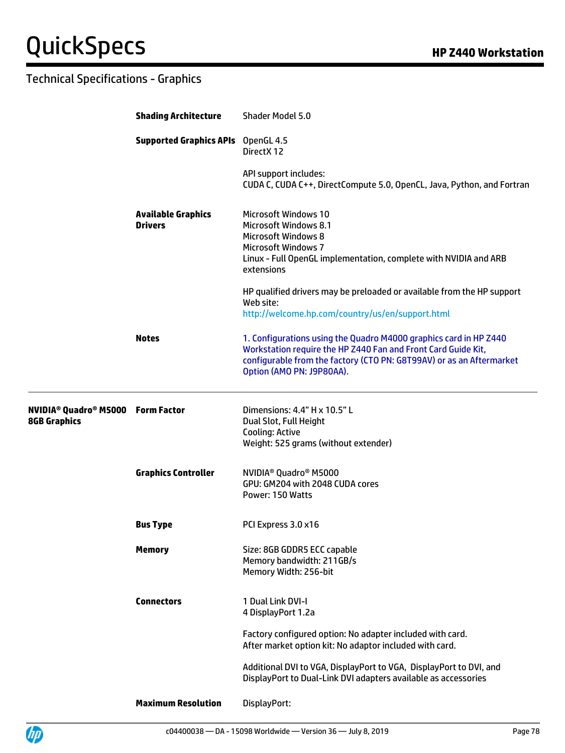## Technical Specifications - Graphics

| | | |
|---|---|---|
| | **Shading Architecture** | Shader Model 5.0 |
| | **Supported Graphics APIs** | OpenGL 4.5<br>DirectX 12<br><br>API support includes:<br>CUDA C, CUDA C++, DirectCompute 5.0, OpenCL, Java, Python, and Fortran |
| | **Available Graphics Drivers** | Microsoft Windows 10<br>Microsoft Windows 8.1<br>Microsoft Windows 8<br>Microsoft Windows 7<br>Linux - Full OpenGL implementation, complete with NVIDIA and ARB extensions<br><br>HP qualified drivers may be preloaded or available from the HP support Web site:<br>http://welcome.hp.com/country/us/en/support.html |
| | **Notes** | 1. Configurations using the Quadro M4000 graphics card in HP Z440 Workstation require the HP Z440 Fan and Front Card Guide Kit, configurable from the factory (CTO PN: G8T99AV) or as an Aftermarket Option (AMO PN: J9P80AA). |

| | | |
|---|---|---|
| **NVIDIA® Quadro® M5000 8GB Graphics** | **Form Factor** | Dimensions: 4.4" H x 10.5" L<br>Dual Slot, Full Height<br>Cooling: Active<br>Weight: 525 grams (without extender) |
| | **Graphics Controller** | NVIDIA® Quadro® M5000<br>GPU: GM204 with 2048 CUDA cores<br>Power: 150 Watts |
| | **Bus Type** | PCI Express 3.0 x16 |
| | **Memory** | Size: 8GB GDDR5 ECC capable<br>Memory bandwidth: 211GB/s<br>Memory Width: 256-bit |
| | **Connectors** | 1 Dual Link DVI-I<br>4 DisplayPort 1.2a<br><br>Factory configured option: No adapter included with card.<br>After market option kit: No adaptor included with card.<br><br>Additional DVI to VGA, DisplayPort to VGA, DisplayPort to DVI, and DisplayPort to Dual-Link DVI adapters available as accessories |
| | **Maximum Resolution** | DisplayPort: |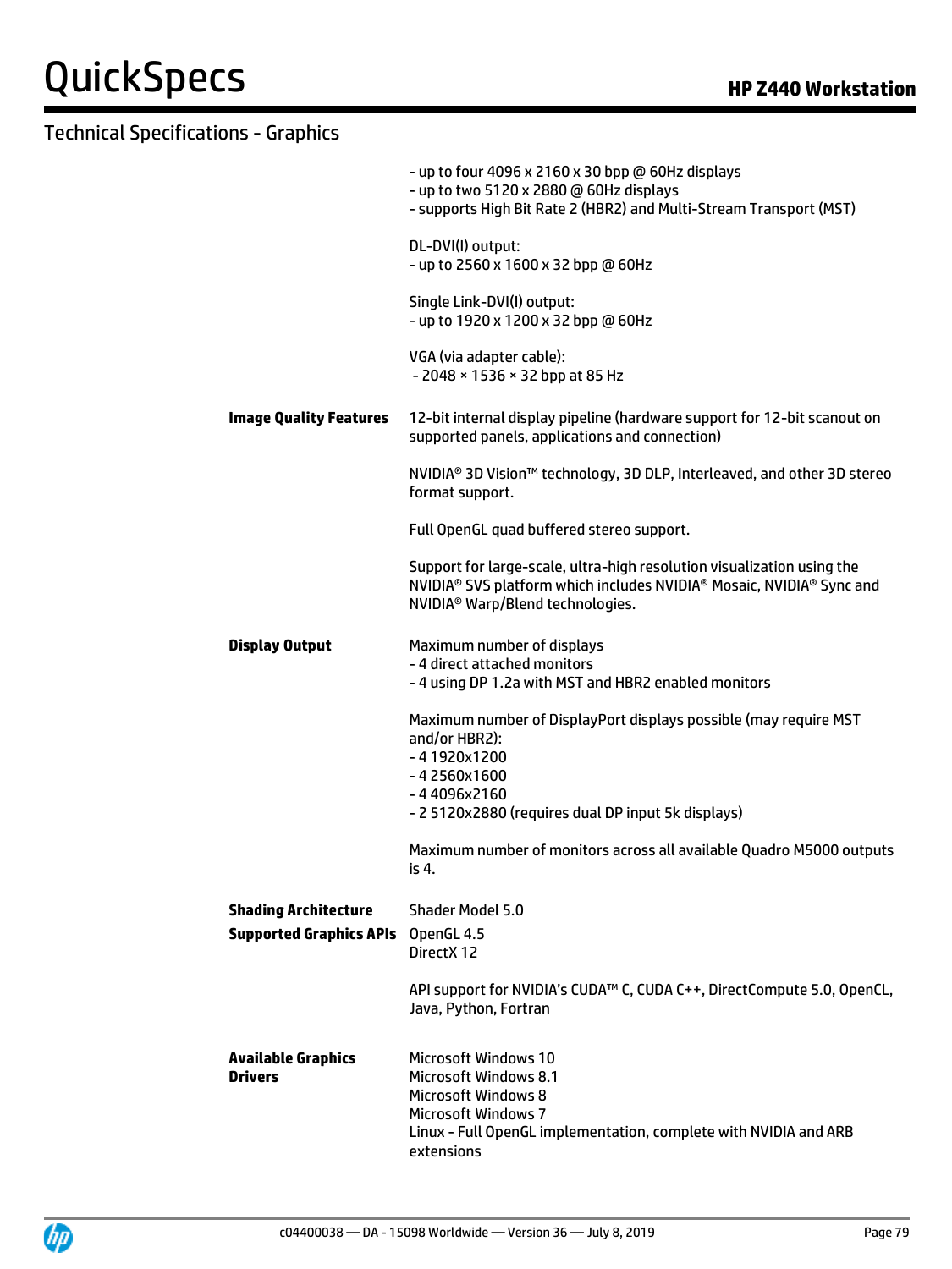## Technical Specifications - Graphics

| | |
|---|---|
| | - up to four 4096 x 2160 x 30 bpp @ 60Hz displays<br>- up to two 5120 x 2880 @ 60Hz displays<br>- supports High Bit Rate 2 (HBR2) and Multi-Stream Transport (MST)<br><br>DL-DVI(I) output:<br>- up to 2560 x 1600 x 32 bpp @ 60Hz<br><br>Single Link-DVI(I) output:<br>- up to 1920 x 1200 x 32 bpp @ 60Hz<br><br>VGA (via adapter cable):<br>- 2048 × 1536 × 32 bpp at 85 Hz |
| **Image Quality Features** | 12-bit internal display pipeline (hardware support for 12-bit scanout on supported panels, applications and connection)<br><br>NVIDIA® 3D Vision™ technology, 3D DLP, Interleaved, and other 3D stereo format support.<br><br>Full OpenGL quad buffered stereo support.<br><br>Support for large-scale, ultra-high resolution visualization using the NVIDIA® SVS platform which includes NVIDIA® Mosaic, NVIDIA® Sync and NVIDIA® Warp/Blend technologies. |
| **Display Output** | Maximum number of displays<br>- 4 direct attached monitors<br>- 4 using DP 1.2a with MST and HBR2 enabled monitors<br><br>Maximum number of DisplayPort displays possible (may require MST and/or HBR2):<br>- 4 1920x1200<br>- 4 2560x1600<br>- 4 4096x2160<br>- 2 5120x2880 (requires dual DP input 5k displays)<br><br>Maximum number of monitors across all available Quadro M5000 outputs is 4. |
| **Shading Architecture** | Shader Model 5.0 |
| **Supported Graphics APIs** | OpenGL 4.5<br>DirectX 12<br><br>API support for NVIDIA's CUDA™ C, CUDA C++, DirectCompute 5.0, OpenCL, Java, Python, Fortran |
| **Available Graphics Drivers** | Microsoft Windows 10<br>Microsoft Windows 8.1<br>Microsoft Windows 8<br>Microsoft Windows 7<br>Linux - Full OpenGL implementation, complete with NVIDIA and ARB extensions |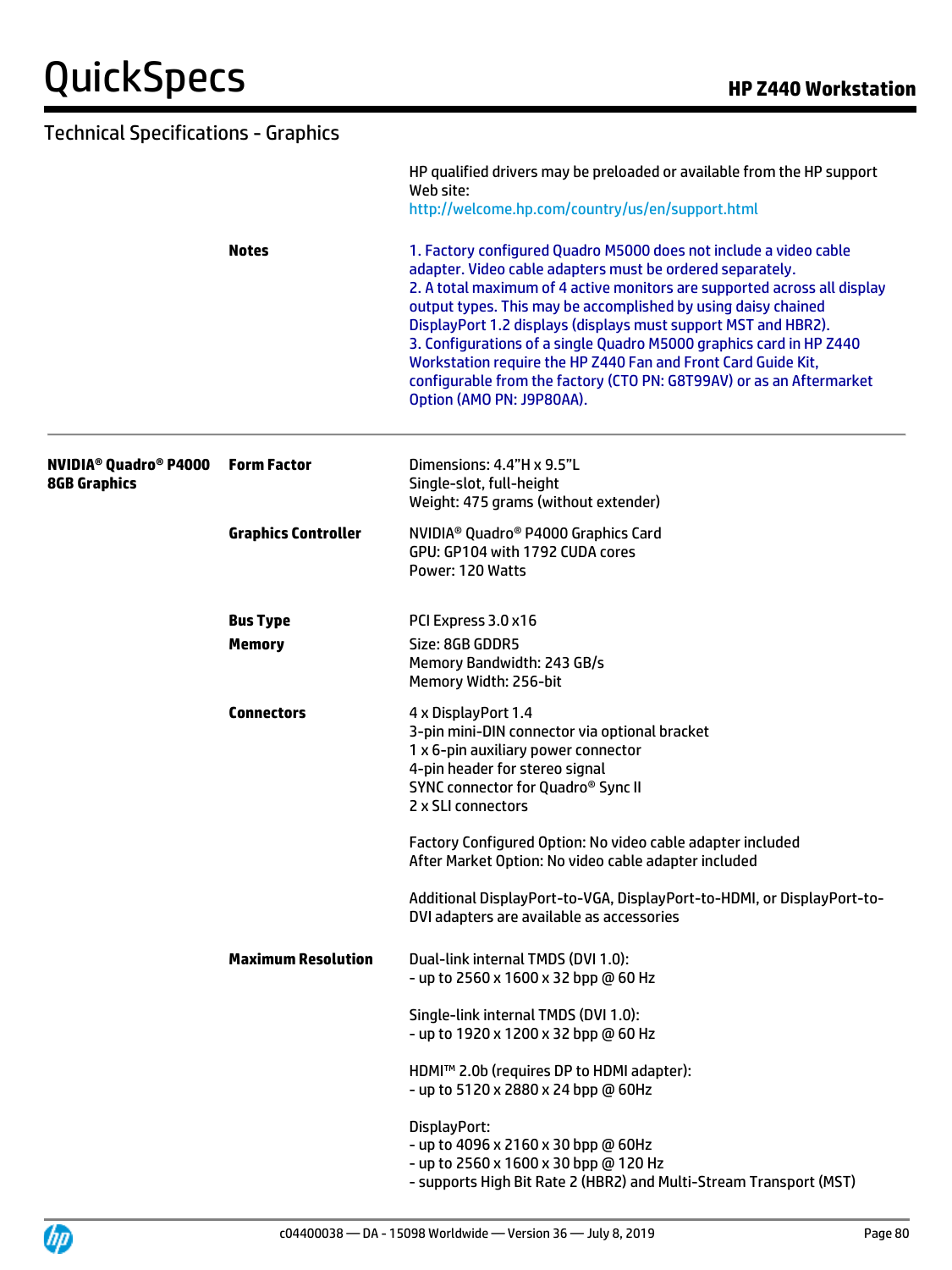## Technical Specifications - Graphics

| | | |
|---|---|---|
| | | HP qualified drivers may be preloaded or available from the HP support Web site: http://welcome.hp.com/country/us/en/support.html |
| | **Notes** | 1. Factory configured Quadro M5000 does not include a video cable adapter. Video cable adapters must be ordered separately.<br>2. A total maximum of 4 active monitors are supported across all display output types. This may be accomplished by using daisy chained DisplayPort 1.2 displays (displays must support MST and HBR2).<br>3. Configurations of a single Quadro M5000 graphics card in HP Z440 Workstation require the HP Z440 Fan and Front Card Guide Kit, configurable from the factory (CTO PN: G8T99AV) or as an Aftermarket Option (AMO PN: J9P80AA). |
| **NVIDIA® Quadro® P4000 8GB Graphics** | **Form Factor** | Dimensions: 4.4"H x 9.5"L<br>Single-slot, full-height<br>Weight: 475 grams (without extender) |
| | **Graphics Controller** | NVIDIA® Quadro® P4000 Graphics Card<br>GPU: GP104 with 1792 CUDA cores<br>Power: 120 Watts |
| | **Bus Type** | PCI Express 3.0 x16 |
| | **Memory** | Size: 8GB GDDR5<br>Memory Bandwidth: 243 GB/s<br>Memory Width: 256-bit |
| | **Connectors** | 4 x DisplayPort 1.4<br>3-pin mini-DIN connector via optional bracket<br>1 x 6-pin auxiliary power connector<br>4-pin header for stereo signal<br>SYNC connector for Quadro® Sync II<br>2 x SLI connectors<br><br>Factory Configured Option: No video cable adapter included<br>After Market Option: No video cable adapter included<br><br>Additional DisplayPort-to-VGA, DisplayPort-to-HDMI, or DisplayPort-to-DVI adapters are available as accessories |
| | **Maximum Resolution** | Dual-link internal TMDS (DVI 1.0):<br>- up to 2560 x 1600 x 32 bpp @ 60 Hz<br><br>Single-link internal TMDS (DVI 1.0):<br>- up to 1920 x 1200 x 32 bpp @ 60 Hz<br><br>HDMI™ 2.0b (requires DP to HDMI adapter):<br>- up to 5120 x 2880 x 24 bpp @ 60Hz<br><br>DisplayPort:<br>- up to 4096 x 2160 x 30 bpp @ 60Hz<br>- up to 2560 x 1600 x 30 bpp @ 120 Hz<br>- supports High Bit Rate 2 (HBR2) and Multi-Stream Transport (MST) |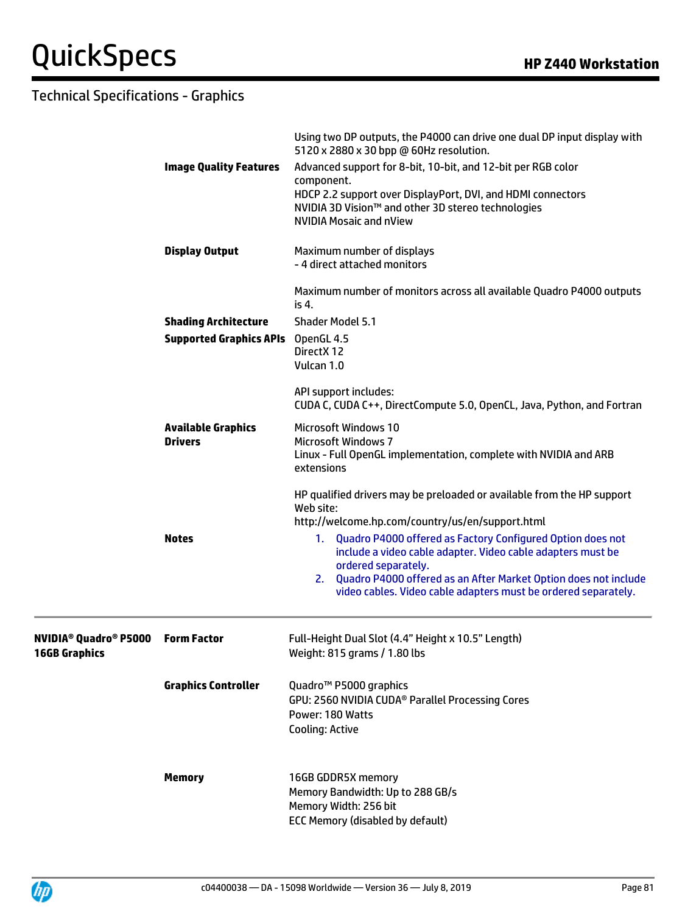## Technical Specifications - Graphics

| | | |
|---|---|---|
| | | Using two DP outputs, the P4000 can drive one dual DP input display with 5120 x 2880 x 30 bpp @ 60Hz resolution. |
| | **Image Quality Features** | Advanced support for 8-bit, 10-bit, and 12-bit per RGB color component.<br>HDCP 2.2 support over DisplayPort, DVI, and HDMI connectors<br>NVIDIA 3D Vision™ and other 3D stereo technologies<br>NVIDIA Mosaic and nView |
| | **Display Output** | Maximum number of displays<br>- 4 direct attached monitors<br><br>Maximum number of monitors across all available Quadro P4000 outputs is 4. |
| | **Shading Architecture** | Shader Model 5.1 |
| | **Supported Graphics APIs** | OpenGL 4.5<br>DirectX 12<br>Vulcan 1.0<br><br>API support includes:<br>CUDA C, CUDA C++, DirectCompute 5.0, OpenCL, Java, Python, and Fortran |
| | **Available Graphics Drivers** | Microsoft Windows 10<br>Microsoft Windows 7<br>Linux - Full OpenGL implementation, complete with NVIDIA and ARB extensions<br><br>HP qualified drivers may be preloaded or available from the HP support Web site:<br>http://welcome.hp.com/country/us/en/support.html |
| | **Notes** | 1. Quadro P4000 offered as Factory Configured Option does not include a video cable adapter. Video cable adapters must be ordered separately.<br>2. Quadro P4000 offered as an After Market Option does not include video cables. Video cable adapters must be ordered separately. |
| **NVIDIA® Quadro® P5000 16GB Graphics** | **Form Factor** | Full-Height Dual Slot (4.4" Height x 10.5" Length)<br>Weight: 815 grams / 1.80 lbs |
| | **Graphics Controller** | Quadro™ P5000 graphics<br>GPU: 2560 NVIDIA CUDA® Parallel Processing Cores<br>Power: 180 Watts<br>Cooling: Active |
| | **Memory** | 16GB GDDR5X memory<br>Memory Bandwidth: Up to 288 GB/s<br>Memory Width: 256 bit<br>ECC Memory (disabled by default) |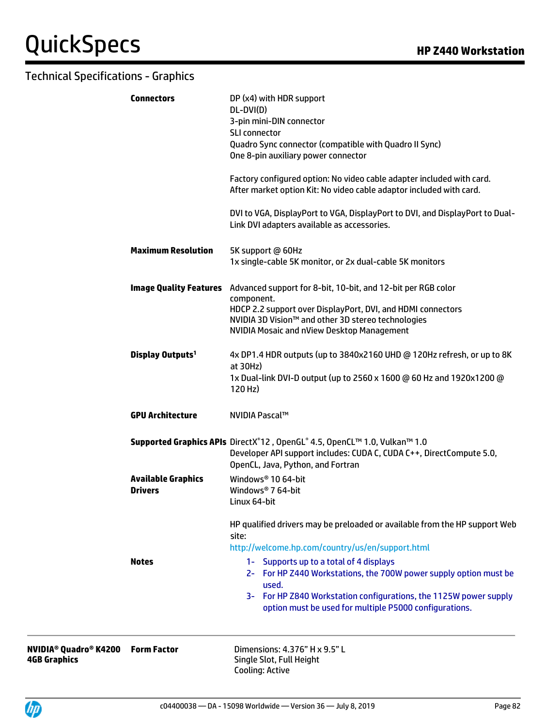## Technical Specifications - Graphics

| | | |
|---|---|---|
| | **Connectors** | DP (x4) with HDR support<br>DL-DVI(D)<br>3-pin mini-DIN connector<br>SLI connector<br>Quadro Sync connector (compatible with Quadro II Sync)<br>One 8-pin auxiliary power connector<br><br>Factory configured option: No video cable adapter included with card.<br>After market option Kit: No video cable adaptor included with card.<br><br>DVI to VGA, DisplayPort to VGA, DisplayPort to DVI, and DisplayPort to Dual-Link DVI adapters available as accessories. |
| | **Maximum Resolution** | 5K support @ 60Hz<br>1x single-cable 5K monitor, or 2x dual-cable 5K monitors |
| | **Image Quality Features** | Advanced support for 8-bit, 10-bit, and 12-bit per RGB color component.<br>HDCP 2.2 support over DisplayPort, DVI, and HDMI connectors<br>NVIDIA 3D Vision™ and other 3D stereo technologies<br>NVIDIA Mosaic and nView Desktop Management |
| | **Display Outputs**[1] | 4x DP1.4 HDR outputs (up to 3840x2160 UHD @ 120Hz refresh, or up to 8K at 30Hz)<br>1x Dual-link DVI-D output (up to 2560 x 1600 @ 60 Hz and 1920x1200 @ 120 Hz) |
| | **GPU Architecture** | NVIDIA Pascal™ |
| | **Supported Graphics APIs** | DirectX® 12 , OpenGL® 4.5, OpenCL™ 1.0, Vulkan™ 1.0<br>Developer API support includes: CUDA C, CUDA C++, DirectCompute 5.0, OpenCL, Java, Python, and Fortran |
| | **Available Graphics Drivers** | Windows® 10 64-bit<br>Windows® 7 64-bit<br>Linux 64-bit<br><br>HP qualified drivers may be preloaded or available from the HP support Web site:<br>http://welcome.hp.com/country/us/en/support.html |
| | **Notes** | 1- Supports up to a total of 4 displays<br>2- For HP Z440 Workstations, the 700W power supply option must be used.<br>3- For HP Z840 Workstation configurations, the 1125W power supply option must be used for multiple P5000 configurations. |
| **NVIDIA® Quadro® K4200 4GB Graphics** | **Form Factor** | Dimensions: 4.376" H x 9.5" L<br>Single Slot, Full Height<br>Cooling: Active |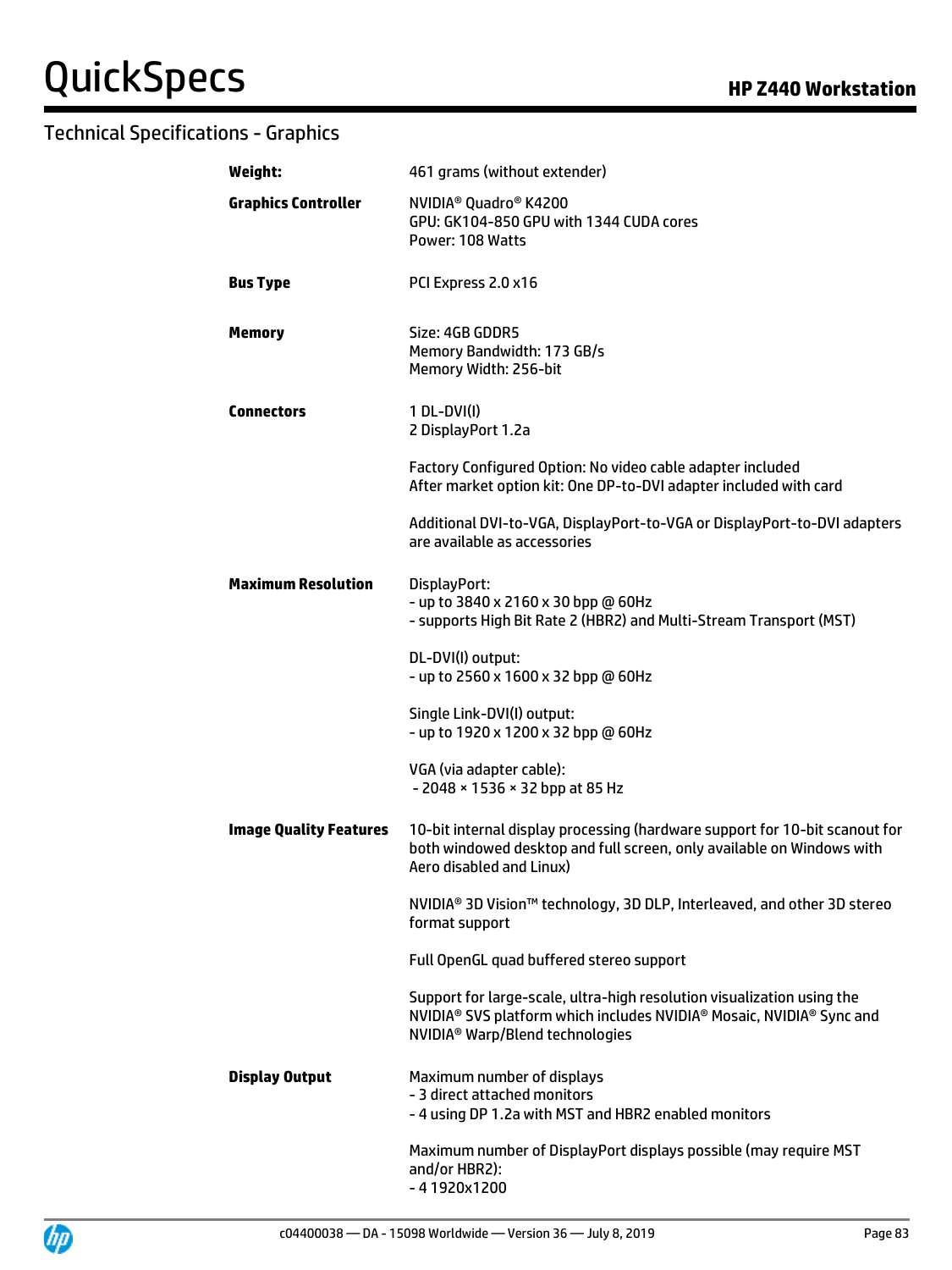## Technical Specifications - Graphics

| | |
|---|---|
| **Weight:** | 461 grams (without extender) |
| **Graphics Controller** | NVIDIA® Quadro® K4200<br>GPU: GK104-850 GPU with 1344 CUDA cores<br>Power: 108 Watts |
| **Bus Type** | PCI Express 2.0 x16 |
| **Memory** | Size: 4GB GDDR5<br>Memory Bandwidth: 173 GB/s<br>Memory Width: 256-bit |
| **Connectors** | 1 DL-DVI(I)<br>2 DisplayPort 1.2a<br><br>Factory Configured Option: No video cable adapter included<br>After market option kit: One DP-to-DVI adapter included with card<br><br>Additional DVI-to-VGA, DisplayPort-to-VGA or DisplayPort-to-DVI adapters are available as accessories |
| **Maximum Resolution** | DisplayPort:<br>- up to 3840 x 2160 x 30 bpp @ 60Hz<br>- supports High Bit Rate 2 (HBR2) and Multi-Stream Transport (MST)<br><br>DL-DVI(I) output:<br>- up to 2560 x 1600 x 32 bpp @ 60Hz<br><br>Single Link-DVI(I) output:<br>- up to 1920 x 1200 x 32 bpp @ 60Hz<br><br>VGA (via adapter cable):<br>- 2048 × 1536 × 32 bpp at 85 Hz |
| **Image Quality Features** | 10-bit internal display processing (hardware support for 10-bit scanout for both windowed desktop and full screen, only available on Windows with Aero disabled and Linux)<br><br>NVIDIA® 3D Vision™ technology, 3D DLP, Interleaved, and other 3D stereo format support<br><br>Full OpenGL quad buffered stereo support<br><br>Support for large-scale, ultra-high resolution visualization using the NVIDIA® SVS platform which includes NVIDIA® Mosaic, NVIDIA® Sync and NVIDIA® Warp/Blend technologies |
| **Display Output** | Maximum number of displays<br>- 3 direct attached monitors<br>- 4 using DP 1.2a with MST and HBR2 enabled monitors<br><br>Maximum number of DisplayPort displays possible (may require MST and/or HBR2):<br>- 4 1920x1200 |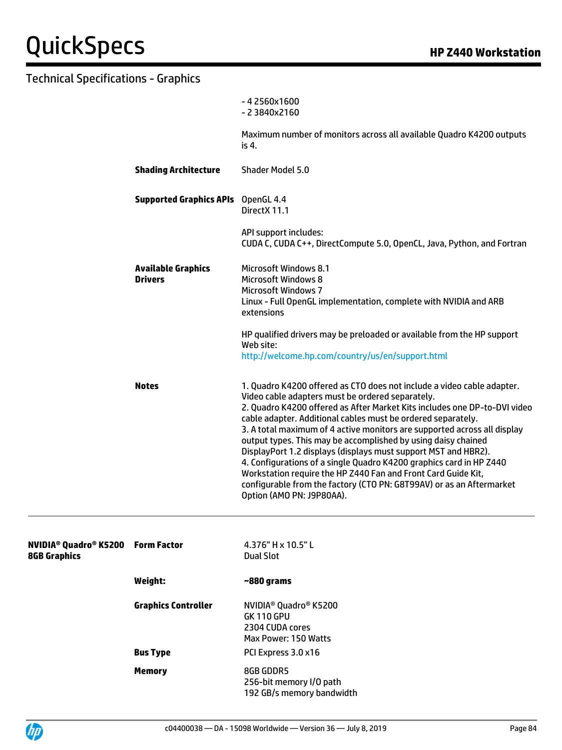## Technical Specifications - Graphics

| | | |
|---|---|---|
| | | - 4 2560x1600<br>- 2 3840x2160<br><br>Maximum number of monitors across all available Quadro K4200 outputs is 4. |
| | **Shading Architecture** | Shader Model 5.0 |
| | **Supported Graphics APIs** | OpenGL 4.4<br>DirectX 11.1<br><br>API support includes:<br>CUDA C, CUDA C++, DirectCompute 5.0, OpenCL, Java, Python, and Fortran |
| | **Available Graphics Drivers** | Microsoft Windows 8.1<br>Microsoft Windows 8<br>Microsoft Windows 7<br>Linux - Full OpenGL implementation, complete with NVIDIA and ARB extensions<br><br>HP qualified drivers may be preloaded or available from the HP support Web site:<br>http://welcome.hp.com/country/us/en/support.html |
| | **Notes** | 1. Quadro K4200 offered as CTO does not include a video cable adapter. Video cable adapters must be ordered separately.<br>2. Quadro K4200 offered as After Market Kits includes one DP-to-DVI video cable adapter. Additional cables must be ordered separately.<br>3. A total maximum of 4 active monitors are supported across all display output types. This may be accomplished by using daisy chained DisplayPort 1.2 displays (displays must support MST and HBR2).<br>4. Configurations of a single Quadro K4200 graphics card in HP Z440 Workstation require the HP Z440 Fan and Front Card Guide Kit, configurable from the factory (CTO PN: G8T99AV) or as an Aftermarket Option (AMO PN: J9P80AA). |
| **NVIDIA® Quadro® K5200 8GB Graphics** | **Form Factor** | 4.376" H x 10.5" L<br>Dual Slot |
| | **Weight:** | **~880 grams** |
| | **Graphics Controller** | NVIDIA® Quadro® K5200<br>GK 110 GPU<br>2304 CUDA cores<br>Max Power: 150 Watts |
| | **Bus Type** | PCI Express 3.0 x16 |
| | **Memory** | 8GB GDDR5<br>256-bit memory I/O path<br>192 GB/s memory bandwidth |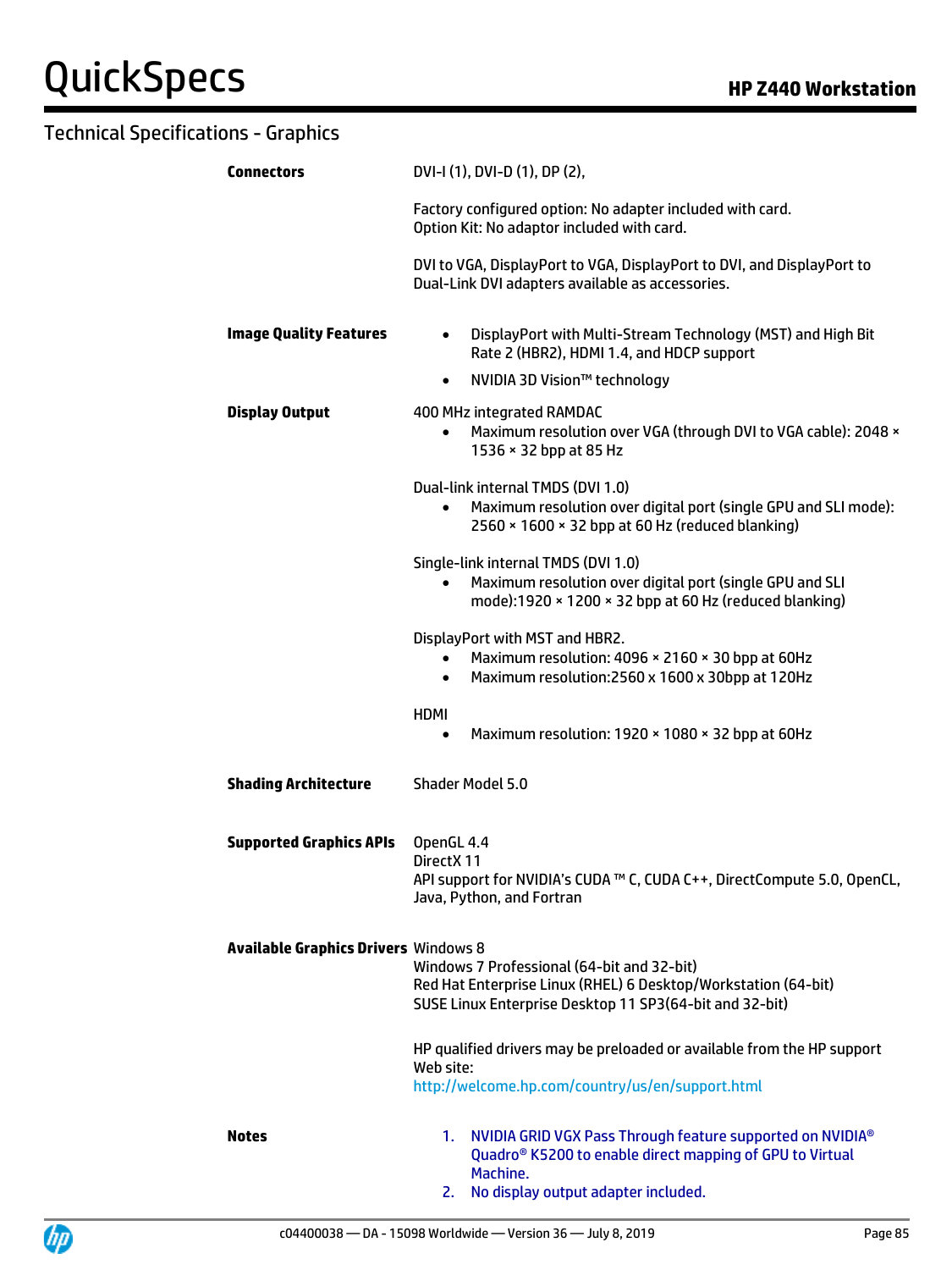## Technical Specifications - Graphics

**Connectors**

DVI-I (1), DVI-D (1), DP (2),

Factory configured option: No adapter included with card.
Option Kit: No adaptor included with card.

DVI to VGA, DisplayPort to VGA, DisplayPort to DVI, and DisplayPort to Dual-Link DVI adapters available as accessories.

**Image Quality Features**

- DisplayPort with Multi-Stream Technology (MST) and High Bit Rate 2 (HBR2), HDMI 1.4, and HDCP support
- NVIDIA 3D Vision™ technology

**Display Output**

400 MHz integrated RAMDAC

- Maximum resolution over VGA (through DVI to VGA cable): 2048 × 1536 × 32 bpp at 85 Hz

Dual-link internal TMDS (DVI 1.0)

- Maximum resolution over digital port (single GPU and SLI mode): 2560 × 1600 × 32 bpp at 60 Hz (reduced blanking)

Single-link internal TMDS (DVI 1.0)

- Maximum resolution over digital port (single GPU and SLI mode):1920 × 1200 × 32 bpp at 60 Hz (reduced blanking)

DisplayPort with MST and HBR2.

- Maximum resolution: 4096 × 2160 × 30 bpp at 60Hz
- Maximum resolution:2560 x 1600 x 30bpp at 120Hz

HDMI

- Maximum resolution: 1920 × 1080 × 32 bpp at 60Hz

**Shading Architecture**

Shader Model 5.0

**Supported Graphics APIs**

OpenGL 4.4
DirectX 11
API support for NVIDIA's CUDA ™ C, CUDA C++, DirectCompute 5.0, OpenCL, Java, Python, and Fortran

**Available Graphics Drivers**

Windows 8
Windows 7 Professional (64-bit and 32-bit)
Red Hat Enterprise Linux (RHEL) 6 Desktop/Workstation (64-bit)
SUSE Linux Enterprise Desktop 11 SP3(64-bit and 32-bit)

HP qualified drivers may be preloaded or available from the HP support Web site:
http://welcome.hp.com/country/us/en/support.html

**Notes**

1. NVIDIA GRID VGX Pass Through feature supported on NVIDIA® Quadro® K5200 to enable direct mapping of GPU to Virtual Machine.
2. No display output adapter included.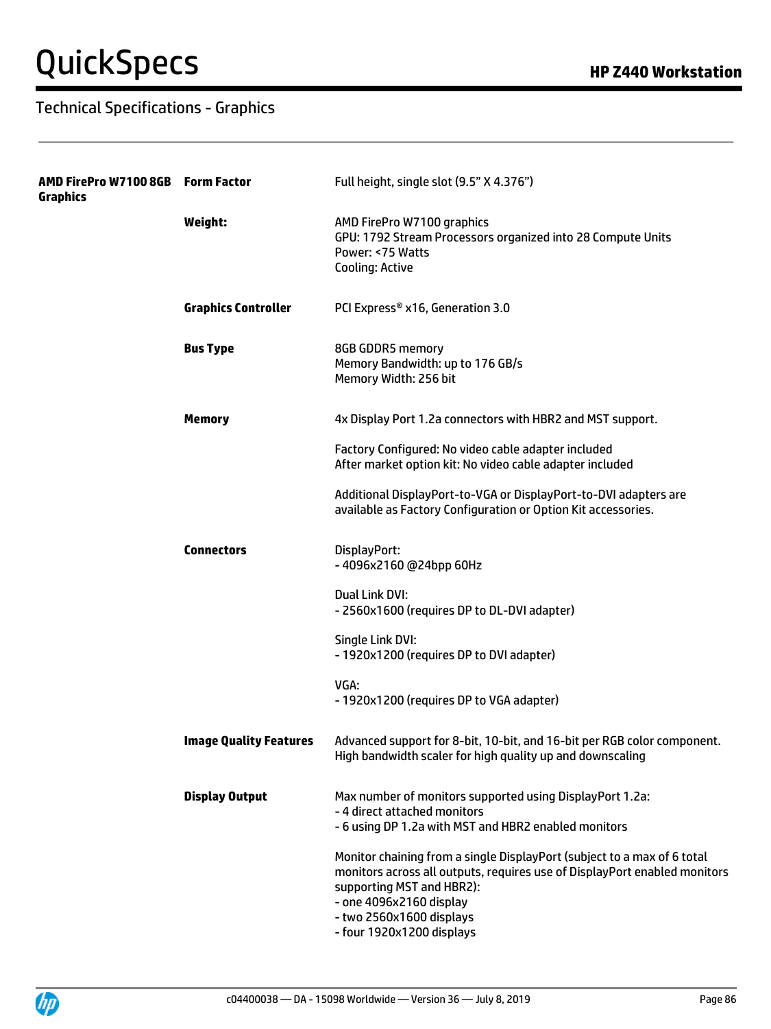## Technical Specifications - Graphics

| | | |
|---|---|---|
| **AMD FirePro W7100 8GB Graphics** | **Form Factor** | Full height, single slot (9.5" X 4.376") |
| | **Weight:** | AMD FirePro W7100 graphics<br>GPU: 1792 Stream Processors organized into 28 Compute Units<br>Power: <75 Watts<br>Cooling: Active |
| | **Graphics Controller** | PCI Express® x16, Generation 3.0 |
| | **Bus Type** | 8GB GDDR5 memory<br>Memory Bandwidth: up to 176 GB/s<br>Memory Width: 256 bit |
| | **Memory** | 4x Display Port 1.2a connectors with HBR2 and MST support.<br><br>Factory Configured: No video cable adapter included<br>After market option kit: No video cable adapter included<br><br>Additional DisplayPort-to-VGA or DisplayPort-to-DVI adapters are available as Factory Configuration or Option Kit accessories. |
| | **Connectors** | DisplayPort:<br>- 4096x2160 @24bpp 60Hz<br><br>Dual Link DVI:<br>- 2560x1600 (requires DP to DL-DVI adapter)<br><br>Single Link DVI:<br>- 1920x1200 (requires DP to DVI adapter)<br><br>VGA:<br>- 1920x1200 (requires DP to VGA adapter) |
| | **Image Quality Features** | Advanced support for 8-bit, 10-bit, and 16-bit per RGB color component.<br>High bandwidth scaler for high quality up and downscaling |
| | **Display Output** | Max number of monitors supported using DisplayPort 1.2a:<br>- 4 direct attached monitors<br>- 6 using DP 1.2a with MST and HBR2 enabled monitors<br><br>Monitor chaining from a single DisplayPort (subject to a max of 6 total monitors across all outputs, requires use of DisplayPort enabled monitors supporting MST and HBR2):<br>- one 4096x2160 display<br>- two 2560x1600 displays<br>- four 1920x1200 displays |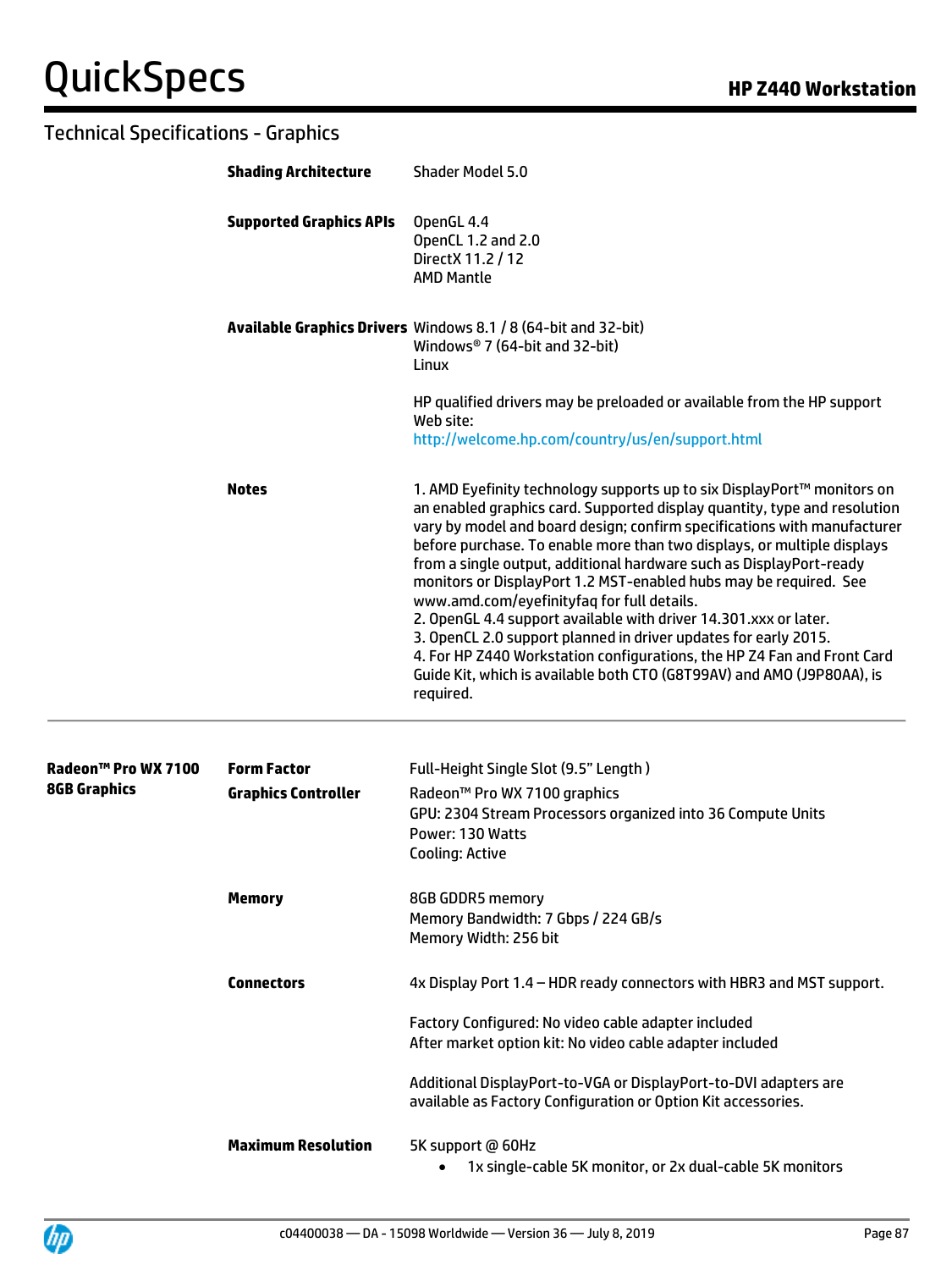## Technical Specifications - Graphics

| | | |
|---|---|---|
| | **Shading Architecture** | Shader Model 5.0 |
| | **Supported Graphics APIs** | OpenGL 4.4<br>OpenCL 1.2 and 2.0<br>DirectX 11.2 / 12<br>AMD Mantle |
| | **Available Graphics Drivers** | Windows 8.1 / 8 (64-bit and 32-bit)<br>Windows® 7 (64-bit and 32-bit)<br>Linux<br><br>HP qualified drivers may be preloaded or available from the HP support Web site:<br>http://welcome.hp.com/country/us/en/support.html |
| | **Notes** | 1. AMD Eyefinity technology supports up to six DisplayPort™ monitors on an enabled graphics card. Supported display quantity, type and resolution vary by model and board design; confirm specifications with manufacturer before purchase. To enable more than two displays, or multiple displays from a single output, additional hardware such as DisplayPort-ready monitors or DisplayPort 1.2 MST-enabled hubs may be required. See www.amd.com/eyefinityfaq for full details.<br>2. OpenGL 4.4 support available with driver 14.301.xxx or later.<br>3. OpenCL 2.0 support planned in driver updates for early 2015.<br>4. For HP Z440 Workstation configurations, the HP Z4 Fan and Front Card Guide Kit, which is available both CTO (G8T99AV) and AMO (J9P80AA), is required. |
| **Radeon™ Pro WX 7100 8GB Graphics** | **Form Factor** | Full-Height Single Slot (9.5" Length ) |
| | **Graphics Controller** | Radeon™ Pro WX 7100 graphics<br>GPU: 2304 Stream Processors organized into 36 Compute Units<br>Power: 130 Watts<br>Cooling: Active |
| | **Memory** | 8GB GDDR5 memory<br>Memory Bandwidth: 7 Gbps / 224 GB/s<br>Memory Width: 256 bit |
| | **Connectors** | 4x Display Port 1.4 – HDR ready connectors with HBR3 and MST support.<br><br>Factory Configured: No video cable adapter included<br>After market option kit: No video cable adapter included<br><br>Additional DisplayPort-to-VGA or DisplayPort-to-DVI adapters are available as Factory Configuration or Option Kit accessories. |
| | **Maximum Resolution** | 5K support @ 60Hz<br>• 1x single-cable 5K monitor, or 2x dual-cable 5K monitors |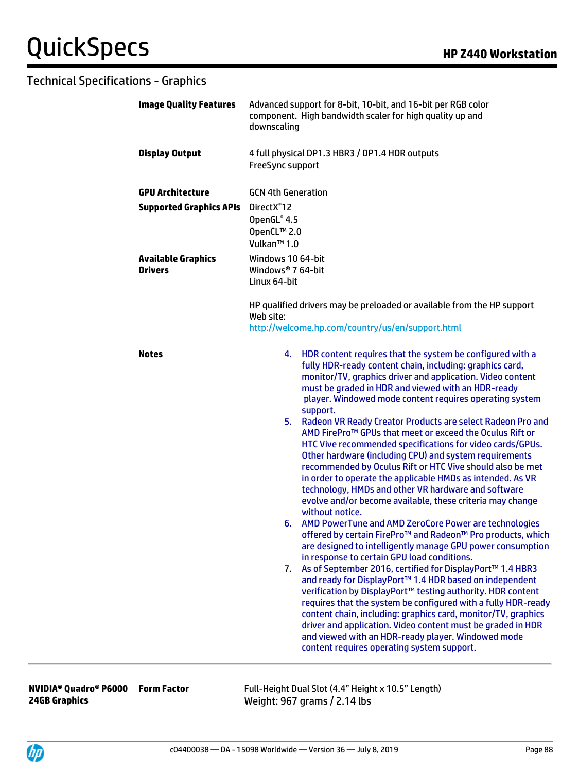## Technical Specifications - Graphics

| | | |
|---|---|---|
| | **Image Quality Features** | Advanced support for 8-bit, 10-bit, and 16-bit per RGB color component. High bandwidth scaler for high quality up and downscaling |
| | **Display Output** | 4 full physical DP1.3 HBR3 / DP1.4 HDR outputs<br>FreeSync support |
| | **GPU Architecture** | GCN 4th Generation |
| | **Supported Graphics APIs** | DirectX®12<br>OpenGL® 4.5<br>OpenCL™ 2.0<br>Vulkan™ 1.0 |
| | **Available Graphics Drivers** | Windows 10 64-bit<br>Windows® 7 64-bit<br>Linux 64-bit<br><br>HP qualified drivers may be preloaded or available from the HP support Web site:<br>http://welcome.hp.com/country/us/en/support.html |
| | **Notes** | 4. HDR content requires that the system be configured with a fully HDR-ready content chain, including: graphics card, monitor/TV, graphics driver and application. Video content must be graded in HDR and viewed with an HDR-ready player. Windowed mode content requires operating system support.<br>5. Radeon VR Ready Creator Products are select Radeon Pro and AMD FirePro™ GPUs that meet or exceed the Oculus Rift or HTC Vive recommended specifications for video cards/GPUs. Other hardware (including CPU) and system requirements recommended by Oculus Rift or HTC Vive should also be met in order to operate the applicable HMDs as intended. As VR technology, HMDs and other VR hardware and software evolve and/or become available, these criteria may change without notice.<br>6. AMD PowerTune and AMD ZeroCore Power are technologies offered by certain FirePro™ and Radeon™ Pro products, which are designed to intelligently manage GPU power consumption in response to certain GPU load conditions.<br>7. As of September 2016, certified for DisplayPort™ 1.4 HBR3 and ready for DisplayPort™ 1.4 HDR based on independent verification by DisplayPort™ testing authority. HDR content requires that the system be configured with a fully HDR-ready content chain, including: graphics card, monitor/TV, graphics driver and application. Video content must be graded in HDR and viewed with an HDR-ready player. Windowed mode content requires operating system support. |

| | | |
|---|---|---|
| **NVIDIA® Quadro® P6000 24GB Graphics** | **Form Factor** | Full-Height Dual Slot (4.4" Height x 10.5" Length)<br>Weight: 967 grams / 2.14 lbs |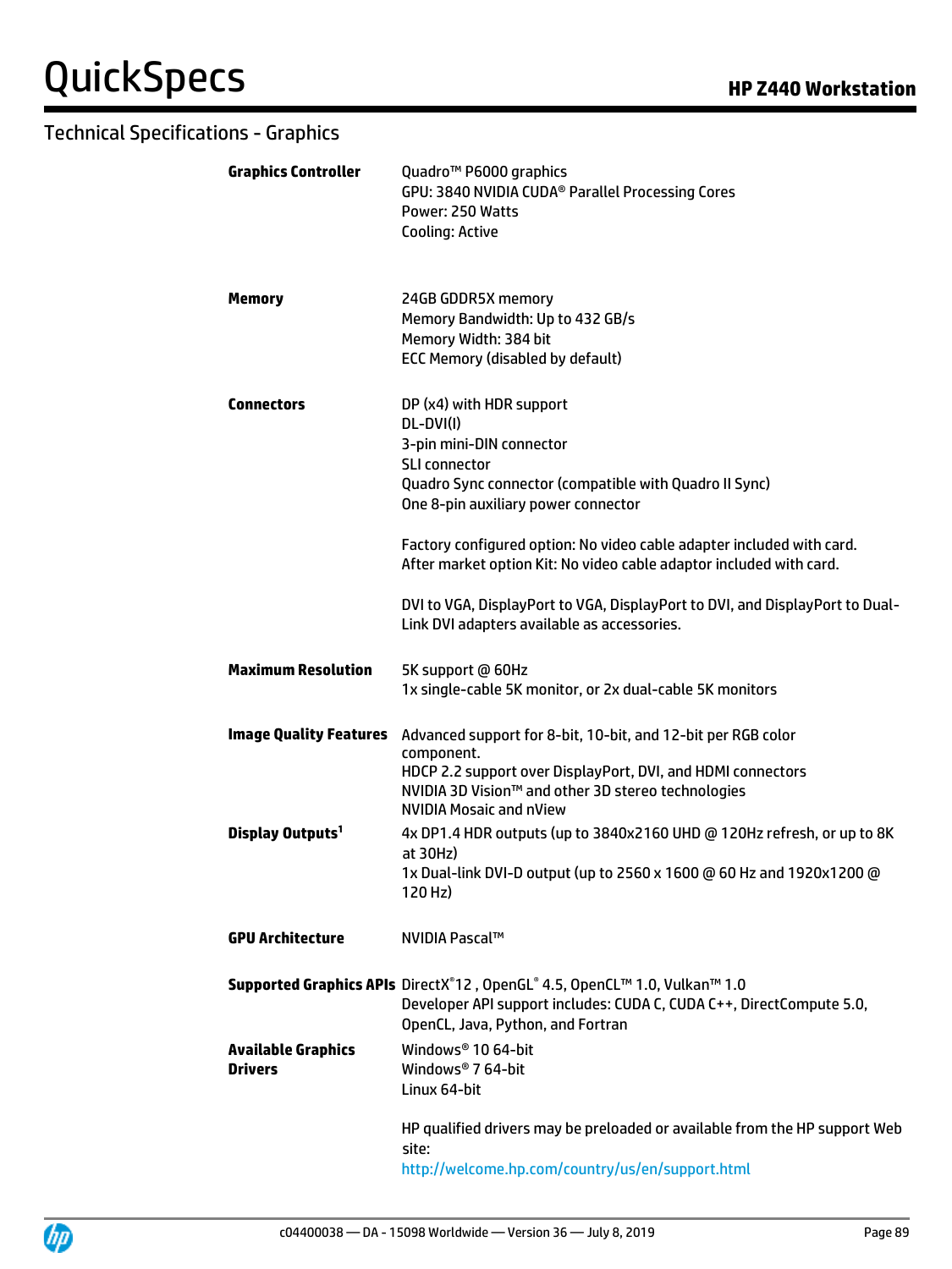## Technical Specifications - Graphics

| | |
|---|---|
| **Graphics Controller** | Quadro™ P6000 graphics<br>GPU: 3840 NVIDIA CUDA® Parallel Processing Cores<br>Power: 250 Watts<br>Cooling: Active |
| **Memory** | 24GB GDDR5X memory<br>Memory Bandwidth: Up to 432 GB/s<br>Memory Width: 384 bit<br>ECC Memory (disabled by default) |
| **Connectors** | DP (x4) with HDR support<br>DL-DVI(I)<br>3-pin mini-DIN connector<br>SLI connector<br>Quadro Sync connector (compatible with Quadro II Sync)<br>One 8-pin auxiliary power connector<br><br>Factory configured option: No video cable adapter included with card.<br>After market option Kit: No video cable adaptor included with card.<br><br>DVI to VGA, DisplayPort to VGA, DisplayPort to DVI, and DisplayPort to Dual-Link DVI adapters available as accessories. |
| **Maximum Resolution** | 5K support @ 60Hz<br>1x single-cable 5K monitor, or 2x dual-cable 5K monitors |
| **Image Quality Features** | Advanced support for 8-bit, 10-bit, and 12-bit per RGB color component.<br>HDCP 2.2 support over DisplayPort, DVI, and HDMI connectors<br>NVIDIA 3D Vision™ and other 3D stereo technologies<br>NVIDIA Mosaic and nView |
| **Display Outputs**[1] | 4x DP1.4 HDR outputs (up to 3840x2160 UHD @ 120Hz refresh, or up to 8K at 30Hz)<br>1x Dual-link DVI-D output (up to 2560 x 1600 @ 60 Hz and 1920x1200 @ 120 Hz) |
| **GPU Architecture** | NVIDIA Pascal™ |
| **Supported Graphics APIs** | DirectX®12 , OpenGL® 4.5, OpenCL™ 1.0, Vulkan™ 1.0<br>Developer API support includes: CUDA C, CUDA C++, DirectCompute 5.0, OpenCL, Java, Python, and Fortran |
| **Available Graphics Drivers** | Windows® 10 64-bit<br>Windows® 7 64-bit<br>Linux 64-bit<br><br>HP qualified drivers may be preloaded or available from the HP support Web site:<br>http://welcome.hp.com/country/us/en/support.html |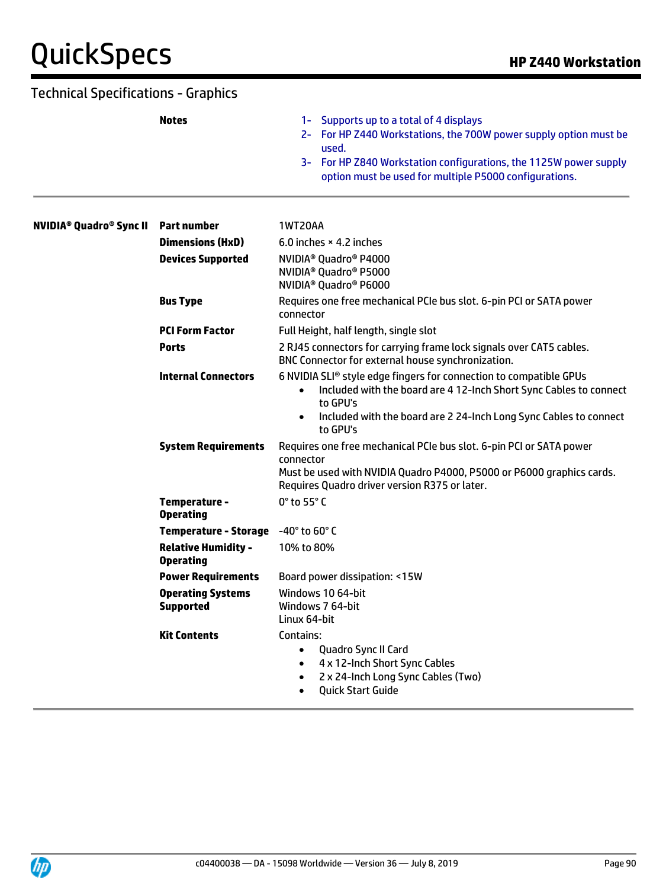## Technical Specifications - Graphics

| | | |
|---|---|---|
| | **Notes** | 1- Supports up to a total of 4 displays<br>2- For HP Z440 Workstations, the 700W power supply option must be used.<br>3- For HP Z840 Workstation configurations, the 1125W power supply option must be used for multiple P5000 configurations. |

| | | |
|---|---|---|
| **NVIDIA® Quadro® Sync II** | **Part number** | 1WT20AA |
| | **Dimensions (HxD)** | 6.0 inches × 4.2 inches |
| | **Devices Supported** | NVIDIA® Quadro® P4000<br>NVIDIA® Quadro® P5000<br>NVIDIA® Quadro® P6000 |
| | **Bus Type** | Requires one free mechanical PCIe bus slot. 6-pin PCI or SATA power connector |
| | **PCI Form Factor** | Full Height, half length, single slot |
| | **Ports** | 2 RJ45 connectors for carrying frame lock signals over CAT5 cables.<br>BNC Connector for external house synchronization. |
| | **Internal Connectors** | 6 NVIDIA SLI® style edge fingers for connection to compatible GPUs<br>• Included with the board are 4 12-Inch Short Sync Cables to connect to GPU's<br>• Included with the board are 2 24-Inch Long Sync Cables to connect to GPU's |
| | **System Requirements** | Requires one free mechanical PCIe bus slot. 6-pin PCI or SATA power connector<br>Must be used with NVIDIA Quadro P4000, P5000 or P6000 graphics cards.<br>Requires Quadro driver version R375 or later. |
| | **Temperature - Operating** | 0° to 55° C |
| | **Temperature - Storage** | -40° to 60° C |
| | **Relative Humidity - Operating** | 10% to 80% |
| | **Power Requirements** | Board power dissipation: <15W |
| | **Operating Systems Supported** | Windows 10 64-bit<br>Windows 7 64-bit<br>Linux 64-bit |
| | **Kit Contents** | Contains:<br>• Quadro Sync II Card<br>• 4 x 12-Inch Short Sync Cables<br>• 2 x 24-Inch Long Sync Cables (Two)<br>• Quick Start Guide |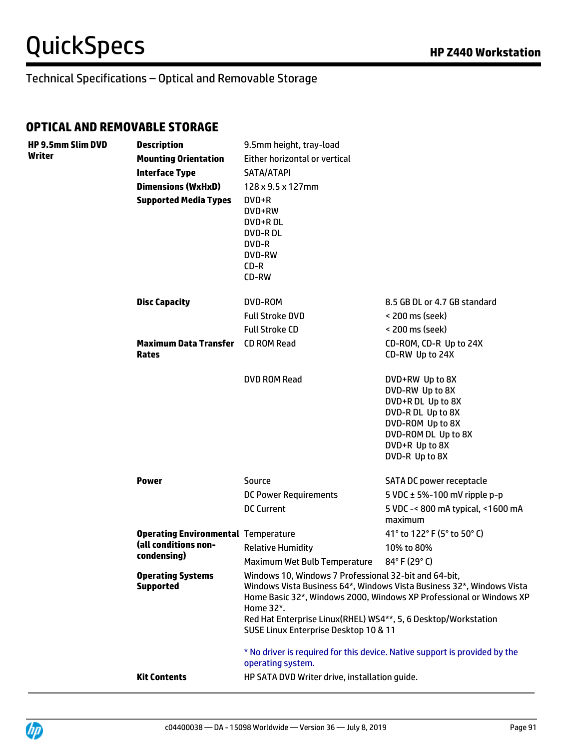## Technical Specifications – Optical and Removable Storage

## OPTICAL AND REMOVABLE STORAGE

| | | | |
|---|---|---|---|
| **HP 9.5mm Slim DVD Writer** | **Description** | 9.5mm height, tray-load | |
| | **Mounting Orientation** | Either horizontal or vertical | |
| | **Interface Type** | SATA/ATAPI | |
| | **Dimensions (WxHxD)** | 128 x 9.5 x 127mm | |
| | **Supported Media Types** | DVD+R<br>DVD+RW<br>DVD+R DL<br>DVD-R DL<br>DVD-R<br>DVD-RW<br>CD-R<br>CD-RW | |
| | **Disc Capacity** | DVD-ROM | 8.5 GB DL or 4.7 GB standard |
| | | Full Stroke DVD | < 200 ms (seek) |
| | | Full Stroke CD | < 200 ms (seek) |
| | **Maximum Data Transfer Rates** | CD ROM Read | CD-ROM, CD-R Up to 24X<br>CD-RW Up to 24X |
| | | DVD ROM Read | DVD+RW Up to 8X<br>DVD-RW Up to 8X<br>DVD+R DL Up to 8X<br>DVD-R DL Up to 8X<br>DVD-ROM Up to 8X<br>DVD-ROM DL Up to 8X<br>DVD+R Up to 8X<br>DVD-R Up to 8X |
| | **Power** | Source | SATA DC power receptacle |
| | | DC Power Requirements | 5 VDC ± 5%-100 mV ripple p-p |
| | | DC Current | 5 VDC -< 800 mA typical, <1600 mA maximum |
| | **Operating Environmental (all conditions non-condensing)** | Temperature | 41° to 122° F (5° to 50° C) |
| | | Relative Humidity | 10% to 80% |
| | | Maximum Wet Bulb Temperature | 84° F (29° C) |
| | **Operating Systems Supported** | Windows 10, Windows 7 Professional 32-bit and 64-bit, Windows Vista Business 64*, Windows Vista Business 32*, Windows Vista Home Basic 32*, Windows 2000, Windows XP Professional or Windows XP Home 32*.<br>Red Hat Enterprise Linux(RHEL) WS4**, 5, 6 Desktop/Workstation<br>SUSE Linux Enterprise Desktop 10 & 11<br><br>* No driver is required for this device. Native support is provided by the operating system. | |
| | **Kit Contents** | HP SATA DVD Writer drive, installation guide. | |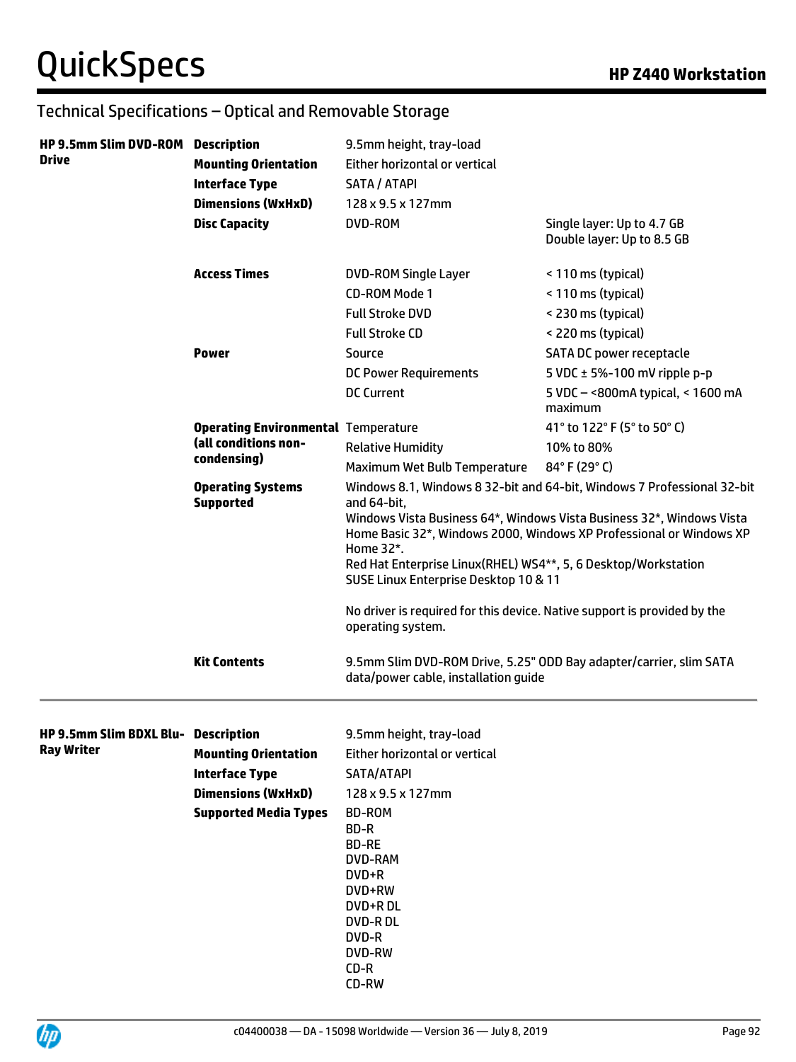## Technical Specifications – Optical and Removable Storage

| | | | |
|---|---|---|---|
| **HP 9.5mm Slim DVD-ROM Drive** | **Description** | 9.5mm height, tray-load | |
| | **Mounting Orientation** | Either horizontal or vertical | |
| | **Interface Type** | SATA / ATAPI | |
| | **Dimensions (WxHxD)** | 128 x 9.5 x 127mm | |
| | **Disc Capacity** | DVD-ROM | Single layer: Up to 4.7 GB<br>Double layer: Up to 8.5 GB |
| | **Access Times** | DVD-ROM Single Layer | < 110 ms (typical) |
| | | CD-ROM Mode 1 | < 110 ms (typical) |
| | | Full Stroke DVD | < 230 ms (typical) |
| | | Full Stroke CD | < 220 ms (typical) |
| | **Power** | Source | SATA DC power receptacle |
| | | DC Power Requirements | 5 VDC ± 5%-100 mV ripple p-p |
| | | DC Current | 5 VDC – <800mA typical, < 1600 mA maximum |
| | **Operating Environmental (all conditions non-condensing)** | Temperature | 41° to 122° F (5° to 50° C) |
| | | Relative Humidity | 10% to 80% |
| | | Maximum Wet Bulb Temperature | 84° F (29° C) |
| | **Operating Systems Supported** | Windows 8.1, Windows 8 32-bit and 64-bit, Windows 7 Professional 32-bit and 64-bit,<br>Windows Vista Business 64*, Windows Vista Business 32*, Windows Vista Home Basic 32*, Windows 2000, Windows XP Professional or Windows XP Home 32*.<br>Red Hat Enterprise Linux(RHEL) WS4**, 5, 6 Desktop/Workstation<br>SUSE Linux Enterprise Desktop 10 & 11<br><br>No driver is required for this device. Native support is provided by the operating system. | |
| | **Kit Contents** | 9.5mm Slim DVD-ROM Drive, 5.25" ODD Bay adapter/carrier, slim SATA data/power cable, installation guide | |

| | | |
|---|---|---|
| **HP 9.5mm Slim BDXL Blu-Ray Writer** | **Description** | 9.5mm height, tray-load |
| | **Mounting Orientation** | Either horizontal or vertical |
| | **Interface Type** | SATA/ATAPI |
| | **Dimensions (WxHxD)** | 128 x 9.5 x 127mm |
| | **Supported Media Types** | BD-ROM<br>BD-R<br>BD-RE<br>DVD-RAM<br>DVD+R<br>DVD+RW<br>DVD+R DL<br>DVD-R DL<br>DVD-R<br>DVD-RW<br>CD-R<br>CD-RW |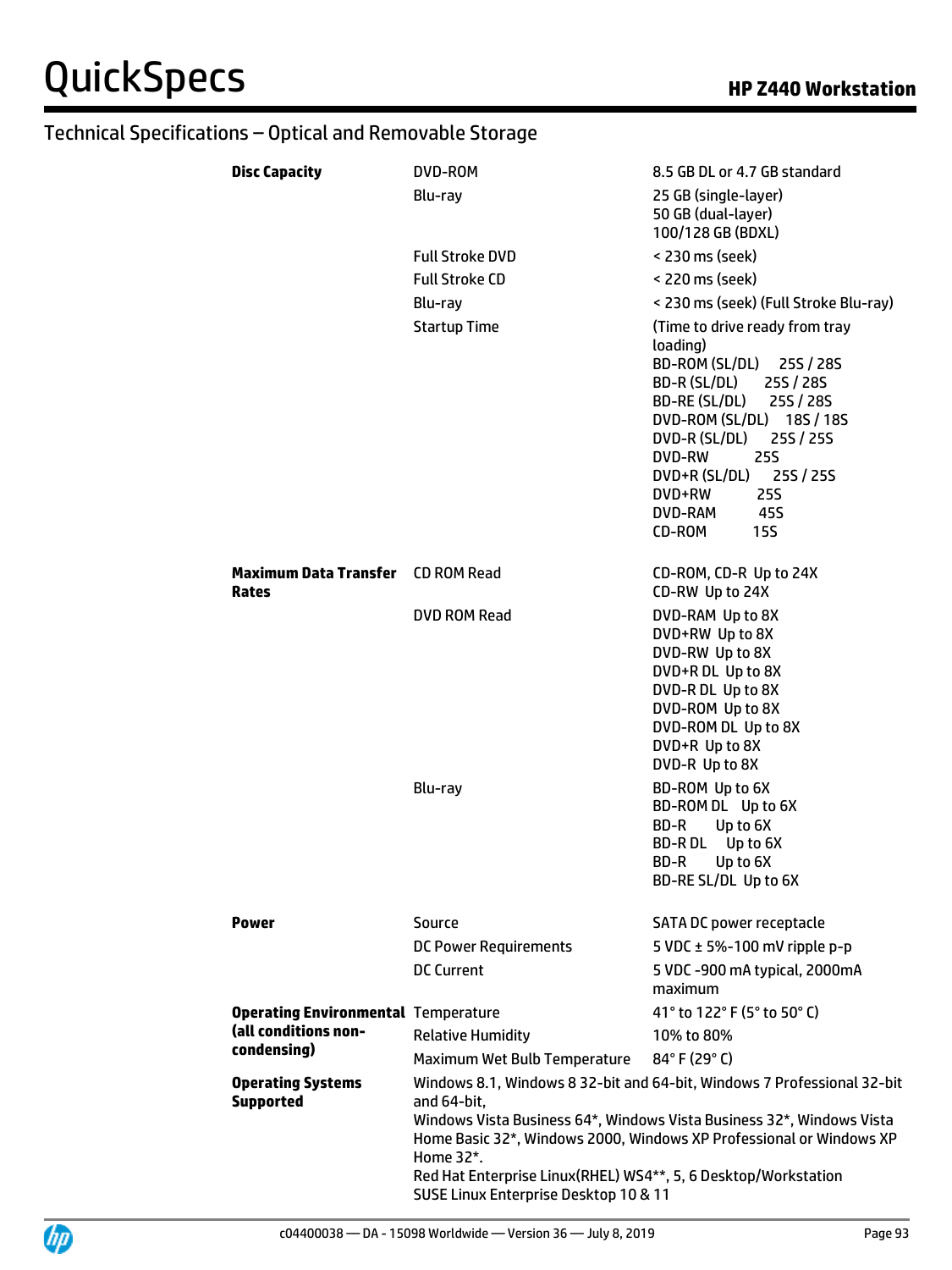## Technical Specifications – Optical and Removable Storage

| | | |
|---|---|---|
| **Disc Capacity** | DVD-ROM | 8.5 GB DL or 4.7 GB standard |
| | Blu-ray | 25 GB (single-layer)<br>50 GB (dual-layer)<br>100/128 GB (BDXL) |
| | Full Stroke DVD | < 230 ms (seek) |
| | Full Stroke CD | < 220 ms (seek) |
| | Blu-ray | < 230 ms (seek) (Full Stroke Blu-ray) |
| | Startup Time | (Time to drive ready from tray loading)<br>BD-ROM (SL/DL) 25S / 28S<br>BD-R (SL/DL) 25S / 28S<br>BD-RE (SL/DL) 25S / 28S<br>DVD-ROM (SL/DL) 18S / 18S<br>DVD-R (SL/DL) 25S / 25S<br>DVD-RW 25S<br>DVD+R (SL/DL) 25S / 25S<br>DVD+RW 25S<br>DVD-RAM 45S<br>CD-ROM 15S |
| **Maximum Data Transfer Rates** | CD ROM Read | CD-ROM, CD-R Up to 24X<br>CD-RW Up to 24X |
| | DVD ROM Read | DVD-RAM Up to 8X<br>DVD+RW Up to 8X<br>DVD-RW Up to 8X<br>DVD+R DL Up to 8X<br>DVD-R DL Up to 8X<br>DVD-ROM Up to 8X<br>DVD-ROM DL Up to 8X<br>DVD+R Up to 8X<br>DVD-R Up to 8X |
| | Blu-ray | BD-ROM Up to 6X<br>BD-ROM DL Up to 6X<br>BD-R Up to 6X<br>BD-R DL Up to 6X<br>BD-R Up to 6X<br>BD-RE SL/DL Up to 6X |
| **Power** | Source | SATA DC power receptacle |
| | DC Power Requirements | 5 VDC ± 5%-100 mV ripple p-p |
| | DC Current | 5 VDC -900 mA typical, 2000mA maximum |
| **Operating Environmental (all conditions non-condensing)** | Temperature | 41° to 122° F (5° to 50° C) |
| | Relative Humidity | 10% to 80% |
| | Maximum Wet Bulb Temperature | 84° F (29° C) |
| **Operating Systems Supported** | Windows 8.1, Windows 8 32-bit and 64-bit, Windows 7 Professional 32-bit and 64-bit,<br>Windows Vista Business 64*, Windows Vista Business 32*, Windows Vista Home Basic 32*, Windows 2000, Windows XP Professional or Windows XP Home 32*.<br>Red Hat Enterprise Linux(RHEL) WS4**, 5, 6 Desktop/Workstation<br>SUSE Linux Enterprise Desktop 10 & 11 | |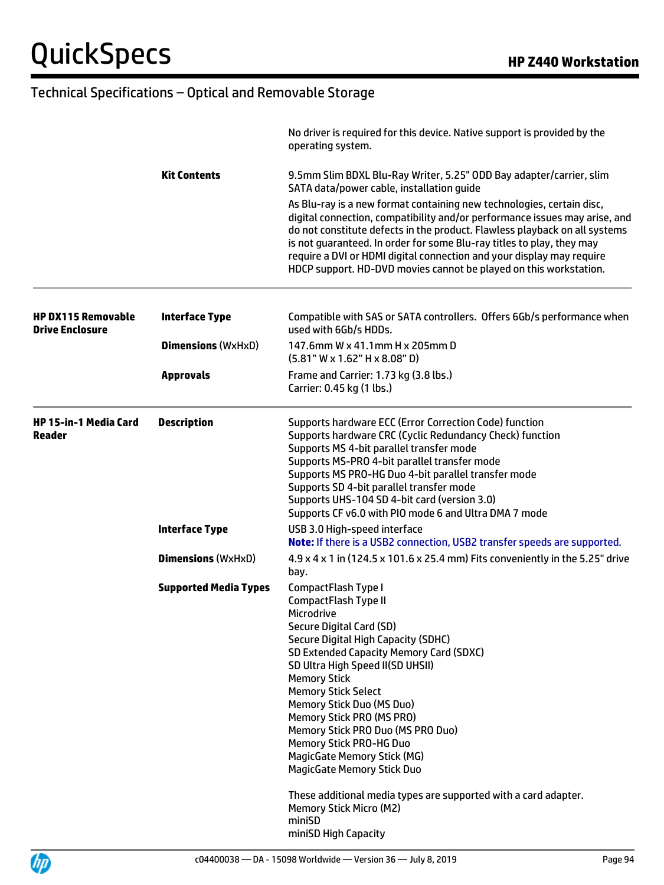## Technical Specifications – Optical and Removable Storage

| | | |
|---|---|---|
| | | No driver is required for this device. Native support is provided by the operating system. |
| | **Kit Contents** | 9.5mm Slim BDXL Blu-Ray Writer, 5.25" ODD Bay adapter/carrier, slim SATA data/power cable, installation guide<br>As Blu-ray is a new format containing new technologies, certain disc, digital connection, compatibility and/or performance issues may arise, and do not constitute defects in the product. Flawless playback on all systems is not guaranteed. In order for some Blu-ray titles to play, they may require a DVI or HDMI digital connection and your display may require HDCP support. HD-DVD movies cannot be played on this workstation. |
| **HP DX115 Removable Drive Enclosure** | **Interface Type** | Compatible with SAS or SATA controllers. Offers 6Gb/s performance when used with 6Gb/s HDDs. |
| | **Dimensions** (WxHxD) | 147.6mm W x 41.1mm H x 205mm D<br>(5.81" W x 1.62" H x 8.08" D) |
| | **Approvals** | Frame and Carrier: 1.73 kg (3.8 lbs.)<br>Carrier: 0.45 kg (1 lbs.) |
| **HP 15-in-1 Media Card Reader** | **Description** | Supports hardware ECC (Error Correction Code) function<br>Supports hardware CRC (Cyclic Redundancy Check) function<br>Supports MS 4-bit parallel transfer mode<br>Supports MS-PRO 4-bit parallel transfer mode<br>Supports MS PRO-HG Duo 4-bit parallel transfer mode<br>Supports SD 4-bit parallel transfer mode<br>Supports UHS-104 SD 4-bit card (version 3.0)<br>Supports CF v6.0 with PIO mode 6 and Ultra DMA 7 mode |
| | **Interface Type** | USB 3.0 High-speed interface<br>**Note:** If there is a USB2 connection, USB2 transfer speeds are supported. |
| | **Dimensions** (WxHxD) | 4.9 x 4 x 1 in (124.5 x 101.6 x 25.4 mm) Fits conveniently in the 5.25" drive bay. |
| | **Supported Media Types** | CompactFlash Type I<br>CompactFlash Type II<br>Microdrive<br>Secure Digital Card (SD)<br>Secure Digital High Capacity (SDHC)<br>SD Extended Capacity Memory Card (SDXC)<br>SD Ultra High Speed II(SD UHSII)<br>Memory Stick<br>Memory Stick Select<br>Memory Stick Duo (MS Duo)<br>Memory Stick PRO (MS PRO)<br>Memory Stick PRO Duo (MS PRO Duo)<br>Memory Stick PRO-HG Duo<br>MagicGate Memory Stick (MG)<br>MagicGate Memory Stick Duo<br><br>These additional media types are supported with a card adapter.<br>Memory Stick Micro (M2)<br>miniSD<br>miniSD High Capacity |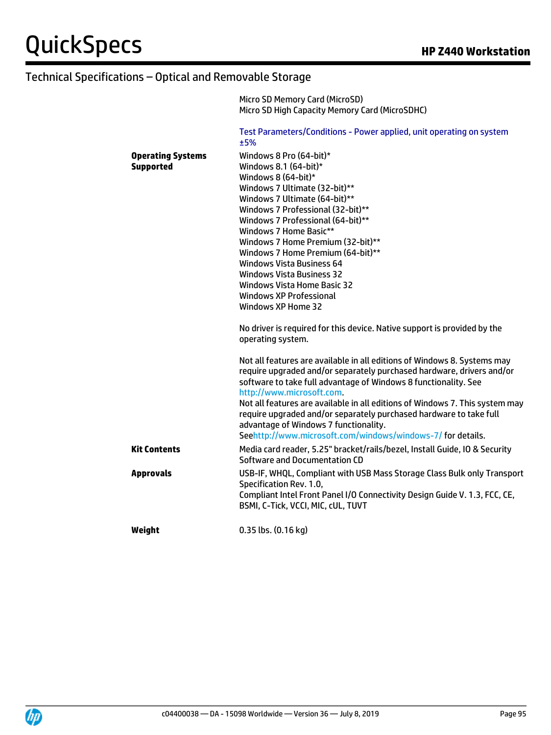## Technical Specifications – Optical and Removable Storage

| | |
|---|---|
| | Micro SD Memory Card (MicroSD)<br>Micro SD High Capacity Memory Card (MicroSDHC)<br><br>Test Parameters/Conditions - Power applied, unit operating on system ±5% |
| **Operating Systems Supported** | Windows 8 Pro (64-bit)*<br>Windows 8.1 (64-bit)*<br>Windows 8 (64-bit)*<br>Windows 7 Ultimate (32-bit)**<br>Windows 7 Ultimate (64-bit)**<br>Windows 7 Professional (32-bit)**<br>Windows 7 Professional (64-bit)**<br>Windows 7 Home Basic**<br>Windows 7 Home Premium (32-bit)**<br>Windows 7 Home Premium (64-bit)**<br>Windows Vista Business 64<br>Windows Vista Business 32<br>Windows Vista Home Basic 32<br>Windows XP Professional<br>Windows XP Home 32<br><br>No driver is required for this device. Native support is provided by the operating system.<br><br>Not all features are available in all editions of Windows 8. Systems may require upgraded and/or separately purchased hardware, drivers and/or software to take full advantage of Windows 8 functionality. See http://www.microsoft.com.<br>Not all features are available in all editions of Windows 7. This system may require upgraded and/or separately purchased hardware to take full advantage of Windows 7 functionality.<br>Seehttp://www.microsoft.com/windows/windows-7/ for details. |
| **Kit Contents** | Media card reader, 5.25" bracket/rails/bezel, Install Guide, IO & Security Software and Documentation CD |
| **Approvals** | USB-IF, WHQL, Compliant with USB Mass Storage Class Bulk only Transport Specification Rev. 1.0,<br>Compliant Intel Front Panel I/O Connectivity Design Guide V. 1.3, FCC, CE, BSMI, C-Tick, VCCI, MIC, cUL, TUVT |
| **Weight** | 0.35 lbs. (0.16 kg) |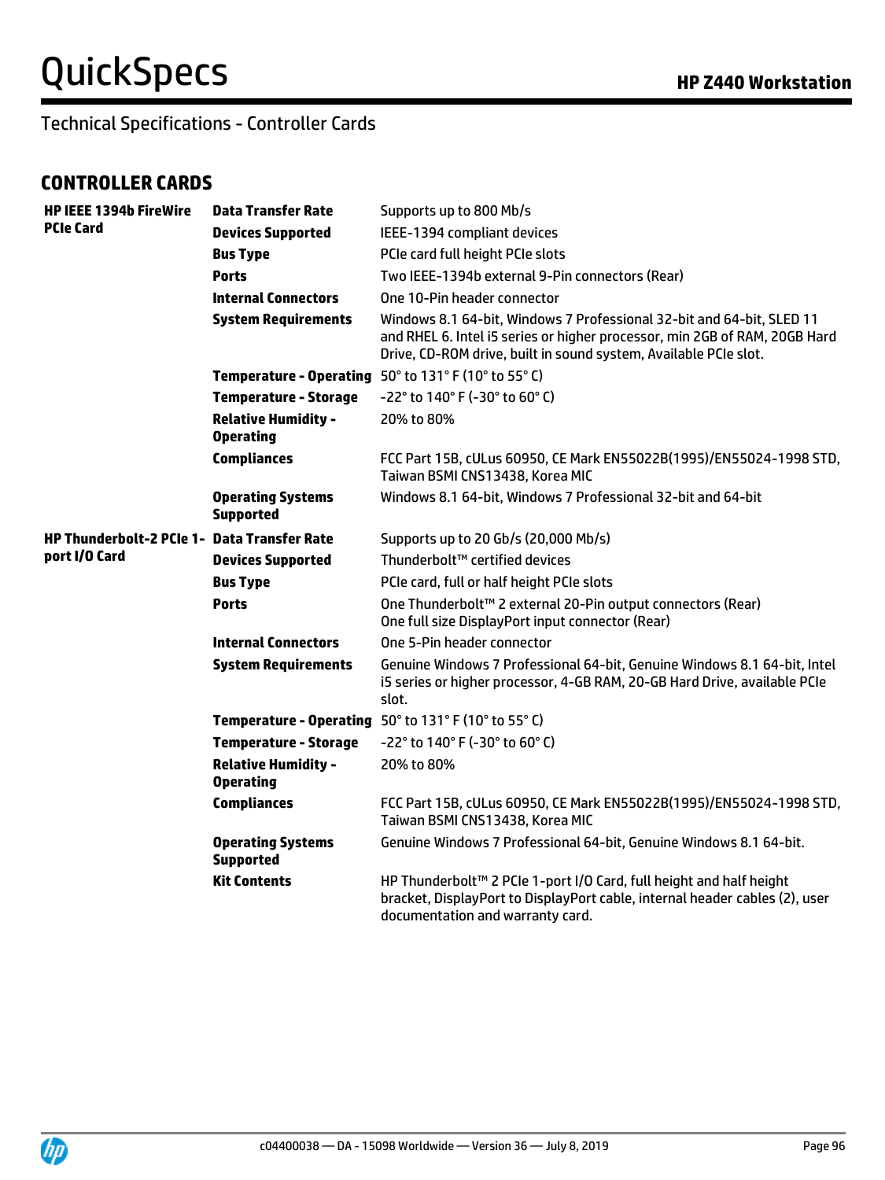## Technical Specifications - Controller Cards

### CONTROLLER CARDS

| | | |
|---|---|---|
| **HP IEEE 1394b FireWire PCIe Card** | **Data Transfer Rate** | Supports up to 800 Mb/s |
| | **Devices Supported** | IEEE-1394 compliant devices |
| | **Bus Type** | PCIe card full height PCIe slots |
| | **Ports** | Two IEEE-1394b external 9-Pin connectors (Rear) |
| | **Internal Connectors** | One 10-Pin header connector |
| | **System Requirements** | Windows 8.1 64-bit, Windows 7 Professional 32-bit and 64-bit, SLED 11 and RHEL 6. Intel i5 series or higher processor, min 2GB of RAM, 20GB Hard Drive, CD-ROM drive, built in sound system, Available PCIe slot. |
| | **Temperature - Operating** | 50° to 131° F (10° to 55° C) |
| | **Temperature - Storage** | -22° to 140° F (-30° to 60° C) |
| | **Relative Humidity - Operating** | 20% to 80% |
| | **Compliances** | FCC Part 15B, cULus 60950, CE Mark EN55022B(1995)/EN55024-1998 STD, Taiwan BSMI CNS13438, Korea MIC |
| | **Operating Systems Supported** | Windows 8.1 64-bit, Windows 7 Professional 32-bit and 64-bit |
| **HP Thunderbolt-2 PCIe 1-port I/O Card** | **Data Transfer Rate** | Supports up to 20 Gb/s (20,000 Mb/s) |
| | **Devices Supported** | Thunderbolt™ certified devices |
| | **Bus Type** | PCIe card, full or half height PCIe slots |
| | **Ports** | One Thunderbolt™ 2 external 20-Pin output connectors (Rear)<br>One full size DisplayPort input connector (Rear) |
| | **Internal Connectors** | One 5-Pin header connector |
| | **System Requirements** | Genuine Windows 7 Professional 64-bit, Genuine Windows 8.1 64-bit, Intel i5 series or higher processor, 4-GB RAM, 20-GB Hard Drive, available PCIe slot. |
| | **Temperature - Operating** | 50° to 131° F (10° to 55° C) |
| | **Temperature - Storage** | -22° to 140° F (-30° to 60° C) |
| | **Relative Humidity - Operating** | 20% to 80% |
| | **Compliances** | FCC Part 15B, cULus 60950, CE Mark EN55022B(1995)/EN55024-1998 STD, Taiwan BSMI CNS13438, Korea MIC |
| | **Operating Systems Supported** | Genuine Windows 7 Professional 64-bit, Genuine Windows 8.1 64-bit. |
| | **Kit Contents** | HP Thunderbolt™ 2 PCIe 1-port I/O Card, full height and half height bracket, DisplayPort to DisplayPort cable, internal header cables (2), user documentation and warranty card. |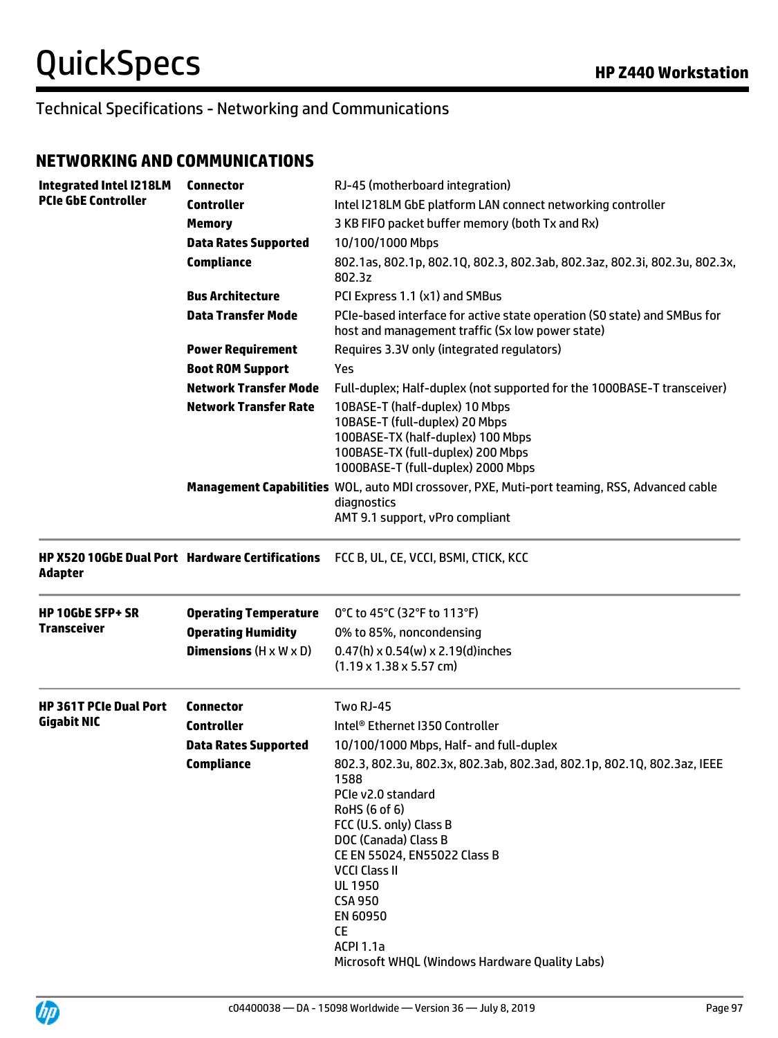Technical Specifications - Networking and Communications

## NETWORKING AND COMMUNICATIONS

| | | |
|---|---|---|
| **Integrated Intel I218LM PCIe GbE Controller** | **Connector** | RJ-45 (motherboard integration) |
| | **Controller** | Intel I218LM GbE platform LAN connect networking controller |
| | **Memory** | 3 KB FIFO packet buffer memory (both Tx and Rx) |
| | **Data Rates Supported** | 10/100/1000 Mbps |
| | **Compliance** | 802.1as, 802.1p, 802.1Q, 802.3, 802.3ab, 802.3az, 802.3i, 802.3u, 802.3x, 802.3z |
| | **Bus Architecture** | PCI Express 1.1 (x1) and SMBus |
| | **Data Transfer Mode** | PCIe-based interface for active state operation (S0 state) and SMBus for host and management traffic (Sx low power state) |
| | **Power Requirement** | Requires 3.3V only (integrated regulators) |
| | **Boot ROM Support** | Yes |
| | **Network Transfer Mode** | Full-duplex; Half-duplex (not supported for the 1000BASE-T transceiver) |
| | **Network Transfer Rate** | 10BASE-T (half-duplex) 10 Mbps<br>10BASE-T (full-duplex) 20 Mbps<br>100BASE-TX (half-duplex) 100 Mbps<br>100BASE-TX (full-duplex) 200 Mbps<br>1000BASE-T (full-duplex) 2000 Mbps |
| | **Management Capabilities** | WOL, auto MDI crossover, PXE, Muti-port teaming, RSS, Advanced cable diagnostics<br>AMT 9.1 support, vPro compliant |
| **HP X520 10GbE Dual Port Adapter** | **Hardware Certifications** | FCC B, UL, CE, VCCI, BSMI, CTICK, KCC |
| **HP 10GbE SFP+ SR Transceiver** | **Operating Temperature** | 0°C to 45°C (32°F to 113°F) |
| | **Operating Humidity** | 0% to 85%, noncondensing |
| | **Dimensions** (H x W x D) | 0.47(h) x 0.54(w) x 2.19(d)inches<br>(1.19 x 1.38 x 5.57 cm) |
| **HP 361T PCIe Dual Port Gigabit NIC** | **Connector** | Two RJ-45 |
| | **Controller** | Intel® Ethernet I350 Controller |
| | **Data Rates Supported** | 10/100/1000 Mbps, Half- and full-duplex |
| | **Compliance** | 802.3, 802.3u, 802.3x, 802.3ab, 802.3ad, 802.1p, 802.1Q, 802.3az, IEEE 1588<br>PCIe v2.0 standard<br>RoHS (6 of 6)<br>FCC (U.S. only) Class B<br>DOC (Canada) Class B<br>CE EN 55024, EN55022 Class B<br>VCCI Class II<br>UL 1950<br>CSA 950<br>EN 60950<br>CE<br>ACPI 1.1a<br>Microsoft WHQL (Windows Hardware Quality Labs) |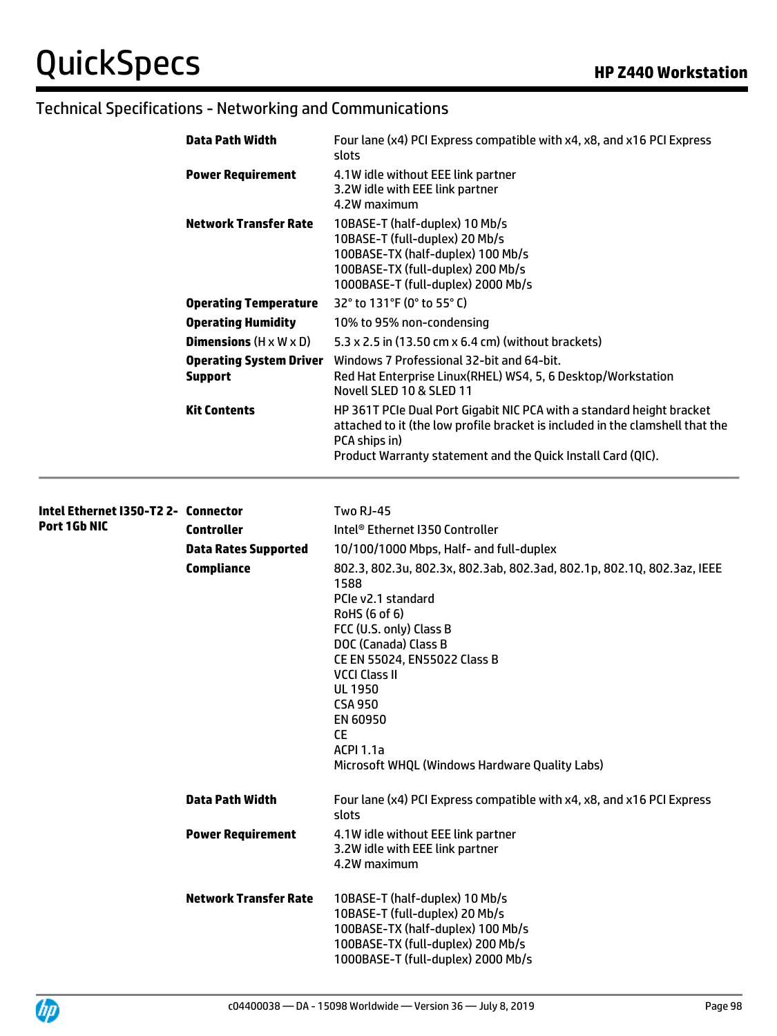## Technical Specifications - Networking and Communications

| | | |
|---|---|---|
| | **Data Path Width** | Four lane (x4) PCI Express compatible with x4, x8, and x16 PCI Express slots |
| | **Power Requirement** | 4.1W idle without EEE link partner<br>3.2W idle with EEE link partner<br>4.2W maximum |
| | **Network Transfer Rate** | 10BASE-T (half-duplex) 10 Mb/s<br>10BASE-T (full-duplex) 20 Mb/s<br>100BASE-TX (half-duplex) 100 Mb/s<br>100BASE-TX (full-duplex) 200 Mb/s<br>1000BASE-T (full-duplex) 2000 Mb/s |
| | **Operating Temperature** | 32° to 131°F (0° to 55° C) |
| | **Operating Humidity** | 10% to 95% non-condensing |
| | **Dimensions** (H x W x D) | 5.3 x 2.5 in (13.50 cm x 6.4 cm) (without brackets) |
| | **Operating System Driver Support** | Windows 7 Professional 32-bit and 64-bit.<br>Red Hat Enterprise Linux(RHEL) WS4, 5, 6 Desktop/Workstation<br>Novell SLED 10 & SLED 11 |
| | **Kit Contents** | HP 361T PCIe Dual Port Gigabit NIC PCA with a standard height bracket attached to it (the low profile bracket is included in the clamshell that the PCA ships in)<br>Product Warranty statement and the Quick Install Card (QIC). |

| | | |
|---|---|---|
| **Intel Ethernet I350-T2 2-Port 1Gb NIC** | **Connector** | Two RJ-45 |
| | **Controller** | Intel® Ethernet I350 Controller |
| | **Data Rates Supported** | 10/100/1000 Mbps, Half- and full-duplex |
| | **Compliance** | 802.3, 802.3u, 802.3x, 802.3ab, 802.3ad, 802.1p, 802.1Q, 802.3az, IEEE 1588<br>PCIe v2.1 standard<br>RoHS (6 of 6)<br>FCC (U.S. only) Class B<br>DOC (Canada) Class B<br>CE EN 55024, EN55022 Class B<br>VCCI Class II<br>UL 1950<br>CSA 950<br>EN 60950<br>CE<br>ACPI 1.1a<br>Microsoft WHQL (Windows Hardware Quality Labs) |
| | **Data Path Width** | Four lane (x4) PCI Express compatible with x4, x8, and x16 PCI Express slots |
| | **Power Requirement** | 4.1W idle without EEE link partner<br>3.2W idle with EEE link partner<br>4.2W maximum |
| | **Network Transfer Rate** | 10BASE-T (half-duplex) 10 Mb/s<br>10BASE-T (full-duplex) 20 Mb/s<br>100BASE-TX (half-duplex) 100 Mb/s<br>100BASE-TX (full-duplex) 200 Mb/s<br>1000BASE-T (full-duplex) 2000 Mb/s |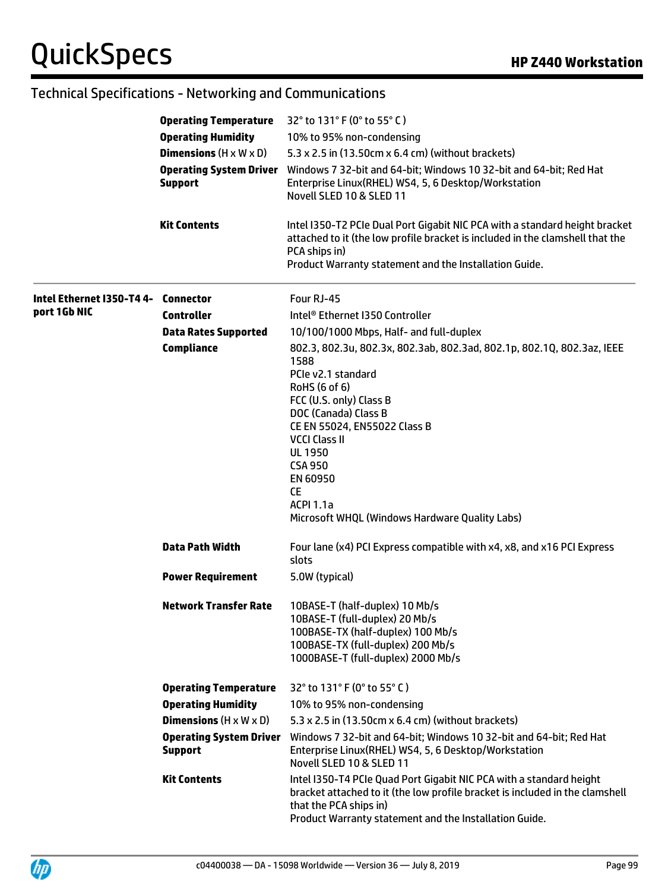## Technical Specifications - Networking and Communications

| | | |
|---|---|---|
| | **Operating Temperature** | 32° to 131° F (0° to 55° C ) |
| | **Operating Humidity** | 10% to 95% non-condensing |
| | **Dimensions** (H x W x D) | 5.3 x 2.5 in (13.50cm x 6.4 cm) (without brackets) |
| | **Operating System Driver Support** | Windows 7 32-bit and 64-bit; Windows 10 32-bit and 64-bit; Red Hat Enterprise Linux(RHEL) WS4, 5, 6 Desktop/Workstation<br>Novell SLED 10 & SLED 11 |
| | **Kit Contents** | Intel I350-T2 PCIe Dual Port Gigabit NIC PCA with a standard height bracket attached to it (the low profile bracket is included in the clamshell that the PCA ships in)<br>Product Warranty statement and the Installation Guide. |
| **Intel Ethernet I350-T4 4-port 1Gb NIC** | **Connector** | Four RJ-45 |
| | **Controller** | Intel® Ethernet I350 Controller |
| | **Data Rates Supported** | 10/100/1000 Mbps, Half- and full-duplex |
| | **Compliance** | 802.3, 802.3u, 802.3x, 802.3ab, 802.3ad, 802.1p, 802.1Q, 802.3az, IEEE 1588<br>PCIe v2.1 standard<br>RoHS (6 of 6)<br>FCC (U.S. only) Class B<br>DOC (Canada) Class B<br>CE EN 55024, EN55022 Class B<br>VCCI Class II<br>UL 1950<br>CSA 950<br>EN 60950<br>CE<br>ACPI 1.1a<br>Microsoft WHQL (Windows Hardware Quality Labs) |
| | **Data Path Width** | Four lane (x4) PCI Express compatible with x4, x8, and x16 PCI Express slots |
| | **Power Requirement** | 5.0W (typical) |
| | **Network Transfer Rate** | 10BASE-T (half-duplex) 10 Mb/s<br>10BASE-T (full-duplex) 20 Mb/s<br>100BASE-TX (half-duplex) 100 Mb/s<br>100BASE-TX (full-duplex) 200 Mb/s<br>1000BASE-T (full-duplex) 2000 Mb/s |
| | **Operating Temperature** | 32° to 131° F (0° to 55° C ) |
| | **Operating Humidity** | 10% to 95% non-condensing |
| | **Dimensions** (H x W x D) | 5.3 x 2.5 in (13.50cm x 6.4 cm) (without brackets) |
| | **Operating System Driver Support** | Windows 7 32-bit and 64-bit; Windows 10 32-bit and 64-bit; Red Hat Enterprise Linux(RHEL) WS4, 5, 6 Desktop/Workstation<br>Novell SLED 10 & SLED 11 |
| | **Kit Contents** | Intel I350-T4 PCIe Quad Port Gigabit NIC PCA with a standard height bracket attached to it (the low profile bracket is included in the clamshell that the PCA ships in)<br>Product Warranty statement and the Installation Guide. |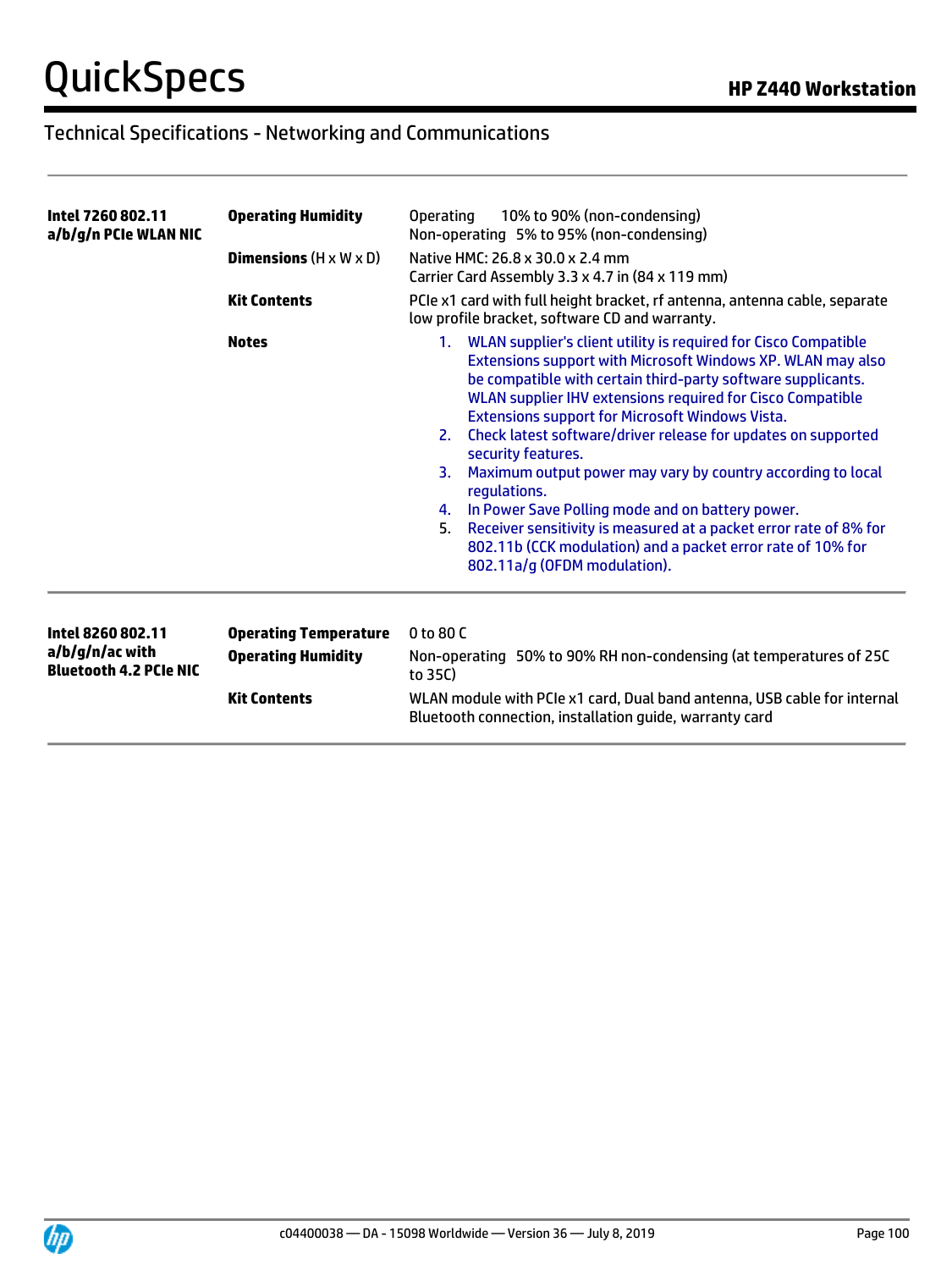## Technical Specifications - Networking and Communications

| | | |
|---|---|---|
| **Intel 7260 802.11 a/b/g/n PCIe WLAN NIC** | **Operating Humidity** | Operating 10% to 90% (non-condensing)<br>Non-operating 5% to 95% (non-condensing) |
| | **Dimensions** (H x W x D) | Native HMC: 26.8 x 30.0 x 2.4 mm<br>Carrier Card Assembly 3.3 x 4.7 in (84 x 119 mm) |
| | **Kit Contents** | PCIe x1 card with full height bracket, rf antenna, antenna cable, separate low profile bracket, software CD and warranty. |
| | **Notes** | 1. WLAN supplier's client utility is required for Cisco Compatible Extensions support with Microsoft Windows XP. WLAN may also be compatible with certain third-party software supplicants. WLAN supplier IHV extensions required for Cisco Compatible Extensions support for Microsoft Windows Vista.<br>2. Check latest software/driver release for updates on supported security features.<br>3. Maximum output power may vary by country according to local regulations.<br>4. In Power Save Polling mode and on battery power.<br>5. Receiver sensitivity is measured at a packet error rate of 8% for 802.11b (CCK modulation) and a packet error rate of 10% for 802.11a/g (OFDM modulation). |

| | | |
|---|---|---|
| **Intel 8260 802.11 a/b/g/n/ac with Bluetooth 4.2 PCIe NIC** | **Operating Temperature** | 0 to 80 C |
| | **Operating Humidity** | Non-operating 50% to 90% RH non-condensing (at temperatures of 25C to 35C) |
| | **Kit Contents** | WLAN module with PCIe x1 card, Dual band antenna, USB cable for internal Bluetooth connection, installation guide, warranty card |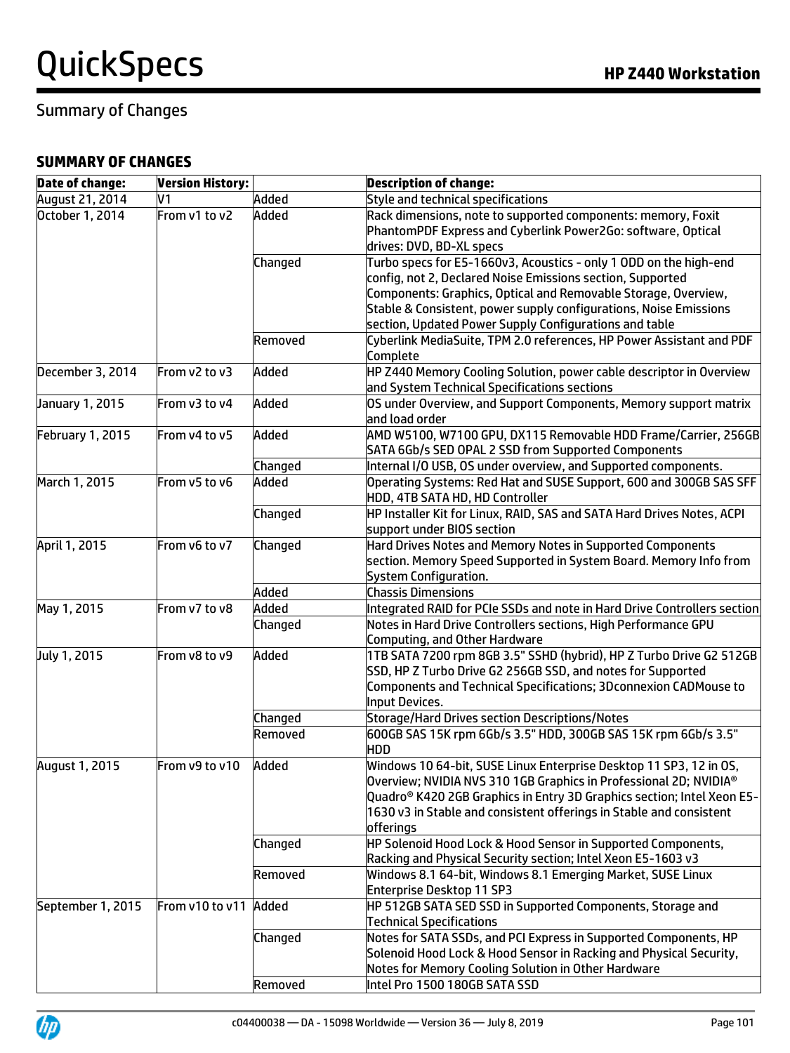## Summary of Changes

### SUMMARY OF CHANGES

| Date of change: | Version History: | | Description of change: |
|---|---|---|---|
| August 21, 2014 | V1 | Added | Style and technical specifications |
| October 1, 2014 | From v1 to v2 | Added | Rack dimensions, note to supported components: memory, Foxit PhantomPDF Express and Cyberlink Power2Go: software, Optical drives: DVD, BD-XL specs |
| | | Changed | Turbo specs for E5-1660v3, Acoustics - only 1 ODD on the high-end config, not 2, Declared Noise Emissions section, Supported Components: Graphics, Optical and Removable Storage, Overview, Stable & Consistent, power supply configurations, Noise Emissions section, Updated Power Supply Configurations and table |
| | | Removed | Cyberlink MediaSuite, TPM 2.0 references, HP Power Assistant and PDF Complete |
| December 3, 2014 | From v2 to v3 | Added | HP Z440 Memory Cooling Solution, power cable descriptor in Overview and System Technical Specifications sections |
| January 1, 2015 | From v3 to v4 | Added | OS under Overview, and Support Components, Memory support matrix and load order |
| February 1, 2015 | From v4 to v5 | Added | AMD W5100, W7100 GPU, DX115 Removable HDD Frame/Carrier, 256GB SATA 6Gb/s SED OPAL 2 SSD from Supported Components |
| | | Changed | Internal I/O USB, OS under overview, and Supported components. |
| March 1, 2015 | From v5 to v6 | Added | Operating Systems: Red Hat and SUSE Support, 600 and 300GB SAS SFF HDD, 4TB SATA HD, HD Controller |
| | | Changed | HP Installer Kit for Linux, RAID, SAS and SATA Hard Drives Notes, ACPI support under BIOS section |
| April 1, 2015 | From v6 to v7 | Changed | Hard Drives Notes and Memory Notes in Supported Components section. Memory Speed Supported in System Board. Memory Info from System Configuration. |
| | | Added | Chassis Dimensions |
| May 1, 2015 | From v7 to v8 | Added | Integrated RAID for PCIe SSDs and note in Hard Drive Controllers section |
| | | Changed | Notes in Hard Drive Controllers sections, High Performance GPU Computing, and Other Hardware |
| July 1, 2015 | From v8 to v9 | Added | 1TB SATA 7200 rpm 8GB 3.5" SSHD (hybrid), HP Z Turbo Drive G2 512GB SSD, HP Z Turbo Drive G2 256GB SSD, and notes for Supported Components and Technical Specifications; 3Dconnexion CADMouse to Input Devices. |
| | | Changed | Storage/Hard Drives section Descriptions/Notes |
| | | Removed | 600GB SAS 15K rpm 6Gb/s 3.5" HDD, 300GB SAS 15K rpm 6Gb/s 3.5" HDD |
| August 1, 2015 | From v9 to v10 | Added | Windows 10 64-bit, SUSE Linux Enterprise Desktop 11 SP3, 12 in OS, Overview; NVIDIA NVS 310 1GB Graphics in Professional 2D; NVIDIA® Quadro® K420 2GB Graphics in Entry 3D Graphics section; Intel Xeon E5-1630 v3 in Stable and consistent offerings in Stable and consistent offerings |
| | | Changed | HP Solenoid Hood Lock & Hood Sensor in Supported Components, Racking and Physical Security section; Intel Xeon E5-1603 v3 |
| | | Removed | Windows 8.1 64-bit, Windows 8.1 Emerging Market, SUSE Linux Enterprise Desktop 11 SP3 |
| September 1, 2015 | From v10 to v11 | Added | HP 512GB SATA SED SSD in Supported Components, Storage and Technical Specifications |
| | | Changed | Notes for SATA SSDs, and PCI Express in Supported Components, HP Solenoid Hood Lock & Hood Sensor in Racking and Physical Security, Notes for Memory Cooling Solution in Other Hardware |
| | | Removed | Intel Pro 1500 180GB SATA SSD |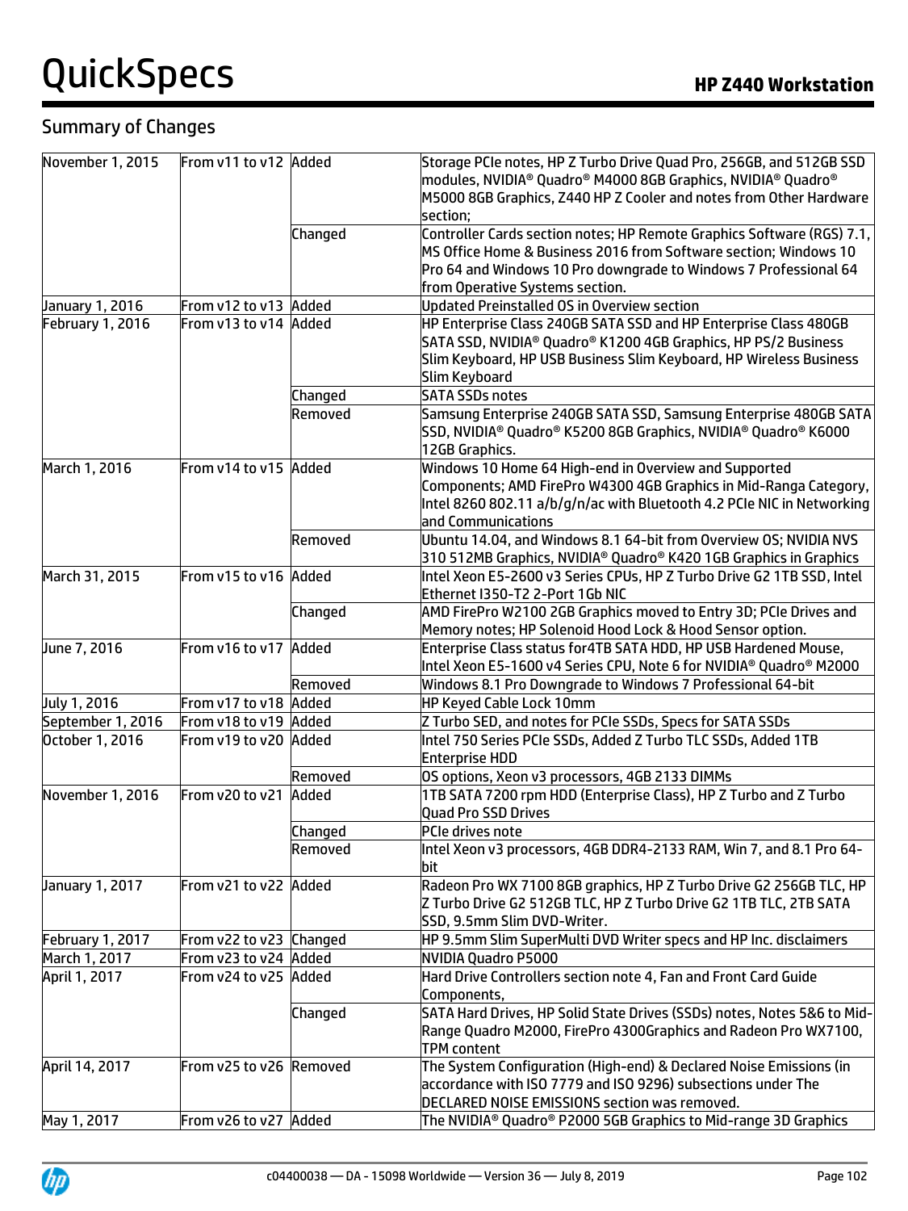## Summary of Changes

| | | | |
|---|---|---|---|
| November 1, 2015 | From v11 to v12 | Added | Storage PCIe notes, HP Z Turbo Drive Quad Pro, 256GB, and 512GB SSD modules, NVIDIA® Quadro® M4000 8GB Graphics, NVIDIA® Quadro® M5000 8GB Graphics, Z440 HP Z Cooler and notes from Other Hardware section; |
| | | Changed | Controller Cards section notes; HP Remote Graphics Software (RGS) 7.1, MS Office Home & Business 2016 from Software section; Windows 10 Pro 64 and Windows 10 Pro downgrade to Windows 7 Professional 64 from Operative Systems section. |
| January 1, 2016 | From v12 to v13 | Added | Updated Preinstalled OS in Overview section |
| February 1, 2016 | From v13 to v14 | Added | HP Enterprise Class 240GB SATA SSD and HP Enterprise Class 480GB SATA SSD, NVIDIA® Quadro® K1200 4GB Graphics, HP PS/2 Business Slim Keyboard, HP USB Business Slim Keyboard, HP Wireless Business Slim Keyboard |
| | | Changed | SATA SSDs notes |
| | | Removed | Samsung Enterprise 240GB SATA SSD, Samsung Enterprise 480GB SATA SSD, NVIDIA® Quadro® K5200 8GB Graphics, NVIDIA® Quadro® K6000 12GB Graphics. |
| March 1, 2016 | From v14 to v15 | Added | Windows 10 Home 64 High-end in Overview and Supported Components; AMD FirePro W4300 4GB Graphics in Mid-Ranga Category, Intel 8260 802.11 a/b/g/n/ac with Bluetooth 4.2 PCIe NIC in Networking and Communications |
| | | Removed | Ubuntu 14.04, and Windows 8.1 64-bit from Overview OS; NVIDIA NVS 310 512MB Graphics, NVIDIA® Quadro® K420 1GB Graphics in Graphics |
| March 31, 2015 | From v15 to v16 | Added | Intel Xeon E5-2600 v3 Series CPUs, HP Z Turbo Drive G2 1TB SSD, Intel Ethernet I350-T2 2-Port 1Gb NIC |
| | | Changed | AMD FirePro W2100 2GB Graphics moved to Entry 3D; PCIe Drives and Memory notes; HP Solenoid Hood Lock & Hood Sensor option. |
| June 7, 2016 | From v16 to v17 | Added | Enterprise Class status for4TB SATA HDD, HP USB Hardened Mouse, Intel Xeon E5-1600 v4 Series CPU, Note 6 for NVIDIA® Quadro® M2000 |
| | | Removed | Windows 8.1 Pro Downgrade to Windows 7 Professional 64-bit |
| July 1, 2016 | From v17 to v18 | Added | HP Keyed Cable Lock 10mm |
| September 1, 2016 | From v18 to v19 | Added | Z Turbo SED, and notes for PCIe SSDs, Specs for SATA SSDs |
| October 1, 2016 | From v19 to v20 | Added | Intel 750 Series PCIe SSDs, Added Z Turbo TLC SSDs, Added 1TB Enterprise HDD |
| | | Removed | OS options, Xeon v3 processors, 4GB 2133 DIMMs |
| November 1, 2016 | From v20 to v21 | Added | 1TB SATA 7200 rpm HDD (Enterprise Class), HP Z Turbo and Z Turbo Quad Pro SSD Drives |
| | | Changed | PCIe drives note |
| | | Removed | Intel Xeon v3 processors, 4GB DDR4-2133 RAM, Win 7, and 8.1 Pro 64-bit |
| January 1, 2017 | From v21 to v22 | Added | Radeon Pro WX 7100 8GB graphics, HP Z Turbo Drive G2 256GB TLC, HP Z Turbo Drive G2 512GB TLC, HP Z Turbo Drive G2 1TB TLC, 2TB SATA SSD, 9.5mm Slim DVD-Writer. |
| February 1, 2017 | From v22 to v23 | Changed | HP 9.5mm Slim SuperMulti DVD Writer specs and HP Inc. disclaimers |
| March 1, 2017 | From v23 to v24 | Added | NVIDIA Quadro P5000 |
| April 1, 2017 | From v24 to v25 | Added | Hard Drive Controllers section note 4, Fan and Front Card Guide Components, |
| | | Changed | SATA Hard Drives, HP Solid State Drives (SSDs) notes, Notes 5&6 to Mid-Range Quadro M2000, FirePro 4300Graphics and Radeon Pro WX7100, TPM content |
| April 14, 2017 | From v25 to v26 | Removed | The System Configuration (High-end) & Declared Noise Emissions (in accordance with ISO 7779 and ISO 9296) subsections under The DECLARED NOISE EMISSIONS section was removed. |
| May 1, 2017 | From v26 to v27 | Added | The NVIDIA® Quadro® P2000 5GB Graphics to Mid-range 3D Graphics |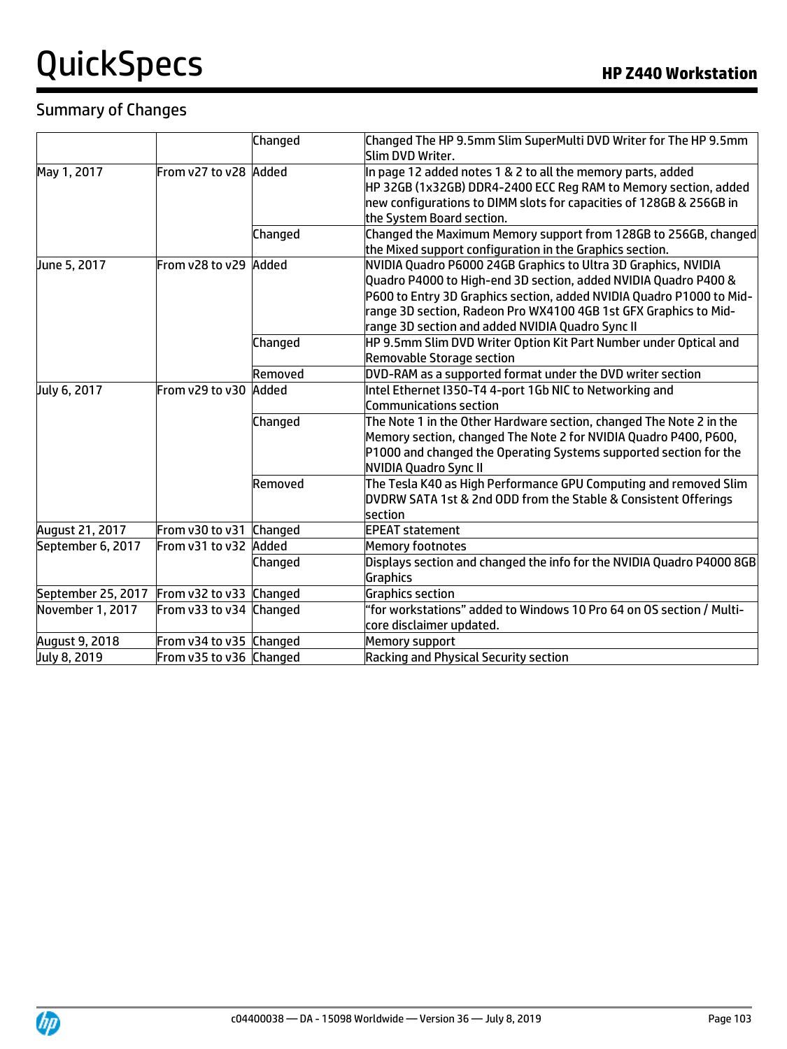## Summary of Changes

| | | | |
|---|---|---|---|
| | | Changed | Changed The HP 9.5mm Slim SuperMulti DVD Writer for The HP 9.5mm Slim DVD Writer. |
| May 1, 2017 | From v27 to v28 | Added | In page 12 added notes 1 & 2 to all the memory parts, added HP 32GB (1x32GB) DDR4-2400 ECC Reg RAM to Memory section, added new configurations to DIMM slots for capacities of 128GB & 256GB in the System Board section. |
| | | Changed | Changed the Maximum Memory support from 128GB to 256GB, changed the Mixed support configuration in the Graphics section. |
| June 5, 2017 | From v28 to v29 | Added | NVIDIA Quadro P6000 24GB Graphics to Ultra 3D Graphics, NVIDIA Quadro P4000 to High-end 3D section, added NVIDIA Quadro P400 & P600 to Entry 3D Graphics section, added NVIDIA Quadro P1000 to Mid-range 3D section, Radeon Pro WX4100 4GB 1st GFX Graphics to Mid-range 3D section and added NVIDIA Quadro Sync II |
| | | Changed | HP 9.5mm Slim DVD Writer Option Kit Part Number under Optical and Removable Storage section |
| | | Removed | DVD-RAM as a supported format under the DVD writer section |
| July 6, 2017 | From v29 to v30 | Added | Intel Ethernet I350-T4 4-port 1Gb NIC to Networking and Communications section |
| | | Changed | The Note 1 in the Other Hardware section, changed The Note 2 in the Memory section, changed The Note 2 for NVIDIA Quadro P400, P600, P1000 and changed the Operating Systems supported section for the NVIDIA Quadro Sync II |
| | | Removed | The Tesla K40 as High Performance GPU Computing and removed Slim DVDRW SATA 1st & 2nd ODD from the Stable & Consistent Offerings section |
| August 21, 2017 | From v30 to v31 | Changed | EPEAT statement |
| September 6, 2017 | From v31 to v32 | Added | Memory footnotes |
| | | Changed | Displays section and changed the info for the NVIDIA Quadro P4000 8GB Graphics |
| September 25, 2017 | From v32 to v33 | Changed | Graphics section |
| November 1, 2017 | From v33 to v34 | Changed | "for workstations" added to Windows 10 Pro 64 on OS section / Multi-core disclaimer updated. |
| August 9, 2018 | From v34 to v35 | Changed | Memory support |
| July 8, 2019 | From v35 to v36 | Changed | Racking and Physical Security section |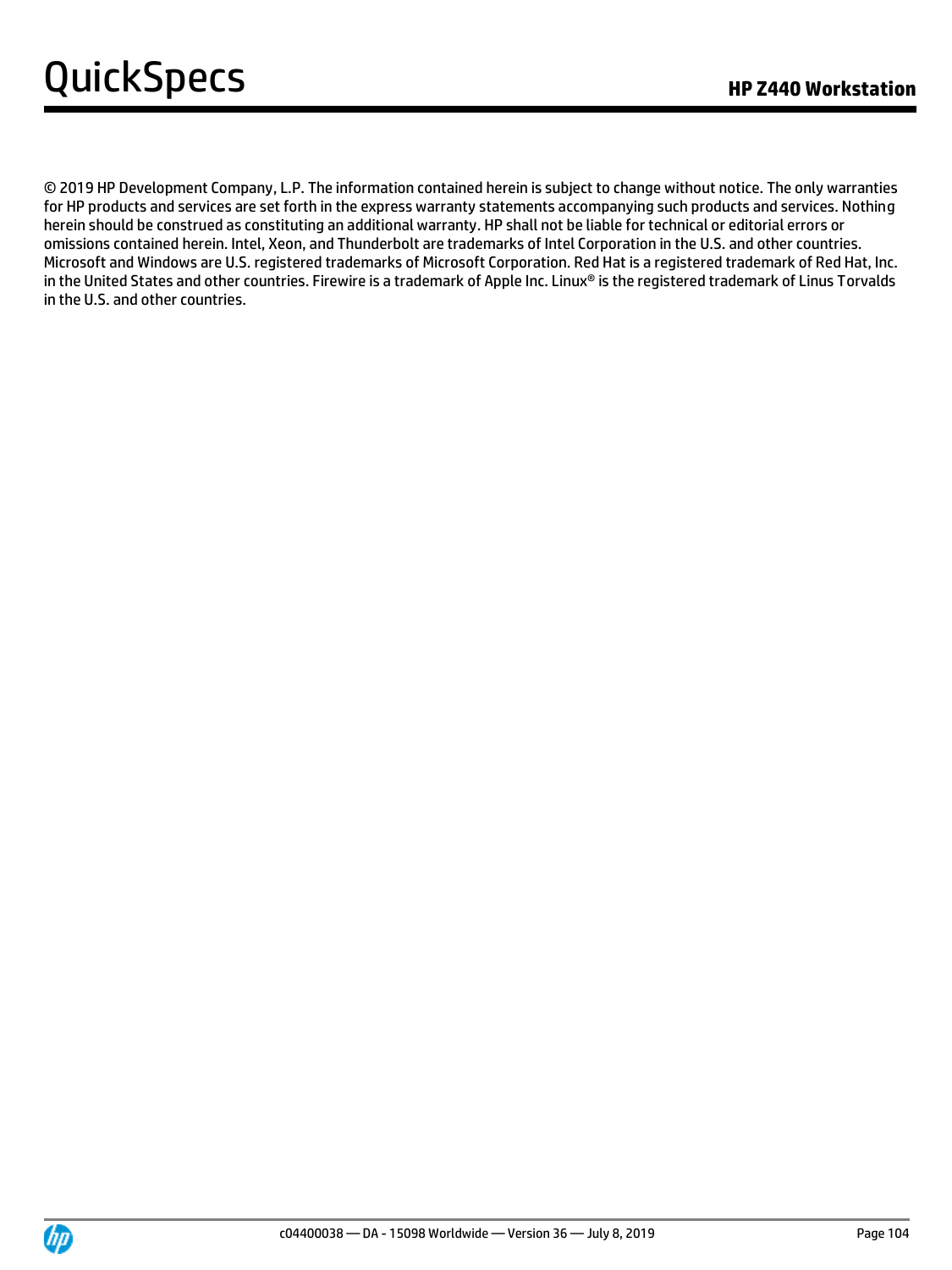© 2019 HP Development Company, L.P. The information contained herein is subject to change without notice. The only warranties for HP products and services are set forth in the express warranty statements accompanying such products and services. Nothing herein should be construed as constituting an additional warranty. HP shall not be liable for technical or editorial errors or omissions contained herein. Intel, Xeon, and Thunderbolt are trademarks of Intel Corporation in the U.S. and other countries. Microsoft and Windows are U.S. registered trademarks of Microsoft Corporation. Red Hat is a registered trademark of Red Hat, Inc. in the United States and other countries. Firewire is a trademark of Apple Inc. Linux® is the registered trademark of Linus Torvalds in the U.S. and other countries.